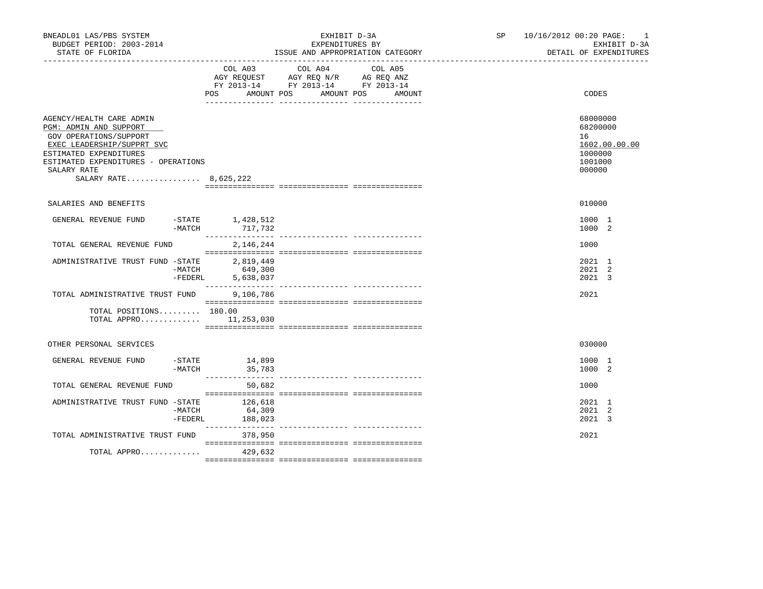BNEADL01 LAS/PBS SYSTEM
BUDGET PERIOD: 2003-2014
STATE OF FLORIDA

EXHIBIT D-3A
EXPENDITURES BY
ISSUE AND APPROPRIATION CATEGORY

SP 10/16/2012 00:20 PAGE: 1
EXHIBIT D-3A
DETAIL OF EXPENDITURES

| | | COL A03 AGY REQUEST FY 2013-14 POS AMOUNT | COL A04 AGY REQ N/R FY 2013-14 POS AMOUNT | COL A05 AG REQ ANZ FY 2013-14 POS AMOUNT | CODES |
|---|---|---|---|---|---|
| AGENCY/HEALTH CARE ADMIN | | | | | 68000000 |
| PGM: ADMIN AND SUPPORT | | | | | 68200000 |
| GOV OPERATIONS/SUPPORT | | | | | 16 |
| EXEC LEADERSHIP/SUPPRT SVC | | | | | 1602.00.00.00 |
| ESTIMATED EXPENDITURES | | | | | 1000000 |
| ESTIMATED EXPENDITURES - OPERATIONS | | | | | 1001000 |
| SALARY RATE | | | | | 000000 |
| SALARY RATE................ | | 8,625,222 | | | |
| SALARIES AND BENEFITS | | | | | 010000 |
| GENERAL REVENUE FUND | -STATE | 1,428,512 | | | 1000 1 |
| | -MATCH | 717,732 | | | 1000 2 |
| TOTAL GENERAL REVENUE FUND | | 2,146,244 | | | 1000 |
| ADMINISTRATIVE TRUST FUND | -STATE | 2,819,449 | | | 2021 1 |
| | -MATCH | 649,300 | | | 2021 2 |
| | -FEDERL | 5,638,037 | | | 2021 3 |
| TOTAL ADMINISTRATIVE TRUST FUND | | 9,106,786 | | | 2021 |
| TOTAL POSITIONS......... | | 180.00 | | | |
| TOTAL APPRO............. | | 11,253,030 | | | |
| OTHER PERSONAL SERVICES | | | | | 030000 |
| GENERAL REVENUE FUND | -STATE | 14,899 | | | 1000 1 |
| | -MATCH | 35,783 | | | 1000 2 |
| TOTAL GENERAL REVENUE FUND | | 50,682 | | | 1000 |
| ADMINISTRATIVE TRUST FUND | -STATE | 126,618 | | | 2021 1 |
| | -MATCH | 64,309 | | | 2021 2 |
| | -FEDERL | 188,023 | | | 2021 3 |
| TOTAL ADMINISTRATIVE TRUST FUND | | 378,950 | | | 2021 |
| TOTAL APPRO............. | | 429,632 | | | |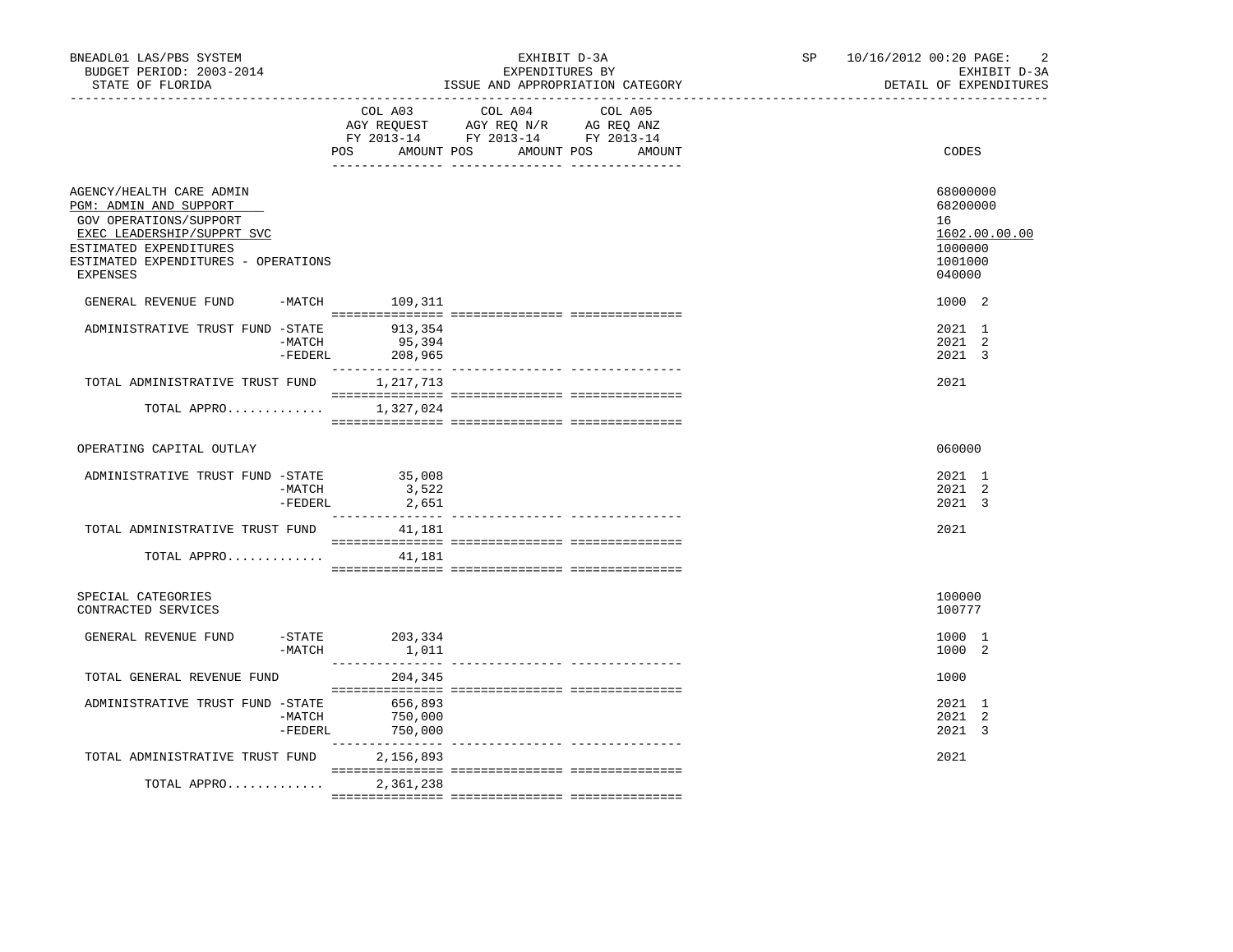BNEADL01 LAS/PBS SYSTEM — EXHIBIT D-3A — EXPENDITURES BY ISSUE AND APPROPRIATION CATEGORY — BUDGET PERIOD: 2003-2014 — STATE OF FLORIDA — SP 10/16/2012 00:20 — EXHIBIT D-3A DETAIL OF EXPENDITURES

| | COL A03 AGY REQUEST FY 2013-14 POS AMOUNT | COL A04 AGY REQ N/R FY 2013-14 POS AMOUNT | COL A05 AG REQ ANZ FY 2013-14 POS AMOUNT | CODES |
|---|---|---|---|---|
| AGENCY/HEALTH CARE ADMIN | | | | 68000000 |
| PGM: ADMIN AND SUPPORT | | | | 68200000 |
| GOV OPERATIONS/SUPPORT | | | | 16 |
| EXEC LEADERSHIP/SUPPRT SVC | | | | 1602.00.00.00 |
| ESTIMATED EXPENDITURES | | | | 1000000 |
| ESTIMATED EXPENDITURES - OPERATIONS | | | | 1001000 |
| EXPENSES | | | | 040000 |
| GENERAL REVENUE FUND -MATCH | 109,311 | | | 1000 2 |
| ADMINISTRATIVE TRUST FUND -STATE | 913,354 | | | 2021 1 |
| -MATCH | 95,394 | | | 2021 2 |
| -FEDERL | 208,965 | | | 2021 3 |
| TOTAL ADMINISTRATIVE TRUST FUND | 1,217,713 | | | 2021 |
| TOTAL APPRO............. | 1,327,024 | | | |
| OPERATING CAPITAL OUTLAY | | | | 060000 |
| ADMINISTRATIVE TRUST FUND -STATE | 35,008 | | | 2021 1 |
| -MATCH | 3,522 | | | 2021 2 |
| -FEDERL | 2,651 | | | 2021 3 |
| TOTAL ADMINISTRATIVE TRUST FUND | 41,181 | | | 2021 |
| TOTAL APPRO............. | 41,181 | | | |
| SPECIAL CATEGORIES | | | | 100000 |
| CONTRACTED SERVICES | | | | 100777 |
| GENERAL REVENUE FUND -STATE | 203,334 | | | 1000 1 |
| -MATCH | 1,011 | | | 1000 2 |
| TOTAL GENERAL REVENUE FUND | 204,345 | | | 1000 |
| ADMINISTRATIVE TRUST FUND -STATE | 656,893 | | | 2021 1 |
| -MATCH | 750,000 | | | 2021 2 |
| -FEDERL | 750,000 | | | 2021 3 |
| TOTAL ADMINISTRATIVE TRUST FUND | 2,156,893 | | | 2021 |
| TOTAL APPRO............. | 2,361,238 | | | |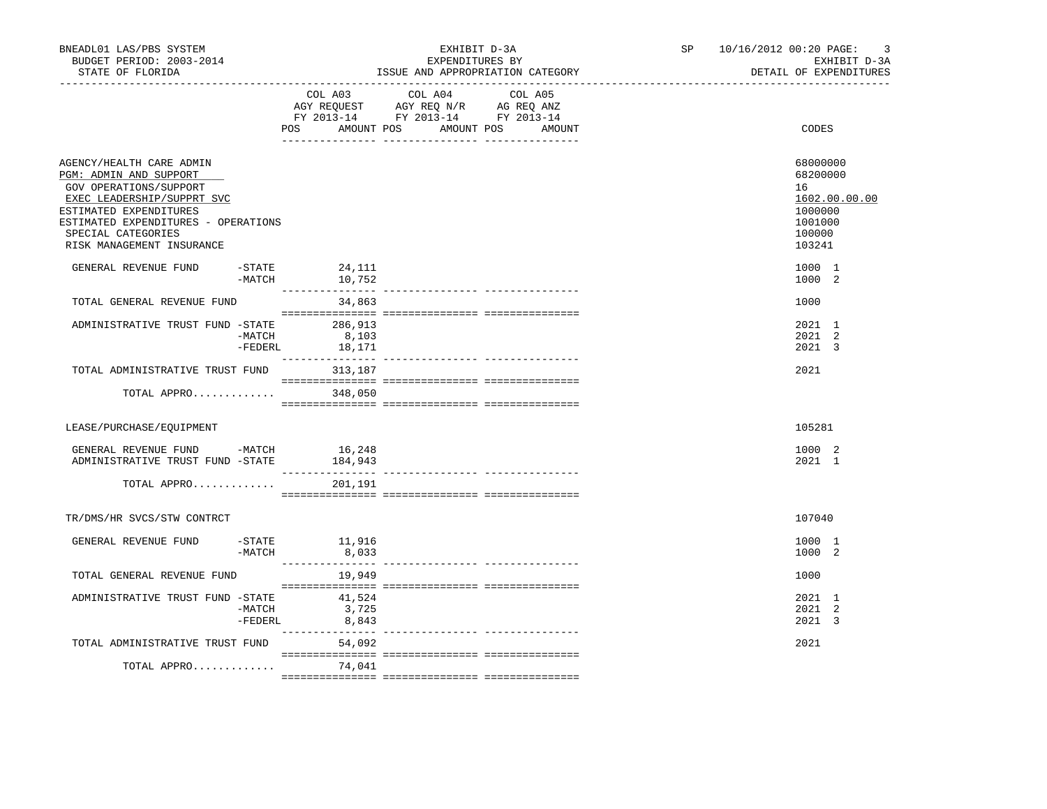BNEADL01 LAS/PBS SYSTEM
BUDGET PERIOD: 2003-2014
STATE OF FLORIDA

EXHIBIT D-3A
EXPENDITURES BY
ISSUE AND APPROPRIATION CATEGORY

SP 10/16/2012 00:20
EXHIBIT D-3A
DETAIL OF EXPENDITURES

| | COL A03 AGY REQUEST FY 2013-14 POS AMOUNT | COL A04 AGY REQ N/R FY 2013-14 POS AMOUNT | COL A05 AG REQ ANZ FY 2013-14 POS AMOUNT | CODES |
|---|---|---|---|---|
| AGENCY/HEALTH CARE ADMIN | | | | 68000000 |
| PGM: ADMIN AND SUPPORT | | | | 68200000 |
| GOV OPERATIONS/SUPPORT | | | | 16 |
| EXEC LEADERSHIP/SUPPRT SVC | | | | 1602.00.00.00 |
| ESTIMATED EXPENDITURES | | | | 1000000 |
| ESTIMATED EXPENDITURES - OPERATIONS | | | | 1001000 |
| SPECIAL CATEGORIES | | | | 100000 |
| RISK MANAGEMENT INSURANCE | | | | 103241 |
| GENERAL REVENUE FUND -STATE | 24,111 | | | 1000 1 |
| -MATCH | 10,752 | | | 1000 2 |
| TOTAL GENERAL REVENUE FUND | 34,863 | | | 1000 |
| ADMINISTRATIVE TRUST FUND -STATE | 286,913 | | | 2021 1 |
| -MATCH | 8,103 | | | 2021 2 |
| -FEDERL | 18,171 | | | 2021 3 |
| TOTAL ADMINISTRATIVE TRUST FUND | 313,187 | | | 2021 |
| TOTAL APPRO............ | 348,050 | | | |
| LEASE/PURCHASE/EQUIPMENT | | | | 105281 |
| GENERAL REVENUE FUND -MATCH | 16,248 | | | 1000 2 |
| ADMINISTRATIVE TRUST FUND -STATE | 184,943 | | | 2021 1 |
| TOTAL APPRO............ | 201,191 | | | |
| TR/DMS/HR SVCS/STW CONTRCT | | | | 107040 |
| GENERAL REVENUE FUND -STATE | 11,916 | | | 1000 1 |
| -MATCH | 8,033 | | | 1000 2 |
| TOTAL GENERAL REVENUE FUND | 19,949 | | | 1000 |
| ADMINISTRATIVE TRUST FUND -STATE | 41,524 | | | 2021 1 |
| -MATCH | 3,725 | | | 2021 2 |
| -FEDERL | 8,843 | | | 2021 3 |
| TOTAL ADMINISTRATIVE TRUST FUND | 54,092 | | | 2021 |
| TOTAL APPRO............ | 74,041 | | | |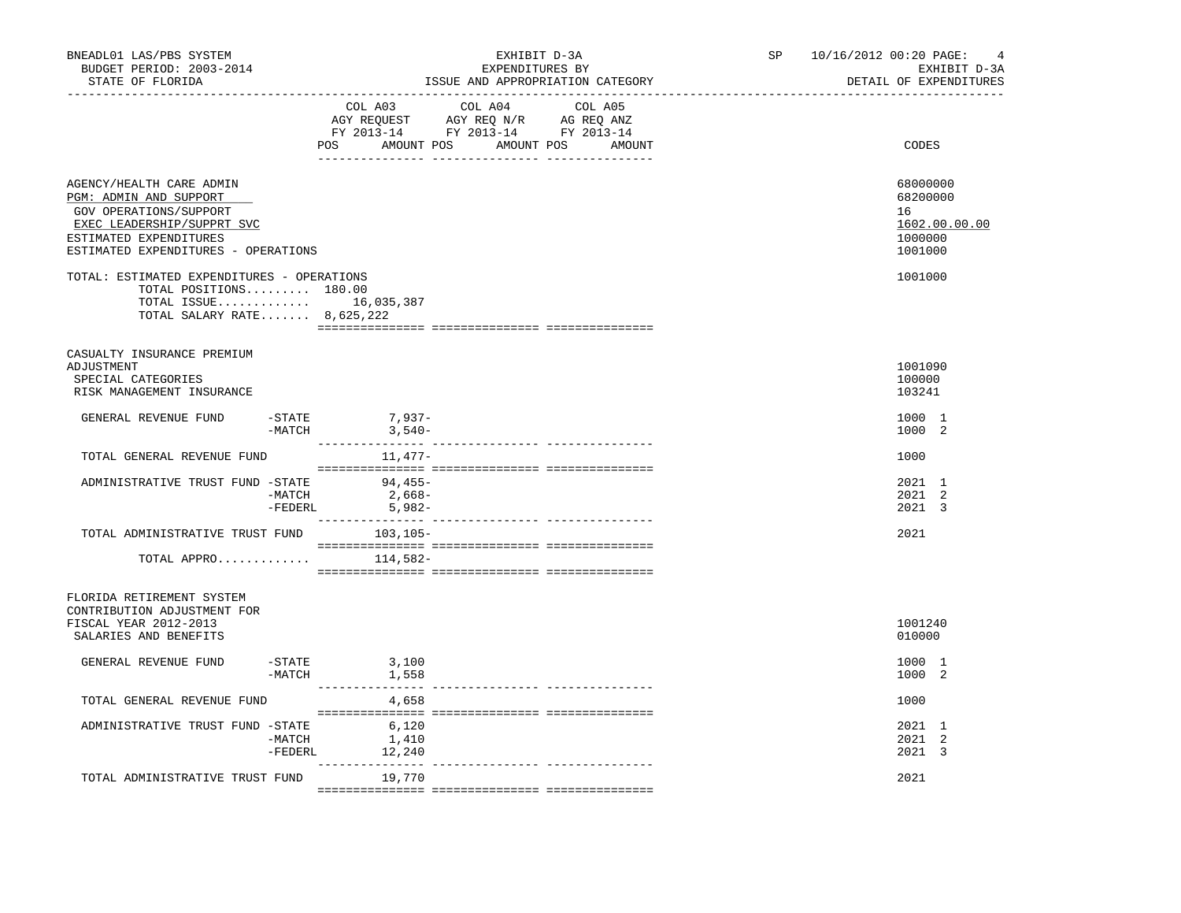BNEADL01 LAS/PBS SYSTEM | EXHIBIT D-3A | SP 10/16/2012 00:20
BUDGET PERIOD: 2003-2014 | EXPENDITURES BY | EXHIBIT D-3A
STATE OF FLORIDA | ISSUE AND APPROPRIATION CATEGORY | DETAIL OF EXPENDITURES

| | COL A03 AGY REQUEST FY 2013-14 POS AMOUNT | COL A04 AGY REQ N/R FY 2013-14 POS AMOUNT | COL A05 AG REQ ANZ FY 2013-14 POS AMOUNT | CODES |
|---|---|---|---|---|
| AGENCY/HEALTH CARE ADMIN | | | | 68000000 |
| PGM: ADMIN AND SUPPORT | | | | 68200000 |
| GOV OPERATIONS/SUPPORT | | | | 16 |
| EXEC LEADERSHIP/SUPPRT SVC | | | | 1602.00.00.00 |
| ESTIMATED EXPENDITURES | | | | 1000000 |
| ESTIMATED EXPENDITURES - OPERATIONS | | | | 1001000 |
| TOTAL: ESTIMATED EXPENDITURES - OPERATIONS | | | | 1001000 |
| TOTAL POSITIONS......... 180.00 | | | | |
| TOTAL ISSUE............. | 16,035,387 | | | |
| TOTAL SALARY RATE....... 8,625,222 | | | | |
| CASUALTY INSURANCE PREMIUM ADJUSTMENT | | | | 1001090 |
| SPECIAL CATEGORIES | | | | 100000 |
| RISK MANAGEMENT INSURANCE | | | | 103241 |
| GENERAL REVENUE FUND -STATE | 7,937- | | | 1000 1 |
| -MATCH | 3,540- | | | 1000 2 |
| TOTAL GENERAL REVENUE FUND | 11,477- | | | 1000 |
| ADMINISTRATIVE TRUST FUND -STATE | 94,455- | | | 2021 1 |
| -MATCH | 2,668- | | | 2021 2 |
| -FEDERL | 5,982- | | | 2021 3 |
| TOTAL ADMINISTRATIVE TRUST FUND | 103,105- | | | 2021 |
| TOTAL APPRO............ | 114,582- | | | |
| FLORIDA RETIREMENT SYSTEM CONTRIBUTION ADJUSTMENT FOR FISCAL YEAR 2012-2013 | | | | 1001240 |
| SALARIES AND BENEFITS | | | | 010000 |
| GENERAL REVENUE FUND -STATE | 3,100 | | | 1000 1 |
| -MATCH | 1,558 | | | 1000 2 |
| TOTAL GENERAL REVENUE FUND | 4,658 | | | 1000 |
| ADMINISTRATIVE TRUST FUND -STATE | 6,120 | | | 2021 1 |
| -MATCH | 1,410 | | | 2021 2 |
| -FEDERL | 12,240 | | | 2021 3 |
| TOTAL ADMINISTRATIVE TRUST FUND | 19,770 | | | 2021 |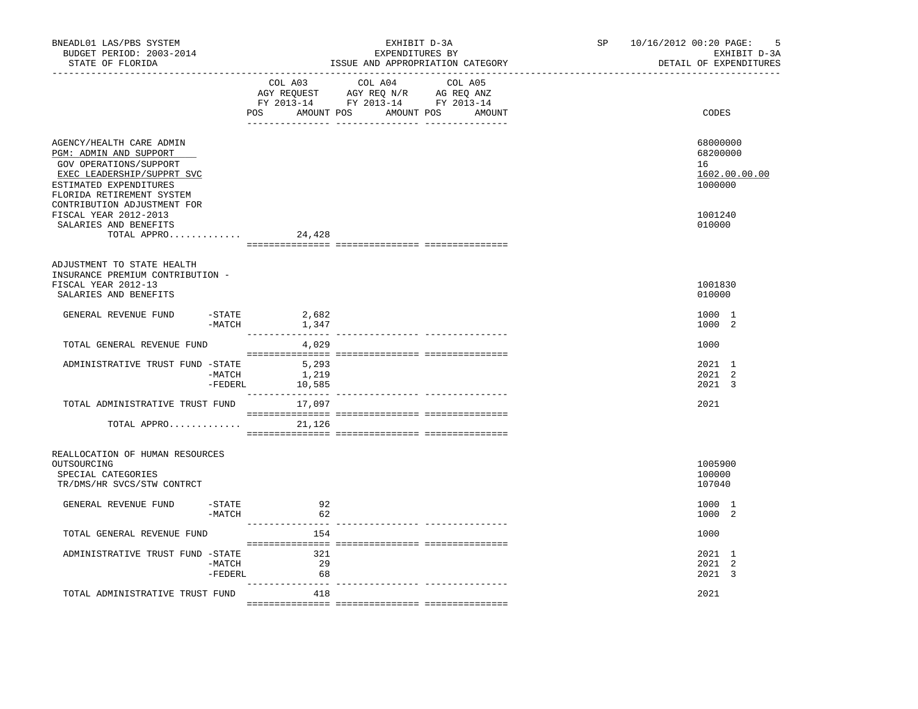BNEADL01 LAS/PBS SYSTEM
BUDGET PERIOD: 2003-2014
STATE OF FLORIDA

EXHIBIT D-3A
EXPENDITURES BY
ISSUE AND APPROPRIATION CATEGORY

SP 10/16/2012 00:20
EXHIBIT D-3A
DETAIL OF EXPENDITURES

| | COL A03 AGY REQUEST FY 2013-14 POS AMOUNT | COL A04 AGY REQ N/R FY 2013-14 POS AMOUNT | COL A05 AG REQ ANZ FY 2013-14 POS AMOUNT | CODES |
|---|---|---|---|---|
| AGENCY/HEALTH CARE ADMIN | | | | 68000000 |
| PGM: ADMIN AND SUPPORT | | | | 68200000 |
| GOV OPERATIONS/SUPPORT | | | | 16 |
| EXEC LEADERSHIP/SUPPRT SVC | | | | 1602.00.00.00 |
| ESTIMATED EXPENDITURES | | | | 1000000 |
| FLORIDA RETIREMENT SYSTEM CONTRIBUTION ADJUSTMENT FOR FISCAL YEAR 2012-2013 | | | | 1001240 |
| SALARIES AND BENEFITS | | | | 010000 |
| TOTAL APPRO............. | 24,428 | | | |
| ADJUSTMENT TO STATE HEALTH INSURANCE PREMIUM CONTRIBUTION - FISCAL YEAR 2012-13 | | | | 1001830 |
| SALARIES AND BENEFITS | | | | 010000 |
| GENERAL REVENUE FUND -STATE | 2,682 | | | 1000 1 |
| -MATCH | 1,347 | | | 1000 2 |
| TOTAL GENERAL REVENUE FUND | 4,029 | | | 1000 |
| ADMINISTRATIVE TRUST FUND -STATE | 5,293 | | | 2021 1 |
| -MATCH | 1,219 | | | 2021 2 |
| -FEDERL | 10,585 | | | 2021 3 |
| TOTAL ADMINISTRATIVE TRUST FUND | 17,097 | | | 2021 |
| TOTAL APPRO............. | 21,126 | | | |
| REALLOCATION OF HUMAN RESOURCES OUTSOURCING | | | | 1005900 |
| SPECIAL CATEGORIES | | | | 100000 |
| TR/DMS/HR SVCS/STW CONTRCT | | | | 107040 |
| GENERAL REVENUE FUND -STATE | 92 | | | 1000 1 |
| -MATCH | 62 | | | 1000 2 |
| TOTAL GENERAL REVENUE FUND | 154 | | | 1000 |
| ADMINISTRATIVE TRUST FUND -STATE | 321 | | | 2021 1 |
| -MATCH | 29 | | | 2021 2 |
| -FEDERL | 68 | | | 2021 3 |
| TOTAL ADMINISTRATIVE TRUST FUND | 418 | | | 2021 |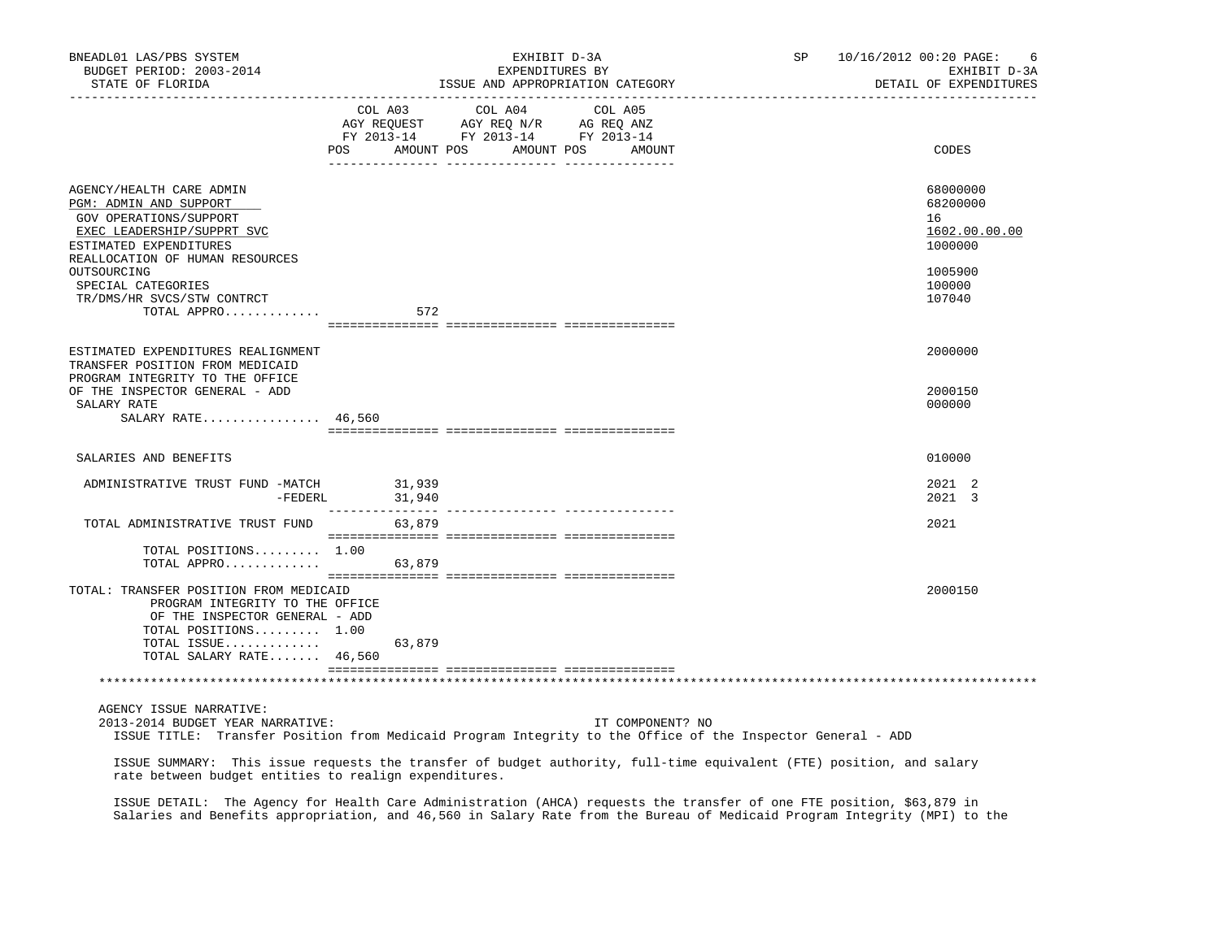| | COL A03 AGY REQUEST FY 2013-14 POS | AMOUNT | COL A04 AGY REQ N/R FY 2013-14 POS | AMOUNT | COL A05 AG REQ ANZ FY 2013-14 POS | AMOUNT | CODES |
|---|---|---|---|---|---|---|---|
| AGENCY/HEALTH CARE ADMIN | | | | | | | 68000000 |
| PGM: ADMIN AND SUPPORT | | | | | | | 68200000 |
| GOV OPERATIONS/SUPPORT | | | | | | | 16 |
| EXEC LEADERSHIP/SUPPRT SVC | | | | | | | 1602.00.00.00 |
| ESTIMATED EXPENDITURES | | | | | | | 1000000 |
| REALLOCATION OF HUMAN RESOURCES OUTSOURCING | | | | | | | 1005900 |
| SPECIAL CATEGORIES | | | | | | | 100000 |
| TR/DMS/HR SVCS/STW CONTRCT | | | | | | | 107040 |
| TOTAL APPRO............. | | 572 | | | | | |
| ESTIMATED EXPENDITURES REALIGNMENT | | | | | | | 2000000 |
| TRANSFER POSITION FROM MEDICAID PROGRAM INTEGRITY TO THE OFFICE OF THE INSPECTOR GENERAL - ADD | | | | | | | 2000150 |
| SALARY RATE | | | | | | | 000000 |
| SALARY RATE................ | 46,560 | | | | | | |
| SALARIES AND BENEFITS | | | | | | | 010000 |
| ADMINISTRATIVE TRUST FUND -MATCH | | 31,939 | | | | | 2021 2 |
| -FEDERL | | 31,940 | | | | | 2021 3 |
| TOTAL ADMINISTRATIVE TRUST FUND | | 63,879 | | | | | 2021 |
| TOTAL POSITIONS......... | 1.00 | | | | | | |
| TOTAL APPRO............. | | 63,879 | | | | | |
| TOTAL: TRANSFER POSITION FROM MEDICAID PROGRAM INTEGRITY TO THE OFFICE OF THE INSPECTOR GENERAL - ADD | | | | | | | 2000150 |
| TOTAL POSITIONS......... | 1.00 | | | | | | |
| TOTAL ISSUE............. | | 63,879 | | | | | |
| TOTAL SALARY RATE....... | 46,560 | | | | | | |

AGENCY ISSUE NARRATIVE:

2013-2014 BUDGET YEAR NARRATIVE: IT COMPONENT? NO

ISSUE TITLE: Transfer Position from Medicaid Program Integrity to the Office of the Inspector General - ADD

ISSUE SUMMARY: This issue requests the transfer of budget authority, full-time equivalent (FTE) position, and salary rate between budget entities to realign expenditures.

ISSUE DETAIL: The Agency for Health Care Administration (AHCA) requests the transfer of one FTE position, $63,879 in Salaries and Benefits appropriation, and 46,560 in Salary Rate from the Bureau of Medicaid Program Integrity (MPI) to the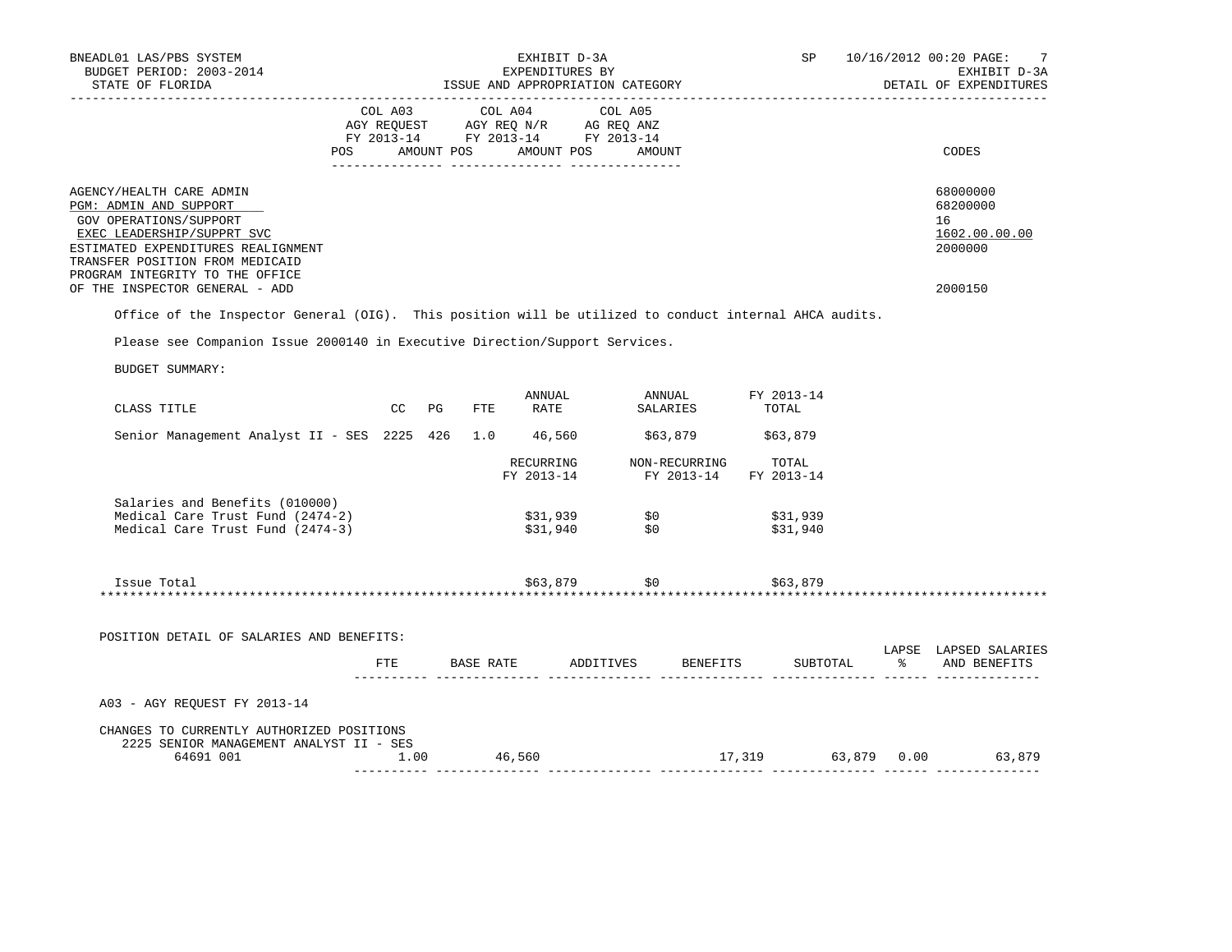BNEADL01 LAS/PBS SYSTEM — BUDGET PERIOD: 2003-2014 — STATE OF FLORIDA

EXHIBIT D-3A — EXPENDITURES BY ISSUE AND APPROPRIATION CATEGORY

SP 10/16/2012 00:20 — EXHIBIT D-3A — DETAIL OF EXPENDITURES

| | COL A03 AGY REQUEST FY 2013-14 POS AMOUNT | COL A04 AGY REQ N/R FY 2013-14 POS AMOUNT | COL A05 AG REQ ANZ FY 2013-14 POS AMOUNT | CODES |
|---|---|---|---|---|
| AGENCY/HEALTH CARE ADMIN | | | | 68000000 |
| PGM: ADMIN AND SUPPORT | | | | 68200000 |
| GOV OPERATIONS/SUPPORT | | | | 16 |
| EXEC LEADERSHIP/SUPPRT SVC | | | | 1602.00.00.00 |
| ESTIMATED EXPENDITURES REALIGNMENT | | | | 2000000 |
| TRANSFER POSITION FROM MEDICAID PROGRAM INTEGRITY TO THE OFFICE OF THE INSPECTOR GENERAL - ADD | | | | 2000150 |

Office of the Inspector General (OIG). This position will be utilized to conduct internal AHCA audits.

Please see Companion Issue 2000140 in Executive Direction/Support Services.

BUDGET SUMMARY:

| CLASS TITLE | CC | PG | FTE | ANNUAL RATE | ANNUAL SALARIES | FY 2013-14 TOTAL |
|---|---|---|---|---|---|---|
| Senior Management Analyst II - SES | 2225 | 426 | 1.0 | 46,560 | $63,879 | $63,879 |

| | RECURRING FY 2013-14 | NON-RECURRING FY 2013-14 | TOTAL FY 2013-14 |
|---|---|---|---|
| Salaries and Benefits (010000) | | | |
| Medical Care Trust Fund (2474-2) | $31,939 | $0 | $31,939 |
| Medical Care Trust Fund (2474-3) | $31,940 | $0 | $31,940 |
| Issue Total | $63,879 | $0 | $63,879 |

POSITION DETAIL OF SALARIES AND BENEFITS:

| | FTE | BASE RATE | ADDITIVES | BENEFITS | SUBTOTAL | LAPSE % | LAPSED SALARIES AND BENEFITS |
|---|---|---|---|---|---|---|---|
| A03 - AGY REQUEST FY 2013-14 | | | | | | | |
| CHANGES TO CURRENTLY AUTHORIZED POSITIONS | | | | | | | |
| 2225 SENIOR MANAGEMENT ANALYST II - SES | | | | | | | |
| 64691 001 | 1.00 | 46,560 | | 17,319 | 63,879 | 0.00 | 63,879 |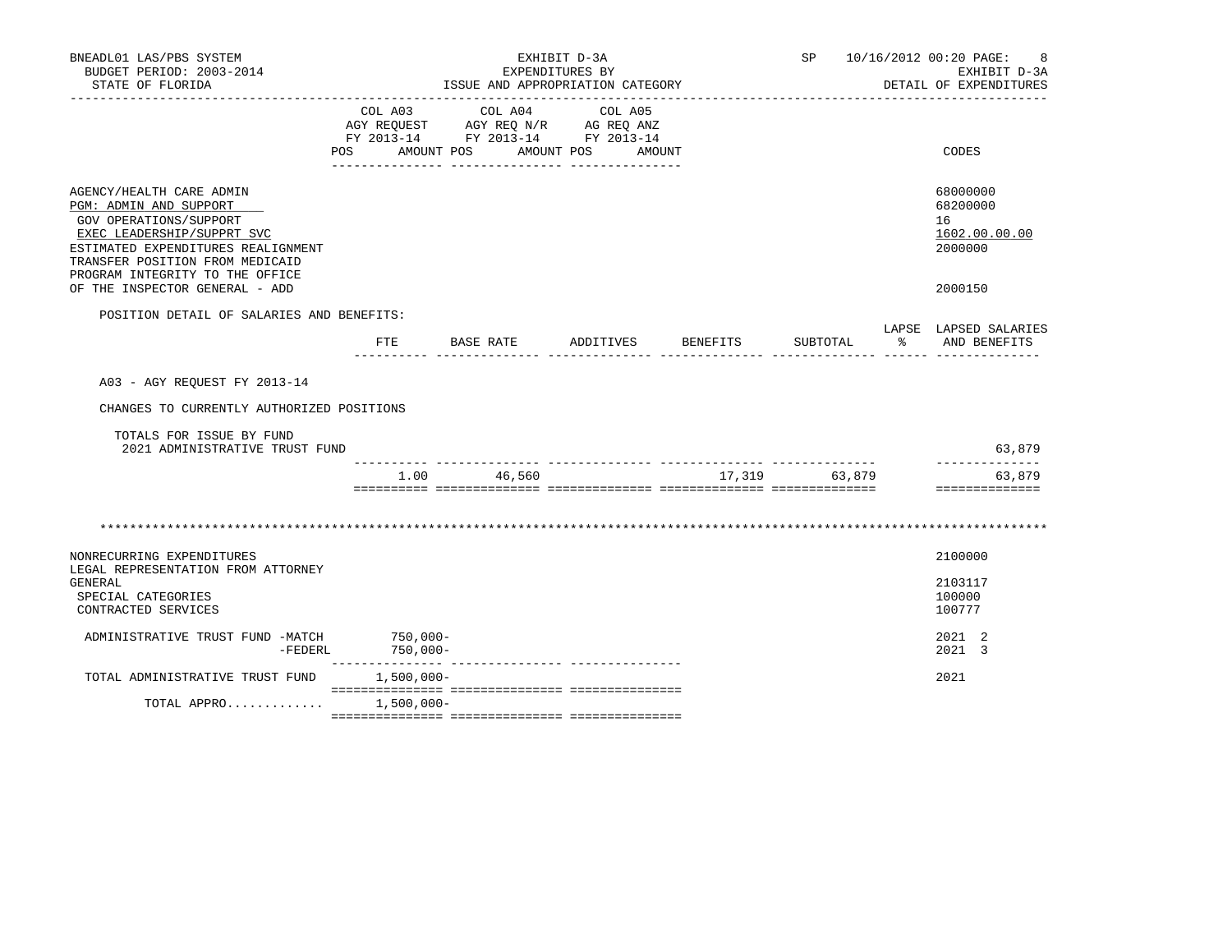BNEADL01 LAS/PBS SYSTEM — EXHIBIT D-3A — EXPENDITURES BY ISSUE AND APPROPRIATION CATEGORY — DETAIL OF EXPENDITURES

BUDGET PERIOD: 2003-2014 — STATE OF FLORIDA — SP 10/16/2012 00:20

| | COL A03 AGY REQUEST FY 2013-14 POS AMOUNT | COL A04 AGY REQ N/R FY 2013-14 POS AMOUNT | COL A05 AG REQ ANZ FY 2013-14 POS AMOUNT | CODES |
|---|---|---|---|---|
| AGENCY/HEALTH CARE ADMIN | | | | 68000000 |
| PGM: ADMIN AND SUPPORT | | | | 68200000 |
| GOV OPERATIONS/SUPPORT | | | | 16 |
| EXEC LEADERSHIP/SUPPRT SVC | | | | 1602.00.00.00 |
| ESTIMATED EXPENDITURES REALIGNMENT | | | | 2000000 |
| TRANSFER POSITION FROM MEDICAID PROGRAM INTEGRITY TO THE OFFICE OF THE INSPECTOR GENERAL - ADD | | | | 2000150 |

POSITION DETAIL OF SALARIES AND BENEFITS:

A03 - AGY REQUEST FY 2013-14

CHANGES TO CURRENTLY AUTHORIZED POSITIONS

| | FTE | BASE RATE | ADDITIVES | BENEFITS | SUBTOTAL | LAPSE % | LAPSED SALARIES AND BENEFITS |
|---|---|---|---|---|---|---|---|
| TOTALS FOR ISSUE BY FUND 2021 ADMINISTRATIVE TRUST FUND | | | | | | | 63,879 |
| | 1.00 | 46,560 | | 17,319 | 63,879 | | 63,879 |

**************************************************************************************************************

| | COL A03 | COL A04 | COL A05 | CODES |
|---|---|---|---|---|
| NONRECURRING EXPENDITURES | | | | 2100000 |
| LEGAL REPRESENTATION FROM ATTORNEY GENERAL | | | | 2103117 |
| SPECIAL CATEGORIES | | | | 100000 |
| CONTRACTED SERVICES | | | | 100777 |
| ADMINISTRATIVE TRUST FUND -MATCH | 750,000- | | | 2021 2 |
| -FEDERL | 750,000- | | | 2021 3 |
| TOTAL ADMINISTRATIVE TRUST FUND | 1,500,000- | | | 2021 |
| TOTAL APPRO............ | 1,500,000- | | | |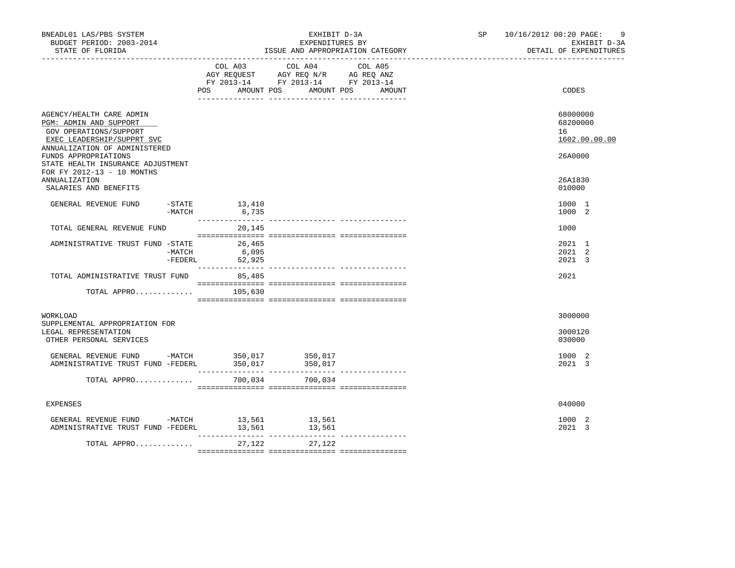BNEADL01 LAS/PBS SYSTEM — EXHIBIT D-3A — EXPENDITURES BY ISSUE AND APPROPRIATION CATEGORY
BUDGET PERIOD: 2003-2014 — STATE OF FLORIDA — SP 10/16/2012 00:20 — EXHIBIT D-3A DETAIL OF EXPENDITURES

| | COL A03 AGY REQUEST FY 2013-14 POS | AMOUNT | COL A04 AGY REQ N/R FY 2013-14 POS | AMOUNT | COL A05 AG REQ ANZ FY 2013-14 POS | AMOUNT | CODES |
|---|---|---|---|---|---|---|---|
| AGENCY/HEALTH CARE ADMIN | | | | | | | 68000000 |
| PGM: ADMIN AND SUPPORT | | | | | | | 68200000 |
| GOV OPERATIONS/SUPPORT | | | | | | | 16 |
| EXEC LEADERSHIP/SUPPRT SVC | | | | | | | 1602.00.00.00 |
| ANNUALIZATION OF ADMINISTERED FUNDS APPROPRIATIONS | | | | | | | 26A0000 |
| STATE HEALTH INSURANCE ADJUSTMENT FOR FY 2012-13 - 10 MONTHS ANNUALIZATION | | | | | | | 26A1830 |
| SALARIES AND BENEFITS | | | | | | | 010000 |
| GENERAL REVENUE FUND -STATE | | 13,410 | | | | | 1000 1 |
| -MATCH | | 6,735 | | | | | 1000 2 |
| TOTAL GENERAL REVENUE FUND | | 20,145 | | | | | 1000 |
| ADMINISTRATIVE TRUST FUND -STATE | | 26,465 | | | | | 2021 1 |
| -MATCH | | 6,095 | | | | | 2021 2 |
| -FEDERL | | 52,925 | | | | | 2021 3 |
| TOTAL ADMINISTRATIVE TRUST FUND | | 85,485 | | | | | 2021 |
| TOTAL APPRO............ | | 105,630 | | | | | |
| WORKLOAD | | | | | | | 3000000 |
| SUPPLEMENTAL APPROPRIATION FOR LEGAL REPRESENTATION | | | | | | | 3000120 |
| OTHER PERSONAL SERVICES | | | | | | | 030000 |
| GENERAL REVENUE FUND -MATCH | | 350,017 | | 350,017 | | | 1000 2 |
| ADMINISTRATIVE TRUST FUND -FEDERL | | 350,017 | | 350,017 | | | 2021 3 |
| TOTAL APPRO............ | | 700,034 | | 700,034 | | | |
| EXPENSES | | | | | | | 040000 |
| GENERAL REVENUE FUND -MATCH | | 13,561 | | 13,561 | | | 1000 2 |
| ADMINISTRATIVE TRUST FUND -FEDERL | | 13,561 | | 13,561 | | | 2021 3 |
| TOTAL APPRO............ | | 27,122 | | 27,122 | | | |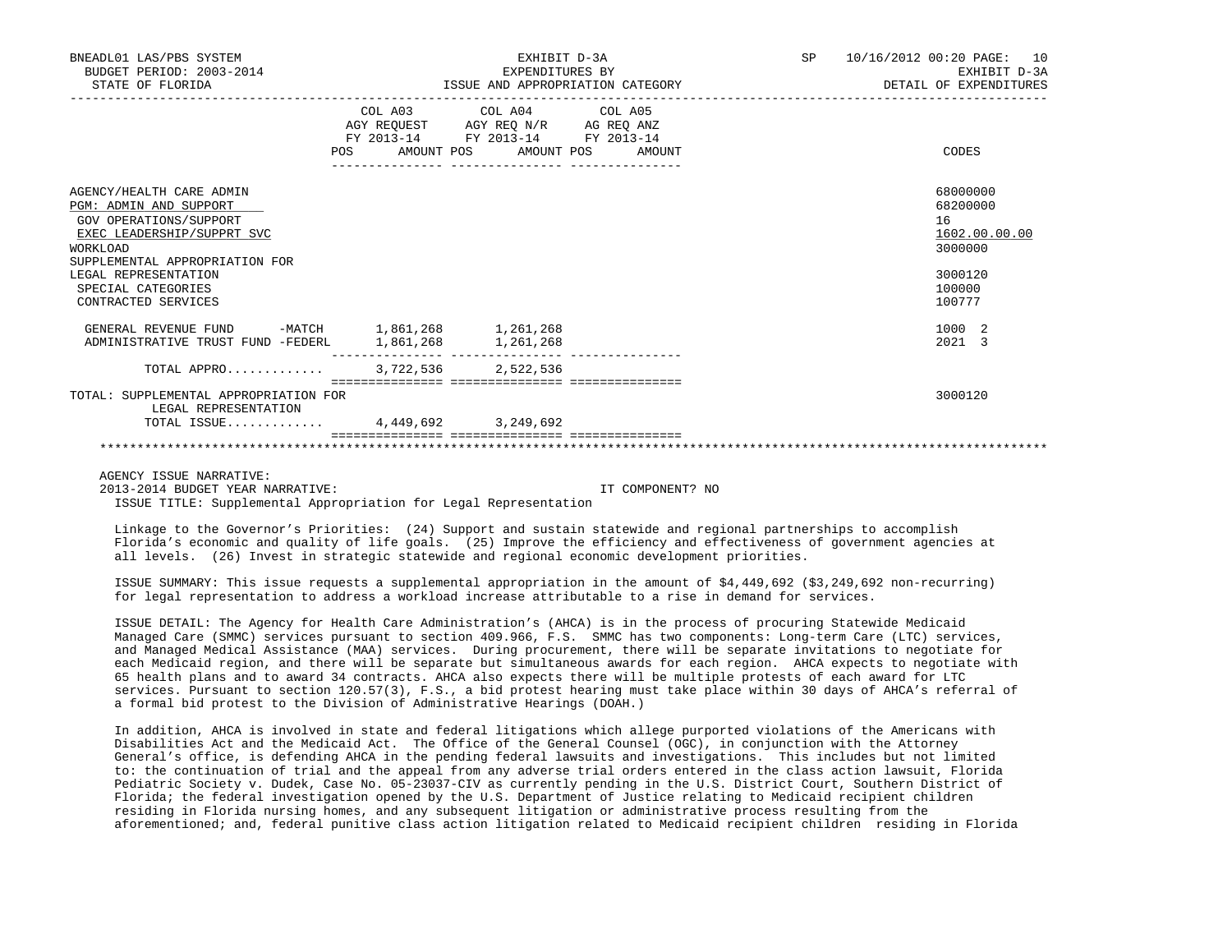BNEADL01 LAS/PBS SYSTEM — EXHIBIT D-3A — EXPENDITURES BY ISSUE AND APPROPRIATION CATEGORY — DETAIL OF EXPENDITURES

BUDGET PERIOD: 2003-2014 — STATE OF FLORIDA — SP 10/16/2012 00:20

| | COL A03 AGY REQUEST FY 2013-14 POS AMOUNT | COL A04 AGY REQ N/R FY 2013-14 POS AMOUNT | COL A05 AG REQ ANZ FY 2013-14 POS AMOUNT | CODES |
|---|---|---|---|---|
| AGENCY/HEALTH CARE ADMIN | | | | 68000000 |
| PGM: ADMIN AND SUPPORT | | | | 68200000 |
| GOV OPERATIONS/SUPPORT | | | | 16 |
| EXEC LEADERSHIP/SUPPRT SVC | | | | 1602.00.00.00 |
| WORKLOAD | | | | 3000000 |
| SUPPLEMENTAL APPROPRIATION FOR LEGAL REPRESENTATION | | | | 3000120 |
| SPECIAL CATEGORIES | | | | 100000 |
| CONTRACTED SERVICES | | | | 100777 |
| GENERAL REVENUE FUND -MATCH | 1,861,268 | 1,261,268 | | 1000 2 |
| ADMINISTRATIVE TRUST FUND -FEDERL | 1,861,268 | 1,261,268 | | 2021 3 |
| TOTAL APPRO............ | 3,722,536 | 2,522,536 | | |
| TOTAL: SUPPLEMENTAL APPROPRIATION FOR LEGAL REPRESENTATION | | | | 3000120 |
| TOTAL ISSUE............ | 4,449,692 | 3,249,692 | | |

AGENCY ISSUE NARRATIVE:

2013-2014 BUDGET YEAR NARRATIVE: IT COMPONENT? NO

ISSUE TITLE: Supplemental Appropriation for Legal Representation

Linkage to the Governor's Priorities: (24) Support and sustain statewide and regional partnerships to accomplish Florida's economic and quality of life goals. (25) Improve the efficiency and effectiveness of government agencies at all levels. (26) Invest in strategic statewide and regional economic development priorities.

ISSUE SUMMARY: This issue requests a supplemental appropriation in the amount of $4,449,692 ($3,249,692 non-recurring) for legal representation to address a workload increase attributable to a rise in demand for services.

ISSUE DETAIL: The Agency for Health Care Administration's (AHCA) is in the process of procuring Statewide Medicaid Managed Care (SMMC) services pursuant to section 409.966, F.S. SMMC has two components: Long-term Care (LTC) services, and Managed Medical Assistance (MAA) services. During procurement, there will be separate invitations to negotiate for each Medicaid region, and there will be separate but simultaneous awards for each region. AHCA expects to negotiate with 65 health plans and to award 34 contracts. AHCA also expects there will be multiple protests of each award for LTC services. Pursuant to section 120.57(3), F.S., a bid protest hearing must take place within 30 days of AHCA's referral of a formal bid protest to the Division of Administrative Hearings (DOAH.)

In addition, AHCA is involved in state and federal litigations which allege purported violations of the Americans with Disabilities Act and the Medicaid Act. The Office of the General Counsel (OGC), in conjunction with the Attorney General's office, is defending AHCA in the pending federal lawsuits and investigations. This includes but not limited to: the continuation of trial and the appeal from any adverse trial orders entered in the class action lawsuit, Florida Pediatric Society v. Dudek, Case No. 05-23037-CIV as currently pending in the U.S. District Court, Southern District of Florida; the federal investigation opened by the U.S. Department of Justice relating to Medicaid recipient children residing in Florida nursing homes, and any subsequent litigation or administrative process resulting from the aforementioned; and, federal punitive class action litigation related to Medicaid recipient children residing in Florida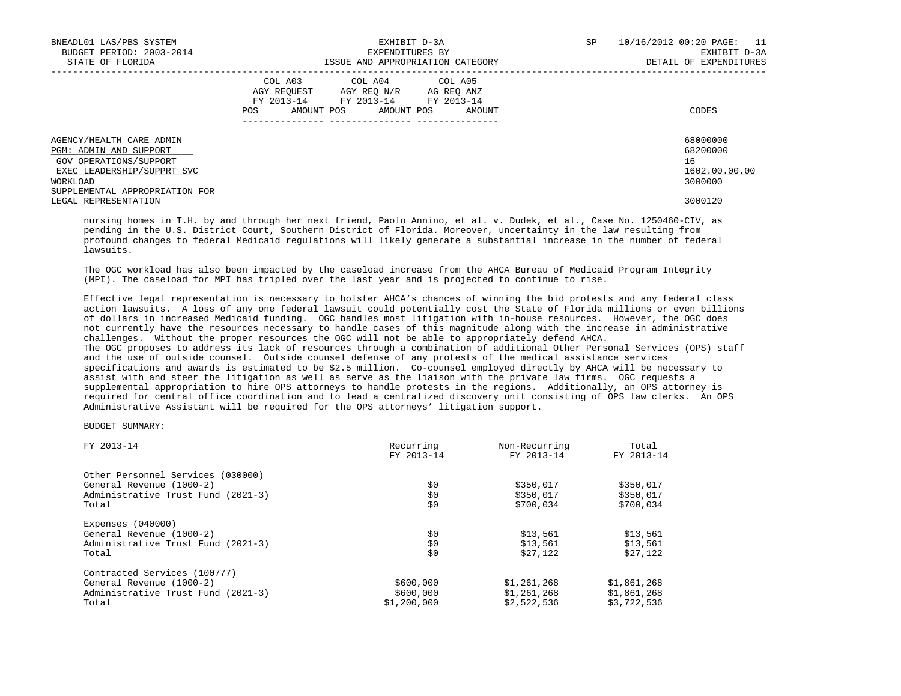BNEADL01 LAS/PBS SYSTEM EXHIBIT D-3A SP 10/16/2012 00:20 PAGE: 11
BUDGET PERIOD: 2003-2014 EXPENDITURES BY EXHIBIT D-3A
STATE OF FLORIDA ISSUE AND APPROPRIATION CATEGORY DETAIL OF EXPENDITURES

| | COL A03 AGY REQUEST FY 2013-14 POS AMOUNT | COL A04 AGY REQ N/R FY 2013-14 POS AMOUNT | COL A05 AG REQ ANZ FY 2013-14 POS AMOUNT | CODES |
|---|---|---|---|---|
| AGENCY/HEALTH CARE ADMIN | | | | 68000000 |
| PGM: ADMIN AND SUPPORT | | | | 68200000 |
| GOV OPERATIONS/SUPPORT | | | | 16 |
| EXEC LEADERSHIP/SUPPRT SVC | | | | 1602.00.00.00 |
| WORKLOAD | | | | 3000000 |
| SUPPLEMENTAL APPROPRIATION FOR LEGAL REPRESENTATION | | | | 3000120 |

nursing homes in T.H. by and through her next friend, Paolo Annino, et al. v. Dudek, et al., Case No. 1250460-CIV, as pending in the U.S. District Court, Southern District of Florida. Moreover, uncertainty in the law resulting from profound changes to federal Medicaid regulations will likely generate a substantial increase in the number of federal lawsuits.

The OGC workload has also been impacted by the caseload increase from the AHCA Bureau of Medicaid Program Integrity (MPI). The caseload for MPI has tripled over the last year and is projected to continue to rise.

Effective legal representation is necessary to bolster AHCA's chances of winning the bid protests and any federal class action lawsuits. A loss of any one federal lawsuit could potentially cost the State of Florida millions or even billions of dollars in increased Medicaid funding. OGC handles most litigation with in-house resources. However, the OGC does not currently have the resources necessary to handle cases of this magnitude along with the increase in administrative challenges. Without the proper resources the OGC will not be able to appropriately defend AHCA.
The OGC proposes to address its lack of resources through a combination of additional Other Personal Services (OPS) staff and the use of outside counsel. Outside counsel defense of any protests of the medical assistance services specifications and awards is estimated to be $2.5 million. Co-counsel employed directly by AHCA will be necessary to assist with and steer the litigation as well as serve as the liaison with the private law firms. OGC requests a supplemental appropriation to hire OPS attorneys to handle protests in the regions. Additionally, an OPS attorney is required for central office coordination and to lead a centralized discovery unit consisting of OPS law clerks. An OPS Administrative Assistant will be required for the OPS attorneys' litigation support.

BUDGET SUMMARY:

| FY 2013-14 | Recurring FY 2013-14 | Non-Recurring FY 2013-14 | Total FY 2013-14 |
|---|---|---|---|
| Other Personnel Services (030000) | | | |
| General Revenue (1000-2) | $0 | $350,017 | $350,017 |
| Administrative Trust Fund (2021-3) | $0 | $350,017 | $350,017 |
| Total | $0 | $700,034 | $700,034 |
| Expenses (040000) | | | |
| General Revenue (1000-2) | $0 | $13,561 | $13,561 |
| Administrative Trust Fund (2021-3) | $0 | $13,561 | $13,561 |
| Total | $0 | $27,122 | $27,122 |
| Contracted Services (100777) | | | |
| General Revenue (1000-2) | $600,000 | $1,261,268 | $1,861,268 |
| Administrative Trust Fund (2021-3) | $600,000 | $1,261,268 | $1,861,268 |
| Total | $1,200,000 | $2,522,536 | $3,722,536 |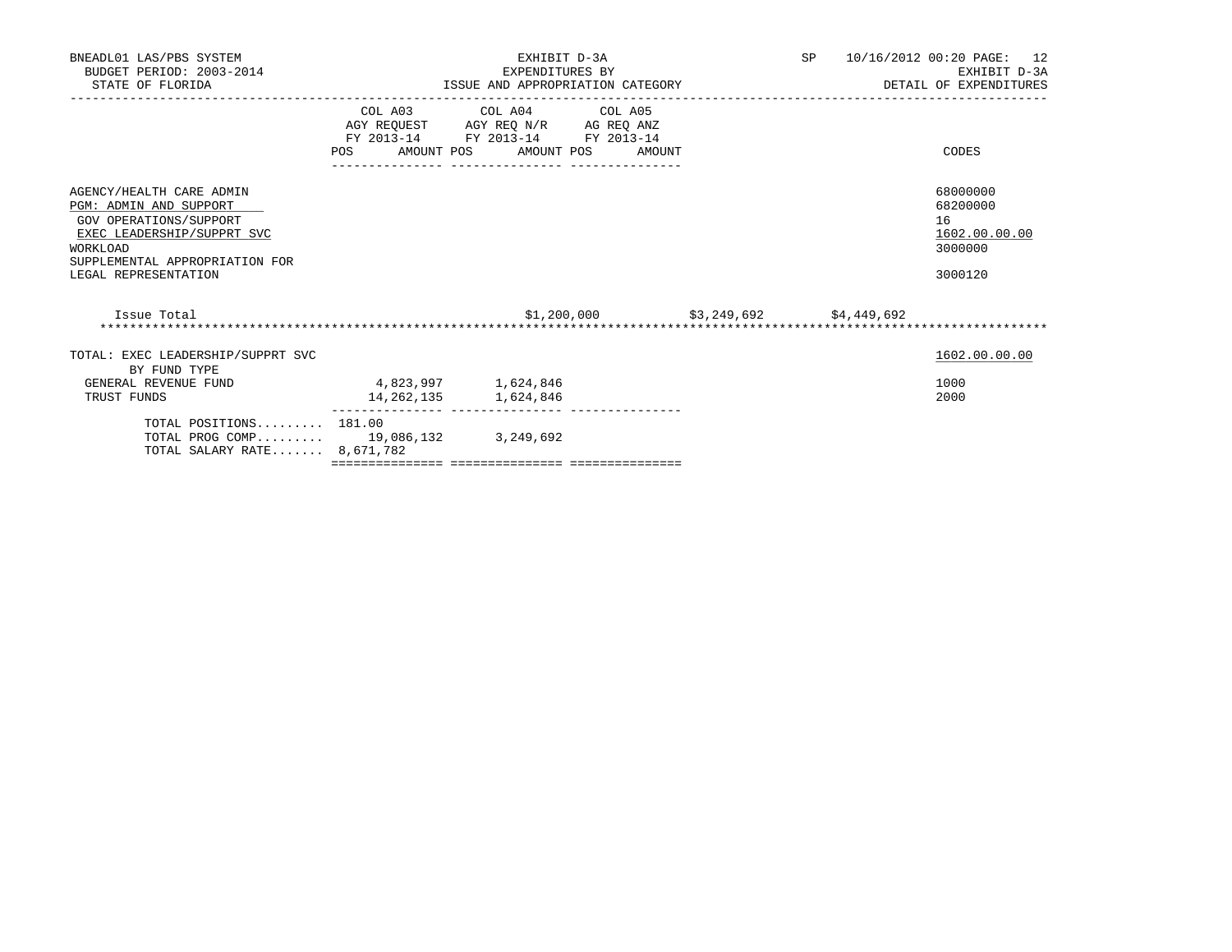BNEADL01 LAS/PBS SYSTEM — EXHIBIT D-3A — EXPENDITURES BY ISSUE AND APPROPRIATION CATEGORY — SP 10/16/2012 00:20

BUDGET PERIOD: 2003-2014 — EXHIBIT D-3A

STATE OF FLORIDA — DETAIL OF EXPENDITURES

| | COL A03 AGY REQUEST FY 2013-14 POS AMOUNT | COL A04 AGY REQ N/R FY 2013-14 POS AMOUNT | COL A05 AG REQ ANZ FY 2013-14 POS AMOUNT | CODES |
|---|---|---|---|---|
| AGENCY/HEALTH CARE ADMIN | | | | 68000000 |
| PGM: ADMIN AND SUPPORT | | | | 68200000 |
| GOV OPERATIONS/SUPPORT | | | | 16 |
| EXEC LEADERSHIP/SUPPRT SVC | | | | 1602.00.00.00 |
| WORKLOAD | | | | 3000000 |
| SUPPLEMENTAL APPROPRIATION FOR LEGAL REPRESENTATION | | | | 3000120 |

Issue Total $1,200,000 $3,249,692 $4,449,692

| TOTAL: EXEC LEADERSHIP/SUPPRT SVC BY FUND TYPE | COL A03 | COL A04 | COL A05 | CODES |
|---|---|---|---|---|
| | | | | 1602.00.00.00 |
| GENERAL REVENUE FUND | 4,823,997 | 1,624,846 | | 1000 |
| TRUST FUNDS | 14,262,135 | 1,624,846 | | 2000 |
| TOTAL POSITIONS......... | 181.00 | | | |
| TOTAL PROG COMP......... | 19,086,132 | 3,249,692 | | |
| TOTAL SALARY RATE....... | 8,671,782 | | | |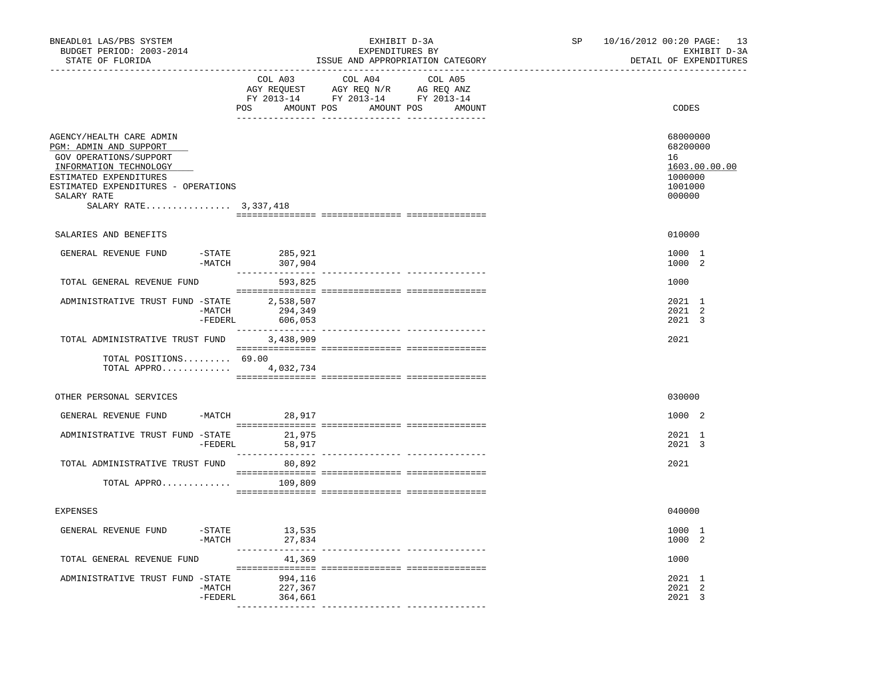BNEADL01 LAS/PBS SYSTEM | EXHIBIT D-3A | SP 10/16/2012 00:20
BUDGET PERIOD: 2003-2014 | EXPENDITURES BY | EXHIBIT D-3A
STATE OF FLORIDA | ISSUE AND APPROPRIATION CATEGORY | DETAIL OF EXPENDITURES

| | | COL A03 AGY REQUEST FY 2013-14 POS | AMOUNT | COL A04 AGY REQ N/R FY 2013-14 POS | AMOUNT | COL A05 AG REQ ANZ FY 2013-14 POS | AMOUNT | CODES |
|---|---|---|---|---|---|---|---|---|
| AGENCY/HEALTH CARE ADMIN | | | | | | | | 68000000 |
| PGM: ADMIN AND SUPPORT | | | | | | | | 68200000 |
| GOV OPERATIONS/SUPPORT | | | | | | | | 16 |
| INFORMATION TECHNOLOGY | | | | | | | | 1603.00.00.00 |
| ESTIMATED EXPENDITURES | | | | | | | | 1000000 |
| ESTIMATED EXPENDITURES - OPERATIONS | | | | | | | | 1001000 |
| SALARY RATE | | | | | | | | 000000 |
| SALARY RATE................ | | 3,337,418 | | | | | | |
| SALARIES AND BENEFITS | | | | | | | | 010000 |
| GENERAL REVENUE FUND | -STATE | | 285,921 | | | | | 1000 1 |
| | -MATCH | | 307,904 | | | | | 1000 2 |
| TOTAL GENERAL REVENUE FUND | | | 593,825 | | | | | 1000 |
| ADMINISTRATIVE TRUST FUND | -STATE | | 2,538,507 | | | | | 2021 1 |
| | -MATCH | | 294,349 | | | | | 2021 2 |
| | -FEDERL | | 606,053 | | | | | 2021 3 |
| TOTAL ADMINISTRATIVE TRUST FUND | | | 3,438,909 | | | | | 2021 |
| TOTAL POSITIONS......... | | 69.00 | | | | | | |
| TOTAL APPRO............ | | | 4,032,734 | | | | | |
| OTHER PERSONAL SERVICES | | | | | | | | 030000 |
| GENERAL REVENUE FUND | -MATCH | | 28,917 | | | | | 1000 2 |
| ADMINISTRATIVE TRUST FUND | -STATE | | 21,975 | | | | | 2021 1 |
| | -FEDERL | | 58,917 | | | | | 2021 3 |
| TOTAL ADMINISTRATIVE TRUST FUND | | | 80,892 | | | | | 2021 |
| TOTAL APPRO............ | | | 109,809 | | | | | |
| EXPENSES | | | | | | | | 040000 |
| GENERAL REVENUE FUND | -STATE | | 13,535 | | | | | 1000 1 |
| | -MATCH | | 27,834 | | | | | 1000 2 |
| TOTAL GENERAL REVENUE FUND | | | 41,369 | | | | | 1000 |
| ADMINISTRATIVE TRUST FUND | -STATE | | 994,116 | | | | | 2021 1 |
| | -MATCH | | 227,367 | | | | | 2021 2 |
| | -FEDERL | | 364,661 | | | | | 2021 3 |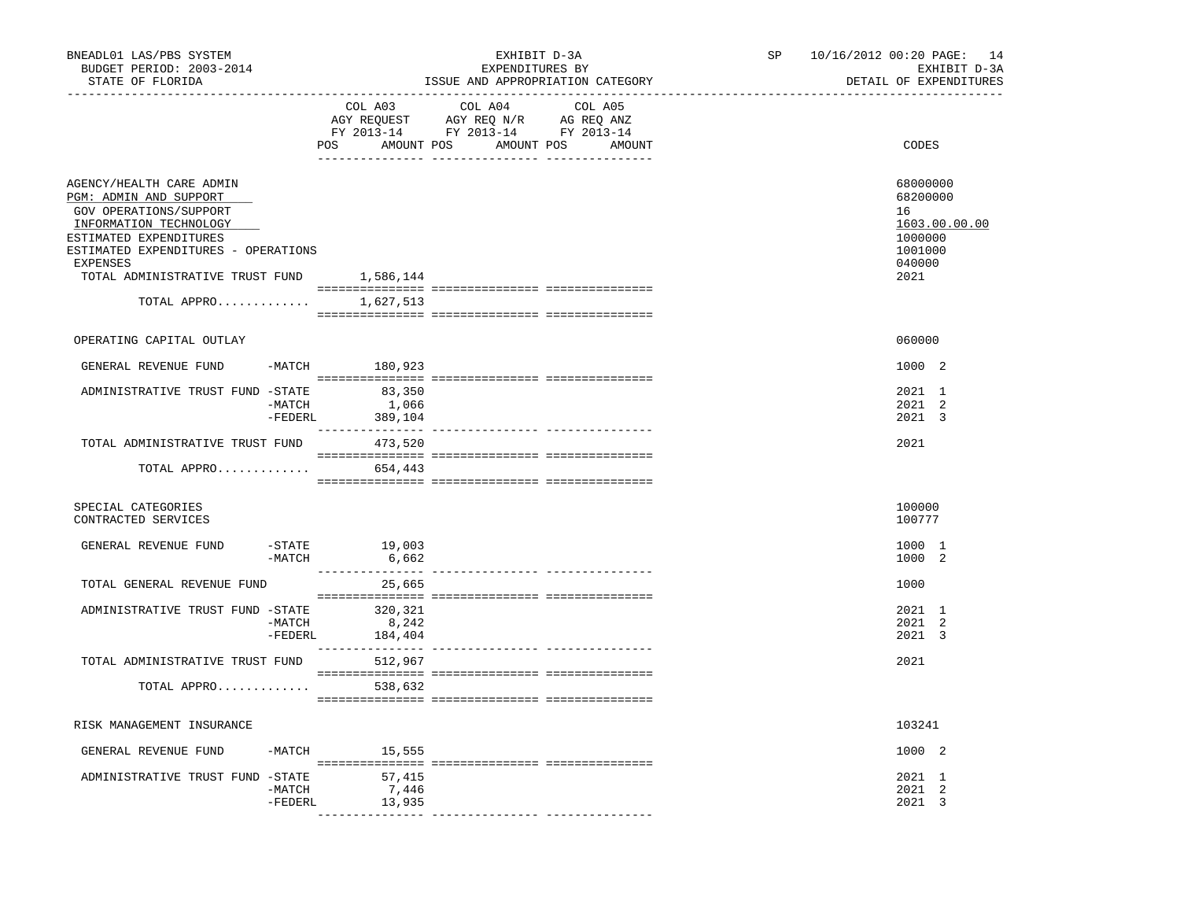BNEADL01 LAS/PBS SYSTEM — EXHIBIT D-3A — EXPENDITURES BY ISSUE AND APPROPRIATION CATEGORY

BUDGET PERIOD: 2003-2014 — STATE OF FLORIDA — SP 10/16/2012 00:20 — EXHIBIT D-3A DETAIL OF EXPENDITURES

| | | COL A03 AGY REQUEST FY 2013-14 POS AMOUNT | COL A04 AGY REQ N/R FY 2013-14 POS AMOUNT | COL A05 AG REQ ANZ FY 2013-14 POS AMOUNT | CODES |
|---|---|---|---|---|---|
| AGENCY/HEALTH CARE ADMIN | | | | | 68000000 |
| PGM: ADMIN AND SUPPORT | | | | | 68200000 |
| GOV OPERATIONS/SUPPORT | | | | | 16 |
| INFORMATION TECHNOLOGY | | | | | 1603.00.00.00 |
| ESTIMATED EXPENDITURES | | | | | 1000000 |
| ESTIMATED EXPENDITURES - OPERATIONS | | | | | 1001000 |
| EXPENSES | | | | | 040000 |
| TOTAL ADMINISTRATIVE TRUST FUND | | 1,586,144 | | | 2021 |
| TOTAL APPRO............ | | 1,627,513 | | | |
| OPERATING CAPITAL OUTLAY | | | | | 060000 |
| GENERAL REVENUE FUND | -MATCH | 180,923 | | | 1000 2 |
| ADMINISTRATIVE TRUST FUND | -STATE | 83,350 | | | 2021 1 |
| | -MATCH | 1,066 | | | 2021 2 |
| | -FEDERL | 389,104 | | | 2021 3 |
| TOTAL ADMINISTRATIVE TRUST FUND | | 473,520 | | | 2021 |
| TOTAL APPRO............ | | 654,443 | | | |
| SPECIAL CATEGORIES | | | | | 100000 |
| CONTRACTED SERVICES | | | | | 100777 |
| GENERAL REVENUE FUND | -STATE | 19,003 | | | 1000 1 |
| | -MATCH | 6,662 | | | 1000 2 |
| TOTAL GENERAL REVENUE FUND | | 25,665 | | | 1000 |
| ADMINISTRATIVE TRUST FUND | -STATE | 320,321 | | | 2021 1 |
| | -MATCH | 8,242 | | | 2021 2 |
| | -FEDERL | 184,404 | | | 2021 3 |
| TOTAL ADMINISTRATIVE TRUST FUND | | 512,967 | | | 2021 |
| TOTAL APPRO............ | | 538,632 | | | |
| RISK MANAGEMENT INSURANCE | | | | | 103241 |
| GENERAL REVENUE FUND | -MATCH | 15,555 | | | 1000 2 |
| ADMINISTRATIVE TRUST FUND | -STATE | 57,415 | | | 2021 1 |
| | -MATCH | 7,446 | | | 2021 2 |
| | -FEDERL | 13,935 | | | 2021 3 |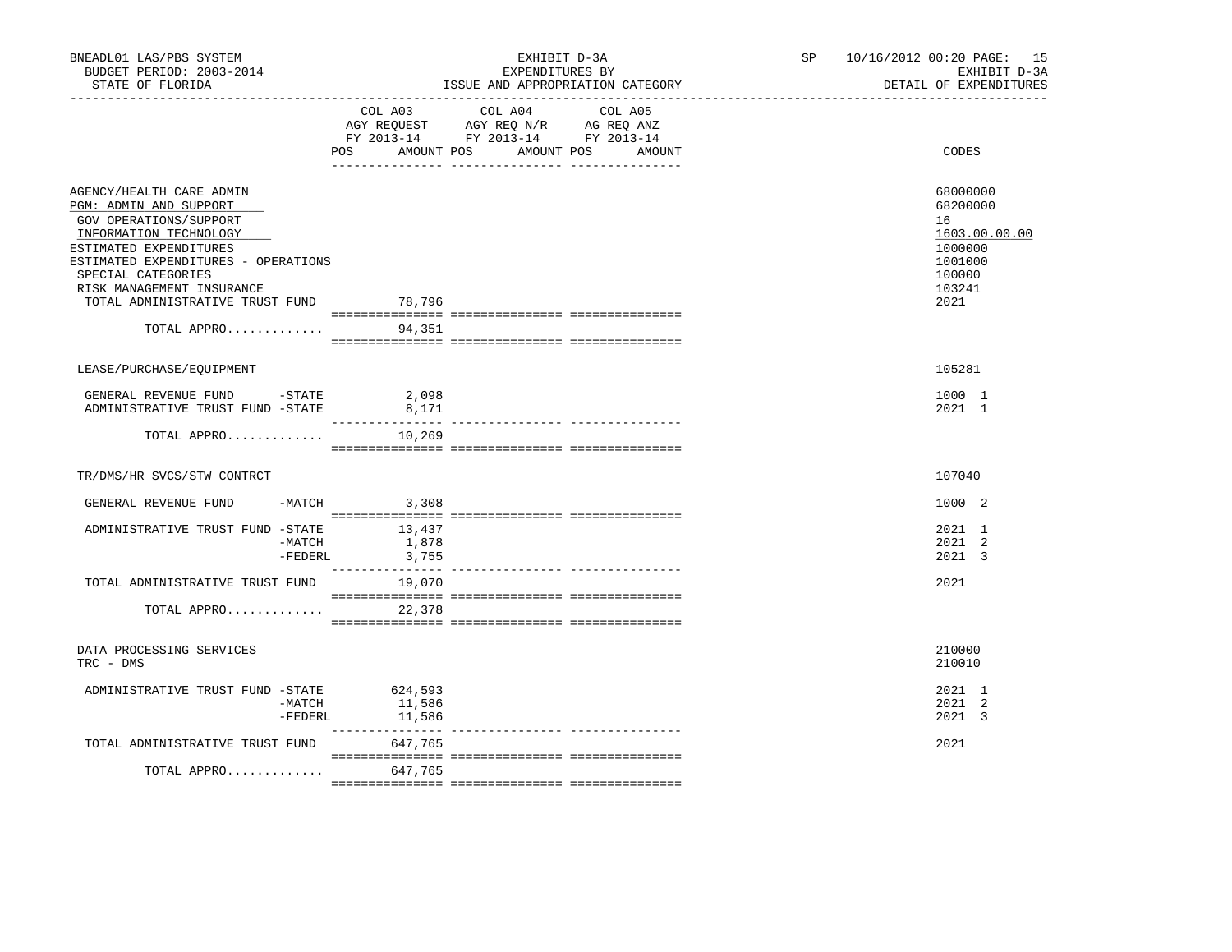BNEADL01 LAS/PBS SYSTEM — EXHIBIT D-3A — EXPENDITURES BY ISSUE AND APPROPRIATION CATEGORY

BUDGET PERIOD: 2003-2014 — STATE OF FLORIDA — SP 10/16/2012 00:20 — EXHIBIT D-3A — DETAIL OF EXPENDITURES

| | COL A03 AGY REQUEST FY 2013-14 POS | AMOUNT | COL A04 AGY REQ N/R FY 2013-14 POS | AMOUNT | COL A05 AG REQ ANZ FY 2013-14 POS | AMOUNT | CODES |
|---|---|---|---|---|---|---|---|
| AGENCY/HEALTH CARE ADMIN | | | | | | | 68000000 |
| PGM: ADMIN AND SUPPORT | | | | | | | 68200000 |
| GOV OPERATIONS/SUPPORT | | | | | | | 16 |
| INFORMATION TECHNOLOGY | | | | | | | 1603.00.00.00 |
| ESTIMATED EXPENDITURES | | | | | | | 1000000 |
| ESTIMATED EXPENDITURES - OPERATIONS | | | | | | | 1001000 |
| SPECIAL CATEGORIES | | | | | | | 100000 |
| RISK MANAGEMENT INSURANCE | | | | | | | 103241 |
| TOTAL ADMINISTRATIVE TRUST FUND | | 78,796 | | | | | 2021 |
| TOTAL APPRO............. | | 94,351 | | | | | |
| LEASE/PURCHASE/EQUIPMENT | | | | | | | 105281 |
| GENERAL REVENUE FUND -STATE | | 2,098 | | | | | 1000 1 |
| ADMINISTRATIVE TRUST FUND -STATE | | 8,171 | | | | | 2021 1 |
| TOTAL APPRO............. | | 10,269 | | | | | |
| TR/DMS/HR SVCS/STW CONTRCT | | | | | | | 107040 |
| GENERAL REVENUE FUND -MATCH | | 3,308 | | | | | 1000 2 |
| ADMINISTRATIVE TRUST FUND -STATE | | 13,437 | | | | | 2021 1 |
| -MATCH | | 1,878 | | | | | 2021 2 |
| -FEDERL | | 3,755 | | | | | 2021 3 |
| TOTAL ADMINISTRATIVE TRUST FUND | | 19,070 | | | | | 2021 |
| TOTAL APPRO............. | | 22,378 | | | | | |
| DATA PROCESSING SERVICES | | | | | | | 210000 |
| TRC - DMS | | | | | | | 210010 |
| ADMINISTRATIVE TRUST FUND -STATE | | 624,593 | | | | | 2021 1 |
| -MATCH | | 11,586 | | | | | 2021 2 |
| -FEDERL | | 11,586 | | | | | 2021 3 |
| TOTAL ADMINISTRATIVE TRUST FUND | | 647,765 | | | | | 2021 |
| TOTAL APPRO............. | | 647,765 | | | | | |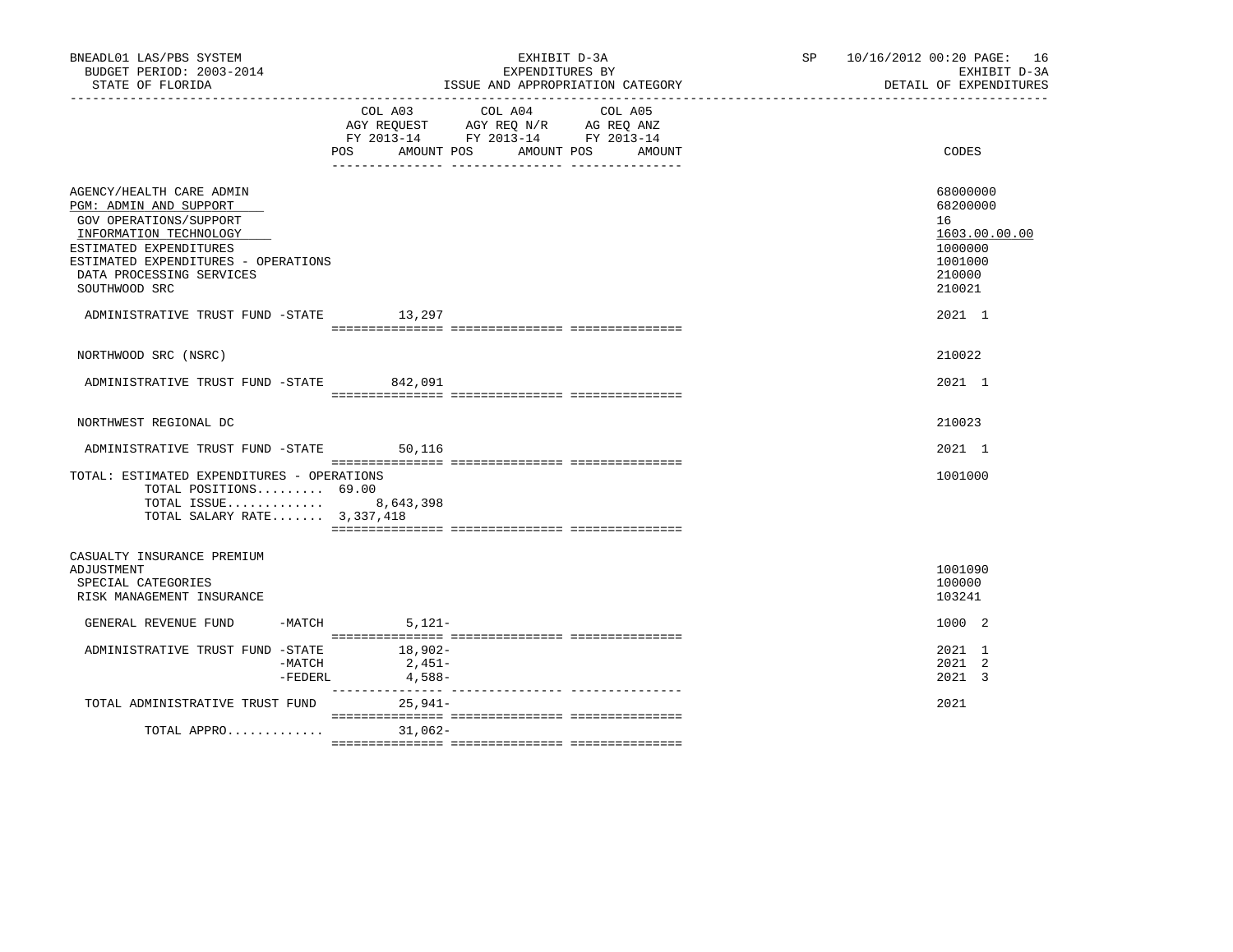BNEADL01 LAS/PBS SYSTEM — EXHIBIT D-3A — SP 10/16/2012 00:20

BUDGET PERIOD: 2003-2014 — EXPENDITURES BY — EXHIBIT D-3A

STATE OF FLORIDA — ISSUE AND APPROPRIATION CATEGORY — DETAIL OF EXPENDITURES

| | COL A03 AGY REQUEST FY 2013-14 POS AMOUNT | COL A04 AGY REQ N/R FY 2013-14 POS AMOUNT | COL A05 AG REQ ANZ FY 2013-14 POS AMOUNT | CODES |
|---|---|---|---|---|
| AGENCY/HEALTH CARE ADMIN | | | | 68000000 |
| PGM: ADMIN AND SUPPORT | | | | 68200000 |
| GOV OPERATIONS/SUPPORT | | | | 16 |
| INFORMATION TECHNOLOGY | | | | 1603.00.00.00 |
| ESTIMATED EXPENDITURES | | | | 1000000 |
| ESTIMATED EXPENDITURES - OPERATIONS | | | | 1001000 |
| DATA PROCESSING SERVICES | | | | 210000 |
| SOUTHWOOD SRC | | | | 210021 |
| ADMINISTRATIVE TRUST FUND -STATE | 13,297 | | | 2021 1 |
| NORTHWOOD SRC (NSRC) | | | | 210022 |
| ADMINISTRATIVE TRUST FUND -STATE | 842,091 | | | 2021 1 |
| NORTHWEST REGIONAL DC | | | | 210023 |
| ADMINISTRATIVE TRUST FUND -STATE | 50,116 | | | 2021 1 |
| TOTAL: ESTIMATED EXPENDITURES - OPERATIONS | | | | 1001000 |
| TOTAL POSITIONS......... 69.00 | | | | |
| TOTAL ISSUE............. | 8,643,398 | | | |
| TOTAL SALARY RATE....... 3,337,418 | | | | |
| CASUALTY INSURANCE PREMIUM ADJUSTMENT | | | | 1001090 |
| SPECIAL CATEGORIES | | | | 100000 |
| RISK MANAGEMENT INSURANCE | | | | 103241 |
| GENERAL REVENUE FUND -MATCH | 5,121- | | | 1000 2 |
| ADMINISTRATIVE TRUST FUND -STATE | 18,902- | | | 2021 1 |
| -MATCH | 2,451- | | | 2021 2 |
| -FEDERL | 4,588- | | | 2021 3 |
| TOTAL ADMINISTRATIVE TRUST FUND | 25,941- | | | 2021 |
| TOTAL APPRO............. | 31,062- | | | |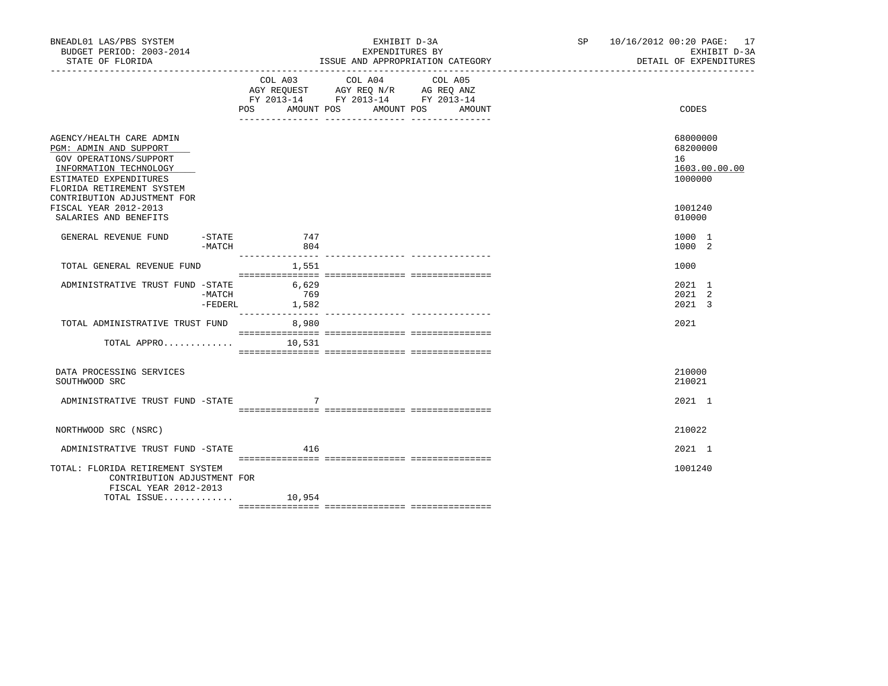BNEADL01 LAS/PBS SYSTEM — EXHIBIT D-3A — EXPENDITURES BY ISSUE AND APPROPRIATION CATEGORY

BUDGET PERIOD: 2003-2014 — STATE OF FLORIDA — SP 10/16/2012 00:20 — EXHIBIT D-3A DETAIL OF EXPENDITURES

| | COL A03 AGY REQUEST FY 2013-14 POS | AMOUNT | COL A04 AGY REQ N/R FY 2013-14 POS | AMOUNT | COL A05 AG REQ ANZ FY 2013-14 POS | AMOUNT | CODES |
|---|---|---|---|---|---|---|---|
| AGENCY/HEALTH CARE ADMIN | | | | | | | 68000000 |
| PGM: ADMIN AND SUPPORT | | | | | | | 68200000 |
| GOV OPERATIONS/SUPPORT | | | | | | | 16 |
| INFORMATION TECHNOLOGY | | | | | | | 1603.00.00.00 |
| ESTIMATED EXPENDITURES | | | | | | | 1000000 |
| FLORIDA RETIREMENT SYSTEM CONTRIBUTION ADJUSTMENT FOR FISCAL YEAR 2012-2013 | | | | | | | 1001240 |
| SALARIES AND BENEFITS | | | | | | | 010000 |
| GENERAL REVENUE FUND -STATE | | 747 | | | | | 1000 1 |
| -MATCH | | 804 | | | | | 1000 2 |
| TOTAL GENERAL REVENUE FUND | | 1,551 | | | | | 1000 |
| ADMINISTRATIVE TRUST FUND -STATE | | 6,629 | | | | | 2021 1 |
| -MATCH | | 769 | | | | | 2021 2 |
| -FEDERL | | 1,582 | | | | | 2021 3 |
| TOTAL ADMINISTRATIVE TRUST FUND | | 8,980 | | | | | 2021 |
| TOTAL APPRO............. | | 10,531 | | | | | |
| DATA PROCESSING SERVICES | | | | | | | 210000 |
| SOUTHWOOD SRC | | | | | | | 210021 |
| ADMINISTRATIVE TRUST FUND -STATE | | 7 | | | | | 2021 1 |
| NORTHWOOD SRC (NSRC) | | | | | | | 210022 |
| ADMINISTRATIVE TRUST FUND -STATE | | 416 | | | | | 2021 1 |
| TOTAL: FLORIDA RETIREMENT SYSTEM CONTRIBUTION ADJUSTMENT FOR FISCAL YEAR 2012-2013 | | | | | | | 1001240 |
| TOTAL ISSUE............. | | 10,954 | | | | | |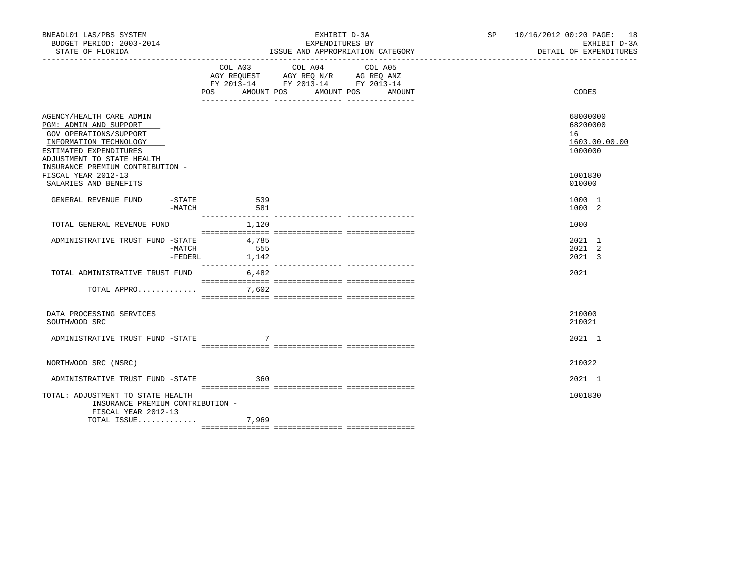BNEADL01 LAS/PBS SYSTEM | EXHIBIT D-3A | SP 10/16/2012 00:20

BUDGET PERIOD: 2003-2014 | EXPENDITURES BY | EXHIBIT D-3A

STATE OF FLORIDA | ISSUE AND APPROPRIATION CATEGORY | DETAIL OF EXPENDITURES

| | COL A03 AGY REQUEST FY 2013-14 POS AMOUNT | COL A04 AGY REQ N/R FY 2013-14 POS AMOUNT | COL A05 AG REQ ANZ FY 2013-14 POS AMOUNT | CODES |
|---|---|---|---|---|
| AGENCY/HEALTH CARE ADMIN | | | | 68000000 |
| PGM: ADMIN AND SUPPORT | | | | 68200000 |
| GOV OPERATIONS/SUPPORT | | | | 16 |
| INFORMATION TECHNOLOGY | | | | 1603.00.00.00 |
| ESTIMATED EXPENDITURES | | | | 1000000 |
| ADJUSTMENT TO STATE HEALTH INSURANCE PREMIUM CONTRIBUTION - FISCAL YEAR 2012-13 | | | | 1001830 |
| SALARIES AND BENEFITS | | | | 010000 |
| GENERAL REVENUE FUND -STATE | 539 | | | 1000 1 |
| -MATCH | 581 | | | 1000 2 |
| TOTAL GENERAL REVENUE FUND | 1,120 | | | 1000 |
| ADMINISTRATIVE TRUST FUND -STATE | 4,785 | | | 2021 1 |
| -MATCH | 555 | | | 2021 2 |
| -FEDERL | 1,142 | | | 2021 3 |
| TOTAL ADMINISTRATIVE TRUST FUND | 6,482 | | | 2021 |
| TOTAL APPRO............. | 7,602 | | | |
| DATA PROCESSING SERVICES | | | | 210000 |
| SOUTHWOOD SRC | | | | 210021 |
| ADMINISTRATIVE TRUST FUND -STATE | 7 | | | 2021 1 |
| NORTHWOOD SRC (NSRC) | | | | 210022 |
| ADMINISTRATIVE TRUST FUND -STATE | 360 | | | 2021 1 |
| TOTAL: ADJUSTMENT TO STATE HEALTH INSURANCE PREMIUM CONTRIBUTION - FISCAL YEAR 2012-13 | | | | 1001830 |
| TOTAL ISSUE............. | 7,969 | | | |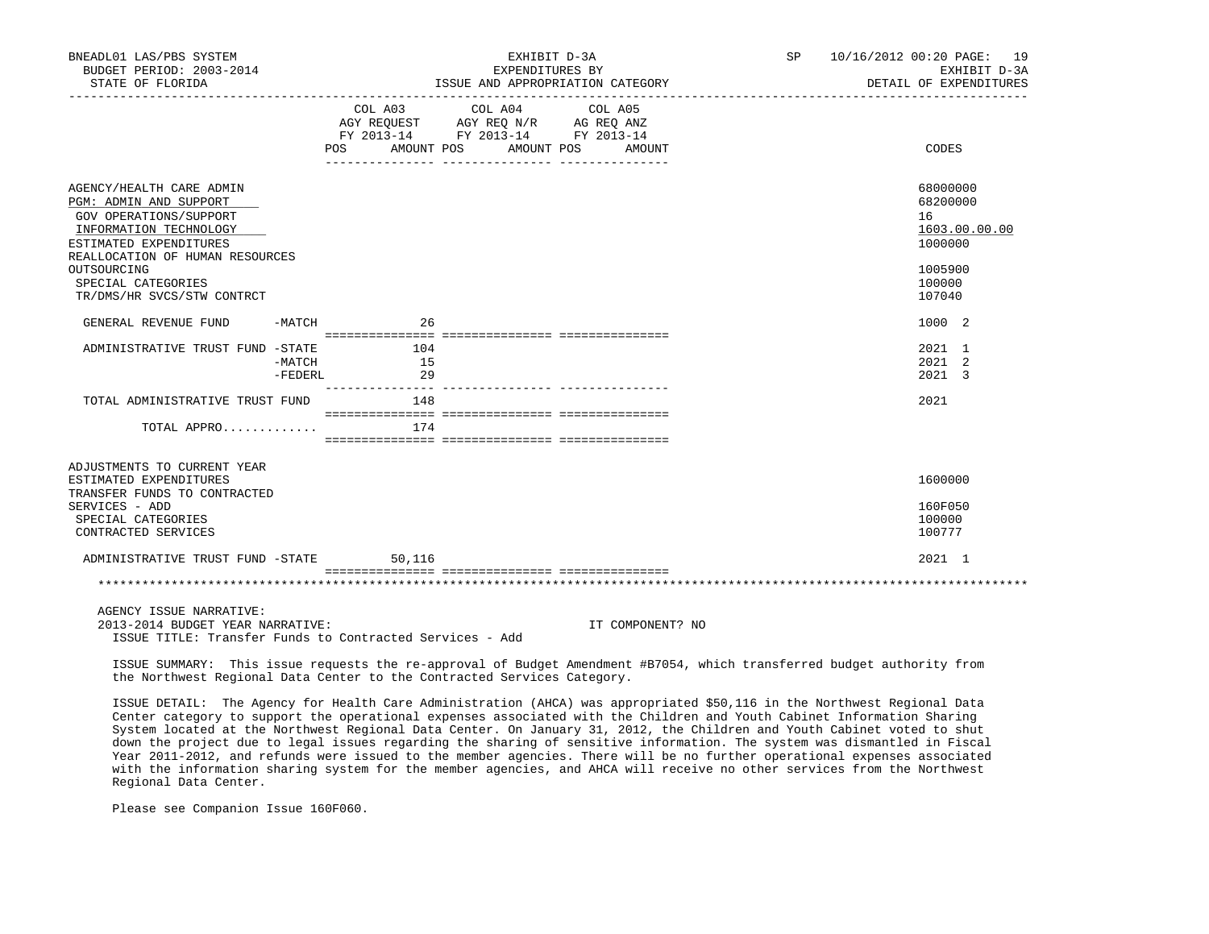BNEADL01 LAS/PBS SYSTEM | EXHIBIT D-3A | SP 10/16/2012 00:20

BUDGET PERIOD: 2003-2014 | EXPENDITURES BY | EXHIBIT D-3A

STATE OF FLORIDA | ISSUE AND APPROPRIATION CATEGORY | DETAIL OF EXPENDITURES

| | COL A03 AGY REQUEST FY 2013-14 POS AMOUNT | COL A04 AGY REQ N/R FY 2013-14 POS AMOUNT | COL A05 AG REQ ANZ FY 2013-14 POS AMOUNT | CODES |
|---|---|---|---|---|
| AGENCY/HEALTH CARE ADMIN | | | | 68000000 |
| PGM: ADMIN AND SUPPORT | | | | 68200000 |
| GOV OPERATIONS/SUPPORT | | | | 16 |
| INFORMATION TECHNOLOGY | | | | 1603.00.00.00 |
| ESTIMATED EXPENDITURES | | | | 1000000 |
| REALLOCATION OF HUMAN RESOURCES OUTSOURCING | | | | 1005900 |
| SPECIAL CATEGORIES | | | | 100000 |
| TR/DMS/HR SVCS/STW CONTRCT | | | | 107040 |
| GENERAL REVENUE FUND -MATCH | 26 | | | 1000 2 |
| ADMINISTRATIVE TRUST FUND -STATE | 104 | | | 2021 1 |
| -MATCH | 15 | | | 2021 2 |
| -FEDERL | 29 | | | 2021 3 |
| TOTAL ADMINISTRATIVE TRUST FUND | 148 | | | 2021 |
| TOTAL APPRO............. | 174 | | | |
| ADJUSTMENTS TO CURRENT YEAR ESTIMATED EXPENDITURES | | | | 1600000 |
| TRANSFER FUNDS TO CONTRACTED SERVICES - ADD | | | | 160F050 |
| SPECIAL CATEGORIES | | | | 100000 |
| CONTRACTED SERVICES | | | | 100777 |
| ADMINISTRATIVE TRUST FUND -STATE | 50,116 | | | 2021 1 |

AGENCY ISSUE NARRATIVE:

2013-2014 BUDGET YEAR NARRATIVE: IT COMPONENT? NO

ISSUE TITLE: Transfer Funds to Contracted Services - Add

ISSUE SUMMARY: This issue requests the re-approval of Budget Amendment #B7054, which transferred budget authority from the Northwest Regional Data Center to the Contracted Services Category.

ISSUE DETAIL: The Agency for Health Care Administration (AHCA) was appropriated $50,116 in the Northwest Regional Data Center category to support the operational expenses associated with the Children and Youth Cabinet Information Sharing System located at the Northwest Regional Data Center. On January 31, 2012, the Children and Youth Cabinet voted to shut down the project due to legal issues regarding the sharing of sensitive information. The system was dismantled in Fiscal Year 2011-2012, and refunds were issued to the member agencies. There will be no further operational expenses associated with the information sharing system for the member agencies, and AHCA will receive no other services from the Northwest Regional Data Center.

Please see Companion Issue 160F060.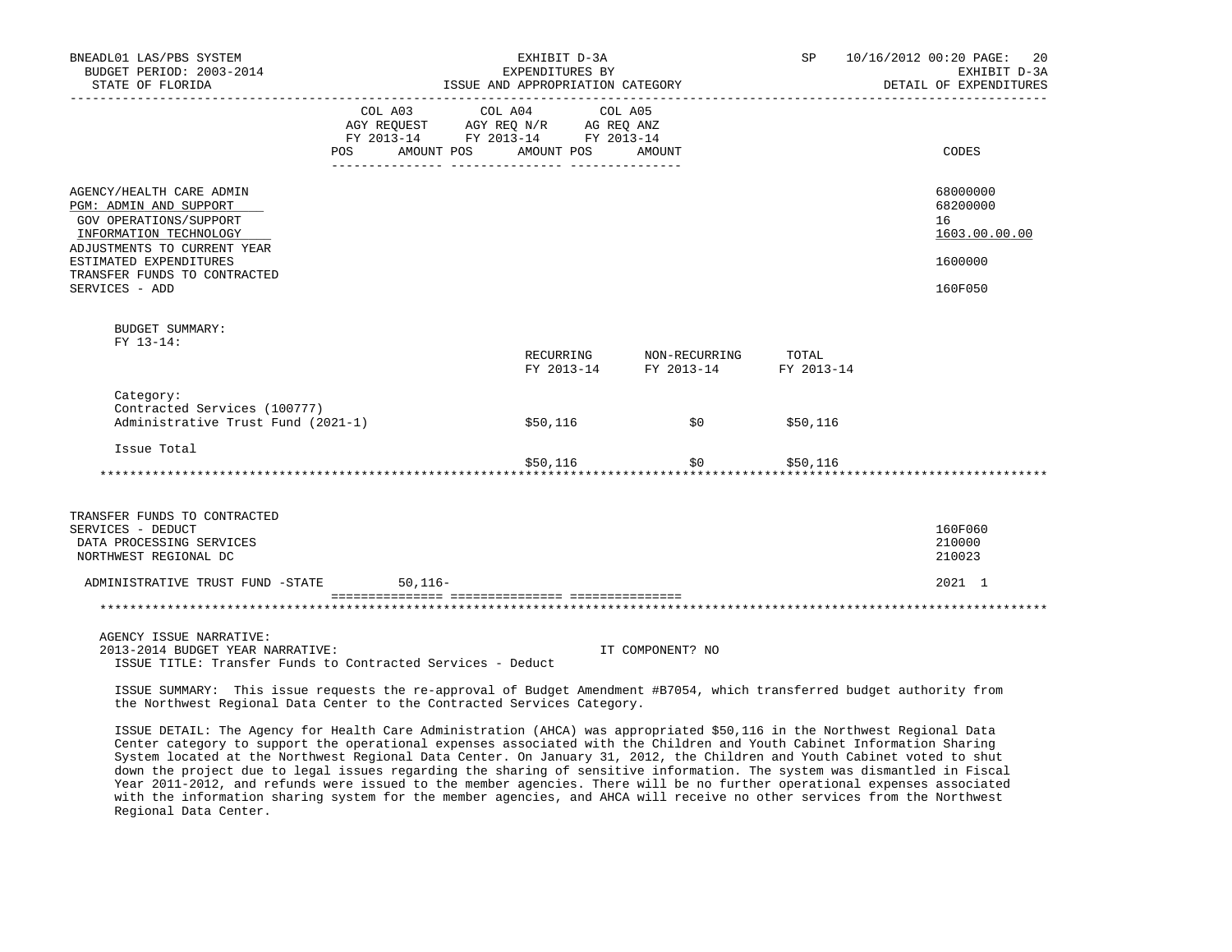| | COL A03 AGY REQUEST FY 2013-14 | | COL A04 AGY REQ N/R FY 2013-14 | | COL A05 AG REQ ANZ FY 2013-14 | | |
|---|---|---|---|---|---|---|---|
| | POS | AMOUNT | POS | AMOUNT | POS | AMOUNT | CODES |
| AGENCY/HEALTH CARE ADMIN | | | | | | | 68000000 |
| PGM: ADMIN AND SUPPORT | | | | | | | 68200000 |
| GOV OPERATIONS/SUPPORT | | | | | | | 16 |
| INFORMATION TECHNOLOGY | | | | | | | 1603.00.00.00 |
| ADJUSTMENTS TO CURRENT YEAR ESTIMATED EXPENDITURES | | | | | | | 1600000 |
| TRANSFER FUNDS TO CONTRACTED SERVICES - ADD | | | | | | | 160F050 |

BUDGET SUMMARY:
FY 13-14:

| | RECURRING FY 2013-14 | NON-RECURRING FY 2013-14 | TOTAL FY 2013-14 |
|---|---|---|---|
| Category: Contracted Services (100777) | | | |
| Administrative Trust Fund (2021-1) | $50,116 | $0 | $50,116 |
| Issue Total | $50,116 | $0 | $50,116 |

| | COL A03 AGY REQUEST FY 2013-14 | | COL A04 AGY REQ N/R FY 2013-14 | | COL A05 AG REQ ANZ FY 2013-14 | | |
|---|---|---|---|---|---|---|---|
| | POS | AMOUNT | POS | AMOUNT | POS | AMOUNT | CODES |
| TRANSFER FUNDS TO CONTRACTED SERVICES - DEDUCT | | | | | | | 160F060 |
| DATA PROCESSING SERVICES | | | | | | | 210000 |
| NORTHWEST REGIONAL DC | | | | | | | 210023 |
| ADMINISTRATIVE TRUST FUND -STATE | | 50,116- | | | | | 2021 1 |

AGENCY ISSUE NARRATIVE:
2013-2014 BUDGET YEAR NARRATIVE: IT COMPONENT? NO
ISSUE TITLE: Transfer Funds to Contracted Services - Deduct

ISSUE SUMMARY: This issue requests the re-approval of Budget Amendment #B7054, which transferred budget authority from the Northwest Regional Data Center to the Contracted Services Category.

ISSUE DETAIL: The Agency for Health Care Administration (AHCA) was appropriated $50,116 in the Northwest Regional Data Center category to support the operational expenses associated with the Children and Youth Cabinet Information Sharing System located at the Northwest Regional Data Center. On January 31, 2012, the Children and Youth Cabinet voted to shut down the project due to legal issues regarding the sharing of sensitive information. The system was dismantled in Fiscal Year 2011-2012, and refunds were issued to the member agencies. There will be no further operational expenses associated with the information sharing system for the member agencies, and AHCA will receive no other services from the Northwest Regional Data Center.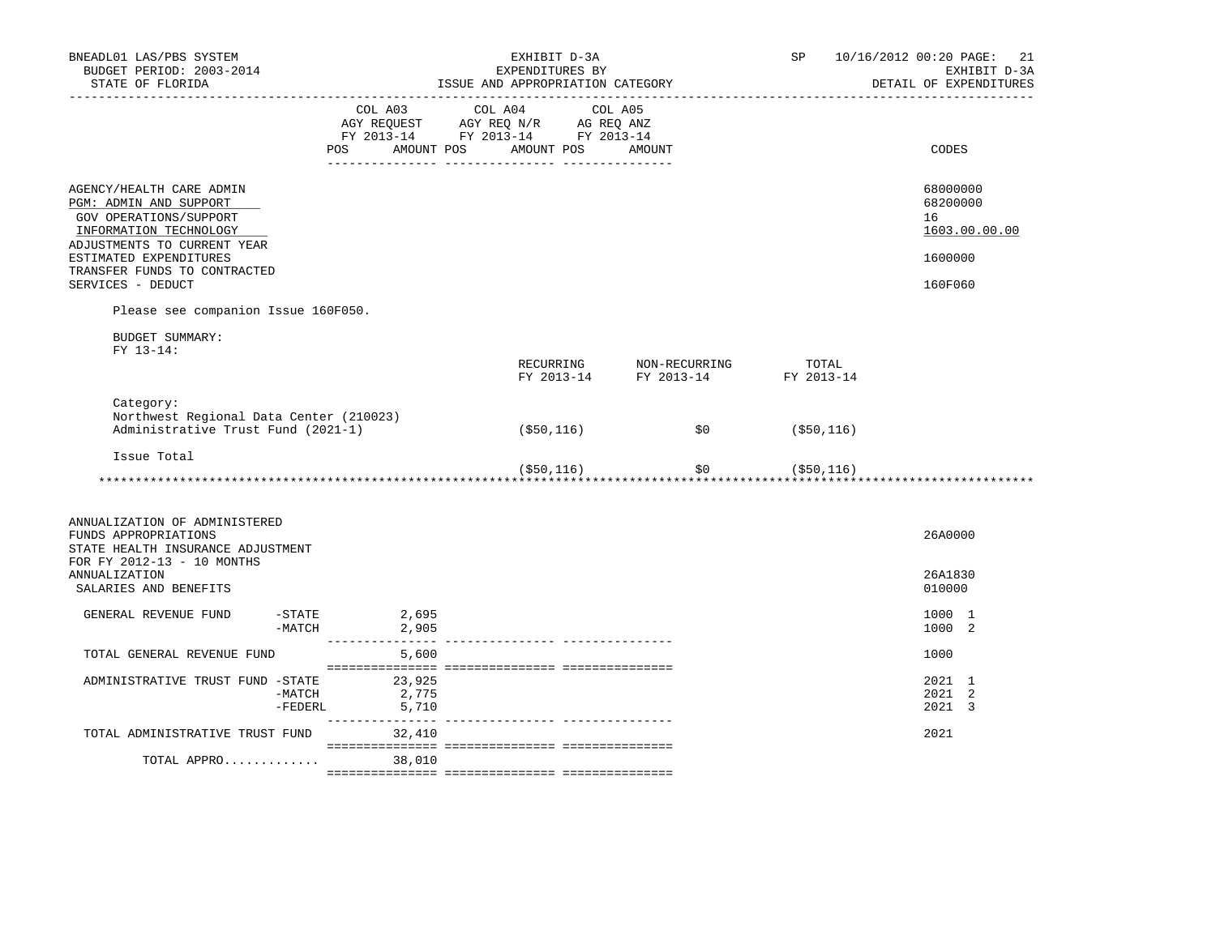| | COL A03 AGY REQUEST FY 2013-14 POS AMOUNT | COL A04 AGY REQ N/R FY 2013-14 POS AMOUNT | COL A05 AG REQ ANZ FY 2013-14 POS AMOUNT | CODES |
|---|---|---|---|---|
| AGENCY/HEALTH CARE ADMIN | | | | 68000000 |
| PGM: ADMIN AND SUPPORT | | | | 68200000 |
| GOV OPERATIONS/SUPPORT | | | | 16 |
| INFORMATION TECHNOLOGY | | | | 1603.00.00.00 |
| ADJUSTMENTS TO CURRENT YEAR ESTIMATED EXPENDITURES | | | | 1600000 |
| TRANSFER FUNDS TO CONTRACTED SERVICES - DEDUCT | | | | 160F060 |

Please see companion Issue 160F050.

BUDGET SUMMARY:
FY 13-14:

| | RECURRING FY 2013-14 | NON-RECURRING FY 2013-14 | TOTAL FY 2013-14 |
|---|---|---|---|
| Category: Northwest Regional Data Center (210023) Administrative Trust Fund (2021-1) | ($50,116) | $0 | ($50,116) |
| Issue Total | ($50,116) | $0 | ($50,116) |

******************************************************************************************************************

| | COL A03 AGY REQUEST FY 2013-14 POS AMOUNT | COL A04 AGY REQ N/R FY 2013-14 POS AMOUNT | COL A05 AG REQ ANZ FY 2013-14 POS AMOUNT | CODES |
|---|---|---|---|---|
| ANNUALIZATION OF ADMINISTERED FUNDS APPROPRIATIONS | | | | 26A0000 |
| STATE HEALTH INSURANCE ADJUSTMENT FOR FY 2012-13 - 10 MONTHS ANNUALIZATION | | | | 26A1830 |
| SALARIES AND BENEFITS | | | | 010000 |
| GENERAL REVENUE FUND -STATE | 2,695 | | | 1000 1 |
| -MATCH | 2,905 | | | 1000 2 |
| TOTAL GENERAL REVENUE FUND | 5,600 | | | 1000 |
| ADMINISTRATIVE TRUST FUND -STATE | 23,925 | | | 2021 1 |
| -MATCH | 2,775 | | | 2021 2 |
| -FEDERL | 5,710 | | | 2021 3 |
| TOTAL ADMINISTRATIVE TRUST FUND | 32,410 | | | 2021 |
| TOTAL APPRO............ | 38,010 | | | |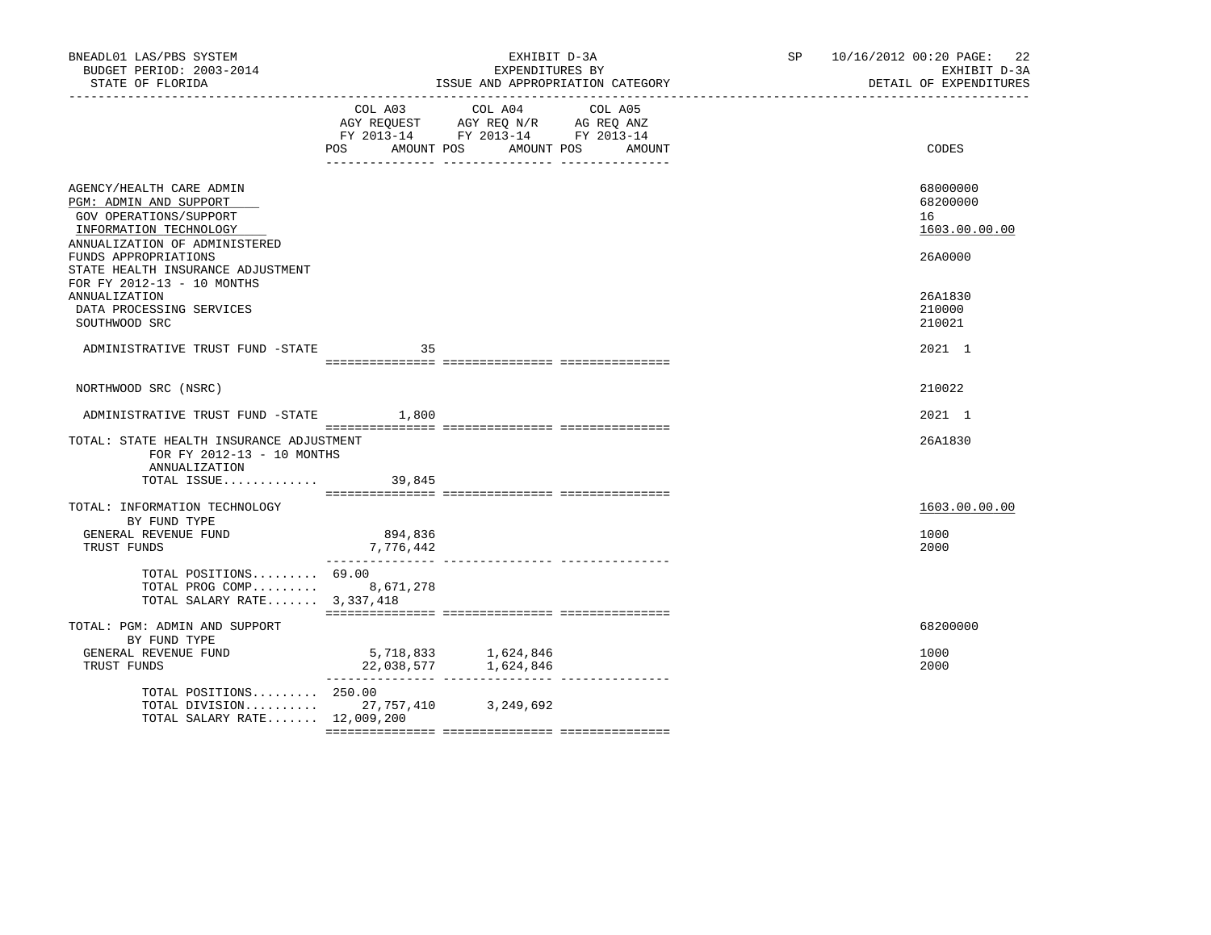BNEADL01 LAS/PBS SYSTEM
BUDGET PERIOD: 2003-2014
STATE OF FLORIDA

EXHIBIT D-3A
EXPENDITURES BY
ISSUE AND APPROPRIATION CATEGORY

SP 10/16/2012 00:20
EXHIBIT D-3A
DETAIL OF EXPENDITURES

| | COL A03 AGY REQUEST FY 2013-14 POS AMOUNT | COL A04 AGY REQ N/R FY 2013-14 POS AMOUNT | COL A05 AG REQ ANZ FY 2013-14 POS AMOUNT | CODES |
|---|---|---|---|---|
| AGENCY/HEALTH CARE ADMIN | | | | 68000000 |
| PGM: ADMIN AND SUPPORT | | | | 68200000 |
| GOV OPERATIONS/SUPPORT | | | | 16 |
| INFORMATION TECHNOLOGY | | | | 1603.00.00.00 |
| ANNUALIZATION OF ADMINISTERED FUNDS APPROPRIATIONS | | | | 26A0000 |
| STATE HEALTH INSURANCE ADJUSTMENT FOR FY 2012-13 - 10 MONTHS ANNUALIZATION | | | | 26A1830 |
| DATA PROCESSING SERVICES | | | | 210000 |
| SOUTHWOOD SRC | | | | 210021 |
| ADMINISTRATIVE TRUST FUND -STATE | 35 | | | 2021 1 |
| NORTHWOOD SRC (NSRC) | | | | 210022 |
| ADMINISTRATIVE TRUST FUND -STATE | 1,800 | | | 2021 1 |
| TOTAL: STATE HEALTH INSURANCE ADJUSTMENT FOR FY 2012-13 - 10 MONTHS ANNUALIZATION | | | | 26A1830 |
| TOTAL ISSUE............. | 39,845 | | | |
| TOTAL: INFORMATION TECHNOLOGY | | | | 1603.00.00.00 |
| BY FUND TYPE | | | | |
| GENERAL REVENUE FUND | 894,836 | | | 1000 |
| TRUST FUNDS | 7,776,442 | | | 2000 |
| TOTAL POSITIONS......... | 69.00 | | | |
| TOTAL PROG COMP......... | 8,671,278 | | | |
| TOTAL SALARY RATE....... | 3,337,418 | | | |
| TOTAL: PGM: ADMIN AND SUPPORT | | | | 68200000 |
| BY FUND TYPE | | | | |
| GENERAL REVENUE FUND | 5,718,833 | 1,624,846 | | 1000 |
| TRUST FUNDS | 22,038,577 | 1,624,846 | | 2000 |
| TOTAL POSITIONS......... | 250.00 | | | |
| TOTAL DIVISION.......... | 27,757,410 | 3,249,692 | | |
| TOTAL SALARY RATE....... | 12,009,200 | | | |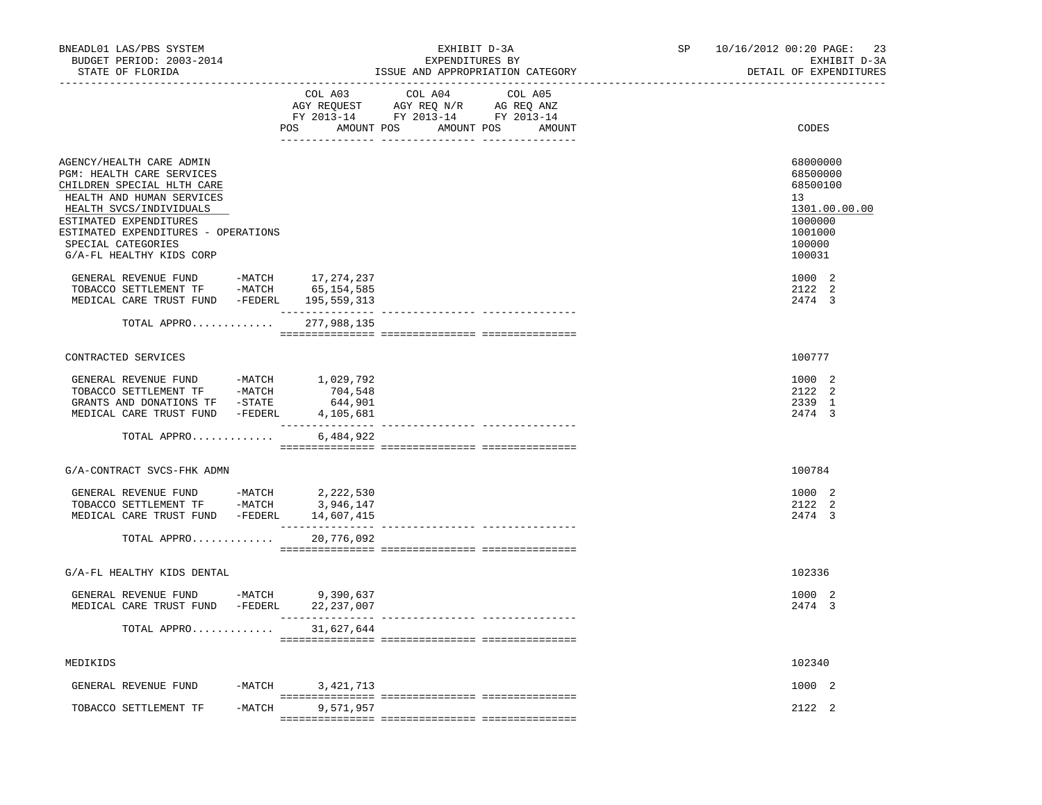BNEADL01 LAS/PBS SYSTEM | EXHIBIT D-3A | SP 10/16/2012 00:20

BUDGET PERIOD: 2003-2014 | EXPENDITURES BY | EXHIBIT D-3A

STATE OF FLORIDA | ISSUE AND APPROPRIATION CATEGORY | DETAIL OF EXPENDITURES

| | COL A03 AGY REQUEST FY 2013-14 POS AMOUNT | COL A04 AGY REQ N/R FY 2013-14 POS AMOUNT | COL A05 AG REQ ANZ FY 2013-14 POS AMOUNT | CODES |
|---|---|---|---|---|
| AGENCY/HEALTH CARE ADMIN | | | | 68000000 |
| PGM: HEALTH CARE SERVICES | | | | 68500000 |
| CHILDREN SPECIAL HLTH CARE | | | | 68500100 |
| HEALTH AND HUMAN SERVICES | | | | 13 |
| HEALTH SVCS/INDIVIDUALS | | | | 1301.00.00.00 |
| ESTIMATED EXPENDITURES | | | | 1000000 |
| ESTIMATED EXPENDITURES - OPERATIONS | | | | 1001000 |
| SPECIAL CATEGORIES | | | | 100000 |
| G/A-FL HEALTHY KIDS CORP | | | | 100031 |
| GENERAL REVENUE FUND -MATCH | 17,274,237 | | | 1000 2 |
| TOBACCO SETTLEMENT TF -MATCH | 65,154,585 | | | 2122 2 |
| MEDICAL CARE TRUST FUND -FEDERL | 195,559,313 | | | 2474 3 |
| TOTAL APPRO............ | 277,988,135 | | | |
| CONTRACTED SERVICES | | | | 100777 |
| GENERAL REVENUE FUND -MATCH | 1,029,792 | | | 1000 2 |
| TOBACCO SETTLEMENT TF -MATCH | 704,548 | | | 2122 2 |
| GRANTS AND DONATIONS TF -STATE | 644,901 | | | 2339 1 |
| MEDICAL CARE TRUST FUND -FEDERL | 4,105,681 | | | 2474 3 |
| TOTAL APPRO............ | 6,484,922 | | | |
| G/A-CONTRACT SVCS-FHK ADMN | | | | 100784 |
| GENERAL REVENUE FUND -MATCH | 2,222,530 | | | 1000 2 |
| TOBACCO SETTLEMENT TF -MATCH | 3,946,147 | | | 2122 2 |
| MEDICAL CARE TRUST FUND -FEDERL | 14,607,415 | | | 2474 3 |
| TOTAL APPRO............ | 20,776,092 | | | |
| G/A-FL HEALTHY KIDS DENTAL | | | | 102336 |
| GENERAL REVENUE FUND -MATCH | 9,390,637 | | | 1000 2 |
| MEDICAL CARE TRUST FUND -FEDERL | 22,237,007 | | | 2474 3 |
| TOTAL APPRO............ | 31,627,644 | | | |
| MEDIKIDS | | | | 102340 |
| GENERAL REVENUE FUND -MATCH | 3,421,713 | | | 1000 2 |
| TOBACCO SETTLEMENT TF -MATCH | 9,571,957 | | | 2122 2 |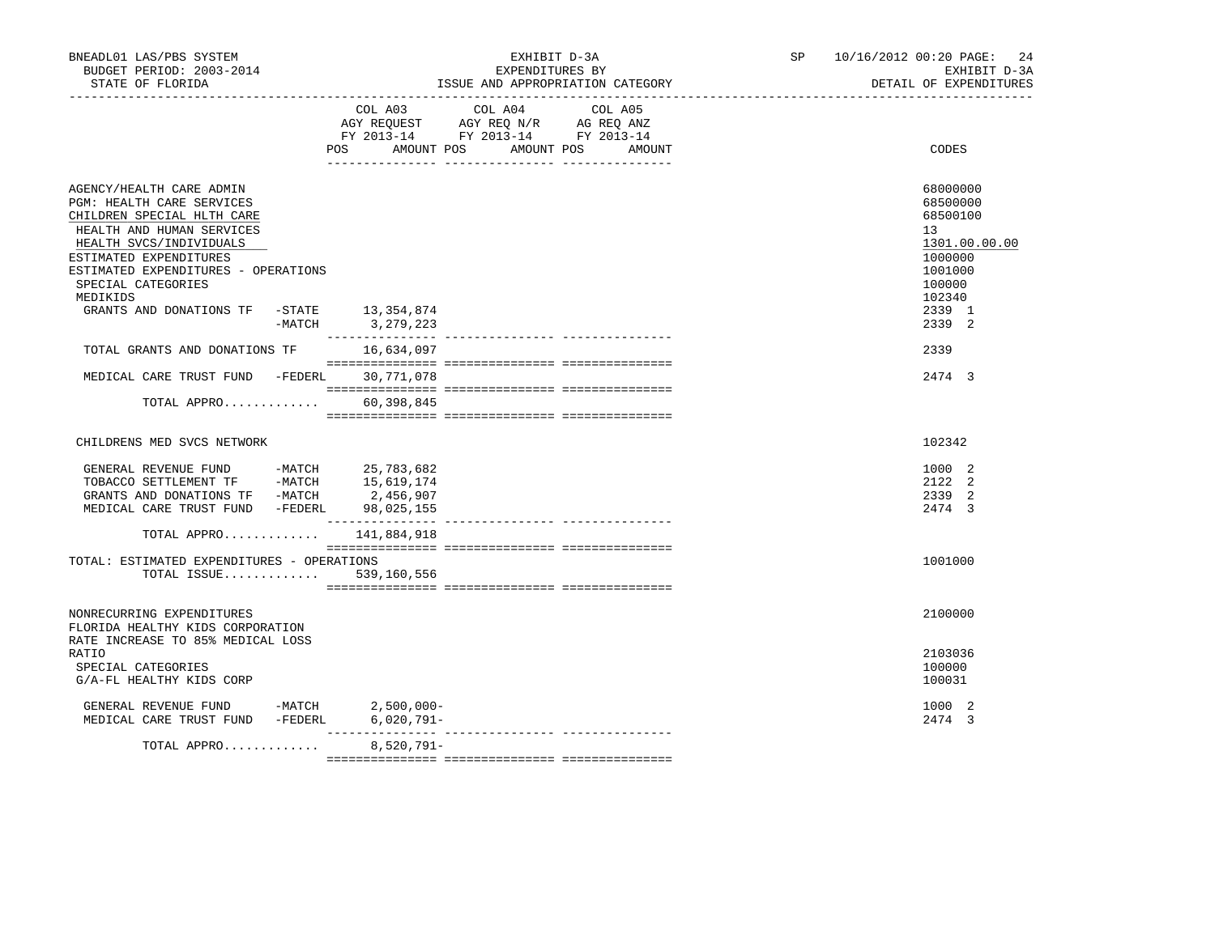| | COL A03 AGY REQUEST FY 2013-14 POS | AMOUNT | COL A04 AGY REQ N/R FY 2013-14 POS | AMOUNT | COL A05 AG REQ ANZ FY 2013-14 POS | AMOUNT | CODES |
|---|---|---|---|---|---|---|---|
| AGENCY/HEALTH CARE ADMIN | | | | | | | 68000000 |
| PGM: HEALTH CARE SERVICES | | | | | | | 68500000 |
| CHILDREN SPECIAL HLTH CARE | | | | | | | 68500100 |
| HEALTH AND HUMAN SERVICES | | | | | | | 13 |
| HEALTH SVCS/INDIVIDUALS | | | | | | | 1301.00.00.00 |
| ESTIMATED EXPENDITURES | | | | | | | 1000000 |
| ESTIMATED EXPENDITURES - OPERATIONS | | | | | | | 1001000 |
| SPECIAL CATEGORIES | | | | | | | 100000 |
| MEDIKIDS | | | | | | | 102340 |
| GRANTS AND DONATIONS TF -STATE | | 13,354,874 | | | | | 2339 1 |
| -MATCH | | 3,279,223 | | | | | 2339 2 |
| TOTAL GRANTS AND DONATIONS TF | | 16,634,097 | | | | | 2339 |
| MEDICAL CARE TRUST FUND -FEDERL | | 30,771,078 | | | | | 2474 3 |
| TOTAL APPRO............ | | 60,398,845 | | | | | |
| CHILDRENS MED SVCS NETWORK | | | | | | | 102342 |
| GENERAL REVENUE FUND -MATCH | | 25,783,682 | | | | | 1000 2 |
| TOBACCO SETTLEMENT TF -MATCH | | 15,619,174 | | | | | 2122 2 |
| GRANTS AND DONATIONS TF -MATCH | | 2,456,907 | | | | | 2339 2 |
| MEDICAL CARE TRUST FUND -FEDERL | | 98,025,155 | | | | | 2474 3 |
| TOTAL APPRO............ | | 141,884,918 | | | | | |
| TOTAL: ESTIMATED EXPENDITURES - OPERATIONS | | | | | | | 1001000 |
| TOTAL ISSUE............ | | 539,160,556 | | | | | |
| NONRECURRING EXPENDITURES | | | | | | | 2100000 |
| FLORIDA HEALTHY KIDS CORPORATION RATE INCREASE TO 85% MEDICAL LOSS RATIO | | | | | | | 2103036 |
| SPECIAL CATEGORIES | | | | | | | 100000 |
| G/A-FL HEALTHY KIDS CORP | | | | | | | 100031 |
| GENERAL REVENUE FUND -MATCH | | 2,500,000- | | | | | 1000 2 |
| MEDICAL CARE TRUST FUND -FEDERL | | 6,020,791- | | | | | 2474 3 |
| TOTAL APPRO............ | | 8,520,791- | | | | | |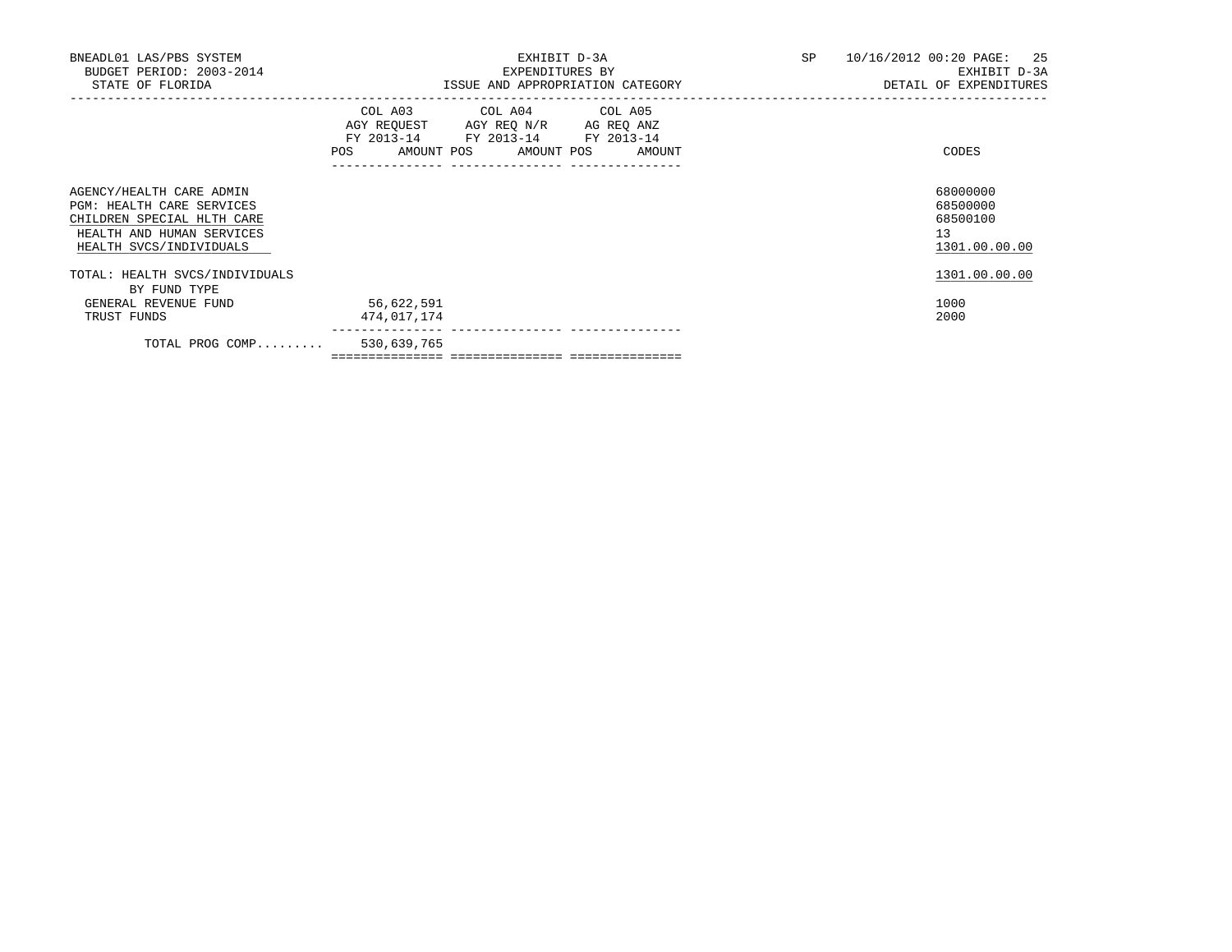BNEADL01 LAS/PBS SYSTEM
BUDGET PERIOD: 2003-2014
STATE OF FLORIDA

EXHIBIT D-3A
EXPENDITURES BY
ISSUE AND APPROPRIATION CATEGORY

SP 10/16/2012 00:20
EXHIBIT D-3A
DETAIL OF EXPENDITURES

| | COL A03 AGY REQUEST FY 2013-14 | | COL A04 AGY REQ N/R FY 2013-14 | | COL A05 AG REQ ANZ FY 2013-14 | | CODES |
|---|---|---|---|---|---|---|---|
| | POS | AMOUNT | POS | AMOUNT | POS | AMOUNT | |
| AGENCY/HEALTH CARE ADMIN | | | | | | | 68000000 |
| PGM: HEALTH CARE SERVICES | | | | | | | 68500000 |
| CHILDREN SPECIAL HLTH CARE | | | | | | | 68500100 |
| HEALTH AND HUMAN SERVICES | | | | | | | 13 |
| HEALTH SVCS/INDIVIDUALS | | | | | | | 1301.00.00.00 |
| TOTAL: HEALTH SVCS/INDIVIDUALS | | | | | | | 1301.00.00.00 |
| BY FUND TYPE | | | | | | | |
| GENERAL REVENUE FUND | | 56,622,591 | | | | | 1000 |
| TRUST FUNDS | | 474,017,174 | | | | | 2000 |
| TOTAL PROG COMP......... | | 530,639,765 | | | | | |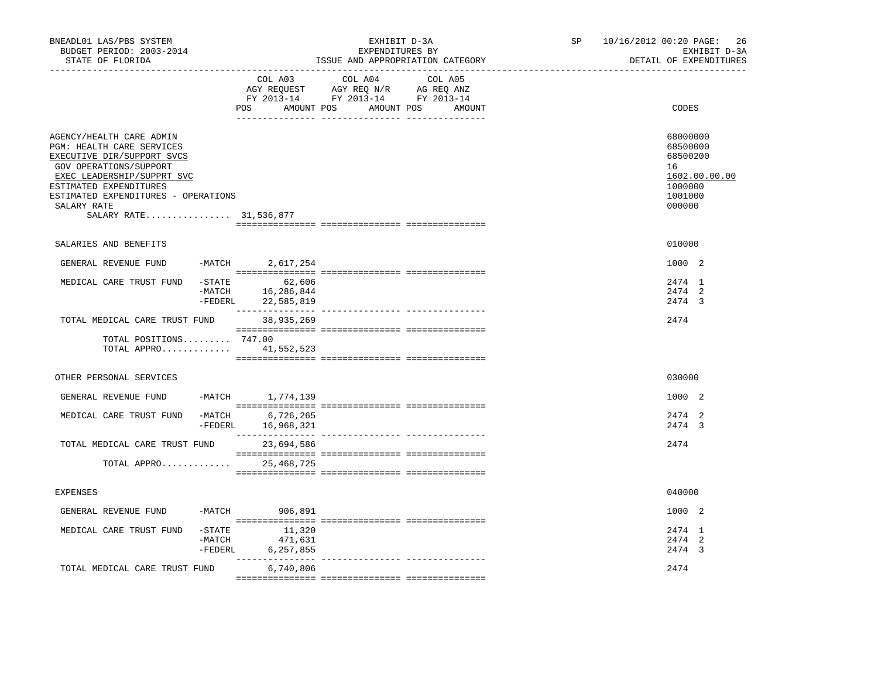BNEADL01 LAS/PBS SYSTEM
BUDGET PERIOD: 2003-2014
STATE OF FLORIDA

EXHIBIT D-3A
EXPENDITURES BY
ISSUE AND APPROPRIATION CATEGORY

SP 10/16/2012 00:20 PAGE: 26
EXHIBIT D-3A
DETAIL OF EXPENDITURES

| | COL A03 AGY REQUEST FY 2013-14 POS AMOUNT | COL A04 AGY REQ N/R FY 2013-14 POS AMOUNT | COL A05 AG REQ ANZ FY 2013-14 POS AMOUNT | CODES |
|---|---|---|---|---|
| AGENCY/HEALTH CARE ADMIN | | | | 68000000 |
| PGM: HEALTH CARE SERVICES | | | | 68500000 |
| EXECUTIVE DIR/SUPPORT SVCS | | | | 68500200 |
| GOV OPERATIONS/SUPPORT | | | | 16 |
| EXEC LEADERSHIP/SUPPRT SVC | | | | 1602.00.00.00 |
| ESTIMATED EXPENDITURES | | | | 1000000 |
| ESTIMATED EXPENDITURES - OPERATIONS | | | | 1001000 |
| SALARY RATE | | | | 000000 |
| SALARY RATE................ 31,536,877 | | | | |
| SALARIES AND BENEFITS | | | | 010000 |
| GENERAL REVENUE FUND -MATCH | 2,617,254 | | | 1000 2 |
| MEDICAL CARE TRUST FUND -STATE | 62,606 | | | 2474 1 |
| -MATCH | 16,286,844 | | | 2474 2 |
| -FEDERL | 22,585,819 | | | 2474 3 |
| TOTAL MEDICAL CARE TRUST FUND | 38,935,269 | | | 2474 |
| TOTAL POSITIONS......... | 747.00 | | | |
| TOTAL APPRO............. | 41,552,523 | | | |
| OTHER PERSONAL SERVICES | | | | 030000 |
| GENERAL REVENUE FUND -MATCH | 1,774,139 | | | 1000 2 |
| MEDICAL CARE TRUST FUND -MATCH | 6,726,265 | | | 2474 2 |
| -FEDERL | 16,968,321 | | | 2474 3 |
| TOTAL MEDICAL CARE TRUST FUND | 23,694,586 | | | 2474 |
| TOTAL APPRO............. | 25,468,725 | | | |
| EXPENSES | | | | 040000 |
| GENERAL REVENUE FUND -MATCH | 906,891 | | | 1000 2 |
| MEDICAL CARE TRUST FUND -STATE | 11,320 | | | 2474 1 |
| -MATCH | 471,631 | | | 2474 2 |
| -FEDERL | 6,257,855 | | | 2474 3 |
| TOTAL MEDICAL CARE TRUST FUND | 6,740,806 | | | 2474 |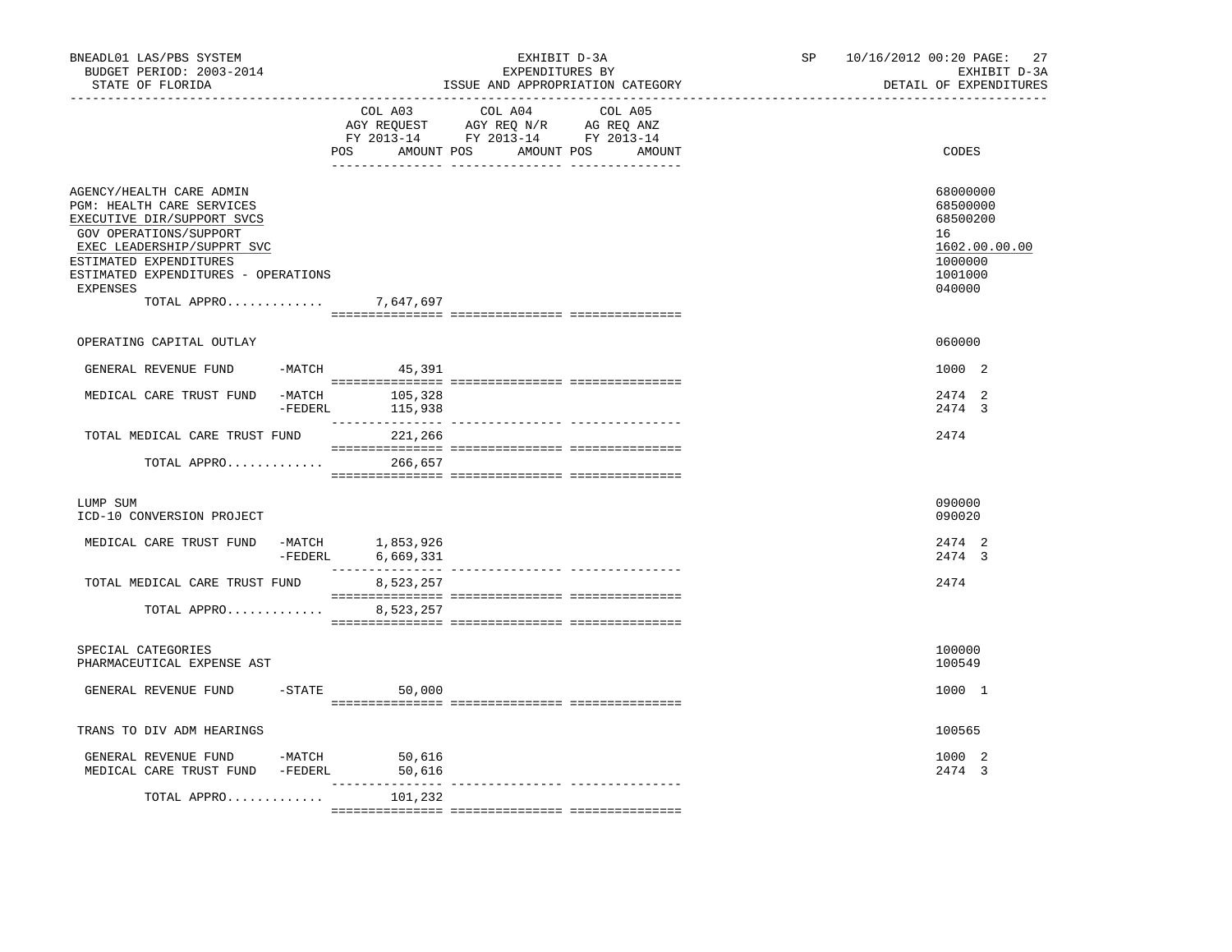BNEADL01 LAS/PBS SYSTEM — EXHIBIT D-3A — SP 10/16/2012 00:20

BUDGET PERIOD: 2003-2014 — EXPENDITURES BY — EXHIBIT D-3A

STATE OF FLORIDA — ISSUE AND APPROPRIATION CATEGORY — DETAIL OF EXPENDITURES

| | COL A03 AGY REQUEST FY 2013-14 POS AMOUNT | COL A04 AGY REQ N/R FY 2013-14 POS AMOUNT | COL A05 AG REQ ANZ FY 2013-14 POS AMOUNT | CODES |
|---|---|---|---|---|
| AGENCY/HEALTH CARE ADMIN | | | | 68000000 |
| PGM: HEALTH CARE SERVICES | | | | 68500000 |
| EXECUTIVE DIR/SUPPORT SVCS | | | | 68500200 |
| GOV OPERATIONS/SUPPORT | | | | 16 |
| EXEC LEADERSHIP/SUPPRT SVC | | | | 1602.00.00.00 |
| ESTIMATED EXPENDITURES | | | | 1000000 |
| ESTIMATED EXPENDITURES - OPERATIONS | | | | 1001000 |
| EXPENSES | | | | 040000 |
| TOTAL APPRO............. | 7,647,697 | | | |
| OPERATING CAPITAL OUTLAY | | | | 060000 |
| GENERAL REVENUE FUND -MATCH | 45,391 | | | 1000 2 |
| MEDICAL CARE TRUST FUND -MATCH | 105,328 | | | 2474 2 |
| -FEDERL | 115,938 | | | 2474 3 |
| TOTAL MEDICAL CARE TRUST FUND | 221,266 | | | 2474 |
| TOTAL APPRO............. | 266,657 | | | |
| LUMP SUM | | | | 090000 |
| ICD-10 CONVERSION PROJECT | | | | 090020 |
| MEDICAL CARE TRUST FUND -MATCH | 1,853,926 | | | 2474 2 |
| -FEDERL | 6,669,331 | | | 2474 3 |
| TOTAL MEDICAL CARE TRUST FUND | 8,523,257 | | | 2474 |
| TOTAL APPRO............. | 8,523,257 | | | |
| SPECIAL CATEGORIES | | | | 100000 |
| PHARMACEUTICAL EXPENSE AST | | | | 100549 |
| GENERAL REVENUE FUND -STATE | 50,000 | | | 1000 1 |
| TRANS TO DIV ADM HEARINGS | | | | 100565 |
| GENERAL REVENUE FUND -MATCH | 50,616 | | | 1000 2 |
| MEDICAL CARE TRUST FUND -FEDERL | 50,616 | | | 2474 3 |
| TOTAL APPRO............. | 101,232 | | | |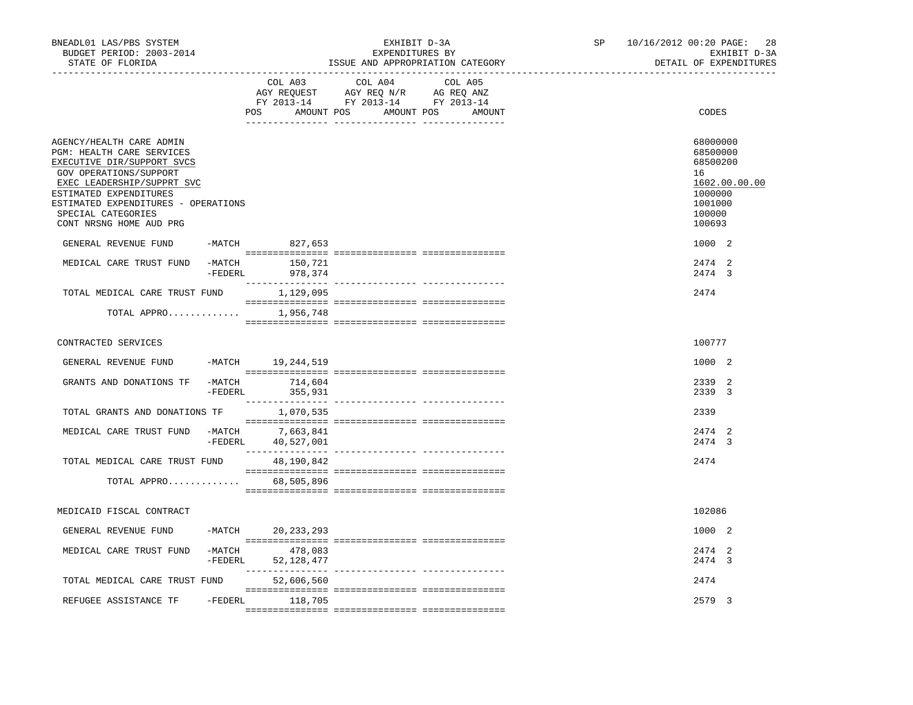BNEADL01 LAS/PBS SYSTEM | EXHIBIT D-3A | SP 10/16/2012 00:20

BUDGET PERIOD: 2003-2014 | EXPENDITURES BY | EXHIBIT D-3A

STATE OF FLORIDA | ISSUE AND APPROPRIATION CATEGORY | DETAIL OF EXPENDITURES

| | | COL A03 AGY REQUEST FY 2013-14 POS AMOUNT | COL A04 AGY REQ N/R FY 2013-14 POS AMOUNT | COL A05 AG REQ ANZ FY 2013-14 POS AMOUNT | CODES |
|---|---|---|---|---|---|
| AGENCY/HEALTH CARE ADMIN | | | | | 68000000 |
| PGM: HEALTH CARE SERVICES | | | | | 68500000 |
| EXECUTIVE DIR/SUPPORT SVCS | | | | | 68500200 |
| GOV OPERATIONS/SUPPORT | | | | | 16 |
| EXEC LEADERSHIP/SUPPRT SVC | | | | | 1602.00.00.00 |
| ESTIMATED EXPENDITURES | | | | | 1000000 |
| ESTIMATED EXPENDITURES - OPERATIONS | | | | | 1001000 |
| SPECIAL CATEGORIES | | | | | 100000 |
| CONT NRSNG HOME AUD PRG | | | | | 100693 |
| GENERAL REVENUE FUND | -MATCH | 827,653 | | | 1000 2 |
| MEDICAL CARE TRUST FUND | -MATCH | 150,721 | | | 2474 2 |
| | -FEDERL | 978,374 | | | 2474 3 |
| TOTAL MEDICAL CARE TRUST FUND | | 1,129,095 | | | 2474 |
| TOTAL APPRO............. | | 1,956,748 | | | |
| CONTRACTED SERVICES | | | | | 100777 |
| GENERAL REVENUE FUND | -MATCH | 19,244,519 | | | 1000 2 |
| GRANTS AND DONATIONS TF | -MATCH | 714,604 | | | 2339 2 |
| | -FEDERL | 355,931 | | | 2339 3 |
| TOTAL GRANTS AND DONATIONS TF | | 1,070,535 | | | 2339 |
| MEDICAL CARE TRUST FUND | -MATCH | 7,663,841 | | | 2474 2 |
| | -FEDERL | 40,527,001 | | | 2474 3 |
| TOTAL MEDICAL CARE TRUST FUND | | 48,190,842 | | | 2474 |
| TOTAL APPRO............. | | 68,505,896 | | | |
| MEDICAID FISCAL CONTRACT | | | | | 102086 |
| GENERAL REVENUE FUND | -MATCH | 20,233,293 | | | 1000 2 |
| MEDICAL CARE TRUST FUND | -MATCH | 478,083 | | | 2474 2 |
| | -FEDERL | 52,128,477 | | | 2474 3 |
| TOTAL MEDICAL CARE TRUST FUND | | 52,606,560 | | | 2474 |
| REFUGEE ASSISTANCE TF | -FEDERL | 118,705 | | | 2579 3 |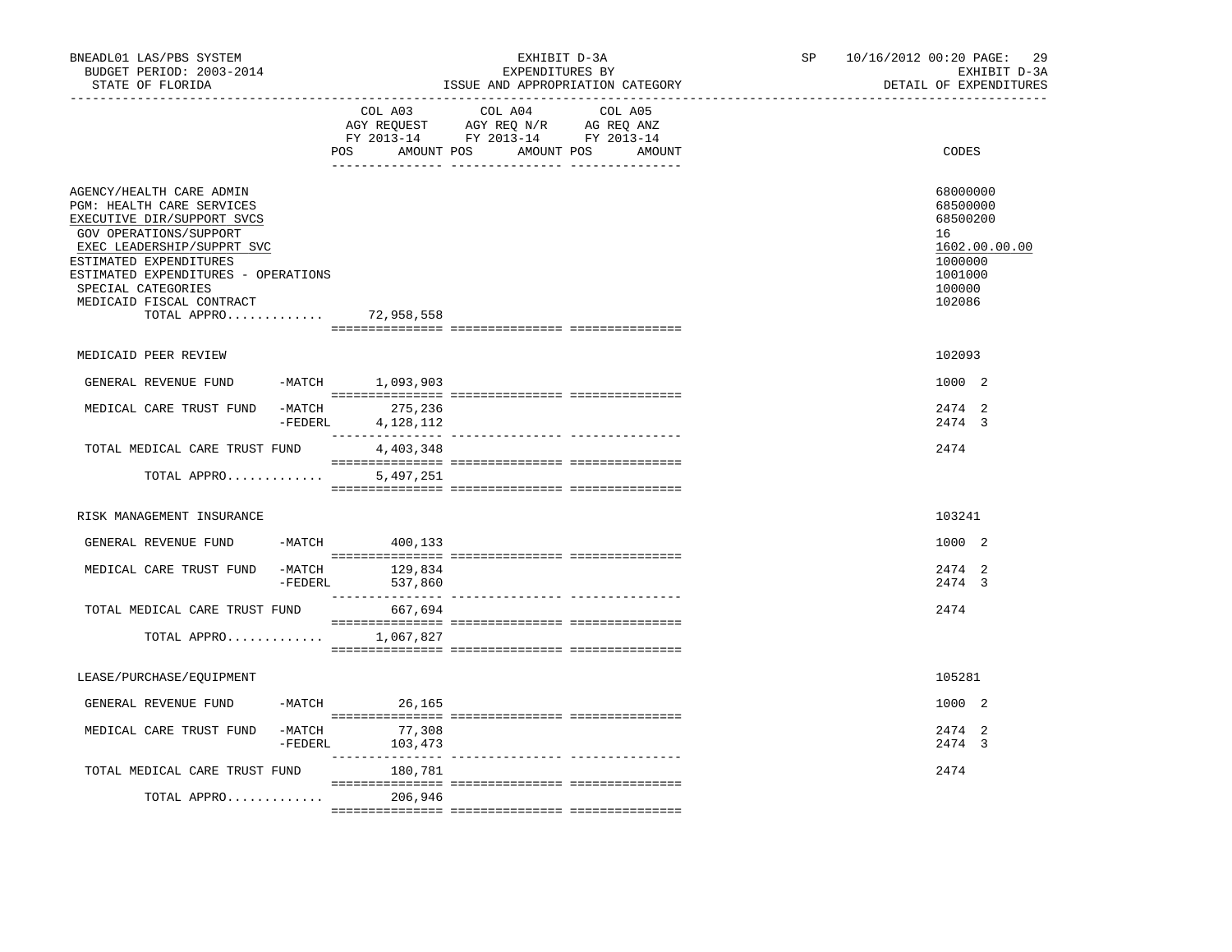BNEADL01 LAS/PBS SYSTEM | EXHIBIT D-3A | SP 10/16/2012 00:20 PAGE: 29
BUDGET PERIOD: 2003-2014 | EXPENDITURES BY | EXHIBIT D-3A
STATE OF FLORIDA | ISSUE AND APPROPRIATION CATEGORY | DETAIL OF EXPENDITURES

| | COL A03 AGY REQUEST FY 2013-14 POS AMOUNT | COL A04 AGY REQ N/R FY 2013-14 POS AMOUNT | COL A05 AG REQ ANZ FY 2013-14 POS AMOUNT | CODES |
|---|---|---|---|---|
| AGENCY/HEALTH CARE ADMIN | | | | 68000000 |
| PGM: HEALTH CARE SERVICES | | | | 68500000 |
| EXECUTIVE DIR/SUPPORT SVCS | | | | 68500200 |
| GOV OPERATIONS/SUPPORT | | | | 16 |
| EXEC LEADERSHIP/SUPPRT SVC | | | | 1602.00.00.00 |
| ESTIMATED EXPENDITURES | | | | 1000000 |
| ESTIMATED EXPENDITURES - OPERATIONS | | | | 1001000 |
| SPECIAL CATEGORIES | | | | 100000 |
| MEDICAID FISCAL CONTRACT | | | | 102086 |
| TOTAL APPRO............. | 72,958,558 | | | |
| MEDICAID PEER REVIEW | | | | 102093 |
| GENERAL REVENUE FUND -MATCH | 1,093,903 | | | 1000 2 |
| MEDICAL CARE TRUST FUND -MATCH | 275,236 | | | 2474 2 |
| -FEDERL | 4,128,112 | | | 2474 3 |
| TOTAL MEDICAL CARE TRUST FUND | 4,403,348 | | | 2474 |
| TOTAL APPRO............. | 5,497,251 | | | |
| RISK MANAGEMENT INSURANCE | | | | 103241 |
| GENERAL REVENUE FUND -MATCH | 400,133 | | | 1000 2 |
| MEDICAL CARE TRUST FUND -MATCH | 129,834 | | | 2474 2 |
| -FEDERL | 537,860 | | | 2474 3 |
| TOTAL MEDICAL CARE TRUST FUND | 667,694 | | | 2474 |
| TOTAL APPRO............. | 1,067,827 | | | |
| LEASE/PURCHASE/EQUIPMENT | | | | 105281 |
| GENERAL REVENUE FUND -MATCH | 26,165 | | | 1000 2 |
| MEDICAL CARE TRUST FUND -MATCH | 77,308 | | | 2474 2 |
| -FEDERL | 103,473 | | | 2474 3 |
| TOTAL MEDICAL CARE TRUST FUND | 180,781 | | | 2474 |
| TOTAL APPRO............. | 206,946 | | | |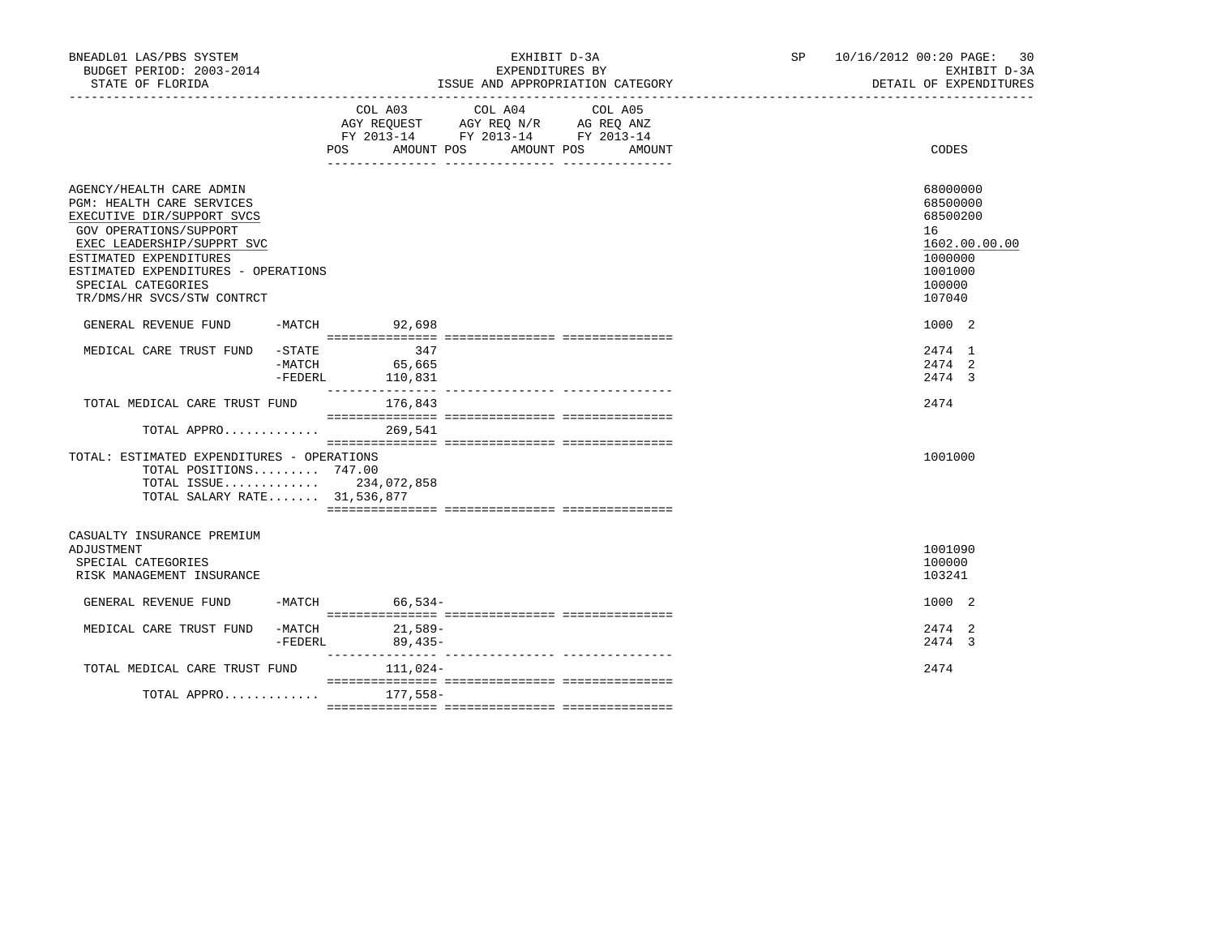BNEADL01 LAS/PBS SYSTEM
BUDGET PERIOD: 2003-2014
STATE OF FLORIDA

EXHIBIT D-3A
EXPENDITURES BY
ISSUE AND APPROPRIATION CATEGORY

SP 10/16/2012 00:20
EXHIBIT D-3A
DETAIL OF EXPENDITURES

| | COL A03 AGY REQUEST FY 2013-14 POS AMOUNT | COL A04 AGY REQ N/R FY 2013-14 POS AMOUNT | COL A05 AG REQ ANZ FY 2013-14 POS AMOUNT | CODES |
|---|---|---|---|---|
| AGENCY/HEALTH CARE ADMIN | | | | 68000000 |
| PGM: HEALTH CARE SERVICES | | | | 68500000 |
| EXECUTIVE DIR/SUPPORT SVCS | | | | 68500200 |
| GOV OPERATIONS/SUPPORT | | | | 16 |
| EXEC LEADERSHIP/SUPPRT SVC | | | | 1602.00.00.00 |
| ESTIMATED EXPENDITURES | | | | 1000000 |
| ESTIMATED EXPENDITURES - OPERATIONS | | | | 1001000 |
| SPECIAL CATEGORIES | | | | 100000 |
| TR/DMS/HR SVCS/STW CONTRCT | | | | 107040 |
| GENERAL REVENUE FUND -MATCH | 92,698 | | | 1000 2 |
| MEDICAL CARE TRUST FUND -STATE | 347 | | | 2474 1 |
| -MATCH | 65,665 | | | 2474 2 |
| -FEDERL | 110,831 | | | 2474 3 |
| TOTAL MEDICAL CARE TRUST FUND | 176,843 | | | 2474 |
| TOTAL APPRO............. | 269,541 | | | |
| TOTAL: ESTIMATED EXPENDITURES - OPERATIONS | | | | 1001000 |
| TOTAL POSITIONS......... 747.00 | | | | |
| TOTAL ISSUE............. | 234,072,858 | | | |
| TOTAL SALARY RATE....... 31,536,877 | | | | |
| CASUALTY INSURANCE PREMIUM ADJUSTMENT | | | | 1001090 |
| SPECIAL CATEGORIES | | | | 100000 |
| RISK MANAGEMENT INSURANCE | | | | 103241 |
| GENERAL REVENUE FUND -MATCH | 66,534- | | | 1000 2 |
| MEDICAL CARE TRUST FUND -MATCH | 21,589- | | | 2474 2 |
| -FEDERL | 89,435- | | | 2474 3 |
| TOTAL MEDICAL CARE TRUST FUND | 111,024- | | | 2474 |
| TOTAL APPRO............. | 177,558- | | | |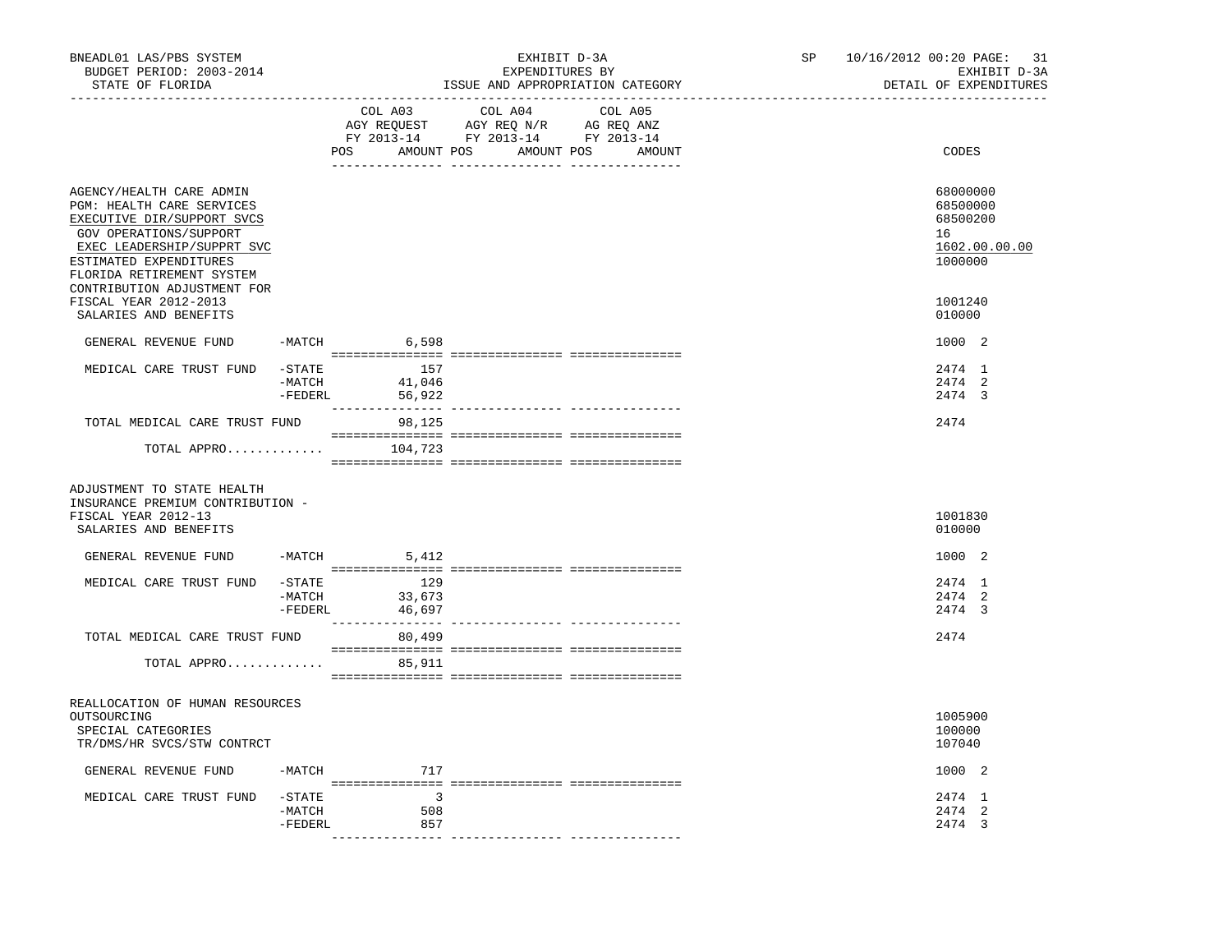BNEADL01 LAS/PBS SYSTEM | EXHIBIT D-3A | SP 10/16/2012 00:20 PAGE: 31
BUDGET PERIOD: 2003-2014 | EXPENDITURES BY | EXHIBIT D-3A
STATE OF FLORIDA | ISSUE AND APPROPRIATION CATEGORY | DETAIL OF EXPENDITURES

| | | COL A03 AGY REQUEST FY 2013-14 POS AMOUNT | COL A04 AGY REQ N/R FY 2013-14 POS AMOUNT | COL A05 AG REQ ANZ FY 2013-14 POS AMOUNT | CODES |
|---|---|---|---|---|---|
| AGENCY/HEALTH CARE ADMIN | | | | | 68000000 |
| PGM: HEALTH CARE SERVICES | | | | | 68500000 |
| EXECUTIVE DIR/SUPPORT SVCS | | | | | 68500200 |
| GOV OPERATIONS/SUPPORT | | | | | 16 |
| EXEC LEADERSHIP/SUPPRT SVC | | | | | 1602.00.00.00 |
| ESTIMATED EXPENDITURES | | | | | 1000000 |
| FLORIDA RETIREMENT SYSTEM CONTRIBUTION ADJUSTMENT FOR FISCAL YEAR 2012-2013 | | | | | 1001240 |
| SALARIES AND BENEFITS | | | | | 010000 |
| GENERAL REVENUE FUND | -MATCH | 6,598 | | | 1000 2 |
| MEDICAL CARE TRUST FUND | -STATE | 157 | | | 2474 1 |
| | -MATCH | 41,046 | | | 2474 2 |
| | -FEDERL | 56,922 | | | 2474 3 |
| TOTAL MEDICAL CARE TRUST FUND | | 98,125 | | | 2474 |
| TOTAL APPRO............. | | 104,723 | | | |
| ADJUSTMENT TO STATE HEALTH INSURANCE PREMIUM CONTRIBUTION - FISCAL YEAR 2012-13 | | | | | 1001830 |
| SALARIES AND BENEFITS | | | | | 010000 |
| GENERAL REVENUE FUND | -MATCH | 5,412 | | | 1000 2 |
| MEDICAL CARE TRUST FUND | -STATE | 129 | | | 2474 1 |
| | -MATCH | 33,673 | | | 2474 2 |
| | -FEDERL | 46,697 | | | 2474 3 |
| TOTAL MEDICAL CARE TRUST FUND | | 80,499 | | | 2474 |
| TOTAL APPRO............. | | 85,911 | | | |
| REALLOCATION OF HUMAN RESOURCES OUTSOURCING | | | | | 1005900 |
| SPECIAL CATEGORIES | | | | | 100000 |
| TR/DMS/HR SVCS/STW CONTRCT | | | | | 107040 |
| GENERAL REVENUE FUND | -MATCH | 717 | | | 1000 2 |
| MEDICAL CARE TRUST FUND | -STATE | 3 | | | 2474 1 |
| | -MATCH | 508 | | | 2474 2 |
| | -FEDERL | 857 | | | 2474 3 |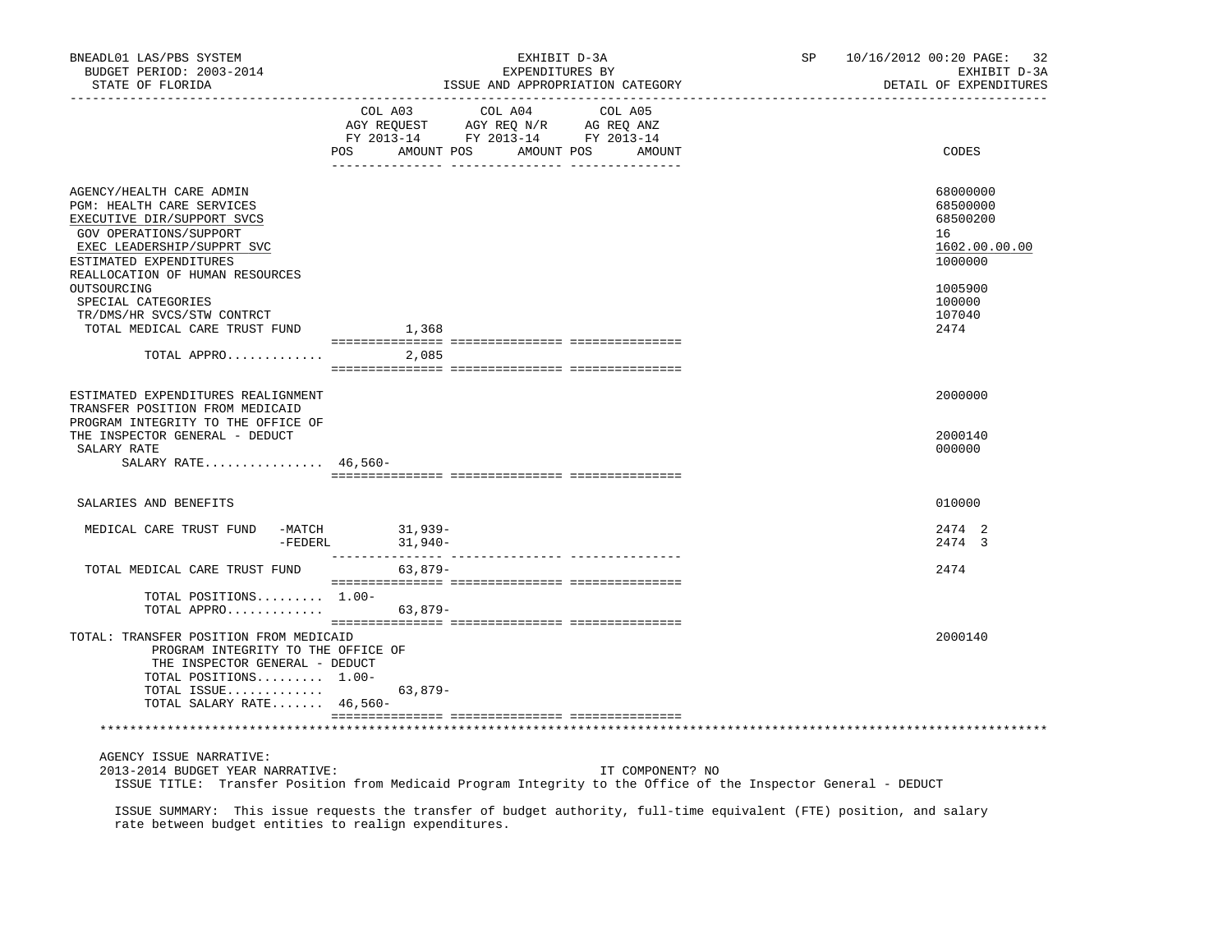| | COL A03 AGY REQUEST FY 2013-14 POS | AMOUNT | COL A04 AGY REQ N/R FY 2013-14 POS | AMOUNT | COL A05 AG REQ ANZ FY 2013-14 POS | AMOUNT | CODES |
|---|---|---|---|---|---|---|---|
| AGENCY/HEALTH CARE ADMIN | | | | | | | 68000000 |
| PGM: HEALTH CARE SERVICES | | | | | | | 68500000 |
| EXECUTIVE DIR/SUPPORT SVCS | | | | | | | 68500200 |
| GOV OPERATIONS/SUPPORT | | | | | | | 16 |
| EXEC LEADERSHIP/SUPPRT SVC | | | | | | | 1602.00.00.00 |
| ESTIMATED EXPENDITURES | | | | | | | 1000000 |
| REALLOCATION OF HUMAN RESOURCES OUTSOURCING | | | | | | | 1005900 |
| SPECIAL CATEGORIES | | | | | | | 100000 |
| TR/DMS/HR SVCS/STW CONTRCT | | | | | | | 107040 |
| TOTAL MEDICAL CARE TRUST FUND | | 1,368 | | | | | 2474 |
| TOTAL APPRO............. | | 2,085 | | | | | |
| ESTIMATED EXPENDITURES REALIGNMENT | | | | | | | 2000000 |
| TRANSFER POSITION FROM MEDICAID PROGRAM INTEGRITY TO THE OFFICE OF THE INSPECTOR GENERAL - DEDUCT | | | | | | | 2000140 |
| SALARY RATE | | | | | | | 000000 |
| SALARY RATE................ | 46,560- | | | | | | |
| SALARIES AND BENEFITS | | | | | | | 010000 |
| MEDICAL CARE TRUST FUND -MATCH | | 31,939- | | | | | 2474 2 |
| -FEDERL | | 31,940- | | | | | 2474 3 |
| TOTAL MEDICAL CARE TRUST FUND | | 63,879- | | | | | 2474 |
| TOTAL POSITIONS......... | 1.00- | | | | | | |
| TOTAL APPRO............. | | 63,879- | | | | | |
| TOTAL: TRANSFER POSITION FROM MEDICAID PROGRAM INTEGRITY TO THE OFFICE OF THE INSPECTOR GENERAL - DEDUCT | | | | | | | 2000140 |
| TOTAL POSITIONS......... | 1.00- | | | | | | |
| TOTAL ISSUE............. | | 63,879- | | | | | |
| TOTAL SALARY RATE....... | 46,560- | | | | | | |

AGENCY ISSUE NARRATIVE:

2013-2014 BUDGET YEAR NARRATIVE: IT COMPONENT? NO

ISSUE TITLE: Transfer Position from Medicaid Program Integrity to the Office of the Inspector General - DEDUCT

ISSUE SUMMARY: This issue requests the transfer of budget authority, full-time equivalent (FTE) position, and salary rate between budget entities to realign expenditures.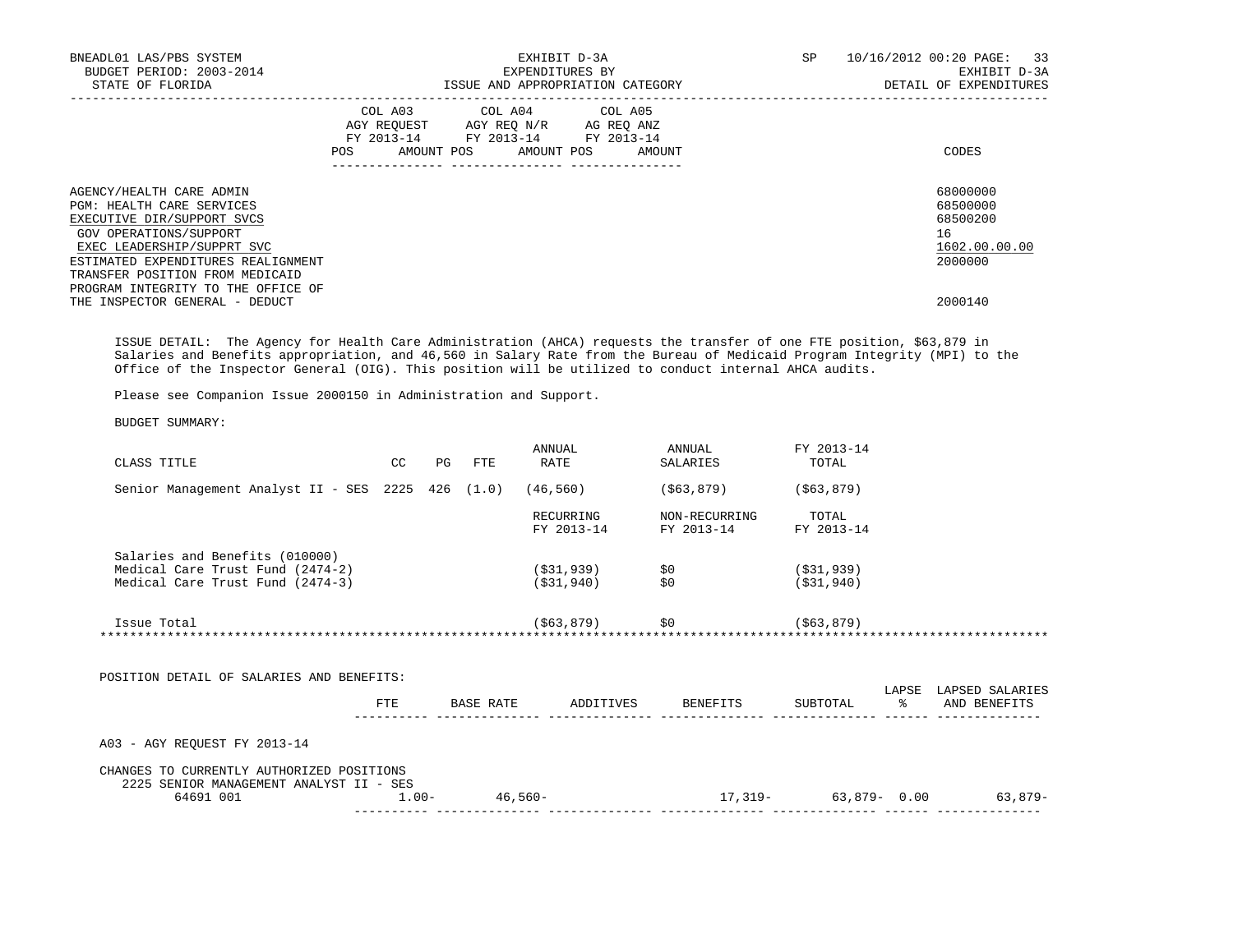BNEADL01 LAS/PBS SYSTEM — EXHIBIT D-3A — EXPENDITURES BY ISSUE AND APPROPRIATION CATEGORY — SP 10/16/2012 00:20

BUDGET PERIOD: 2003-2014 — STATE OF FLORIDA — EXHIBIT D-3A DETAIL OF EXPENDITURES

| | COL A03 AGY REQUEST FY 2013-14 POS AMOUNT | COL A04 AGY REQ N/R FY 2013-14 POS AMOUNT | COL A05 AG REQ ANZ FY 2013-14 POS AMOUNT | CODES |
|---|---|---|---|---|
| AGENCY/HEALTH CARE ADMIN | | | | 68000000 |
| PGM: HEALTH CARE SERVICES | | | | 68500000 |
| EXECUTIVE DIR/SUPPORT SVCS | | | | 68500200 |
| GOV OPERATIONS/SUPPORT | | | | 16 |
| EXEC LEADERSHIP/SUPPRT SVC | | | | 1602.00.00.00 |
| ESTIMATED EXPENDITURES REALIGNMENT | | | | 2000000 |
| TRANSFER POSITION FROM MEDICAID PROGRAM INTEGRITY TO THE OFFICE OF THE INSPECTOR GENERAL - DEDUCT | | | | 2000140 |

ISSUE DETAIL: The Agency for Health Care Administration (AHCA) requests the transfer of one FTE position, $63,879 in Salaries and Benefits appropriation, and 46,560 in Salary Rate from the Bureau of Medicaid Program Integrity (MPI) to the Office of the Inspector General (OIG). This position will be utilized to conduct internal AHCA audits.

Please see Companion Issue 2000150 in Administration and Support.

BUDGET SUMMARY:

| CLASS TITLE | CC | PG | FTE | ANNUAL RATE | ANNUAL SALARIES | FY 2013-14 TOTAL |
|---|---|---|---|---|---|---|
| Senior Management Analyst II - SES | 2225 | 426 | (1.0) | (46,560) | ($63,879) | ($63,879) |

| | RECURRING FY 2013-14 | NON-RECURRING FY 2013-14 | TOTAL FY 2013-14 |
|---|---|---|---|
| Salaries and Benefits (010000) | | | |
| Medical Care Trust Fund (2474-2) | ($31,939) | $0 | ($31,939) |
| Medical Care Trust Fund (2474-3) | ($31,940) | $0 | ($31,940) |
| Issue Total | ($63,879) | $0 | ($63,879) |

*******************************************************************************************************************

POSITION DETAIL OF SALARIES AND BENEFITS:

| | FTE | BASE RATE | ADDITIVES | BENEFITS | SUBTOTAL | LAPSE % | LAPSED SALARIES AND BENEFITS |
|---|---|---|---|---|---|---|---|
| A03 - AGY REQUEST FY 2013-14 | | | | | | | |
| CHANGES TO CURRENTLY AUTHORIZED POSITIONS | | | | | | | |
| 2225 SENIOR MANAGEMENT ANALYST II - SES | | | | | | | |
| 64691 001 | 1.00- | 46,560- | | 17,319- | 63,879- | 0.00 | 63,879- |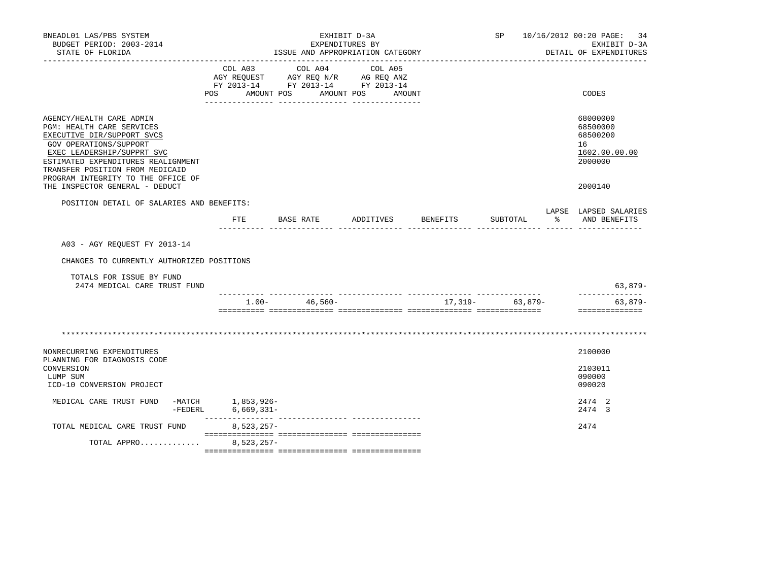BNEADL01 LAS/PBS SYSTEM — EXHIBIT D-3A — EXPENDITURES BY ISSUE AND APPROPRIATION CATEGORY — BUDGET PERIOD: 2003-2014 — STATE OF FLORIDA — SP 10/16/2012 00:20 — EXHIBIT D-3A DETAIL OF EXPENDITURES

| | COL A03 AGY REQUEST FY 2013-14 POS AMOUNT | COL A04 AGY REQ N/R FY 2013-14 POS AMOUNT | COL A05 AG REQ ANZ FY 2013-14 POS AMOUNT | CODES |
|---|---|---|---|---|
| AGENCY/HEALTH CARE ADMIN | | | | 68000000 |
| PGM: HEALTH CARE SERVICES | | | | 68500000 |
| EXECUTIVE DIR/SUPPORT SVCS | | | | 68500200 |
| GOV OPERATIONS/SUPPORT | | | | 16 |
| EXEC LEADERSHIP/SUPPRT SVC | | | | 1602.00.00.00 |
| ESTIMATED EXPENDITURES REALIGNMENT | | | | 2000000 |
| TRANSFER POSITION FROM MEDICAID PROGRAM INTEGRITY TO THE OFFICE OF THE INSPECTOR GENERAL - DEDUCT | | | | 2000140 |

POSITION DETAIL OF SALARIES AND BENEFITS:

A03 - AGY REQUEST FY 2013-14

CHANGES TO CURRENTLY AUTHORIZED POSITIONS

| | FTE | BASE RATE | ADDITIVES | BENEFITS | SUBTOTAL | LAPSE % | LAPSED SALARIES AND BENEFITS |
|---|---|---|---|---|---|---|---|
| TOTALS FOR ISSUE BY FUND 2474 MEDICAL CARE TRUST FUND | | | | | | | 63,879- |
| | 1.00- | 46,560- | | 17,319- | 63,879- | | 63,879- |

*******************************************************************************************************************

| | COL A03 | COL A04 | COL A05 | CODES |
|---|---|---|---|---|
| NONRECURRING EXPENDITURES | | | | 2100000 |
| PLANNING FOR DIAGNOSIS CODE CONVERSION | | | | 2103011 |
| LUMP SUM | | | | 090000 |
| ICD-10 CONVERSION PROJECT | | | | 090020 |
| MEDICAL CARE TRUST FUND -MATCH | 1,853,926- | | | 2474 2 |
| -FEDERL | 6,669,331- | | | 2474 3 |
| TOTAL MEDICAL CARE TRUST FUND | 8,523,257- | | | 2474 |
| TOTAL APPRO............ | 8,523,257- | | | |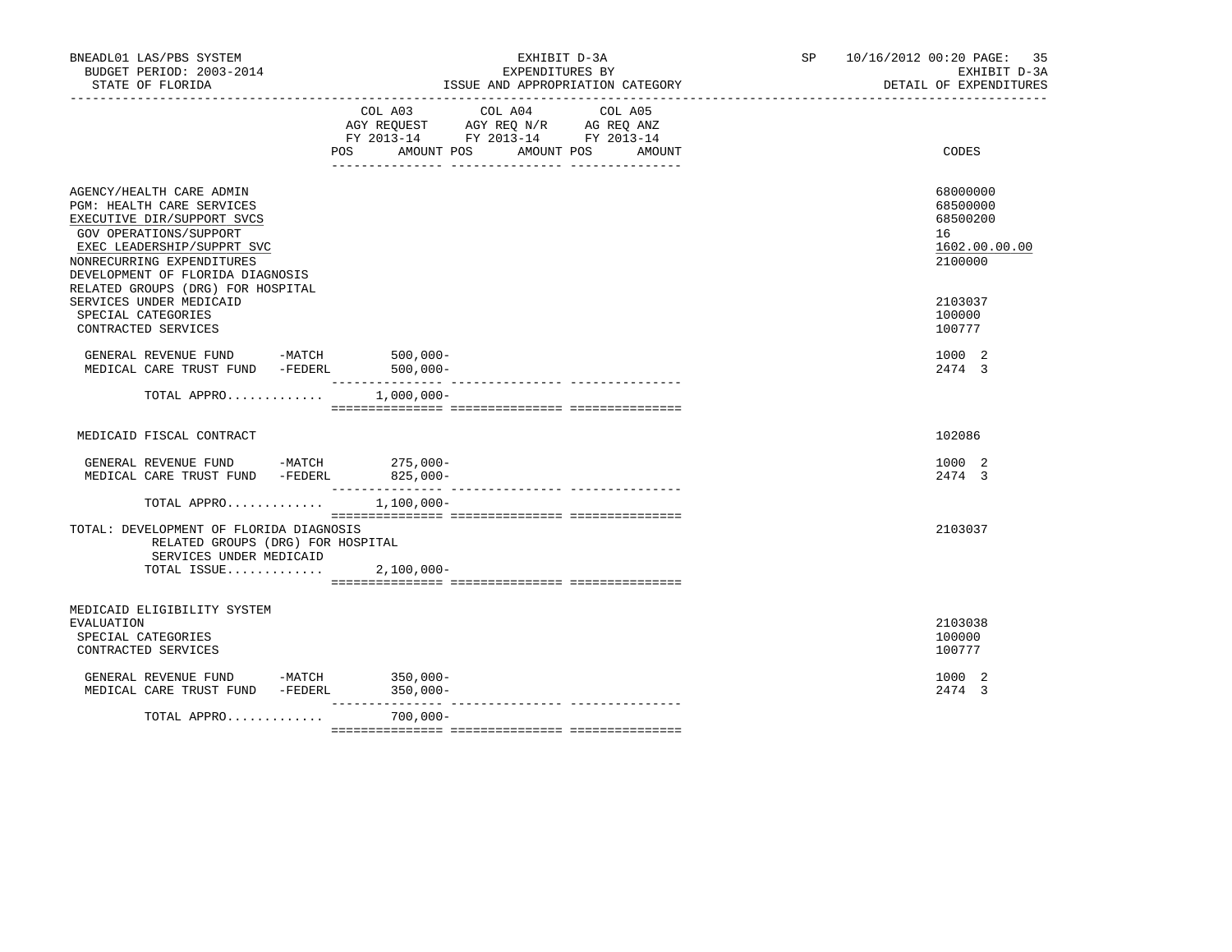BNEADL01 LAS/PBS SYSTEM | EXHIBIT D-3A | SP 10/16/2012 00:20
BUDGET PERIOD: 2003-2014 | EXPENDITURES BY | EXHIBIT D-3A
STATE OF FLORIDA | ISSUE AND APPROPRIATION CATEGORY | DETAIL OF EXPENDITURES

| | COL A03 AGY REQUEST FY 2013-14 POS AMOUNT | COL A04 AGY REQ N/R FY 2013-14 POS AMOUNT | COL A05 AG REQ ANZ FY 2013-14 POS AMOUNT | CODES |
|---|---|---|---|---|
| AGENCY/HEALTH CARE ADMIN | | | | 68000000 |
| PGM: HEALTH CARE SERVICES | | | | 68500000 |
| EXECUTIVE DIR/SUPPORT SVCS | | | | 68500200 |
| GOV OPERATIONS/SUPPORT | | | | 16 |
| EXEC LEADERSHIP/SUPPRT SVC | | | | 1602.00.00.00 |
| NONRECURRING EXPENDITURES | | | | 2100000 |
| DEVELOPMENT OF FLORIDA DIAGNOSIS RELATED GROUPS (DRG) FOR HOSPITAL SERVICES UNDER MEDICAID | | | | 2103037 |
| SPECIAL CATEGORIES | | | | 100000 |
| CONTRACTED SERVICES | | | | 100777 |
| GENERAL REVENUE FUND -MATCH | 500,000- | | | 1000 2 |
| MEDICAL CARE TRUST FUND -FEDERL | 500,000- | | | 2474 3 |
| TOTAL APPRO............ | 1,000,000- | | | |
| MEDICAID FISCAL CONTRACT | | | | 102086 |
| GENERAL REVENUE FUND -MATCH | 275,000- | | | 1000 2 |
| MEDICAL CARE TRUST FUND -FEDERL | 825,000- | | | 2474 3 |
| TOTAL APPRO............ | 1,100,000- | | | |
| TOTAL: DEVELOPMENT OF FLORIDA DIAGNOSIS RELATED GROUPS (DRG) FOR HOSPITAL SERVICES UNDER MEDICAID | | | | 2103037 |
| TOTAL ISSUE............ | 2,100,000- | | | |
| MEDICAID ELIGIBILITY SYSTEM EVALUATION | | | | 2103038 |
| SPECIAL CATEGORIES | | | | 100000 |
| CONTRACTED SERVICES | | | | 100777 |
| GENERAL REVENUE FUND -MATCH | 350,000- | | | 1000 2 |
| MEDICAL CARE TRUST FUND -FEDERL | 350,000- | | | 2474 3 |
| TOTAL APPRO............ | 700,000- | | | |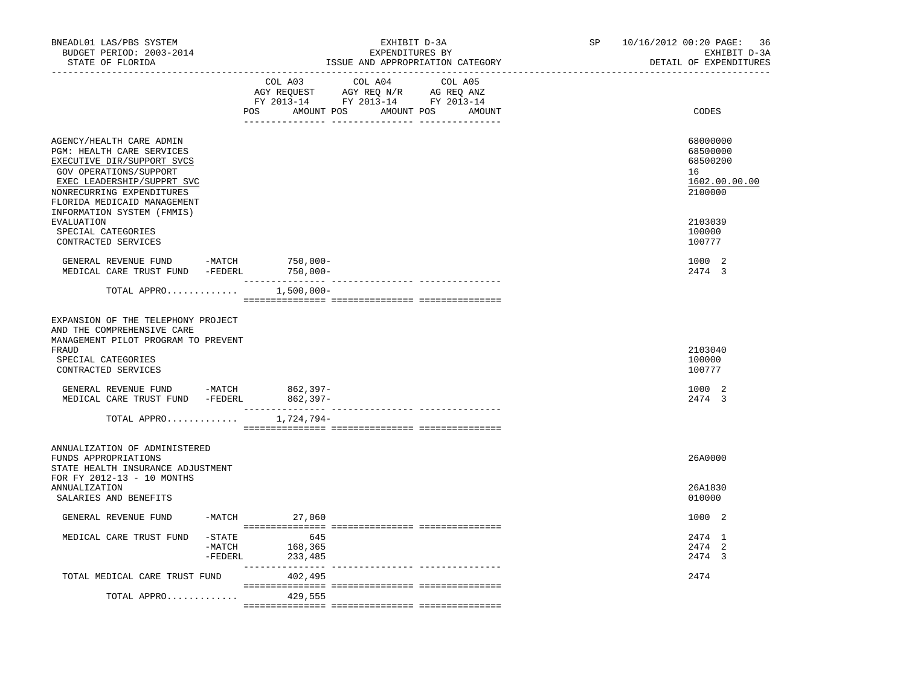BNEADL01 LAS/PBS SYSTEM | EXHIBIT D-3A | SP 10/16/2012 00:20

BUDGET PERIOD: 2003-2014 | EXPENDITURES BY | EXHIBIT D-3A

STATE OF FLORIDA | ISSUE AND APPROPRIATION CATEGORY | DETAIL OF EXPENDITURES

| | COL A03 AGY REQUEST FY 2013-14 POS AMOUNT | COL A04 AGY REQ N/R FY 2013-14 POS AMOUNT | COL A05 AG REQ ANZ FY 2013-14 POS AMOUNT | CODES |
|---|---|---|---|---|
| AGENCY/HEALTH CARE ADMIN | | | | 68000000 |
| PGM: HEALTH CARE SERVICES | | | | 68500000 |
| EXECUTIVE DIR/SUPPORT SVCS | | | | 68500200 |
| GOV OPERATIONS/SUPPORT | | | | 16 |
| EXEC LEADERSHIP/SUPPRT SVC | | | | 1602.00.00.00 |
| NONRECURRING EXPENDITURES | | | | 2100000 |
| FLORIDA MEDICAID MANAGEMENT INFORMATION SYSTEM (FMMIS) EVALUATION | | | | 2103039 |
| SPECIAL CATEGORIES | | | | 100000 |
| CONTRACTED SERVICES | | | | 100777 |
| GENERAL REVENUE FUND -MATCH | 750,000- | | | 1000 2 |
| MEDICAL CARE TRUST FUND -FEDERL | 750,000- | | | 2474 3 |
| TOTAL APPRO............. | 1,500,000- | | | |
| EXPANSION OF THE TELEPHONY PROJECT AND THE COMPREHENSIVE CARE MANAGEMENT PILOT PROGRAM TO PREVENT FRAUD | | | | 2103040 |
| SPECIAL CATEGORIES | | | | 100000 |
| CONTRACTED SERVICES | | | | 100777 |
| GENERAL REVENUE FUND -MATCH | 862,397- | | | 1000 2 |
| MEDICAL CARE TRUST FUND -FEDERL | 862,397- | | | 2474 3 |
| TOTAL APPRO............. | 1,724,794- | | | |
| ANNUALIZATION OF ADMINISTERED FUNDS APPROPRIATIONS | | | | 26A0000 |
| STATE HEALTH INSURANCE ADJUSTMENT FOR FY 2012-13 - 10 MONTHS ANNUALIZATION | | | | 26A1830 |
| SALARIES AND BENEFITS | | | | 010000 |
| GENERAL REVENUE FUND -MATCH | 27,060 | | | 1000 2 |
| MEDICAL CARE TRUST FUND -STATE | 645 | | | 2474 1 |
| -MATCH | 168,365 | | | 2474 2 |
| -FEDERL | 233,485 | | | 2474 3 |
| TOTAL MEDICAL CARE TRUST FUND | 402,495 | | | 2474 |
| TOTAL APPRO............. | 429,555 | | | |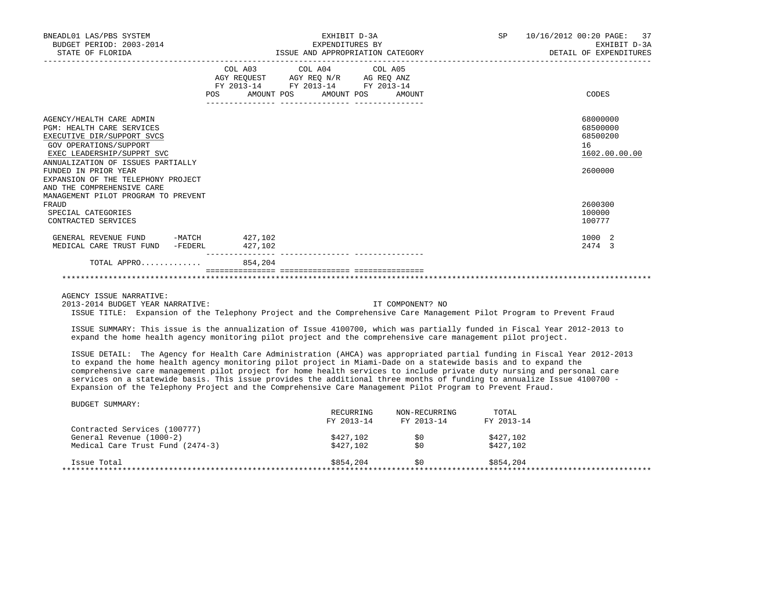BNEADL01 LAS/PBS SYSTEM — EXHIBIT D-3A — SP 10/16/2012 00:20
BUDGET PERIOD: 2003-2014 — EXPENDITURES BY — EXHIBIT D-3A
STATE OF FLORIDA — ISSUE AND APPROPRIATION CATEGORY — DETAIL OF EXPENDITURES

| | COL A03 AGY REQUEST FY 2013-14 POS AMOUNT | COL A04 AGY REQ N/R FY 2013-14 POS AMOUNT | COL A05 AG REQ ANZ FY 2013-14 POS AMOUNT | CODES |
|---|---|---|---|---|
| AGENCY/HEALTH CARE ADMIN | | | | 68000000 |
| PGM: HEALTH CARE SERVICES | | | | 68500000 |
| EXECUTIVE DIR/SUPPORT SVCS | | | | 68500200 |
| GOV OPERATIONS/SUPPORT | | | | 16 |
| EXEC LEADERSHIP/SUPPRT SVC | | | | 1602.00.00.00 |
| ANNUALIZATION OF ISSUES PARTIALLY FUNDED IN PRIOR YEAR | | | | 2600000 |
| EXPANSION OF THE TELEPHONY PROJECT AND THE COMPREHENSIVE CARE MANAGEMENT PILOT PROGRAM TO PREVENT FRAUD | | | | 2600300 |
| SPECIAL CATEGORIES | | | | 100000 |
| CONTRACTED SERVICES | | | | 100777 |
| GENERAL REVENUE FUND -MATCH | 427,102 | | | 1000 2 |
| MEDICAL CARE TRUST FUND -FEDERL | 427,102 | | | 2474 3 |
| TOTAL APPRO............ | 854,204 | | | |

AGENCY ISSUE NARRATIVE:

2013-2014 BUDGET YEAR NARRATIVE: IT COMPONENT? NO

ISSUE TITLE: Expansion of the Telephony Project and the Comprehensive Care Management Pilot Program to Prevent Fraud

ISSUE SUMMARY: This issue is the annualization of Issue 4100700, which was partially funded in Fiscal Year 2012-2013 to expand the home health agency monitoring pilot project and the comprehensive care management pilot project.

ISSUE DETAIL: The Agency for Health Care Administration (AHCA) was appropriated partial funding in Fiscal Year 2012-2013 to expand the home health agency monitoring pilot project in Miami-Dade on a statewide basis and to expand the comprehensive care management pilot project for home health services to include private duty nursing and personal care services on a statewide basis. This issue provides the additional three months of funding to annualize Issue 4100700 - Expansion of the Telephony Project and the Comprehensive Care Management Pilot Program to Prevent Fraud.

BUDGET SUMMARY:

| | RECURRING FY 2013-14 | NON-RECURRING FY 2013-14 | TOTAL FY 2013-14 |
|---|---|---|---|
| Contracted Services (100777) | | | |
| General Revenue (1000-2) | $427,102 | $0 | $427,102 |
| Medical Care Trust Fund (2474-3) | $427,102 | $0 | $427,102 |
| Issue Total | $854,204 | $0 | $854,204 |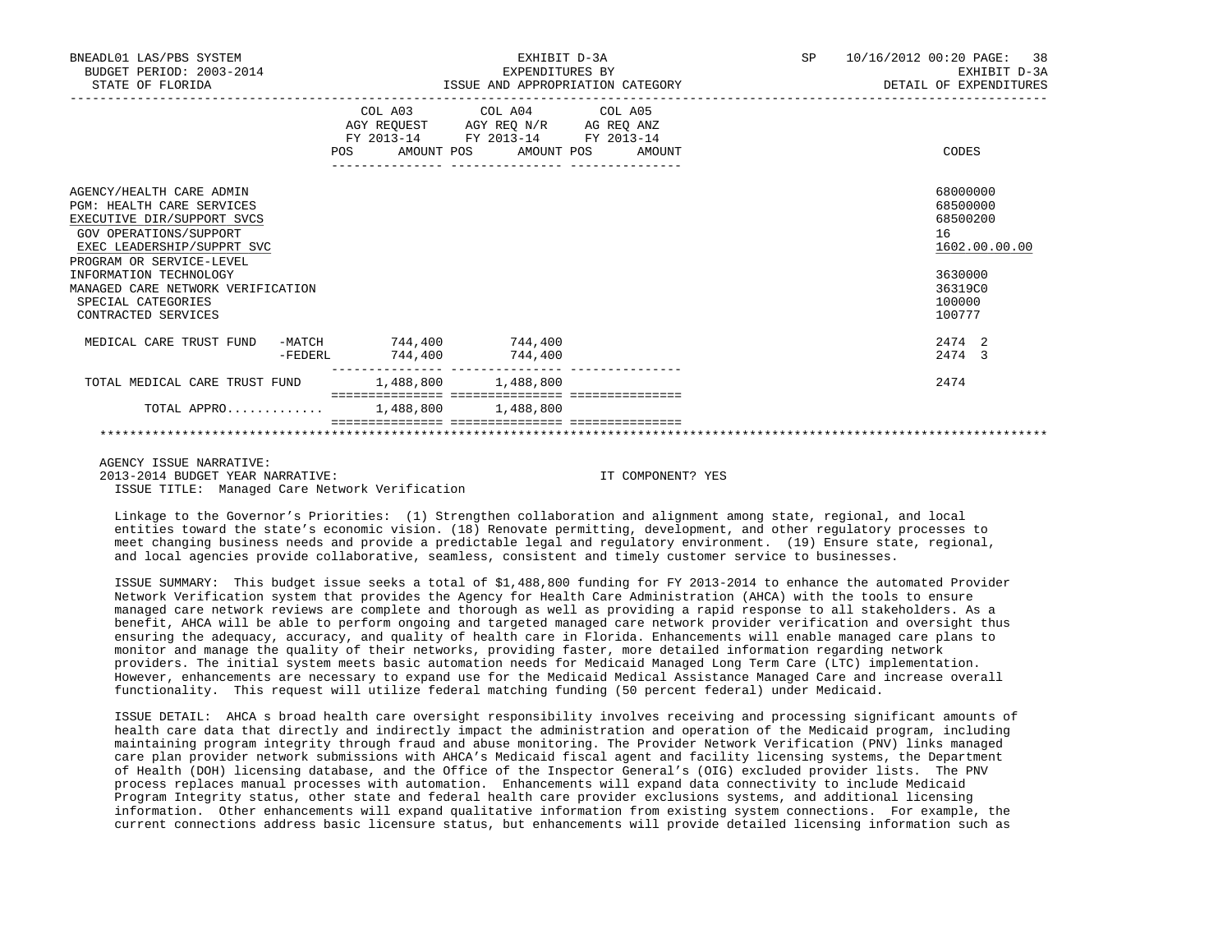BNEADL01 LAS/PBS SYSTEM
BUDGET PERIOD: 2003-2014
STATE OF FLORIDA

EXHIBIT D-3A
EXPENDITURES BY
ISSUE AND APPROPRIATION CATEGORY

SP 10/16/2012 00:20
EXHIBIT D-3A
DETAIL OF EXPENDITURES

| | COL A03 AGY REQUEST FY 2013-14 POS AMOUNT | COL A04 AGY REQ N/R FY 2013-14 POS AMOUNT | COL A05 AG REQ ANZ FY 2013-14 POS AMOUNT | CODES |
|---|---|---|---|---|
| AGENCY/HEALTH CARE ADMIN | | | | 68000000 |
| PGM: HEALTH CARE SERVICES | | | | 68500000 |
| EXECUTIVE DIR/SUPPORT SVCS | | | | 68500200 |
| GOV OPERATIONS/SUPPORT | | | | 16 |
| EXEC LEADERSHIP/SUPPRT SVC | | | | 1602.00.00.00 |
| PROGRAM OR SERVICE-LEVEL | | | | |
| INFORMATION TECHNOLOGY | | | | 3630000 |
| MANAGED CARE NETWORK VERIFICATION | | | | 36319C0 |
| SPECIAL CATEGORIES | | | | 100000 |
| CONTRACTED SERVICES | | | | 100777 |
| MEDICAL CARE TRUST FUND -MATCH | 744,400 | 744,400 | | 2474 2 |
| -FEDERL | 744,400 | 744,400 | | 2474 3 |
| TOTAL MEDICAL CARE TRUST FUND | 1,488,800 | 1,488,800 | | 2474 |
| TOTAL APPRO............ | 1,488,800 | 1,488,800 | | |

AGENCY ISSUE NARRATIVE:
2013-2014 BUDGET YEAR NARRATIVE: IT COMPONENT? YES
ISSUE TITLE: Managed Care Network Verification

Linkage to the Governor's Priorities: (1) Strengthen collaboration and alignment among state, regional, and local entities toward the state's economic vision. (18) Renovate permitting, development, and other regulatory processes to meet changing business needs and provide a predictable legal and regulatory environment. (19) Ensure state, regional, and local agencies provide collaborative, seamless, consistent and timely customer service to businesses.

ISSUE SUMMARY: This budget issue seeks a total of $1,488,800 funding for FY 2013-2014 to enhance the automated Provider Network Verification system that provides the Agency for Health Care Administration (AHCA) with the tools to ensure managed care network reviews are complete and thorough as well as providing a rapid response to all stakeholders. As a benefit, AHCA will be able to perform ongoing and targeted managed care network provider verification and oversight thus ensuring the adequacy, accuracy, and quality of health care in Florida. Enhancements will enable managed care plans to monitor and manage the quality of their networks, providing faster, more detailed information regarding network providers. The initial system meets basic automation needs for Medicaid Managed Long Term Care (LTC) implementation. However, enhancements are necessary to expand use for the Medicaid Medical Assistance Managed Care and increase overall functionality. This request will utilize federal matching funding (50 percent federal) under Medicaid.

ISSUE DETAIL: AHCA s broad health care oversight responsibility involves receiving and processing significant amounts of health care data that directly and indirectly impact the administration and operation of the Medicaid program, including maintaining program integrity through fraud and abuse monitoring. The Provider Network Verification (PNV) links managed care plan provider network submissions with AHCA's Medicaid fiscal agent and facility licensing systems, the Department of Health (DOH) licensing database, and the Office of the Inspector General's (OIG) excluded provider lists. The PNV process replaces manual processes with automation. Enhancements will expand data connectivity to include Medicaid Program Integrity status, other state and federal health care provider exclusions systems, and additional licensing information. Other enhancements will expand qualitative information from existing system connections. For example, the current connections address basic licensure status, but enhancements will provide detailed licensing information such as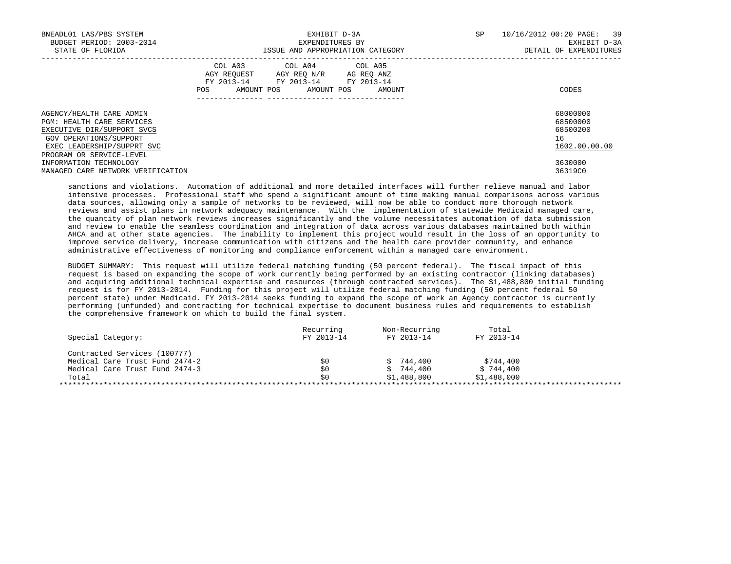| COL A03 AGY REQUEST FY 2013-14 POS AMOUNT | COL A04 AGY REQ N/R FY 2013-14 POS AMOUNT | COL A05 AG REQ ANZ FY 2013-14 POS AMOUNT | CODES |
|---|---|---|---|

AGENCY/HEALTH CARE ADMIN 68000000
PGM: HEALTH CARE SERVICES 68500000
EXECUTIVE DIR/SUPPORT SVCS 68500200
GOV OPERATIONS/SUPPORT 16
EXEC LEADERSHIP/SUPPRT SVC 1602.00.00.00
PROGRAM OR SERVICE-LEVEL
INFORMATION TECHNOLOGY 3630000
MANAGED CARE NETWORK VERIFICATION 36319C0

sanctions and violations. Automation of additional and more detailed interfaces will further relieve manual and labor intensive processes. Professional staff who spend a significant amount of time making manual comparisons across various data sources, allowing only a sample of networks to be reviewed, will now be able to conduct more thorough network reviews and assist plans in network adequacy maintenance. With the implementation of statewide Medicaid managed care, the quantity of plan network reviews increases significantly and the volume necessitates automation of data submission and review to enable the seamless coordination and integration of data across various databases maintained both within AHCA and at other state agencies. The inability to implement this project would result in the loss of an opportunity to improve service delivery, increase communication with citizens and the health care provider community, and enhance administrative effectiveness of monitoring and compliance enforcement within a managed care environment.

BUDGET SUMMARY: This request will utilize federal matching funding (50 percent federal). The fiscal impact of this request is based on expanding the scope of work currently being performed by an existing contractor (linking databases) and acquiring additional technical expertise and resources (through contracted services). The $1,488,800 initial funding request is for FY 2013-2014. Funding for this project will utilize federal matching funding (50 percent federal 50 percent state) under Medicaid. FY 2013-2014 seeks funding to expand the scope of work an Agency contractor is currently performing (unfunded) and contracting for technical expertise to document business rules and requirements to establish the comprehensive framework on which to build the final system.

| Special Category: | Recurring FY 2013-14 | Non-Recurring FY 2013-14 | Total FY 2013-14 |
|---|---|---|---|
| Contracted Services (100777) | | | |
| Medical Care Trust Fund 2474-2 | $0 | $ 744,400 | $744,400 |
| Medical Care Trust Fund 2474-3 | $0 | $ 744,400 | $ 744,400 |
| Total | $0 | $1,488,800 | $1,488,000 |

********************************************************************************************************************************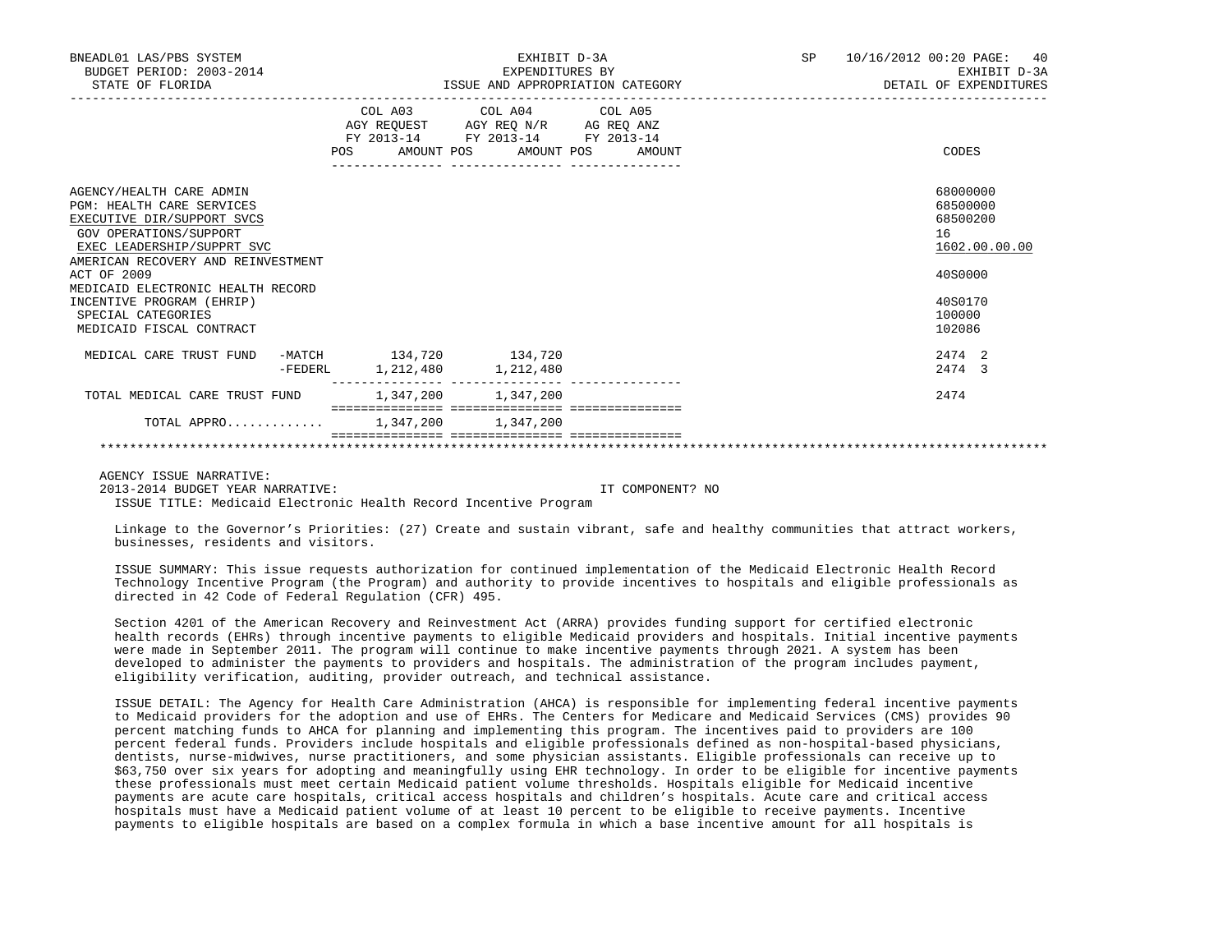BNEADL01 LAS/PBS SYSTEM
BUDGET PERIOD: 2003-2014
STATE OF FLORIDA

EXHIBIT D-3A
EXPENDITURES BY
ISSUE AND APPROPRIATION CATEGORY

SP 10/16/2012 00:20 PAGE: 40
EXHIBIT D-3A
DETAIL OF EXPENDITURES

| | COL A03 AGY REQUEST FY 2013-14 POS AMOUNT | COL A04 AGY REQ N/R FY 2013-14 POS AMOUNT | COL A05 AG REQ ANZ FY 2013-14 POS AMOUNT | CODES |
|---|---|---|---|---|
| AGENCY/HEALTH CARE ADMIN | | | | 68000000 |
| PGM: HEALTH CARE SERVICES | | | | 68500000 |
| EXECUTIVE DIR/SUPPORT SVCS | | | | 68500200 |
| GOV OPERATIONS/SUPPORT | | | | 16 |
| EXEC LEADERSHIP/SUPPRT SVC | | | | 1602.00.00.00 |
| AMERICAN RECOVERY AND REINVESTMENT ACT OF 2009 | | | | 40S0000 |
| MEDICAID ELECTRONIC HEALTH RECORD INCENTIVE PROGRAM (EHRIP) | | | | 40S0170 |
| SPECIAL CATEGORIES | | | | 100000 |
| MEDICAID FISCAL CONTRACT | | | | 102086 |
| MEDICAL CARE TRUST FUND -MATCH | 134,720 | 134,720 | | 2474 2 |
| -FEDERL | 1,212,480 | 1,212,480 | | 2474 3 |
| TOTAL MEDICAL CARE TRUST FUND | 1,347,200 | 1,347,200 | | 2474 |
| TOTAL APPRO............ | 1,347,200 | 1,347,200 | | |

AGENCY ISSUE NARRATIVE:
2013-2014 BUDGET YEAR NARRATIVE: IT COMPONENT? NO
ISSUE TITLE: Medicaid Electronic Health Record Incentive Program

Linkage to the Governor's Priorities: (27) Create and sustain vibrant, safe and healthy communities that attract workers, businesses, residents and visitors.

ISSUE SUMMARY: This issue requests authorization for continued implementation of the Medicaid Electronic Health Record Technology Incentive Program (the Program) and authority to provide incentives to hospitals and eligible professionals as directed in 42 Code of Federal Regulation (CFR) 495.

Section 4201 of the American Recovery and Reinvestment Act (ARRA) provides funding support for certified electronic health records (EHRs) through incentive payments to eligible Medicaid providers and hospitals. Initial incentive payments were made in September 2011. The program will continue to make incentive payments through 2021. A system has been developed to administer the payments to providers and hospitals. The administration of the program includes payment, eligibility verification, auditing, provider outreach, and technical assistance.

ISSUE DETAIL: The Agency for Health Care Administration (AHCA) is responsible for implementing federal incentive payments to Medicaid providers for the adoption and use of EHRs. The Centers for Medicare and Medicaid Services (CMS) provides 90 percent matching funds to AHCA for planning and implementing this program. The incentives paid to providers are 100 percent federal funds. Providers include hospitals and eligible professionals defined as non-hospital-based physicians, dentists, nurse-midwives, nurse practitioners, and some physician assistants. Eligible professionals can receive up to $63,750 over six years for adopting and meaningfully using EHR technology. In order to be eligible for incentive payments these professionals must meet certain Medicaid patient volume thresholds. Hospitals eligible for Medicaid incentive payments are acute care hospitals, critical access hospitals and children's hospitals. Acute care and critical access hospitals must have a Medicaid patient volume of at least 10 percent to be eligible to receive payments. Incentive payments to eligible hospitals are based on a complex formula in which a base incentive amount for all hospitals is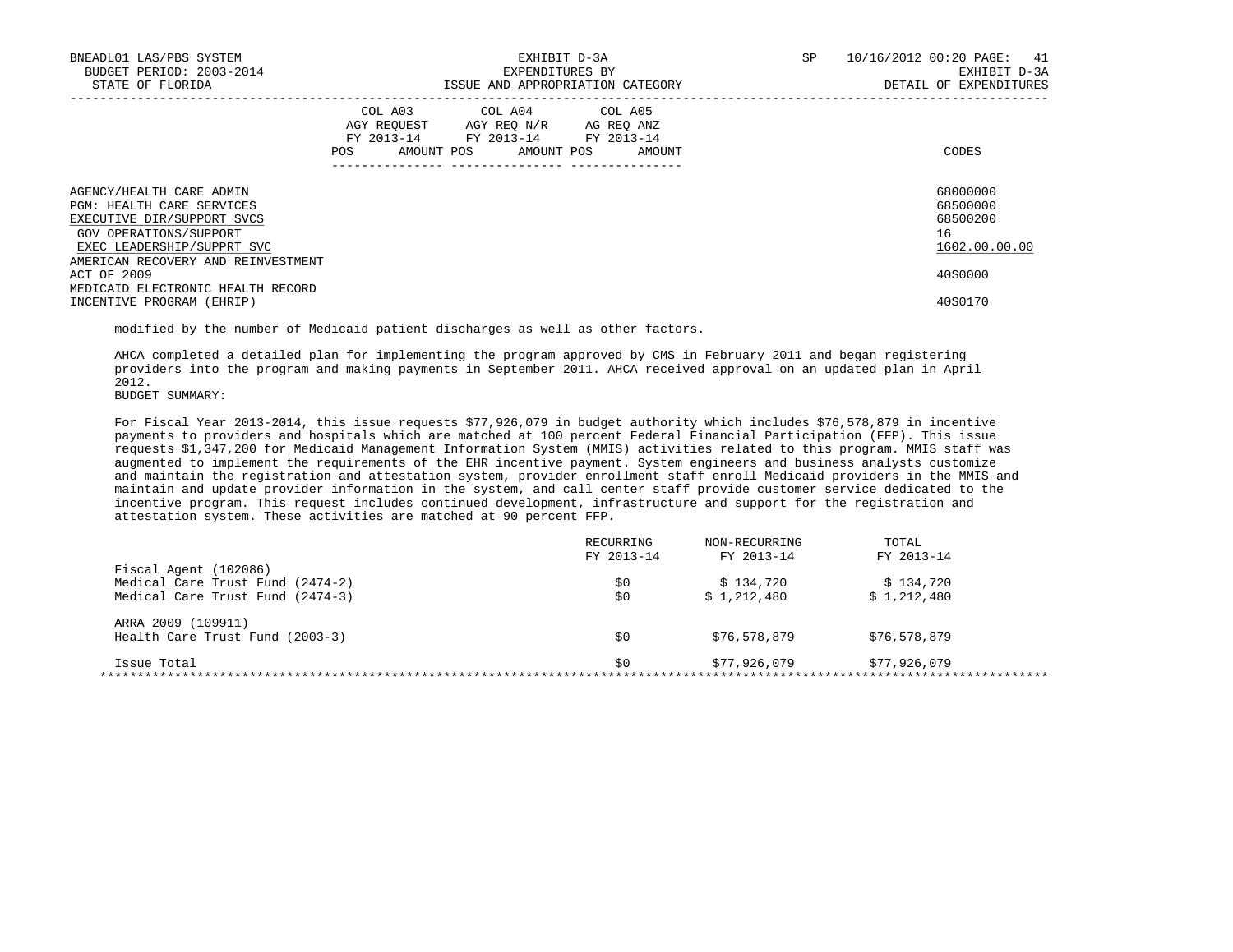BNEADL01 LAS/PBS SYSTEM | EXHIBIT D-3A | SP 10/16/2012 00:20
BUDGET PERIOD: 2003-2014 | EXPENDITURES BY | EXHIBIT D-3A
STATE OF FLORIDA | ISSUE AND APPROPRIATION CATEGORY | DETAIL OF EXPENDITURES

| | COL A03 AGY REQUEST FY 2013-14 POS AMOUNT | COL A04 AGY REQ N/R FY 2013-14 POS AMOUNT | COL A05 AG REQ ANZ FY 2013-14 POS AMOUNT | CODES |
|---|---|---|---|---|
| AGENCY/HEALTH CARE ADMIN | | | | 68000000 |
| PGM: HEALTH CARE SERVICES | | | | 68500000 |
| EXECUTIVE DIR/SUPPORT SVCS | | | | 68500200 |
| GOV OPERATIONS/SUPPORT | | | | 16 |
| EXEC LEADERSHIP/SUPPRT SVC | | | | 1602.00.00.00 |
| AMERICAN RECOVERY AND REINVESTMENT ACT OF 2009 | | | | 40S0000 |
| MEDICAID ELECTRONIC HEALTH RECORD INCENTIVE PROGRAM (EHRIP) | | | | 40S0170 |

modified by the number of Medicaid patient discharges as well as other factors.

AHCA completed a detailed plan for implementing the program approved by CMS in February 2011 and began registering providers into the program and making payments in September 2011. AHCA received approval on an updated plan in April 2012.

BUDGET SUMMARY:

For Fiscal Year 2013-2014, this issue requests $77,926,079 in budget authority which includes $76,578,879 in incentive payments to providers and hospitals which are matched at 100 percent Federal Financial Participation (FFP). This issue requests $1,347,200 for Medicaid Management Information System (MMIS) activities related to this program. MMIS staff was augmented to implement the requirements of the EHR incentive payment. System engineers and business analysts customize and maintain the registration and attestation system, provider enrollment staff enroll Medicaid providers in the MMIS and maintain and update provider information in the system, and call center staff provide customer service dedicated to the incentive program. This request includes continued development, infrastructure and support for the registration and attestation system. These activities are matched at 90 percent FFP.

| | RECURRING FY 2013-14 | NON-RECURRING FY 2013-14 | TOTAL FY 2013-14 |
|---|---|---|---|
| Fiscal Agent (102086) | | | |
| Medical Care Trust Fund (2474-2) | $0 | $ 134,720 | $ 134,720 |
| Medical Care Trust Fund (2474-3) | $0 | $ 1,212,480 | $ 1,212,480 |
| ARRA 2009 (109911) | | | |
| Health Care Trust Fund (2003-3) | $0 | $76,578,879 | $76,578,879 |
| Issue Total | $0 | $77,926,079 | $77,926,079 |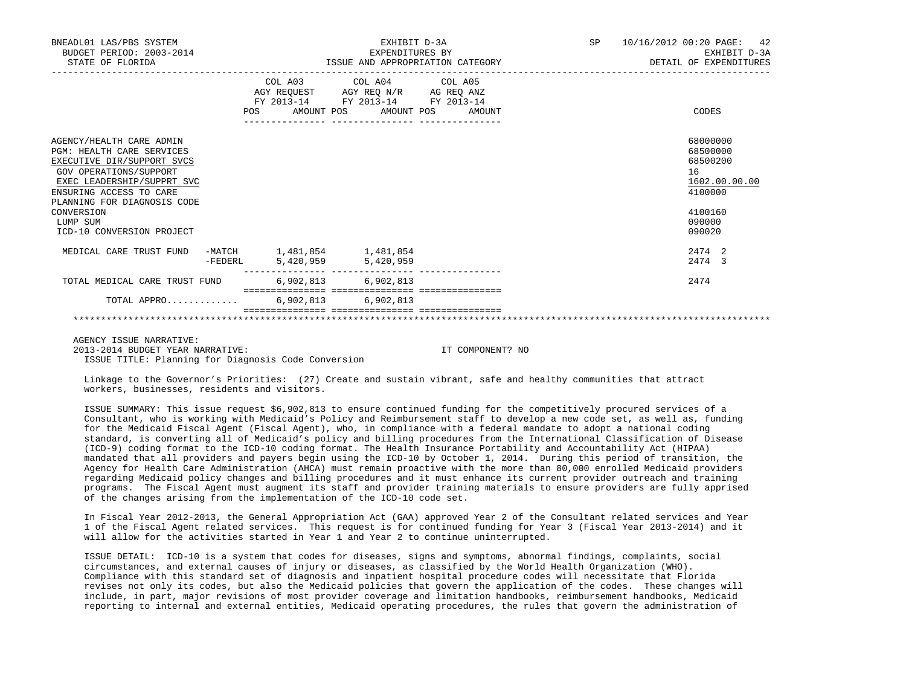BNEADL01 LAS/PBS SYSTEM
BUDGET PERIOD: 2003-2014
STATE OF FLORIDA

EXHIBIT D-3A
EXPENDITURES BY
ISSUE AND APPROPRIATION CATEGORY

SP 10/16/2012 00:20 PAGE: 42
EXHIBIT D-3A
DETAIL OF EXPENDITURES

| | COL A03 AGY REQUEST FY 2013-14 POS AMOUNT | COL A04 AGY REQ N/R FY 2013-14 POS AMOUNT | COL A05 AG REQ ANZ FY 2013-14 POS AMOUNT | CODES |
|---|---|---|---|---|
| AGENCY/HEALTH CARE ADMIN | | | | 68000000 |
| PGM: HEALTH CARE SERVICES | | | | 68500000 |
| EXECUTIVE DIR/SUPPORT SVCS | | | | 68500200 |
| GOV OPERATIONS/SUPPORT | | | | 16 |
| EXEC LEADERSHIP/SUPPRT SVC | | | | 1602.00.00.00 |
| ENSURING ACCESS TO CARE | | | | 4100000 |
| PLANNING FOR DIAGNOSIS CODE CONVERSION | | | | 4100160 |
| LUMP SUM | | | | 090000 |
| ICD-10 CONVERSION PROJECT | | | | 090020 |
| MEDICAL CARE TRUST FUND -MATCH | 1,481,854 | 1,481,854 | | 2474 2 |
| -FEDERL | 5,420,959 | 5,420,959 | | 2474 3 |
| TOTAL MEDICAL CARE TRUST FUND | 6,902,813 | 6,902,813 | | 2474 |
| TOTAL APPRO............ | 6,902,813 | 6,902,813 | | |

AGENCY ISSUE NARRATIVE:
2013-2014 BUDGET YEAR NARRATIVE: IT COMPONENT? NO
ISSUE TITLE: Planning for Diagnosis Code Conversion

Linkage to the Governor's Priorities: (27) Create and sustain vibrant, safe and healthy communities that attract workers, businesses, residents and visitors.

ISSUE SUMMARY: This issue request $6,902,813 to ensure continued funding for the competitively procured services of a Consultant, who is working with Medicaid's Policy and Reimbursement staff to develop a new code set, as well as, funding for the Medicaid Fiscal Agent (Fiscal Agent), who, in compliance with a federal mandate to adopt a national coding standard, is converting all of Medicaid's policy and billing procedures from the International Classification of Disease (ICD-9) coding format to the ICD-10 coding format. The Health Insurance Portability and Accountability Act (HIPAA) mandated that all providers and payers begin using the ICD-10 by October 1, 2014. During this period of transition, the Agency for Health Care Administration (AHCA) must remain proactive with the more than 80,000 enrolled Medicaid providers regarding Medicaid policy changes and billing procedures and it must enhance its current provider outreach and training programs. The Fiscal Agent must augment its staff and provider training materials to ensure providers are fully apprised of the changes arising from the implementation of the ICD-10 code set.

In Fiscal Year 2012-2013, the General Appropriation Act (GAA) approved Year 2 of the Consultant related services and Year 1 of the Fiscal Agent related services. This request is for continued funding for Year 3 (Fiscal Year 2013-2014) and it will allow for the activities started in Year 1 and Year 2 to continue uninterrupted.

ISSUE DETAIL: ICD-10 is a system that codes for diseases, signs and symptoms, abnormal findings, complaints, social circumstances, and external causes of injury or diseases, as classified by the World Health Organization (WHO). Compliance with this standard set of diagnosis and inpatient hospital procedure codes will necessitate that Florida revises not only its codes, but also the Medicaid policies that govern the application of the codes. These changes will include, in part, major revisions of most provider coverage and limitation handbooks, reimbursement handbooks, Medicaid reporting to internal and external entities, Medicaid operating procedures, the rules that govern the administration of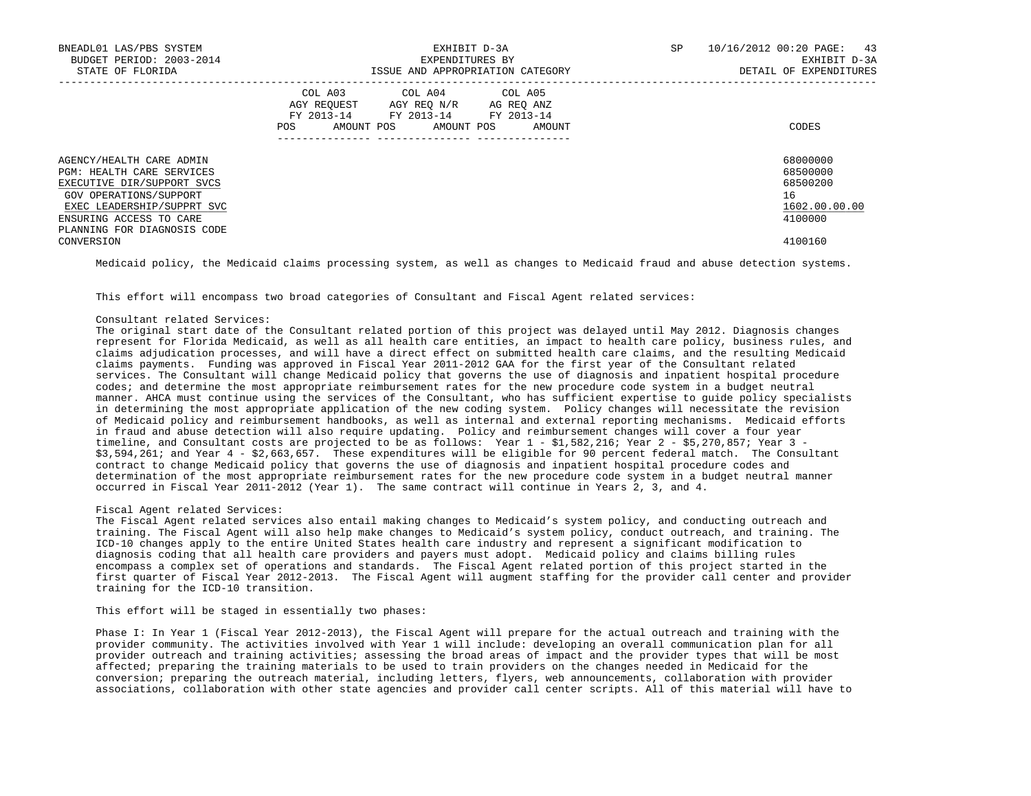| | COL A03 AGY REQUEST FY 2013-14 POS AMOUNT | COL A04 AGY REQ N/R FY 2013-14 POS AMOUNT | COL A05 AG REQ ANZ FY 2013-14 POS AMOUNT | CODES |
|---|---|---|---|---|
| AGENCY/HEALTH CARE ADMIN | | | | 68000000 |
| PGM: HEALTH CARE SERVICES | | | | 68500000 |
| EXECUTIVE DIR/SUPPORT SVCS | | | | 68500200 |
| GOV OPERATIONS/SUPPORT | | | | 16 |
| EXEC LEADERSHIP/SUPPRT SVC | | | | 1602.00.00.00 |
| ENSURING ACCESS TO CARE | | | | 4100000 |
| PLANNING FOR DIAGNOSIS CODE CONVERSION | | | | 4100160 |

Medicaid policy, the Medicaid claims processing system, as well as changes to Medicaid fraud and abuse detection systems.

This effort will encompass two broad categories of Consultant and Fiscal Agent related services:

Consultant related Services:
The original start date of the Consultant related portion of this project was delayed until May 2012. Diagnosis changes represent for Florida Medicaid, as well as all health care entities, an impact to health care policy, business rules, and claims adjudication processes, and will have a direct effect on submitted health care claims, and the resulting Medicaid claims payments. Funding was approved in Fiscal Year 2011-2012 GAA for the first year of the Consultant related services. The Consultant will change Medicaid policy that governs the use of diagnosis and inpatient hospital procedure codes; and determine the most appropriate reimbursement rates for the new procedure code system in a budget neutral manner. AHCA must continue using the services of the Consultant, who has sufficient expertise to guide policy specialists in determining the most appropriate application of the new coding system. Policy changes will necessitate the revision of Medicaid policy and reimbursement handbooks, as well as internal and external reporting mechanisms. Medicaid efforts in fraud and abuse detection will also require updating. Policy and reimbursement changes will cover a four year timeline, and Consultant costs are projected to be as follows: Year 1 - $1,582,216; Year 2 - $5,270,857; Year 3 - $3,594,261; and Year 4 - $2,663,657. These expenditures will be eligible for 90 percent federal match. The Consultant contract to change Medicaid policy that governs the use of diagnosis and inpatient hospital procedure codes and determination of the most appropriate reimbursement rates for the new procedure code system in a budget neutral manner occurred in Fiscal Year 2011-2012 (Year 1). The same contract will continue in Years 2, 3, and 4.

Fiscal Agent related Services:
The Fiscal Agent related services also entail making changes to Medicaid's system policy, and conducting outreach and training. The Fiscal Agent will also help make changes to Medicaid's system policy, conduct outreach, and training. The ICD-10 changes apply to the entire United States health care industry and represent a significant modification to diagnosis coding that all health care providers and payers must adopt. Medicaid policy and claims billing rules encompass a complex set of operations and standards. The Fiscal Agent related portion of this project started in the first quarter of Fiscal Year 2012-2013. The Fiscal Agent will augment staffing for the provider call center and provider training for the ICD-10 transition.

This effort will be staged in essentially two phases:

Phase I: In Year 1 (Fiscal Year 2012-2013), the Fiscal Agent will prepare for the actual outreach and training with the provider community. The activities involved with Year 1 will include: developing an overall communication plan for all provider outreach and training activities; assessing the broad areas of impact and the provider types that will be most affected; preparing the training materials to be used to train providers on the changes needed in Medicaid for the conversion; preparing the outreach material, including letters, flyers, web announcements, collaboration with provider associations, collaboration with other state agencies and provider call center scripts. All of this material will have to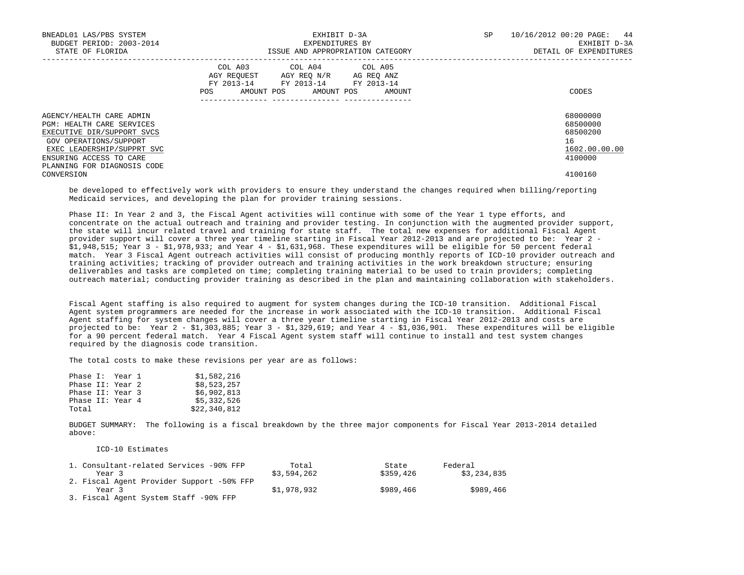| | COL A03 AGY REQUEST FY 2013-14 | | COL A04 AGY REQ N/R FY 2013-14 | | COL A05 AG REQ ANZ FY 2013-14 | | |
|---|---|---|---|---|---|---|---|
| | POS | AMOUNT | POS | AMOUNT | POS | AMOUNT | CODES |
| AGENCY/HEALTH CARE ADMIN | | | | | | | 68000000 |
| PGM: HEALTH CARE SERVICES | | | | | | | 68500000 |
| EXECUTIVE DIR/SUPPORT SVCS | | | | | | | 68500200 |
| GOV OPERATIONS/SUPPORT | | | | | | | 16 |
| EXEC LEADERSHIP/SUPPRT SVC | | | | | | | 1602.00.00.00 |
| ENSURING ACCESS TO CARE | | | | | | | 4100000 |
| PLANNING FOR DIAGNOSIS CODE CONVERSION | | | | | | | 4100160 |

be developed to effectively work with providers to ensure they understand the changes required when billing/reporting Medicaid services, and developing the plan for provider training sessions.

Phase II: In Year 2 and 3, the Fiscal Agent activities will continue with some of the Year 1 type efforts, and concentrate on the actual outreach and training and provider testing. In conjunction with the augmented provider support, the state will incur related travel and training for state staff. The total new expenses for additional Fiscal Agent provider support will cover a three year timeline starting in Fiscal Year 2012-2013 and are projected to be: Year 2 - $1,948,515; Year 3 - $1,978,933; and Year 4 - $1,631,968. These expenditures will be eligible for 50 percent federal match. Year 3 Fiscal Agent outreach activities will consist of producing monthly reports of ICD-10 provider outreach and training activities; tracking of provider outreach and training activities in the work breakdown structure; ensuring deliverables and tasks are completed on time; completing training material to be used to train providers; completing outreach material; conducting provider training as described in the plan and maintaining collaboration with stakeholders.

Fiscal Agent staffing is also required to augment for system changes during the ICD-10 transition. Additional Fiscal Agent system programmers are needed for the increase in work associated with the ICD-10 transition. Additional Fiscal Agent staffing for system changes will cover a three year timeline starting in Fiscal Year 2012-2013 and costs are projected to be: Year 2 - $1,303,885; Year 3 - $1,329,619; and Year 4 - $1,036,901. These expenditures will be eligible for a 90 percent federal match. Year 4 Fiscal Agent system staff will continue to install and test system changes required by the diagnosis code transition.

The total costs to make these revisions per year are as follows:

| | |
|---|---|
| Phase I: Year 1 | $1,582,216 |
| Phase II: Year 2 | $8,523,257 |
| Phase II: Year 3 | $6,902,813 |
| Phase II: Year 4 | $5,332,526 |
| Total | $22,340,812 |

BUDGET SUMMARY: The following is a fiscal breakdown by the three major components for Fiscal Year 2013-2014 detailed above:

ICD-10 Estimates

| | Total | State | Federal |
|---|---|---|---|
| 1. Consultant-related Services -90% FFP | | | |
| Year 3 | $3,594,262 | $359,426 | $3,234,835 |
| 2. Fiscal Agent Provider Support -50% FFP | | | |
| Year 3 | $1,978,932 | $989,466 | $989,466 |
| 3. Fiscal Agent System Staff -90% FFP | | | |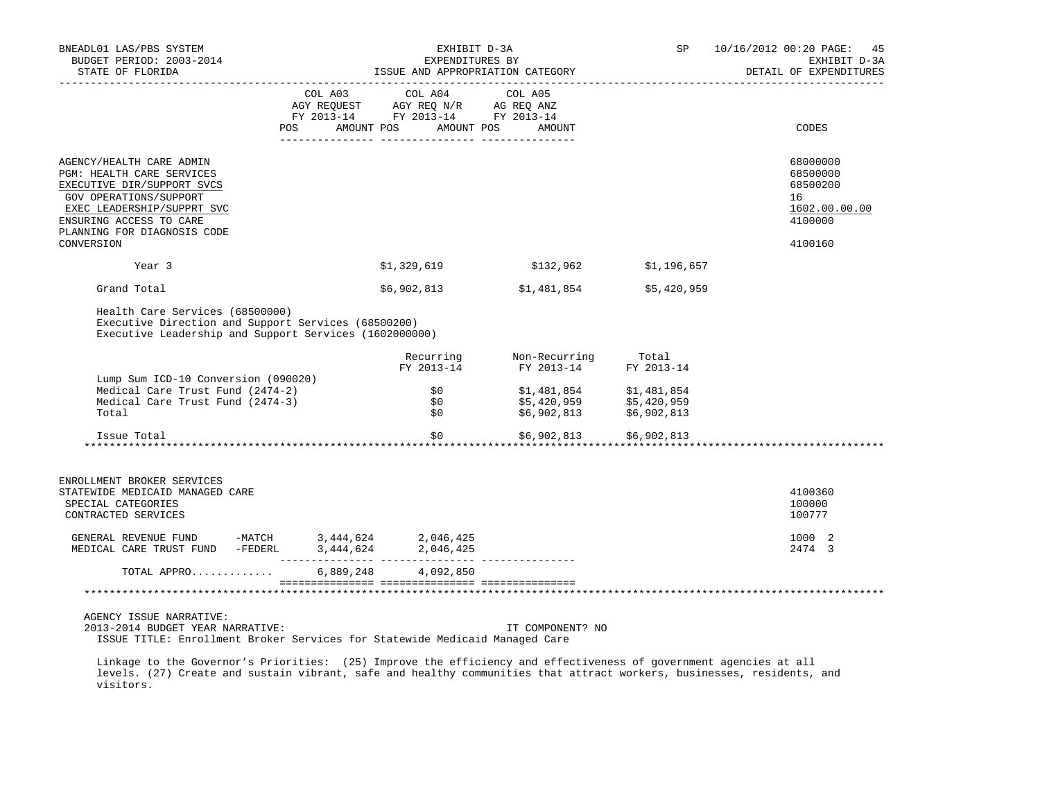BNEADL01 LAS/PBS SYSTEM | BUDGET PERIOD: 2003-2014 | STATE OF FLORIDA

EXHIBIT D-3A
EXPENDITURES BY
ISSUE AND APPROPRIATION CATEGORY

SP 10/16/2012 00:20 | EXHIBIT D-3A | DETAIL OF EXPENDITURES

| | COL A03 AGY REQUEST FY 2013-14 POS AMOUNT | COL A04 AGY REQ N/R FY 2013-14 POS AMOUNT | COL A05 AG REQ ANZ FY 2013-14 POS AMOUNT | CODES |
|---|---|---|---|---|
| AGENCY/HEALTH CARE ADMIN | | | | 68000000 |
| PGM: HEALTH CARE SERVICES | | | | 68500000 |
| EXECUTIVE DIR/SUPPORT SVCS | | | | 68500200 |
| GOV OPERATIONS/SUPPORT | | | | 16 |
| EXEC LEADERSHIP/SUPPRT SVC | | | | 1602.00.00.00 |
| ENSURING ACCESS TO CARE | | | | 4100000 |
| PLANNING FOR DIAGNOSIS CODE CONVERSION | | | | 4100160 |

| | | | |
|---|---|---|---|
| Year 3 | $1,329,619 | $132,962 | $1,196,657 |
| Grand Total | $6,902,813 | $1,481,854 | $5,420,959 |

Health Care Services (68500000)
Executive Direction and Support Services (68500200)
Executive Leadership and Support Services (1602000000)

| | Recurring FY 2013-14 | Non-Recurring FY 2013-14 | Total FY 2013-14 |
|---|---|---|---|
| Lump Sum ICD-10 Conversion (090020) | | | |
| Medical Care Trust Fund (2474-2) | $0 | $1,481,854 | $1,481,854 |
| Medical Care Trust Fund (2474-3) | $0 | $5,420,959 | $5,420,959 |
| Total | $0 | $6,902,813 | $6,902,813 |
| Issue Total | $0 | $6,902,813 | $6,902,813 |

******************************************************************************************************************

| | COL A03 | COL A04 | COL A05 | CODES |
|---|---|---|---|---|
| ENROLLMENT BROKER SERVICES STATEWIDE MEDICAID MANAGED CARE | | | | 4100360 |
| SPECIAL CATEGORIES | | | | 100000 |
| CONTRACTED SERVICES | | | | 100777 |
| GENERAL REVENUE FUND -MATCH | 3,444,624 | 2,046,425 | | 1000 2 |
| MEDICAL CARE TRUST FUND -FEDERL | 3,444,624 | 2,046,425 | | 2474 3 |
| TOTAL APPRO............ | 6,889,248 | 4,092,850 | | |

******************************************************************************************************************

AGENCY ISSUE NARRATIVE:
2013-2014 BUDGET YEAR NARRATIVE: IT COMPONENT? NO
ISSUE TITLE: Enrollment Broker Services for Statewide Medicaid Managed Care

Linkage to the Governor's Priorities: (25) Improve the efficiency and effectiveness of government agencies at all levels. (27) Create and sustain vibrant, safe and healthy communities that attract workers, businesses, residents, and visitors.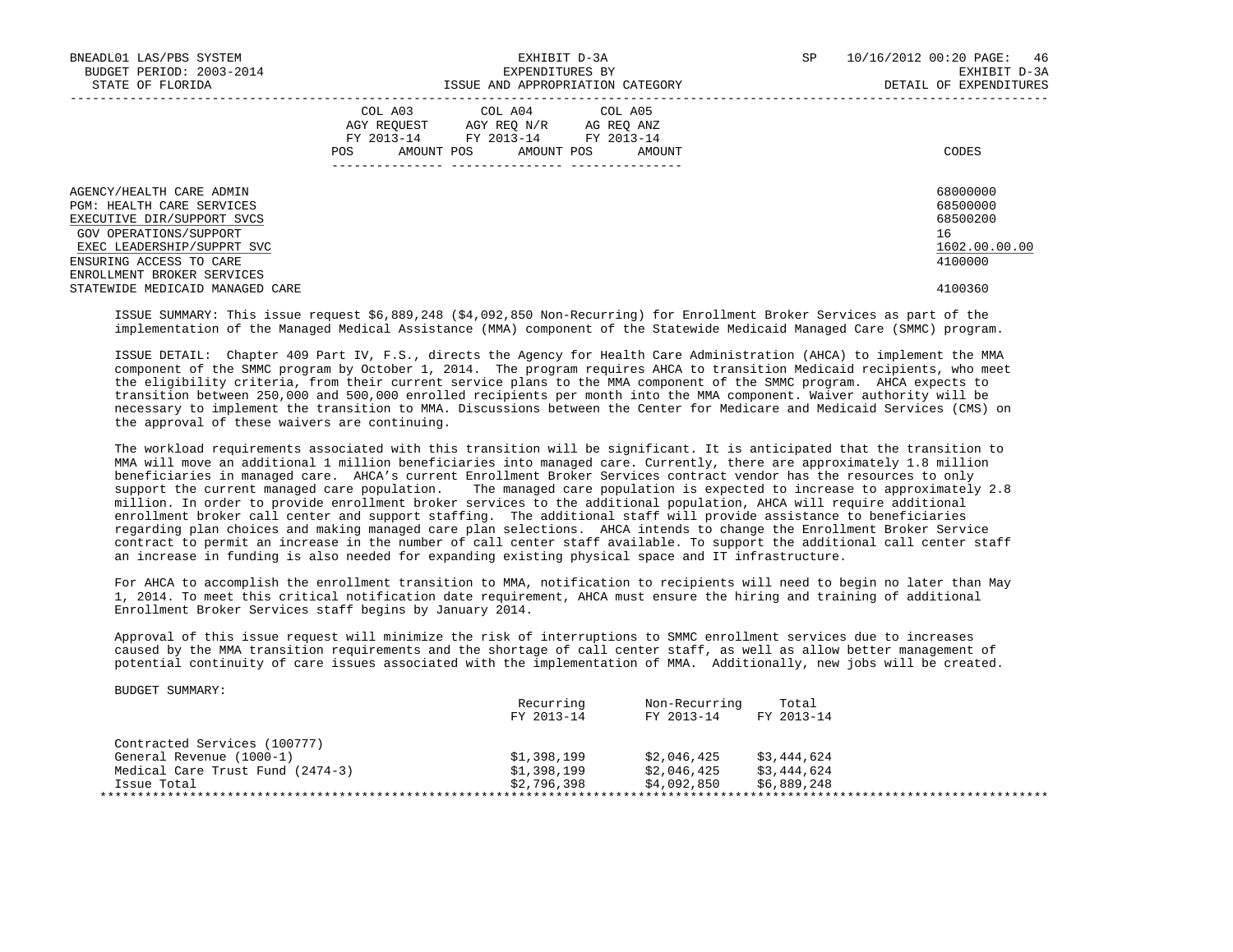BNEADL01 LAS/PBS SYSTEM | EXHIBIT D-3A | SP 10/16/2012 00:20
BUDGET PERIOD: 2003-2014 | EXPENDITURES BY | EXHIBIT D-3A
STATE OF FLORIDA | ISSUE AND APPROPRIATION CATEGORY | DETAIL OF EXPENDITURES

| | COL A03 AGY REQUEST FY 2013-14 POS AMOUNT | COL A04 AGY REQ N/R FY 2013-14 POS AMOUNT | COL A05 AG REQ ANZ FY 2013-14 POS AMOUNT | CODES |
|---|---|---|---|---|
| AGENCY/HEALTH CARE ADMIN | | | | 68000000 |
| PGM: HEALTH CARE SERVICES | | | | 68500000 |
| EXECUTIVE DIR/SUPPORT SVCS | | | | 68500200 |
| GOV OPERATIONS/SUPPORT | | | | 16 |
| EXEC LEADERSHIP/SUPPRT SVC | | | | 1602.00.00.00 |
| ENSURING ACCESS TO CARE | | | | 4100000 |
| ENROLLMENT BROKER SERVICES | | | | |
| STATEWIDE MEDICAID MANAGED CARE | | | | 4100360 |

ISSUE SUMMARY: This issue request $6,889,248 ($4,092,850 Non-Recurring) for Enrollment Broker Services as part of the implementation of the Managed Medical Assistance (MMA) component of the Statewide Medicaid Managed Care (SMMC) program.

ISSUE DETAIL: Chapter 409 Part IV, F.S., directs the Agency for Health Care Administration (AHCA) to implement the MMA component of the SMMC program by October 1, 2014. The program requires AHCA to transition Medicaid recipients, who meet the eligibility criteria, from their current service plans to the MMA component of the SMMC program. AHCA expects to transition between 250,000 and 500,000 enrolled recipients per month into the MMA component. Waiver authority will be necessary to implement the transition to MMA. Discussions between the Center for Medicare and Medicaid Services (CMS) on the approval of these waivers are continuing.

The workload requirements associated with this transition will be significant. It is anticipated that the transition to MMA will move an additional 1 million beneficiaries into managed care. Currently, there are approximately 1.8 million beneficiaries in managed care. AHCA's current Enrollment Broker Services contract vendor has the resources to only support the current managed care population. The managed care population is expected to increase to approximately 2.8 million. In order to provide enrollment broker services to the additional population, AHCA will require additional enrollment broker call center and support staffing. The additional staff will provide assistance to beneficiaries regarding plan choices and making managed care plan selections. AHCA intends to change the Enrollment Broker Service contract to permit an increase in the number of call center staff available. To support the additional call center staff an increase in funding is also needed for expanding existing physical space and IT infrastructure.

For AHCA to accomplish the enrollment transition to MMA, notification to recipients will need to begin no later than May 1, 2014. To meet this critical notification date requirement, AHCA must ensure the hiring and training of additional Enrollment Broker Services staff begins by January 2014.

Approval of this issue request will minimize the risk of interruptions to SMMC enrollment services due to increases caused by the MMA transition requirements and the shortage of call center staff, as well as allow better management of potential continuity of care issues associated with the implementation of MMA. Additionally, new jobs will be created.

BUDGET SUMMARY:

| | Recurring FY 2013-14 | Non-Recurring FY 2013-14 | Total FY 2013-14 |
|---|---|---|---|
| Contracted Services (100777) | | | |
| General Revenue (1000-1) | $1,398,199 | $2,046,425 | $3,444,624 |
| Medical Care Trust Fund (2474-3) | $1,398,199 | $2,046,425 | $3,444,624 |
| Issue Total | $2,796,398 | $4,092,850 | $6,889,248 |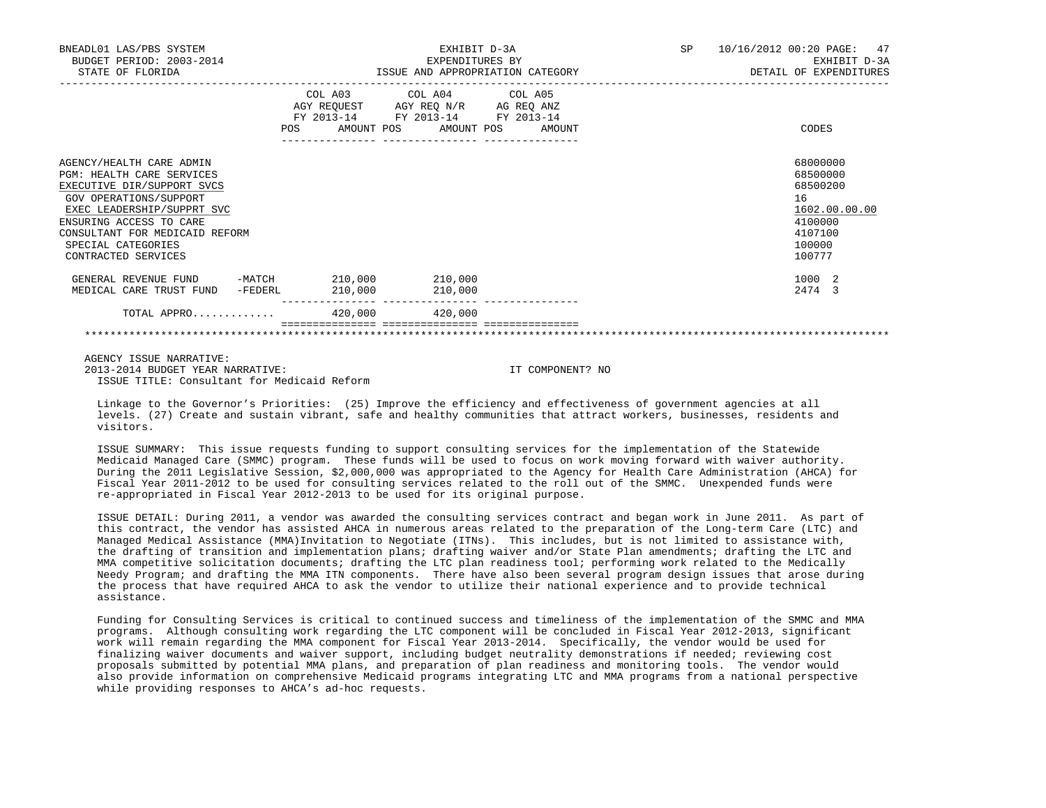BNEADL01 LAS/PBS SYSTEM — BUDGET PERIOD: 2003-2014 — STATE OF FLORIDA

EXHIBIT D-3A — EXPENDITURES BY ISSUE AND APPROPRIATION CATEGORY

SP 10/16/2012 00:20 — EXHIBIT D-3A — DETAIL OF EXPENDITURES

| | COL A03 AGY REQUEST FY 2013-14 POS | AMOUNT | COL A04 AGY REQ N/R FY 2013-14 POS | AMOUNT | COL A05 AG REQ ANZ FY 2013-14 POS | AMOUNT | CODES |
|---|---|---|---|---|---|---|---|
| AGENCY/HEALTH CARE ADMIN | | | | | | | 68000000 |
| PGM: HEALTH CARE SERVICES | | | | | | | 68500000 |
| EXECUTIVE DIR/SUPPORT SVCS | | | | | | | 68500200 |
| GOV OPERATIONS/SUPPORT | | | | | | | 16 |
| EXEC LEADERSHIP/SUPPRT SVC | | | | | | | 1602.00.00.00 |
| ENSURING ACCESS TO CARE | | | | | | | 4100000 |
| CONSULTANT FOR MEDICAID REFORM | | | | | | | 4107100 |
| SPECIAL CATEGORIES | | | | | | | 100000 |
| CONTRACTED SERVICES | | | | | | | 100777 |
| GENERAL REVENUE FUND -MATCH | | 210,000 | | 210,000 | | | 1000 2 |
| MEDICAL CARE TRUST FUND -FEDERL | | 210,000 | | 210,000 | | | 2474 3 |
| TOTAL APPRO............ | | 420,000 | | 420,000 | | | |

AGENCY ISSUE NARRATIVE:
2013-2014 BUDGET YEAR NARRATIVE: IT COMPONENT? NO
ISSUE TITLE: Consultant for Medicaid Reform

Linkage to the Governor's Priorities: (25) Improve the efficiency and effectiveness of government agencies at all levels. (27) Create and sustain vibrant, safe and healthy communities that attract workers, businesses, residents and visitors.

ISSUE SUMMARY: This issue requests funding to support consulting services for the implementation of the Statewide Medicaid Managed Care (SMMC) program. These funds will be used to focus on work moving forward with waiver authority. During the 2011 Legislative Session, $2,000,000 was appropriated to the Agency for Health Care Administration (AHCA) for Fiscal Year 2011-2012 to be used for consulting services related to the roll out of the SMMC. Unexpended funds were re-appropriated in Fiscal Year 2012-2013 to be used for its original purpose.

ISSUE DETAIL: During 2011, a vendor was awarded the consulting services contract and began work in June 2011. As part of this contract, the vendor has assisted AHCA in numerous areas related to the preparation of the Long-term Care (LTC) and Managed Medical Assistance (MMA)Invitation to Negotiate (ITNs). This includes, but is not limited to assistance with, the drafting of transition and implementation plans; drafting waiver and/or State Plan amendments; drafting the LTC and MMA competitive solicitation documents; drafting the LTC plan readiness tool; performing work related to the Medically Needy Program; and drafting the MMA ITN components. There have also been several program design issues that arose during the process that have required AHCA to ask the vendor to utilize their national experience and to provide technical assistance.

Funding for Consulting Services is critical to continued success and timeliness of the implementation of the SMMC and MMA programs. Although consulting work regarding the LTC component will be concluded in Fiscal Year 2012-2013, significant work will remain regarding the MMA component for Fiscal Year 2013-2014. Specifically, the vendor would be used for finalizing waiver documents and waiver support, including budget neutrality demonstrations if needed; reviewing cost proposals submitted by potential MMA plans, and preparation of plan readiness and monitoring tools. The vendor would also provide information on comprehensive Medicaid programs integrating LTC and MMA programs from a national perspective while providing responses to AHCA's ad-hoc requests.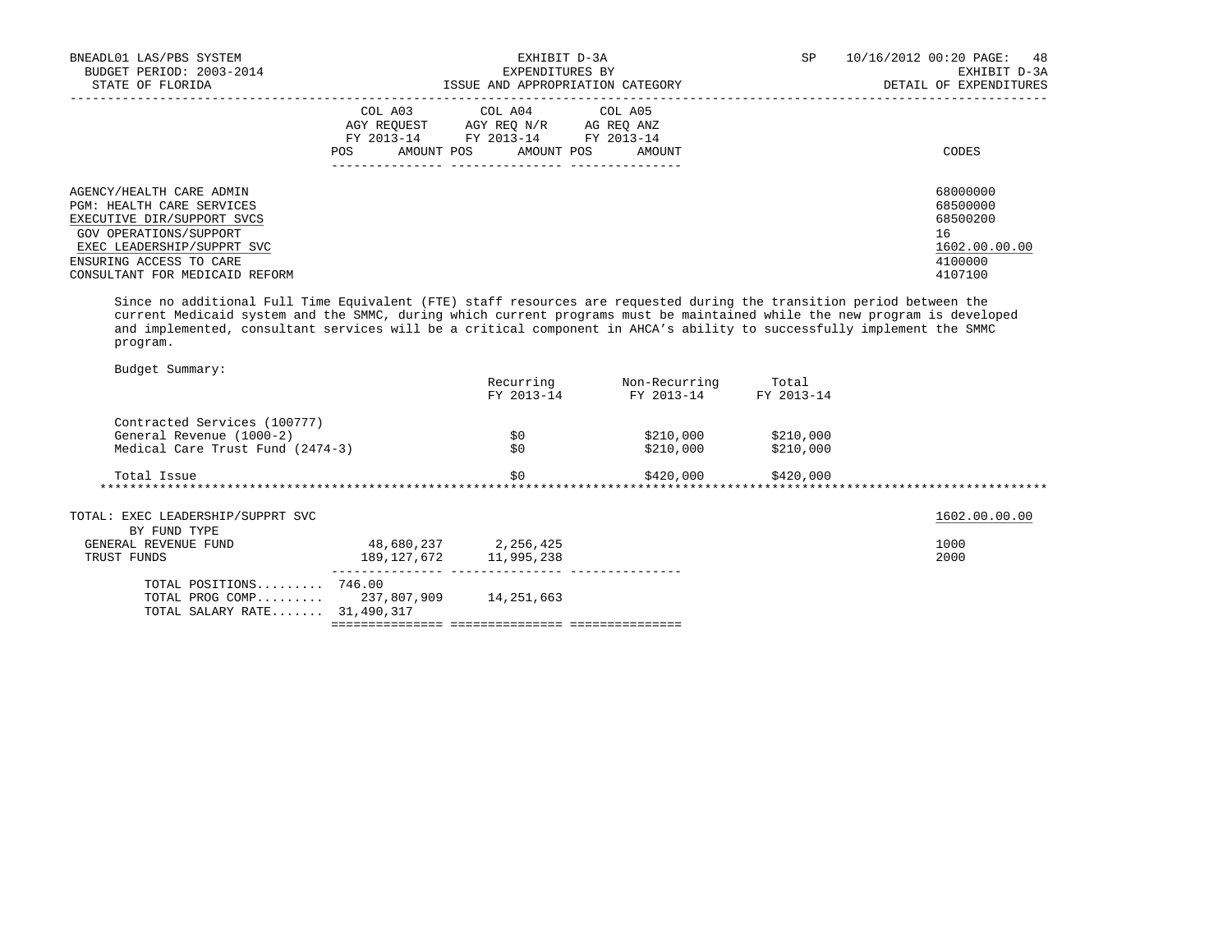| COL A03 AGY REQUEST FY 2013-14 POS AMOUNT | COL A04 AGY REQ N/R FY 2013-14 POS AMOUNT | COL A05 AG REQ ANZ FY 2013-14 POS AMOUNT | CODES |
|---|---|---|---|

AGENCY/HEALTH CARE ADMIN — 68000000
PGM: HEALTH CARE SERVICES — 68500000
EXECUTIVE DIR/SUPPORT SVCS — 68500200
GOV OPERATIONS/SUPPORT — 16
EXEC LEADERSHIP/SUPPRT SVC — 1602.00.00.00
ENSURING ACCESS TO CARE — 4100000
CONSULTANT FOR MEDICAID REFORM — 4107100

Since no additional Full Time Equivalent (FTE) staff resources are requested during the transition period between the current Medicaid system and the SMMC, during which current programs must be maintained while the new program is developed and implemented, consultant services will be a critical component in AHCA's ability to successfully implement the SMMC program.

Budget Summary:

| | Recurring FY 2013-14 | Non-Recurring FY 2013-14 | Total FY 2013-14 |
|---|---|---|---|
| Contracted Services (100777) | | | |
| General Revenue (1000-2) | $0 | $210,000 | $210,000 |
| Medical Care Trust Fund (2474-3) | $0 | $210,000 | $210,000 |
| Total Issue | $0 | $420,000 | $420,000 |

***************************************************************************************************************************

| TOTAL: EXEC LEADERSHIP/SUPPRT SVC | COL A03 | COL A04 | COL A05 | 1602.00.00.00 |
|---|---|---|---|---|
| BY FUND TYPE | | | | |
| GENERAL REVENUE FUND | 48,680,237 | 2,256,425 | | 1000 |
| TRUST FUNDS | 189,127,672 | 11,995,238 | | 2000 |
| TOTAL POSITIONS......... | 746.00 | | | |
| TOTAL PROG COMP......... | 237,807,909 | 14,251,663 | | |
| TOTAL SALARY RATE....... | 31,490,317 | | | |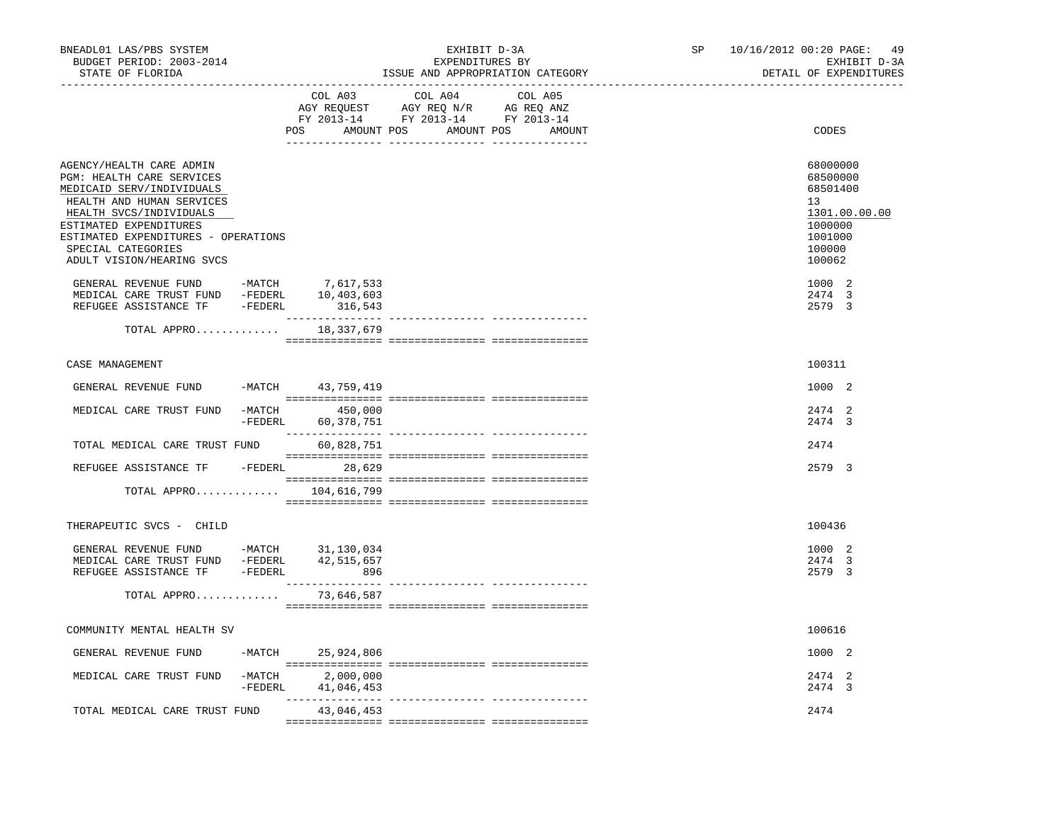BNEADL01 LAS/PBS SYSTEM — EXHIBIT D-3A — SP 10/16/2012 00:20

BUDGET PERIOD: 2003-2014 — EXPENDITURES BY — EXHIBIT D-3A

STATE OF FLORIDA — ISSUE AND APPROPRIATION CATEGORY — DETAIL OF EXPENDITURES

| | COL A03 AGY REQUEST FY 2013-14 POS AMOUNT | COL A04 AGY REQ N/R FY 2013-14 POS AMOUNT | COL A05 AG REQ ANZ FY 2013-14 POS AMOUNT | CODES |
|---|---|---|---|---|
| AGENCY/HEALTH CARE ADMIN | | | | 68000000 |
| PGM: HEALTH CARE SERVICES | | | | 68500000 |
| MEDICAID SERV/INDIVIDUALS | | | | 68501400 |
| HEALTH AND HUMAN SERVICES | | | | 13 |
| HEALTH SVCS/INDIVIDUALS | | | | 1301.00.00.00 |
| ESTIMATED EXPENDITURES | | | | 1000000 |
| ESTIMATED EXPENDITURES - OPERATIONS | | | | 1001000 |
| SPECIAL CATEGORIES | | | | 100000 |
| ADULT VISION/HEARING SVCS | | | | 100062 |
| GENERAL REVENUE FUND -MATCH | 7,617,533 | | | 1000 2 |
| MEDICAL CARE TRUST FUND -FEDERL | 10,403,603 | | | 2474 3 |
| REFUGEE ASSISTANCE TF -FEDERL | 316,543 | | | 2579 3 |
| TOTAL APPRO............ | 18,337,679 | | | |
| CASE MANAGEMENT | | | | 100311 |
| GENERAL REVENUE FUND -MATCH | 43,759,419 | | | 1000 2 |
| MEDICAL CARE TRUST FUND -MATCH | 450,000 | | | 2474 2 |
| -FEDERL | 60,378,751 | | | 2474 3 |
| TOTAL MEDICAL CARE TRUST FUND | 60,828,751 | | | 2474 |
| REFUGEE ASSISTANCE TF -FEDERL | 28,629 | | | 2579 3 |
| TOTAL APPRO............ | 104,616,799 | | | |
| THERAPEUTIC SVCS - CHILD | | | | 100436 |
| GENERAL REVENUE FUND -MATCH | 31,130,034 | | | 1000 2 |
| MEDICAL CARE TRUST FUND -FEDERL | 42,515,657 | | | 2474 3 |
| REFUGEE ASSISTANCE TF -FEDERL | 896 | | | 2579 3 |
| TOTAL APPRO............ | 73,646,587 | | | |
| COMMUNITY MENTAL HEALTH SV | | | | 100616 |
| GENERAL REVENUE FUND -MATCH | 25,924,806 | | | 1000 2 |
| MEDICAL CARE TRUST FUND -MATCH | 2,000,000 | | | 2474 2 |
| -FEDERL | 41,046,453 | | | 2474 3 |
| TOTAL MEDICAL CARE TRUST FUND | 43,046,453 | | | 2474 |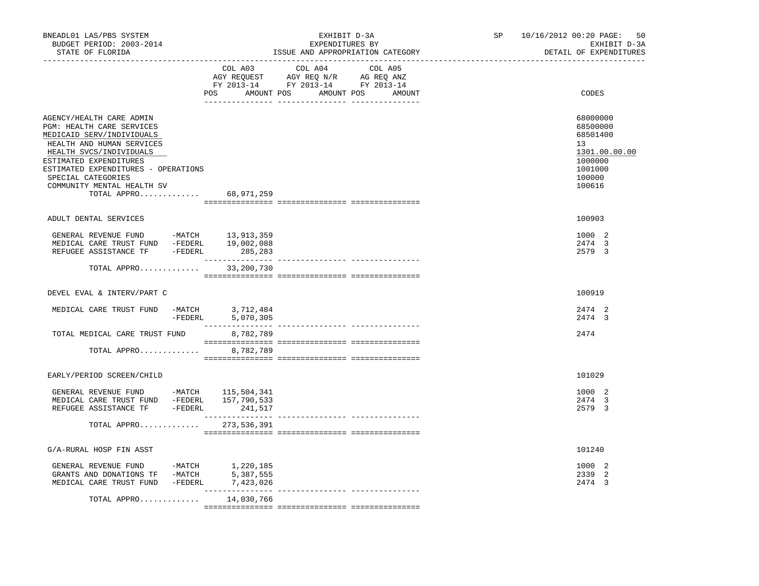BNEADL01 LAS/PBS SYSTEM — BUDGET PERIOD: 2003-2014 — STATE OF FLORIDA

EXHIBIT D-3A — EXPENDITURES BY ISSUE AND APPROPRIATION CATEGORY

SP 10/16/2012 00:20 — EXHIBIT D-3A — DETAIL OF EXPENDITURES

| | COL A03 AGY REQUEST FY 2013-14 POS AMOUNT | COL A04 AGY REQ N/R FY 2013-14 POS AMOUNT | COL A05 AG REQ ANZ FY 2013-14 POS AMOUNT | CODES |
|---|---|---|---|---|
| AGENCY/HEALTH CARE ADMIN | | | | 68000000 |
| PGM: HEALTH CARE SERVICES | | | | 68500000 |
| MEDICAID SERV/INDIVIDUALS | | | | 68501400 |
| HEALTH AND HUMAN SERVICES | | | | 13 |
| HEALTH SVCS/INDIVIDUALS | | | | 1301.00.00.00 |
| ESTIMATED EXPENDITURES | | | | 1000000 |
| ESTIMATED EXPENDITURES - OPERATIONS | | | | 1001000 |
| SPECIAL CATEGORIES | | | | 100000 |
| COMMUNITY MENTAL HEALTH SV | | | | 100616 |
| TOTAL APPRO............. | 68,971,259 | | | |
| ADULT DENTAL SERVICES | | | | 100903 |
| GENERAL REVENUE FUND -MATCH | 13,913,359 | | | 1000 2 |
| MEDICAL CARE TRUST FUND -FEDERL | 19,002,088 | | | 2474 3 |
| REFUGEE ASSISTANCE TF -FEDERL | 285,283 | | | 2579 3 |
| TOTAL APPRO............. | 33,200,730 | | | |
| DEVEL EVAL & INTERV/PART C | | | | 100919 |
| MEDICAL CARE TRUST FUND -MATCH | 3,712,484 | | | 2474 2 |
| -FEDERL | 5,070,305 | | | 2474 3 |
| TOTAL MEDICAL CARE TRUST FUND | 8,782,789 | | | 2474 |
| TOTAL APPRO............. | 8,782,789 | | | |
| EARLY/PERIOD SCREEN/CHILD | | | | 101029 |
| GENERAL REVENUE FUND -MATCH | 115,504,341 | | | 1000 2 |
| MEDICAL CARE TRUST FUND -FEDERL | 157,790,533 | | | 2474 3 |
| REFUGEE ASSISTANCE TF -FEDERL | 241,517 | | | 2579 3 |
| TOTAL APPRO............. | 273,536,391 | | | |
| G/A-RURAL HOSP FIN ASST | | | | 101240 |
| GENERAL REVENUE FUND -MATCH | 1,220,185 | | | 1000 2 |
| GRANTS AND DONATIONS TF -MATCH | 5,387,555 | | | 2339 2 |
| MEDICAL CARE TRUST FUND -FEDERL | 7,423,026 | | | 2474 3 |
| TOTAL APPRO............. | 14,030,766 | | | |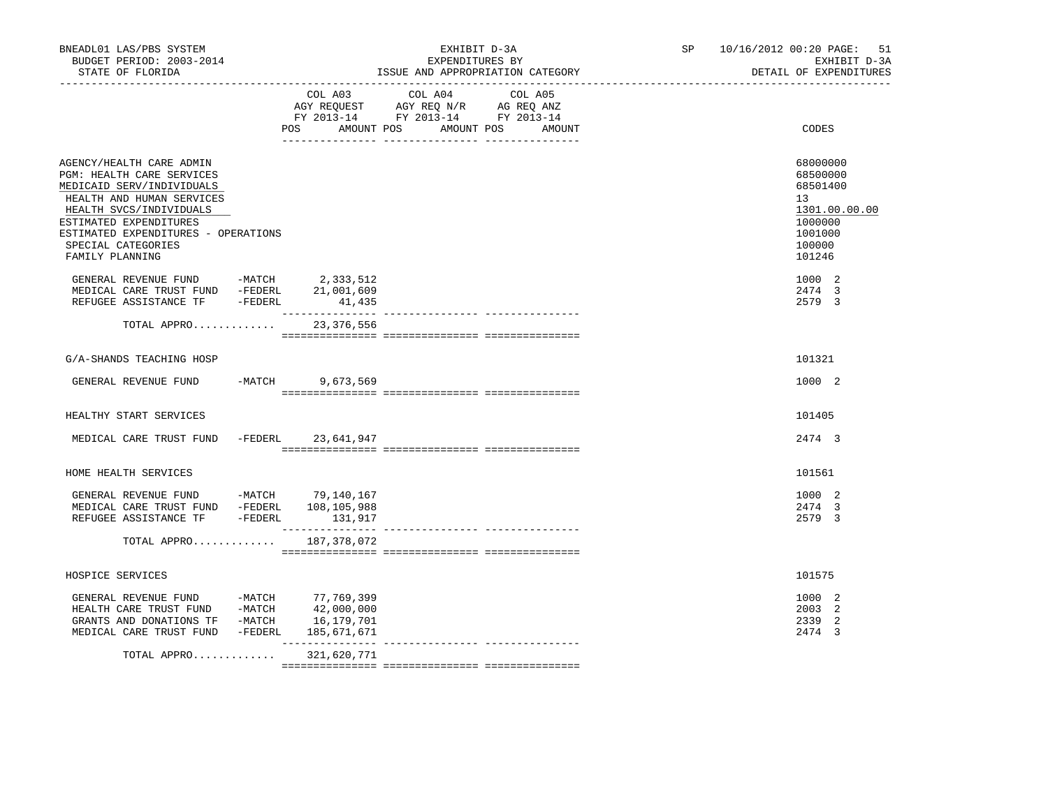BNEADL01 LAS/PBS SYSTEM
BUDGET PERIOD: 2003-2014
STATE OF FLORIDA

EXHIBIT D-3A
EXPENDITURES BY
ISSUE AND APPROPRIATION CATEGORY

SP 10/16/2012 00:20 PAGE: 51
EXHIBIT D-3A
DETAIL OF EXPENDITURES

| | COL A03 AGY REQUEST FY 2013-14 POS AMOUNT | COL A04 AGY REQ N/R FY 2013-14 POS AMOUNT | COL A05 AG REQ ANZ FY 2013-14 POS AMOUNT | CODES |
|---|---|---|---|---|
| AGENCY/HEALTH CARE ADMIN | | | | 68000000 |
| PGM: HEALTH CARE SERVICES | | | | 68500000 |
| MEDICAID SERV/INDIVIDUALS | | | | 68501400 |
| HEALTH AND HUMAN SERVICES | | | | 13 |
| HEALTH SVCS/INDIVIDUALS | | | | 1301.00.00.00 |
| ESTIMATED EXPENDITURES | | | | 1000000 |
| ESTIMATED EXPENDITURES - OPERATIONS | | | | 1001000 |
| SPECIAL CATEGORIES | | | | 100000 |
| FAMILY PLANNING | | | | 101246 |
| GENERAL REVENUE FUND -MATCH | 2,333,512 | | | 1000 2 |
| MEDICAL CARE TRUST FUND -FEDERL | 21,001,609 | | | 2474 3 |
| REFUGEE ASSISTANCE TF -FEDERL | 41,435 | | | 2579 3 |
| TOTAL APPRO............ | 23,376,556 | | | |
| G/A-SHANDS TEACHING HOSP | | | | 101321 |
| GENERAL REVENUE FUND -MATCH | 9,673,569 | | | 1000 2 |
| HEALTHY START SERVICES | | | | 101405 |
| MEDICAL CARE TRUST FUND -FEDERL | 23,641,947 | | | 2474 3 |
| HOME HEALTH SERVICES | | | | 101561 |
| GENERAL REVENUE FUND -MATCH | 79,140,167 | | | 1000 2 |
| MEDICAL CARE TRUST FUND -FEDERL | 108,105,988 | | | 2474 3 |
| REFUGEE ASSISTANCE TF -FEDERL | 131,917 | | | 2579 3 |
| TOTAL APPRO............ | 187,378,072 | | | |
| HOSPICE SERVICES | | | | 101575 |
| GENERAL REVENUE FUND -MATCH | 77,769,399 | | | 1000 2 |
| HEALTH CARE TRUST FUND -MATCH | 42,000,000 | | | 2003 2 |
| GRANTS AND DONATIONS TF -MATCH | 16,179,701 | | | 2339 2 |
| MEDICAL CARE TRUST FUND -FEDERL | 185,671,671 | | | 2474 3 |
| TOTAL APPRO............ | 321,620,771 | | | |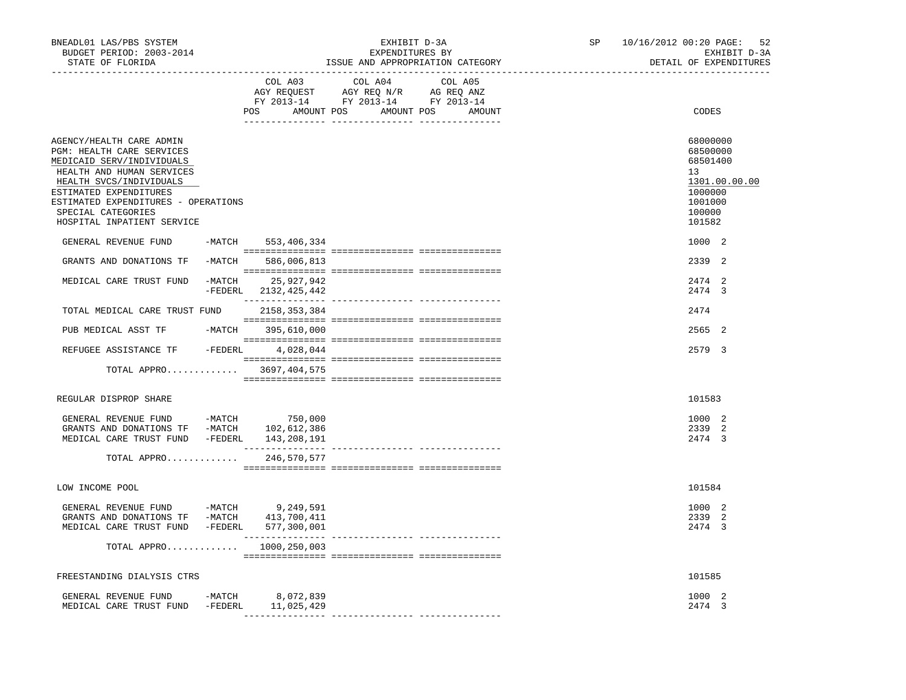BNEADL01 LAS/PBS SYSTEM — EXHIBIT D-3A — EXPENDITURES BY ISSUE AND APPROPRIATION CATEGORY

BUDGET PERIOD: 2003-2014 — STATE OF FLORIDA — SP 10/16/2012 00:20 — EXHIBIT D-3A DETAIL OF EXPENDITURES

| | | COL A03 AGY REQUEST FY 2013-14 POS AMOUNT | COL A04 AGY REQ N/R FY 2013-14 POS AMOUNT | COL A05 AG REQ ANZ FY 2013-14 POS AMOUNT | CODES |
|---|---|---|---|---|---|
| AGENCY/HEALTH CARE ADMIN | | | | | 68000000 |
| PGM: HEALTH CARE SERVICES | | | | | 68500000 |
| MEDICAID SERV/INDIVIDUALS | | | | | 68501400 |
| HEALTH AND HUMAN SERVICES | | | | | 13 |
| HEALTH SVCS/INDIVIDUALS | | | | | 1301.00.00.00 |
| ESTIMATED EXPENDITURES | | | | | 1000000 |
| ESTIMATED EXPENDITURES - OPERATIONS | | | | | 1001000 |
| SPECIAL CATEGORIES | | | | | 100000 |
| HOSPITAL INPATIENT SERVICE | | | | | 101582 |
| GENERAL REVENUE FUND | -MATCH | 553,406,334 | | | 1000 2 |
| GRANTS AND DONATIONS TF | -MATCH | 586,006,813 | | | 2339 2 |
| MEDICAL CARE TRUST FUND | -MATCH | 25,927,942 | | | 2474 2 |
| | -FEDERL | 2132,425,442 | | | 2474 3 |
| TOTAL MEDICAL CARE TRUST FUND | | 2158,353,384 | | | 2474 |
| PUB MEDICAL ASST TF | -MATCH | 395,610,000 | | | 2565 2 |
| REFUGEE ASSISTANCE TF | -FEDERL | 4,028,044 | | | 2579 3 |
| TOTAL APPRO............ | | 3697,404,575 | | | |
| REGULAR DISPROP SHARE | | | | | 101583 |
| GENERAL REVENUE FUND | -MATCH | 750,000 | | | 1000 2 |
| GRANTS AND DONATIONS TF | -MATCH | 102,612,386 | | | 2339 2 |
| MEDICAL CARE TRUST FUND | -FEDERL | 143,208,191 | | | 2474 3 |
| TOTAL APPRO............ | | 246,570,577 | | | |
| LOW INCOME POOL | | | | | 101584 |
| GENERAL REVENUE FUND | -MATCH | 9,249,591 | | | 1000 2 |
| GRANTS AND DONATIONS TF | -MATCH | 413,700,411 | | | 2339 2 |
| MEDICAL CARE TRUST FUND | -FEDERL | 577,300,001 | | | 2474 3 |
| TOTAL APPRO............ | | 1000,250,003 | | | |
| FREESTANDING DIALYSIS CTRS | | | | | 101585 |
| GENERAL REVENUE FUND | -MATCH | 8,072,839 | | | 1000 2 |
| MEDICAL CARE TRUST FUND | -FEDERL | 11,025,429 | | | 2474 3 |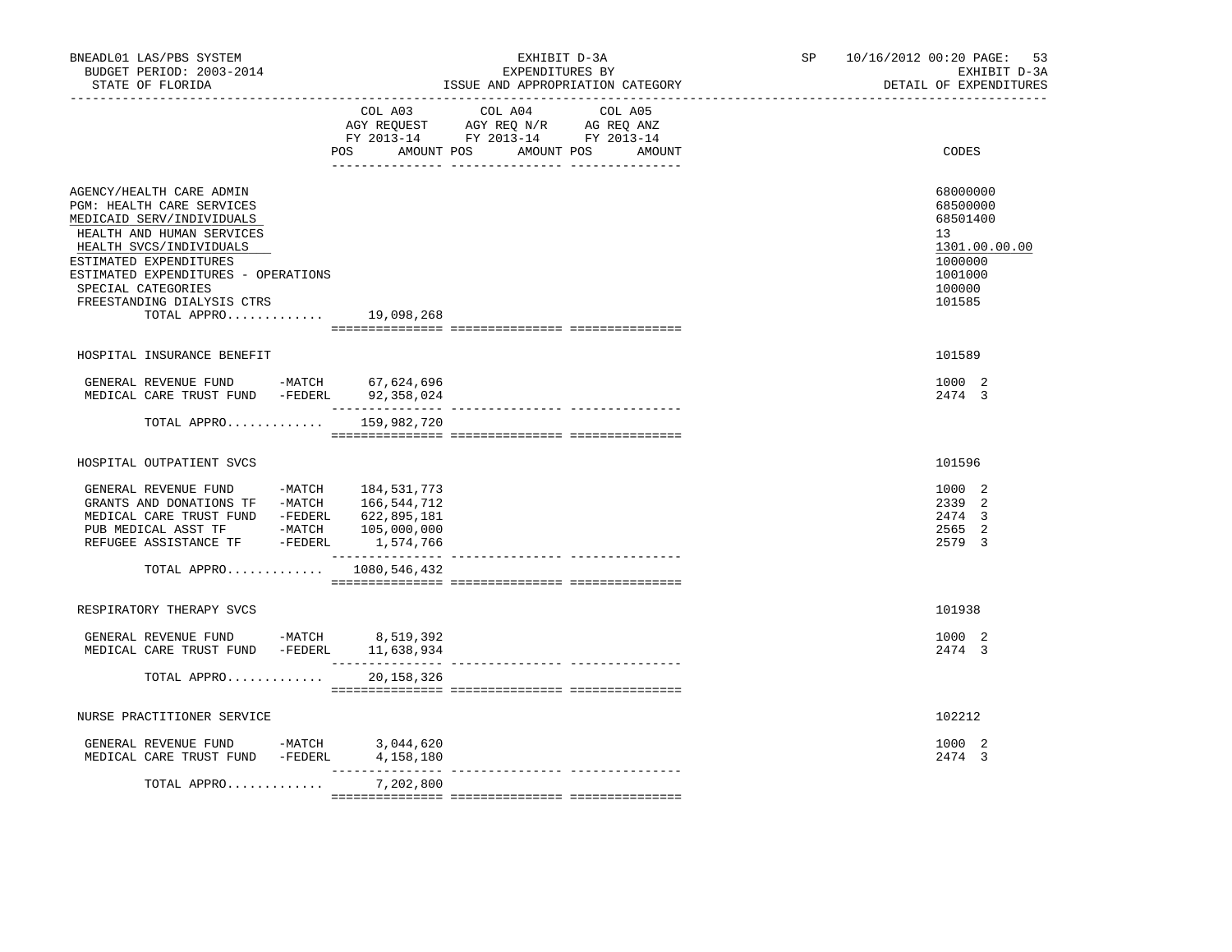BNEADL01 LAS/PBS SYSTEM — EXHIBIT D-3A — EXPENDITURES BY ISSUE AND APPROPRIATION CATEGORY

BUDGET PERIOD: 2003-2014 — STATE OF FLORIDA — SP 10/16/2012 00:20 — EXHIBIT D-3A DETAIL OF EXPENDITURES

| | COL A03 AGY REQUEST FY 2013-14 POS | AMOUNT | COL A04 AGY REQ N/R FY 2013-14 POS | AMOUNT | COL A05 AG REQ ANZ FY 2013-14 POS | AMOUNT | CODES |
|---|---|---|---|---|---|---|---|
| AGENCY/HEALTH CARE ADMIN | | | | | | | 68000000 |
| PGM: HEALTH CARE SERVICES | | | | | | | 68500000 |
| MEDICAID SERV/INDIVIDUALS | | | | | | | 68501400 |
| HEALTH AND HUMAN SERVICES | | | | | | | 13 |
| HEALTH SVCS/INDIVIDUALS | | | | | | | 1301.00.00.00 |
| ESTIMATED EXPENDITURES | | | | | | | 1000000 |
| ESTIMATED EXPENDITURES - OPERATIONS | | | | | | | 1001000 |
| SPECIAL CATEGORIES | | | | | | | 100000 |
| FREESTANDING DIALYSIS CTRS | | | | | | | 101585 |
| TOTAL APPRO............ | | 19,098,268 | | | | | |
| HOSPITAL INSURANCE BENEFIT | | | | | | | 101589 |
| GENERAL REVENUE FUND -MATCH | | 67,624,696 | | | | | 1000 2 |
| MEDICAL CARE TRUST FUND -FEDERL | | 92,358,024 | | | | | 2474 3 |
| TOTAL APPRO............ | | 159,982,720 | | | | | |
| HOSPITAL OUTPATIENT SVCS | | | | | | | 101596 |
| GENERAL REVENUE FUND -MATCH | | 184,531,773 | | | | | 1000 2 |
| GRANTS AND DONATIONS TF -MATCH | | 166,544,712 | | | | | 2339 2 |
| MEDICAL CARE TRUST FUND -FEDERL | | 622,895,181 | | | | | 2474 3 |
| PUB MEDICAL ASST TF -MATCH | | 105,000,000 | | | | | 2565 2 |
| REFUGEE ASSISTANCE TF -FEDERL | | 1,574,766 | | | | | 2579 3 |
| TOTAL APPRO............ | | 1080,546,432 | | | | | |
| RESPIRATORY THERAPY SVCS | | | | | | | 101938 |
| GENERAL REVENUE FUND -MATCH | | 8,519,392 | | | | | 1000 2 |
| MEDICAL CARE TRUST FUND -FEDERL | | 11,638,934 | | | | | 2474 3 |
| TOTAL APPRO............ | | 20,158,326 | | | | | |
| NURSE PRACTITIONER SERVICE | | | | | | | 102212 |
| GENERAL REVENUE FUND -MATCH | | 3,044,620 | | | | | 1000 2 |
| MEDICAL CARE TRUST FUND -FEDERL | | 4,158,180 | | | | | 2474 3 |
| TOTAL APPRO............ | | 7,202,800 | | | | | |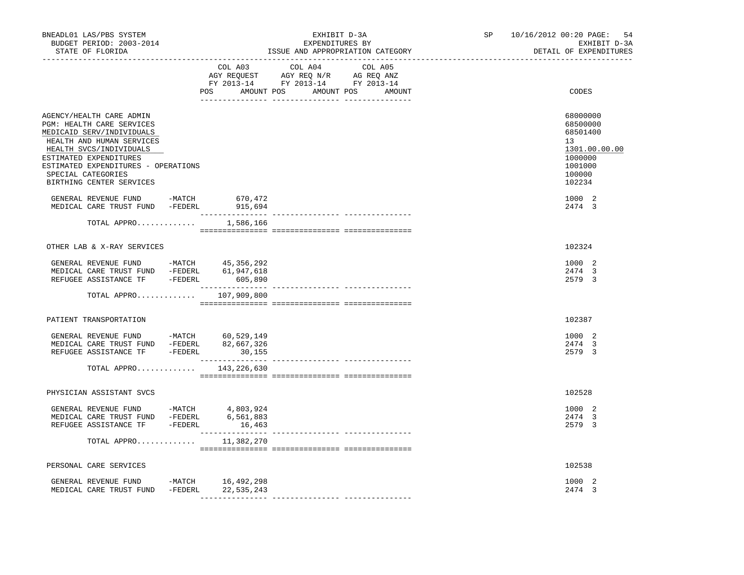BNEADL01 LAS/PBS SYSTEM
BUDGET PERIOD: 2003-2014
STATE OF FLORIDA

EXHIBIT D-3A
EXPENDITURES BY
ISSUE AND APPROPRIATION CATEGORY

SP 10/16/2012 00:20 PAGE: 54
EXHIBIT D-3A
DETAIL OF EXPENDITURES

| | COL A03 AGY REQUEST FY 2013-14 POS AMOUNT | COL A04 AGY REQ N/R FY 2013-14 POS AMOUNT | COL A05 AG REQ ANZ FY 2013-14 POS AMOUNT | CODES |
|---|---|---|---|---|
| AGENCY/HEALTH CARE ADMIN | | | | 68000000 |
| PGM: HEALTH CARE SERVICES | | | | 68500000 |
| MEDICAID SERV/INDIVIDUALS | | | | 68501400 |
| HEALTH AND HUMAN SERVICES | | | | 13 |
| HEALTH SVCS/INDIVIDUALS | | | | 1301.00.00.00 |
| ESTIMATED EXPENDITURES | | | | 1000000 |
| ESTIMATED EXPENDITURES - OPERATIONS | | | | 1001000 |
| SPECIAL CATEGORIES | | | | 100000 |
| BIRTHING CENTER SERVICES | | | | 102234 |
| GENERAL REVENUE FUND -MATCH | 670,472 | | | 1000 2 |
| MEDICAL CARE TRUST FUND -FEDERL | 915,694 | | | 2474 3 |
| TOTAL APPRO............ | 1,586,166 | | | |
| OTHER LAB & X-RAY SERVICES | | | | 102324 |
| GENERAL REVENUE FUND -MATCH | 45,356,292 | | | 1000 2 |
| MEDICAL CARE TRUST FUND -FEDERL | 61,947,618 | | | 2474 3 |
| REFUGEE ASSISTANCE TF -FEDERL | 605,890 | | | 2579 3 |
| TOTAL APPRO............ | 107,909,800 | | | |
| PATIENT TRANSPORTATION | | | | 102387 |
| GENERAL REVENUE FUND -MATCH | 60,529,149 | | | 1000 2 |
| MEDICAL CARE TRUST FUND -FEDERL | 82,667,326 | | | 2474 3 |
| REFUGEE ASSISTANCE TF -FEDERL | 30,155 | | | 2579 3 |
| TOTAL APPRO............ | 143,226,630 | | | |
| PHYSICIAN ASSISTANT SVCS | | | | 102528 |
| GENERAL REVENUE FUND -MATCH | 4,803,924 | | | 1000 2 |
| MEDICAL CARE TRUST FUND -FEDERL | 6,561,883 | | | 2474 3 |
| REFUGEE ASSISTANCE TF -FEDERL | 16,463 | | | 2579 3 |
| TOTAL APPRO............ | 11,382,270 | | | |
| PERSONAL CARE SERVICES | | | | 102538 |
| GENERAL REVENUE FUND -MATCH | 16,492,298 | | | 1000 2 |
| MEDICAL CARE TRUST FUND -FEDERL | 22,535,243 | | | 2474 3 |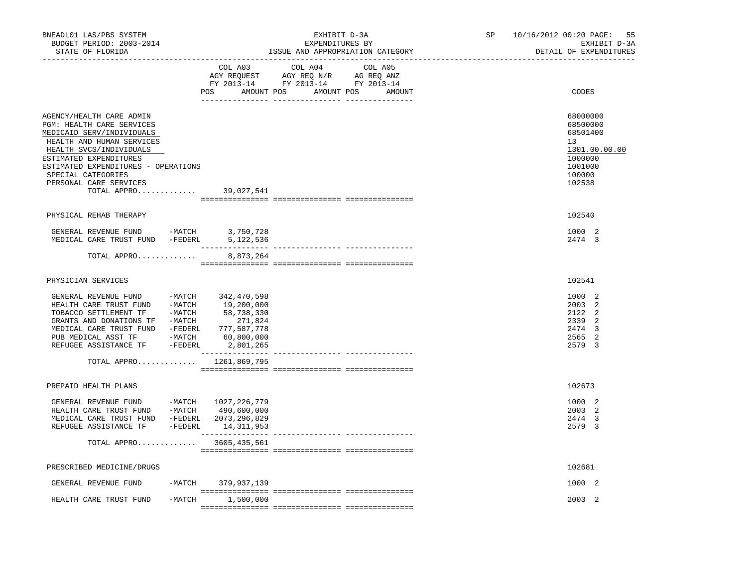BNEADL01 LAS/PBS SYSTEM | EXHIBIT D-3A | SP 10/16/2012 00:20

BUDGET PERIOD: 2003-2014 | EXPENDITURES BY | EXHIBIT D-3A

STATE OF FLORIDA | ISSUE AND APPROPRIATION CATEGORY | DETAIL OF EXPENDITURES

| | | COL A03 AGY REQUEST FY 2013-14 POS AMOUNT | COL A04 AGY REQ N/R FY 2013-14 POS AMOUNT | COL A05 AG REQ ANZ FY 2013-14 POS AMOUNT | CODES |
|---|---|---|---|---|---|
| AGENCY/HEALTH CARE ADMIN | | | | | 68000000 |
| PGM: HEALTH CARE SERVICES | | | | | 68500000 |
| MEDICAID SERV/INDIVIDUALS | | | | | 68501400 |
| HEALTH AND HUMAN SERVICES | | | | | 13 |
| HEALTH SVCS/INDIVIDUALS | | | | | 1301.00.00.00 |
| ESTIMATED EXPENDITURES | | | | | 1000000 |
| ESTIMATED EXPENDITURES - OPERATIONS | | | | | 1001000 |
| SPECIAL CATEGORIES | | | | | 100000 |
| PERSONAL CARE SERVICES | | | | | 102538 |
| TOTAL APPRO............. | | 39,027,541 | | | |
| PHYSICAL REHAB THERAPY | | | | | 102540 |
| GENERAL REVENUE FUND | -MATCH | 3,750,728 | | | 1000 2 |
| MEDICAL CARE TRUST FUND | -FEDERL | 5,122,536 | | | 2474 3 |
| TOTAL APPRO............. | | 8,873,264 | | | |
| PHYSICIAN SERVICES | | | | | 102541 |
| GENERAL REVENUE FUND | -MATCH | 342,470,598 | | | 1000 2 |
| HEALTH CARE TRUST FUND | -MATCH | 19,200,000 | | | 2003 2 |
| TOBACCO SETTLEMENT TF | -MATCH | 58,738,330 | | | 2122 2 |
| GRANTS AND DONATIONS TF | -MATCH | 271,824 | | | 2339 2 |
| MEDICAL CARE TRUST FUND | -FEDERL | 777,587,778 | | | 2474 3 |
| PUB MEDICAL ASST TF | -MATCH | 60,800,000 | | | 2565 2 |
| REFUGEE ASSISTANCE TF | -FEDERL | 2,801,265 | | | 2579 3 |
| TOTAL APPRO............. | | 1261,869,795 | | | |
| PREPAID HEALTH PLANS | | | | | 102673 |
| GENERAL REVENUE FUND | -MATCH | 1027,226,779 | | | 1000 2 |
| HEALTH CARE TRUST FUND | -MATCH | 490,600,000 | | | 2003 2 |
| MEDICAL CARE TRUST FUND | -FEDERL | 2073,296,829 | | | 2474 3 |
| REFUGEE ASSISTANCE TF | -FEDERL | 14,311,953 | | | 2579 3 |
| TOTAL APPRO............. | | 3605,435,561 | | | |
| PRESCRIBED MEDICINE/DRUGS | | | | | 102681 |
| GENERAL REVENUE FUND | -MATCH | 379,937,139 | | | 1000 2 |
| HEALTH CARE TRUST FUND | -MATCH | 1,500,000 | | | 2003 2 |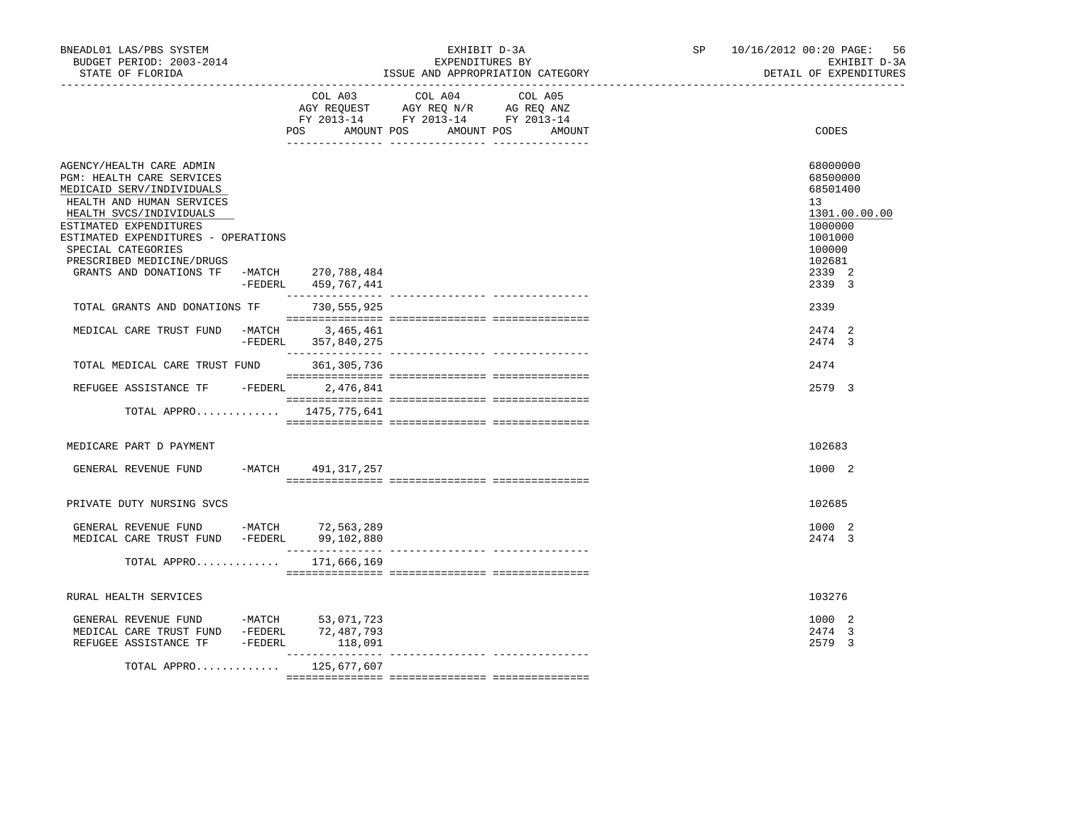BNEADL01 LAS/PBS SYSTEM — EXHIBIT D-3A — EXPENDITURES BY ISSUE AND APPROPRIATION CATEGORY
BUDGET PERIOD: 2003-2014 — STATE OF FLORIDA — SP 10/16/2012 00:20 — EXHIBIT D-3A DETAIL OF EXPENDITURES

| | COL A03 AGY REQUEST FY 2013-14 POS AMOUNT | COL A04 AGY REQ N/R FY 2013-14 POS AMOUNT | COL A05 AG REQ ANZ FY 2013-14 POS AMOUNT | CODES |
|---|---|---|---|---|
| AGENCY/HEALTH CARE ADMIN | | | | 68000000 |
| PGM: HEALTH CARE SERVICES | | | | 68500000 |
| MEDICAID SERV/INDIVIDUALS | | | | 68501400 |
| HEALTH AND HUMAN SERVICES | | | | 13 |
| HEALTH SVCS/INDIVIDUALS | | | | 1301.00.00.00 |
| ESTIMATED EXPENDITURES | | | | 1000000 |
| ESTIMATED EXPENDITURES - OPERATIONS | | | | 1001000 |
| SPECIAL CATEGORIES | | | | 100000 |
| PRESCRIBED MEDICINE/DRUGS | | | | 102681 |
| GRANTS AND DONATIONS TF -MATCH | 270,788,484 | | | 2339 2 |
| -FEDERL | 459,767,441 | | | 2339 3 |
| TOTAL GRANTS AND DONATIONS TF | 730,555,925 | | | 2339 |
| MEDICAL CARE TRUST FUND -MATCH | 3,465,461 | | | 2474 2 |
| -FEDERL | 357,840,275 | | | 2474 3 |
| TOTAL MEDICAL CARE TRUST FUND | 361,305,736 | | | 2474 |
| REFUGEE ASSISTANCE TF -FEDERL | 2,476,841 | | | 2579 3 |
| TOTAL APPRO............ | 1475,775,641 | | | |
| MEDICARE PART D PAYMENT | | | | 102683 |
| GENERAL REVENUE FUND -MATCH | 491,317,257 | | | 1000 2 |
| PRIVATE DUTY NURSING SVCS | | | | 102685 |
| GENERAL REVENUE FUND -MATCH | 72,563,289 | | | 1000 2 |
| MEDICAL CARE TRUST FUND -FEDERL | 99,102,880 | | | 2474 3 |
| TOTAL APPRO............ | 171,666,169 | | | |
| RURAL HEALTH SERVICES | | | | 103276 |
| GENERAL REVENUE FUND -MATCH | 53,071,723 | | | 1000 2 |
| MEDICAL CARE TRUST FUND -FEDERL | 72,487,793 | | | 2474 3 |
| REFUGEE ASSISTANCE TF -FEDERL | 118,091 | | | 2579 3 |
| TOTAL APPRO............ | 125,677,607 | | | |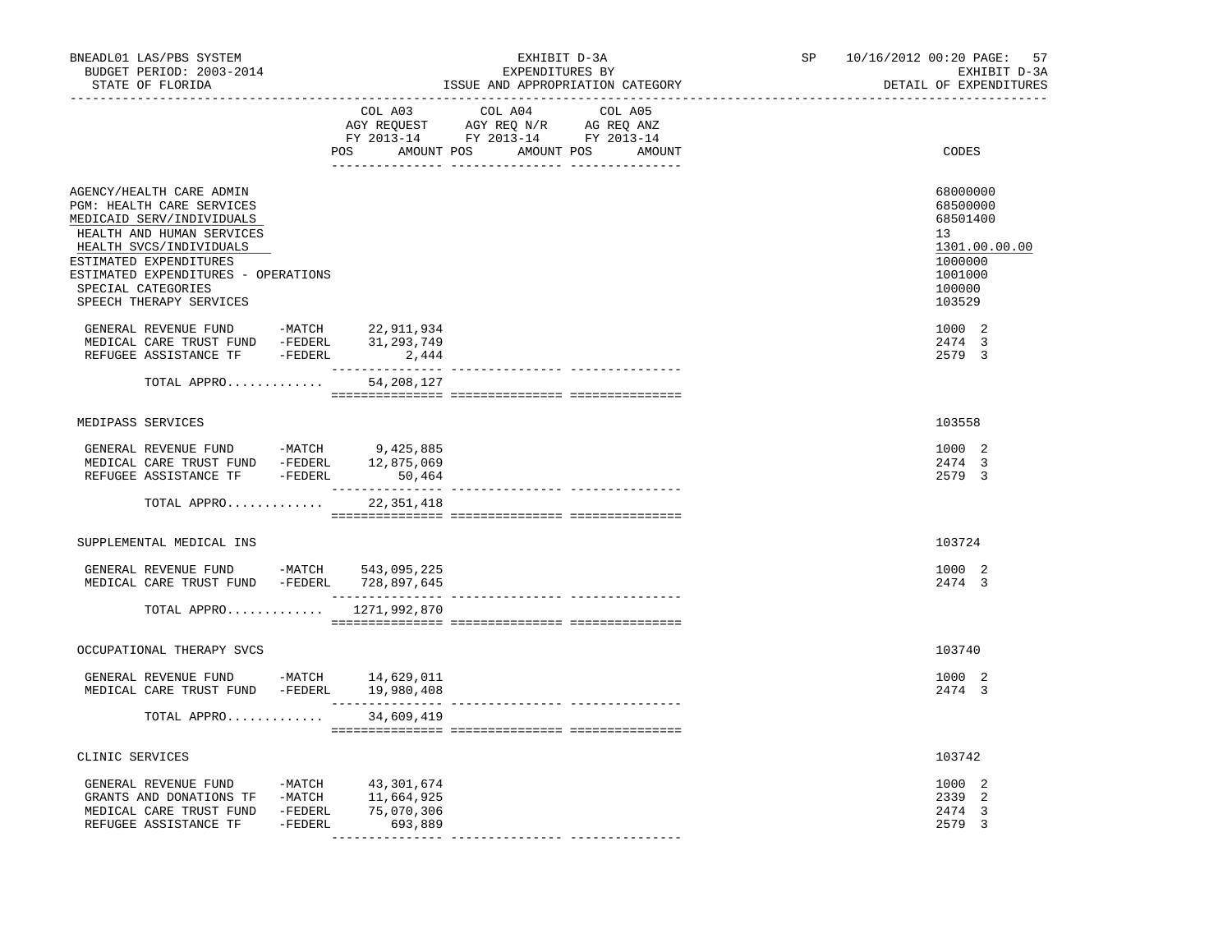BNEADL01 LAS/PBS SYSTEM — EXHIBIT D-3A — EXPENDITURES BY ISSUE AND APPROPRIATION CATEGORY
BUDGET PERIOD: 2003-2014 — STATE OF FLORIDA
SP 10/16/2012 00:20 PAGE: 57 — EXHIBIT D-3A — DETAIL OF EXPENDITURES

| | COL A03 AGY REQUEST FY 2013-14 POS AMOUNT | COL A04 AGY REQ N/R FY 2013-14 POS AMOUNT | COL A05 AG REQ ANZ FY 2013-14 POS AMOUNT | CODES |
|---|---|---|---|---|
| AGENCY/HEALTH CARE ADMIN | | | | 68000000 |
| PGM: HEALTH CARE SERVICES | | | | 68500000 |
| MEDICAID SERV/INDIVIDUALS | | | | 68501400 |
| HEALTH AND HUMAN SERVICES | | | | 13 |
| HEALTH SVCS/INDIVIDUALS | | | | 1301.00.00.00 |
| ESTIMATED EXPENDITURES | | | | 1000000 |
| ESTIMATED EXPENDITURES - OPERATIONS | | | | 1001000 |
| SPECIAL CATEGORIES | | | | 100000 |
| SPEECH THERAPY SERVICES | | | | 103529 |
| GENERAL REVENUE FUND -MATCH | 22,911,934 | | | 1000 2 |
| MEDICAL CARE TRUST FUND -FEDERL | 31,293,749 | | | 2474 3 |
| REFUGEE ASSISTANCE TF -FEDERL | 2,444 | | | 2579 3 |
| TOTAL APPRO............ | 54,208,127 | | | |
| MEDIPASS SERVICES | | | | 103558 |
| GENERAL REVENUE FUND -MATCH | 9,425,885 | | | 1000 2 |
| MEDICAL CARE TRUST FUND -FEDERL | 12,875,069 | | | 2474 3 |
| REFUGEE ASSISTANCE TF -FEDERL | 50,464 | | | 2579 3 |
| TOTAL APPRO............ | 22,351,418 | | | |
| SUPPLEMENTAL MEDICAL INS | | | | 103724 |
| GENERAL REVENUE FUND -MATCH | 543,095,225 | | | 1000 2 |
| MEDICAL CARE TRUST FUND -FEDERL | 728,897,645 | | | 2474 3 |
| TOTAL APPRO............ | 1271,992,870 | | | |
| OCCUPATIONAL THERAPY SVCS | | | | 103740 |
| GENERAL REVENUE FUND -MATCH | 14,629,011 | | | 1000 2 |
| MEDICAL CARE TRUST FUND -FEDERL | 19,980,408 | | | 2474 3 |
| TOTAL APPRO............ | 34,609,419 | | | |
| CLINIC SERVICES | | | | 103742 |
| GENERAL REVENUE FUND -MATCH | 43,301,674 | | | 1000 2 |
| GRANTS AND DONATIONS TF -MATCH | 11,664,925 | | | 2339 2 |
| MEDICAL CARE TRUST FUND -FEDERL | 75,070,306 | | | 2474 3 |
| REFUGEE ASSISTANCE TF -FEDERL | 693,889 | | | 2579 3 |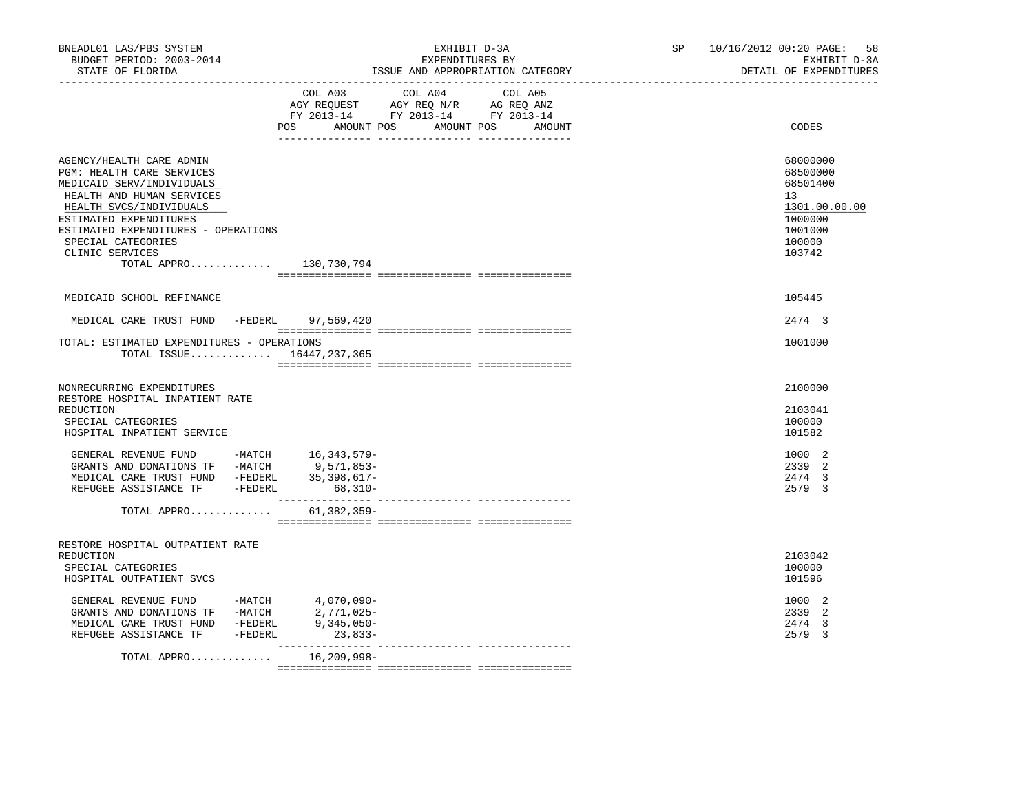BNEADL01 LAS/PBS SYSTEM
BUDGET PERIOD: 2003-2014
STATE OF FLORIDA

EXHIBIT D-3A
EXPENDITURES BY
ISSUE AND APPROPRIATION CATEGORY

SP 10/16/2012 00:20 PAGE: 58
EXHIBIT D-3A
DETAIL OF EXPENDITURES

| | COL A03 AGY REQUEST FY 2013-14 POS AMOUNT | COL A04 AGY REQ N/R FY 2013-14 POS AMOUNT | COL A05 AG REQ ANZ FY 2013-14 POS AMOUNT | CODES |
|---|---|---|---|---|
| AGENCY/HEALTH CARE ADMIN | | | | 68000000 |
| PGM: HEALTH CARE SERVICES | | | | 68500000 |
| MEDICAID SERV/INDIVIDUALS | | | | 68501400 |
| HEALTH AND HUMAN SERVICES | | | | 13 |
| HEALTH SVCS/INDIVIDUALS | | | | 1301.00.00.00 |
| ESTIMATED EXPENDITURES | | | | 1000000 |
| ESTIMATED EXPENDITURES - OPERATIONS | | | | 1001000 |
| SPECIAL CATEGORIES | | | | 100000 |
| CLINIC SERVICES | | | | 103742 |
| TOTAL APPRO............ | 130,730,794 | | | |
| MEDICAID SCHOOL REFINANCE | | | | 105445 |
| MEDICAL CARE TRUST FUND -FEDERL | 97,569,420 | | | 2474 3 |
| TOTAL: ESTIMATED EXPENDITURES - OPERATIONS | | | | 1001000 |
| TOTAL ISSUE............ | 16447,237,365 | | | |
| NONRECURRING EXPENDITURES | | | | 2100000 |
| RESTORE HOSPITAL INPATIENT RATE REDUCTION | | | | 2103041 |
| SPECIAL CATEGORIES | | | | 100000 |
| HOSPITAL INPATIENT SERVICE | | | | 101582 |
| GENERAL REVENUE FUND -MATCH | 16,343,579- | | | 1000 2 |
| GRANTS AND DONATIONS TF -MATCH | 9,571,853- | | | 2339 2 |
| MEDICAL CARE TRUST FUND -FEDERL | 35,398,617- | | | 2474 3 |
| REFUGEE ASSISTANCE TF -FEDERL | 68,310- | | | 2579 3 |
| TOTAL APPRO............ | 61,382,359- | | | |
| RESTORE HOSPITAL OUTPATIENT RATE REDUCTION | | | | 2103042 |
| SPECIAL CATEGORIES | | | | 100000 |
| HOSPITAL OUTPATIENT SVCS | | | | 101596 |
| GENERAL REVENUE FUND -MATCH | 4,070,090- | | | 1000 2 |
| GRANTS AND DONATIONS TF -MATCH | 2,771,025- | | | 2339 2 |
| MEDICAL CARE TRUST FUND -FEDERL | 9,345,050- | | | 2474 3 |
| REFUGEE ASSISTANCE TF -FEDERL | 23,833- | | | 2579 3 |
| TOTAL APPRO............ | 16,209,998- | | | |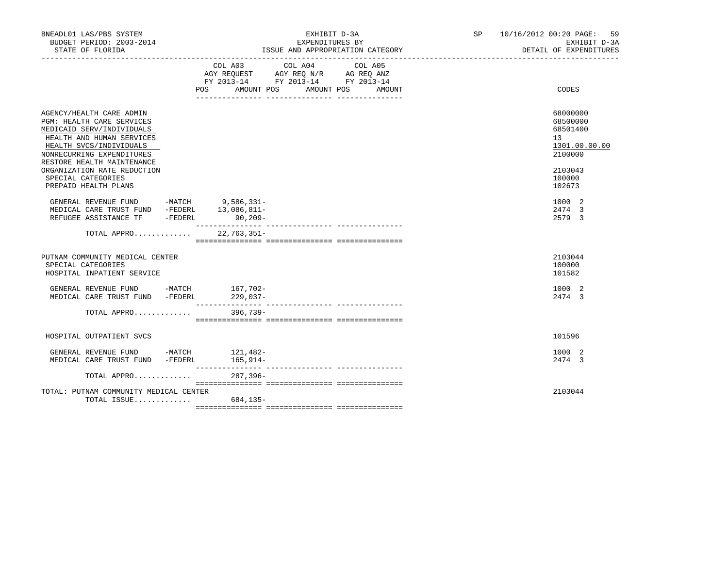BNEADL01 LAS/PBS SYSTEM | EXHIBIT D-3A | SP 10/16/2012 00:20 PAGE: 59
BUDGET PERIOD: 2003-2014 | EXPENDITURES BY | EXHIBIT D-3A
STATE OF FLORIDA | ISSUE AND APPROPRIATION CATEGORY | DETAIL OF EXPENDITURES

| | COL A03 AGY REQUEST FY 2013-14 POS AMOUNT | COL A04 AGY REQ N/R FY 2013-14 POS AMOUNT | COL A05 AG REQ ANZ FY 2013-14 POS AMOUNT | CODES |
|---|---|---|---|---|
| AGENCY/HEALTH CARE ADMIN | | | | 68000000 |
| PGM: HEALTH CARE SERVICES | | | | 68500000 |
| MEDICAID SERV/INDIVIDUALS | | | | 68501400 |
| HEALTH AND HUMAN SERVICES | | | | 13 |
| HEALTH SVCS/INDIVIDUALS | | | | 1301.00.00.00 |
| NONRECURRING EXPENDITURES | | | | 2100000 |
| RESTORE HEALTH MAINTENANCE ORGANIZATION RATE REDUCTION | | | | 2103043 |
| SPECIAL CATEGORIES | | | | 100000 |
| PREPAID HEALTH PLANS | | | | 102673 |
| GENERAL REVENUE FUND -MATCH | 9,586,331- | | | 1000 2 |
| MEDICAL CARE TRUST FUND -FEDERL | 13,086,811- | | | 2474 3 |
| REFUGEE ASSISTANCE TF -FEDERL | 90,209- | | | 2579 3 |
| TOTAL APPRO............ | 22,763,351- | | | |
| PUTNAM COMMUNITY MEDICAL CENTER | | | | 2103044 |
| SPECIAL CATEGORIES | | | | 100000 |
| HOSPITAL INPATIENT SERVICE | | | | 101582 |
| GENERAL REVENUE FUND -MATCH | 167,702- | | | 1000 2 |
| MEDICAL CARE TRUST FUND -FEDERL | 229,037- | | | 2474 3 |
| TOTAL APPRO............ | 396,739- | | | |
| HOSPITAL OUTPATIENT SVCS | | | | 101596 |
| GENERAL REVENUE FUND -MATCH | 121,482- | | | 1000 2 |
| MEDICAL CARE TRUST FUND -FEDERL | 165,914- | | | 2474 3 |
| TOTAL APPRO............ | 287,396- | | | |
| TOTAL: PUTNAM COMMUNITY MEDICAL CENTER | | | | 2103044 |
| TOTAL ISSUE............ | 684,135- | | | |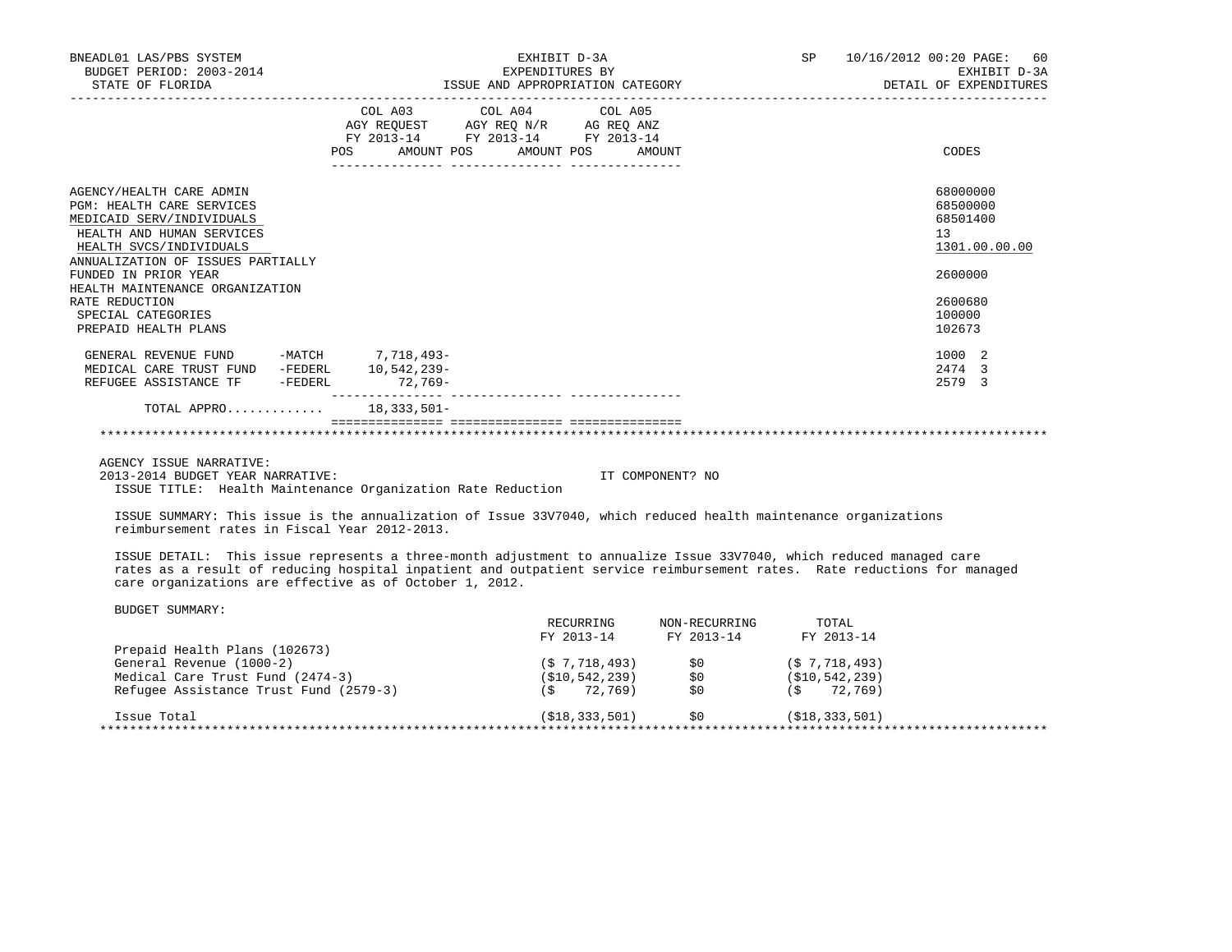EXHIBIT D-3A
EXPENDITURES BY
ISSUE AND APPROPRIATION CATEGORY

BNEADL01 LAS/PBS SYSTEM — BUDGET PERIOD: 2003-2014 — STATE OF FLORIDA — SP 10/16/2012 00:20 — EXHIBIT D-3A — DETAIL OF EXPENDITURES

| | COL A03 AGY REQUEST FY 2013-14 POS AMOUNT | COL A04 AGY REQ N/R FY 2013-14 POS AMOUNT | COL A05 AG REQ ANZ FY 2013-14 POS AMOUNT | CODES |
|---|---|---|---|---|
| AGENCY/HEALTH CARE ADMIN | | | | 68000000 |
| PGM: HEALTH CARE SERVICES | | | | 68500000 |
| MEDICAID SERV/INDIVIDUALS | | | | 68501400 |
| HEALTH AND HUMAN SERVICES | | | | 13 |
| HEALTH SVCS/INDIVIDUALS | | | | 1301.00.00.00 |
| ANNUALIZATION OF ISSUES PARTIALLY FUNDED IN PRIOR YEAR | | | | 2600000 |
| HEALTH MAINTENANCE ORGANIZATION RATE REDUCTION | | | | 2600680 |
| SPECIAL CATEGORIES | | | | 100000 |
| PREPAID HEALTH PLANS | | | | 102673 |
| GENERAL REVENUE FUND -MATCH | 7,718,493- | | | 1000 2 |
| MEDICAL CARE TRUST FUND -FEDERL | 10,542,239- | | | 2474 3 |
| REFUGEE ASSISTANCE TF -FEDERL | 72,769- | | | 2579 3 |
| TOTAL APPRO............ | 18,333,501- | | | |

AGENCY ISSUE NARRATIVE:
2013-2014 BUDGET YEAR NARRATIVE: IT COMPONENT? NO

ISSUE TITLE: Health Maintenance Organization Rate Reduction

ISSUE SUMMARY: This issue is the annualization of Issue 33V7040, which reduced health maintenance organizations reimbursement rates in Fiscal Year 2012-2013.

ISSUE DETAIL: This issue represents a three-month adjustment to annualize Issue 33V7040, which reduced managed care rates as a result of reducing hospital inpatient and outpatient service reimbursement rates. Rate reductions for managed care organizations are effective as of October 1, 2012.

BUDGET SUMMARY:

| | RECURRING FY 2013-14 | NON-RECURRING FY 2013-14 | TOTAL FY 2013-14 |
|---|---|---|---|
| Prepaid Health Plans (102673) | | | |
| General Revenue (1000-2) | ($ 7,718,493) | $0 | ($ 7,718,493) |
| Medical Care Trust Fund (2474-3) | ($10,542,239) | $0 | ($10,542,239) |
| Refugee Assistance Trust Fund (2579-3) | ($ 72,769) | $0 | ($ 72,769) |
| Issue Total | ($18,333,501) | $0 | ($18,333,501) |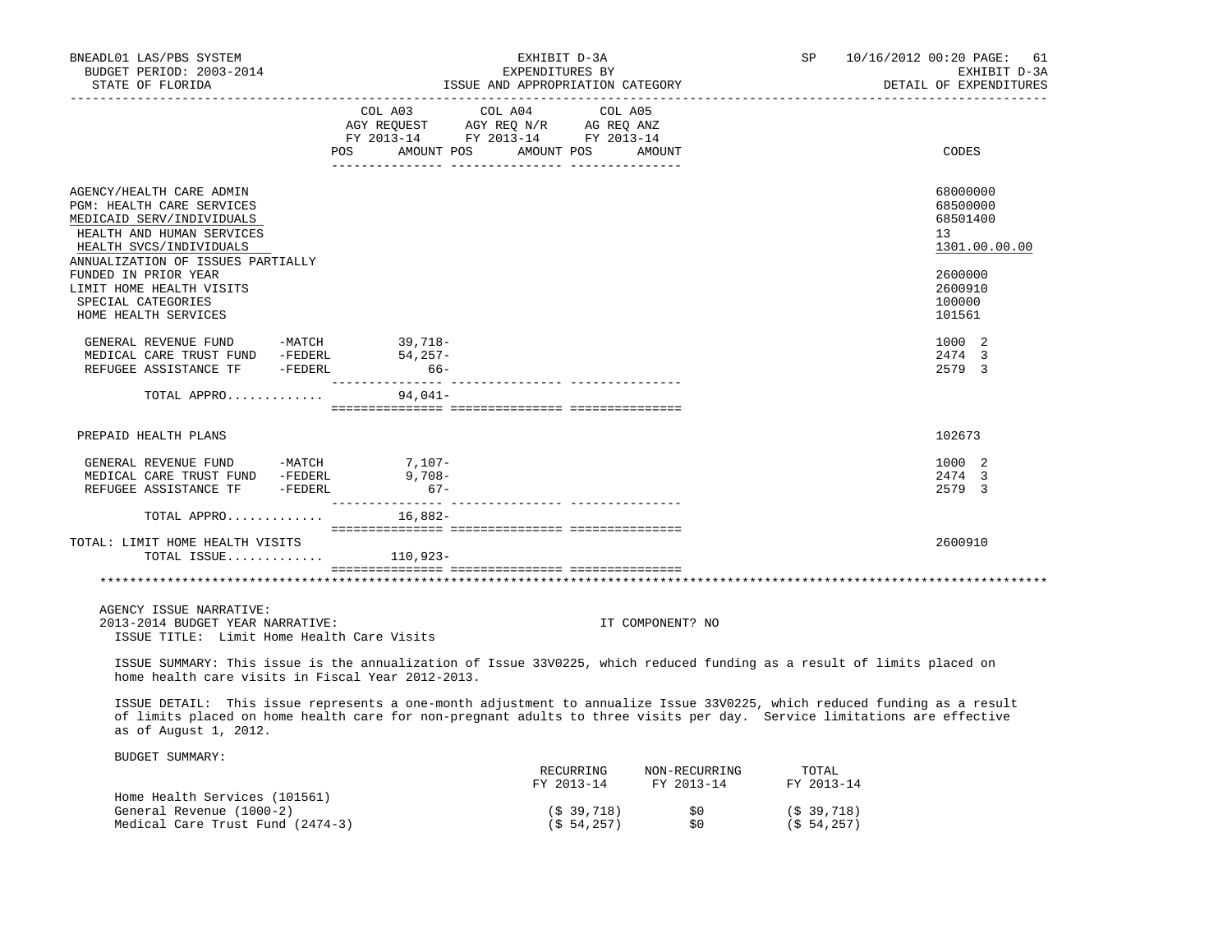BNEADL01 LAS/PBS SYSTEM — EXHIBIT D-3A — EXPENDITURES BY ISSUE AND APPROPRIATION CATEGORY
BUDGET PERIOD: 2003-2014 — STATE OF FLORIDA — SP 10/16/2012 00:20 — EXHIBIT D-3A DETAIL OF EXPENDITURES

| | COL A03 AGY REQUEST FY 2013-14 POS AMOUNT | COL A04 AGY REQ N/R FY 2013-14 POS AMOUNT | COL A05 AG REQ ANZ FY 2013-14 POS AMOUNT | CODES |
|---|---|---|---|---|
| AGENCY/HEALTH CARE ADMIN | | | | 68000000 |
| PGM: HEALTH CARE SERVICES | | | | 68500000 |
| MEDICAID SERV/INDIVIDUALS | | | | 68501400 |
| HEALTH AND HUMAN SERVICES | | | | 13 |
| HEALTH SVCS/INDIVIDUALS | | | | 1301.00.00.00 |
| ANNUALIZATION OF ISSUES PARTIALLY FUNDED IN PRIOR YEAR | | | | 2600000 |
| LIMIT HOME HEALTH VISITS | | | | 2600910 |
| SPECIAL CATEGORIES | | | | 100000 |
| HOME HEALTH SERVICES | | | | 101561 |
| GENERAL REVENUE FUND -MATCH | 39,718- | | | 1000 2 |
| MEDICAL CARE TRUST FUND -FEDERL | 54,257- | | | 2474 3 |
| REFUGEE ASSISTANCE TF -FEDERL | 66- | | | 2579 3 |
| TOTAL APPRO............ | 94,041- | | | |
| PREPAID HEALTH PLANS | | | | 102673 |
| GENERAL REVENUE FUND -MATCH | 7,107- | | | 1000 2 |
| MEDICAL CARE TRUST FUND -FEDERL | 9,708- | | | 2474 3 |
| REFUGEE ASSISTANCE TF -FEDERL | 67- | | | 2579 3 |
| TOTAL APPRO............ | 16,882- | | | |
| TOTAL: LIMIT HOME HEALTH VISITS | | | | 2600910 |
| TOTAL ISSUE............ | 110,923- | | | |

AGENCY ISSUE NARRATIVE:
2013-2014 BUDGET YEAR NARRATIVE: IT COMPONENT? NO
ISSUE TITLE: Limit Home Health Care Visits

ISSUE SUMMARY: This issue is the annualization of Issue 33V0225, which reduced funding as a result of limits placed on home health care visits in Fiscal Year 2012-2013.

ISSUE DETAIL: This issue represents a one-month adjustment to annualize Issue 33V0225, which reduced funding as a result of limits placed on home health care for non-pregnant adults to three visits per day. Service limitations are effective as of August 1, 2012.

BUDGET SUMMARY:

| | RECURRING FY 2013-14 | NON-RECURRING FY 2013-14 | TOTAL FY 2013-14 |
|---|---|---|---|
| Home Health Services (101561) | | | |
| General Revenue (1000-2) | ($ 39,718) | $0 | ($ 39,718) |
| Medical Care Trust Fund (2474-3) | ($ 54,257) | $0 | ($ 54,257) |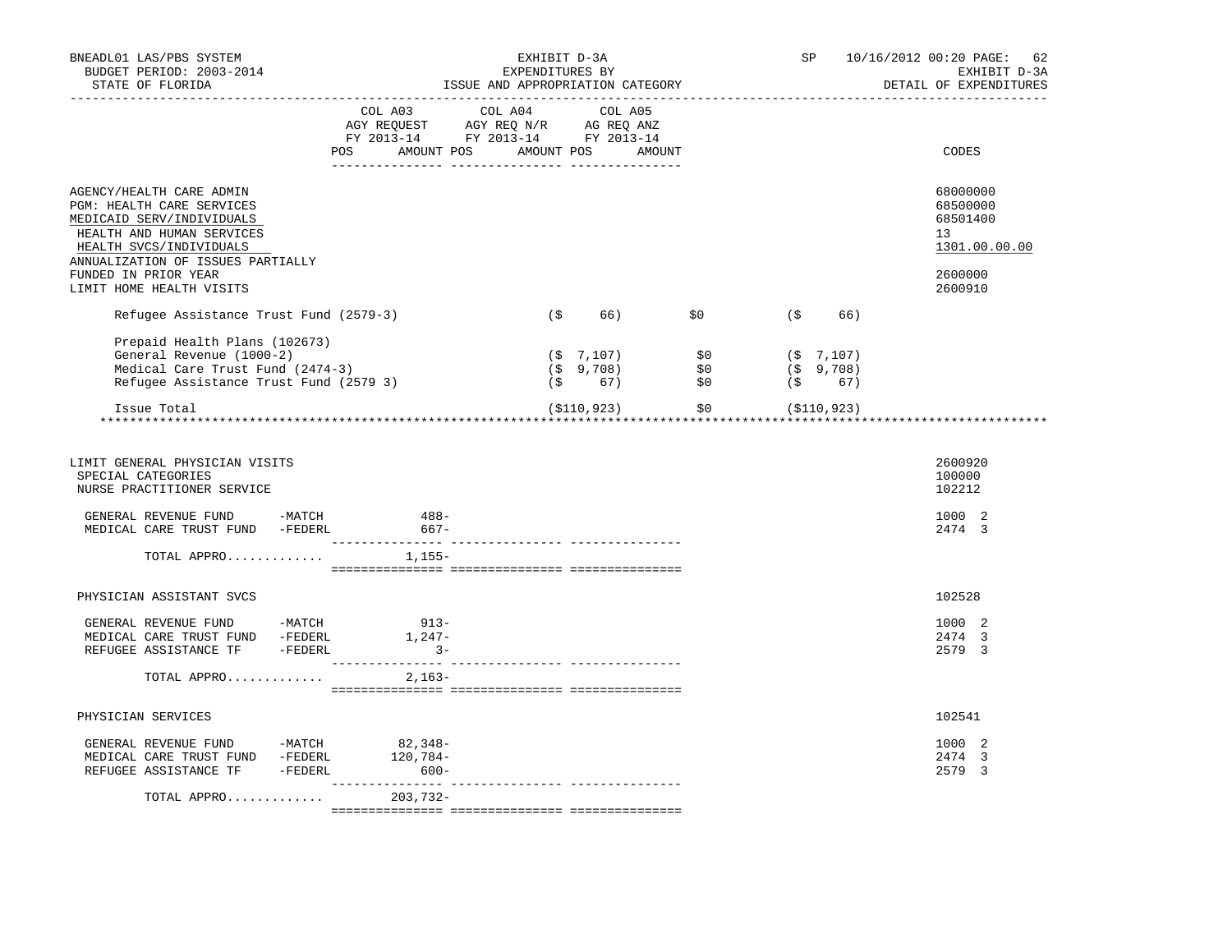BNEADL01 LAS/PBS SYSTEM — EXHIBIT D-3A — EXPENDITURES BY ISSUE AND APPROPRIATION CATEGORY

BUDGET PERIOD: 2003-2014 — STATE OF FLORIDA — SP 10/16/2012 00:20 — EXHIBIT D-3A — DETAIL OF EXPENDITURES

| | COL A03 AGY REQUEST FY 2013-14 POS | AMOUNT | COL A04 AGY REQ N/R FY 2013-14 POS | AMOUNT | COL A05 AG REQ ANZ FY 2013-14 POS | AMOUNT | CODES |
|---|---|---|---|---|---|---|---|
| AGENCY/HEALTH CARE ADMIN | | | | | | | 68000000 |
| PGM: HEALTH CARE SERVICES | | | | | | | 68500000 |
| MEDICAID SERV/INDIVIDUALS | | | | | | | 68501400 |
| HEALTH AND HUMAN SERVICES | | | | | | | 13 |
| HEALTH SVCS/INDIVIDUALS | | | | | | | 1301.00.00.00 |
| ANNUALIZATION OF ISSUES PARTIALLY FUNDED IN PRIOR YEAR | | | | | | | 2600000 |
| LIMIT HOME HEALTH VISITS | | | | | | | 2600910 |

| | | | | |
|---|---|---|---|---|
| Refugee Assistance Trust Fund (2579-3) | ($ 66) | $0 | ($ 66) | |
| Prepaid Health Plans (102673) | | | | |
| General Revenue (1000-2) | ($ 7,107) | $0 | ($ 7,107) | |
| Medical Care Trust Fund (2474-3) | ($ 9,708) | $0 | ($ 9,708) | |
| Refugee Assistance Trust Fund (2579 3) | ($ 67) | $0 | ($ 67) | |
| Issue Total | ($110,923) | $0 | ($110,923) | |

| | COL A03 AMOUNT | COL A04 AMOUNT | COL A05 AMOUNT | CODES |
|---|---|---|---|---|
| LIMIT GENERAL PHYSICIAN VISITS | | | | 2600920 |
| SPECIAL CATEGORIES | | | | 100000 |
| NURSE PRACTITIONER SERVICE | | | | 102212 |
| GENERAL REVENUE FUND -MATCH | 488- | | | 1000 2 |
| MEDICAL CARE TRUST FUND -FEDERL | 667- | | | 2474 3 |
| TOTAL APPRO............ | 1,155- | | | |
| PHYSICIAN ASSISTANT SVCS | | | | 102528 |
| GENERAL REVENUE FUND -MATCH | 913- | | | 1000 2 |
| MEDICAL CARE TRUST FUND -FEDERL | 1,247- | | | 2474 3 |
| REFUGEE ASSISTANCE TF -FEDERL | 3- | | | 2579 3 |
| TOTAL APPRO............ | 2,163- | | | |
| PHYSICIAN SERVICES | | | | 102541 |
| GENERAL REVENUE FUND -MATCH | 82,348- | | | 1000 2 |
| MEDICAL CARE TRUST FUND -FEDERL | 120,784- | | | 2474 3 |
| REFUGEE ASSISTANCE TF -FEDERL | 600- | | | 2579 3 |
| TOTAL APPRO............ | 203,732- | | | |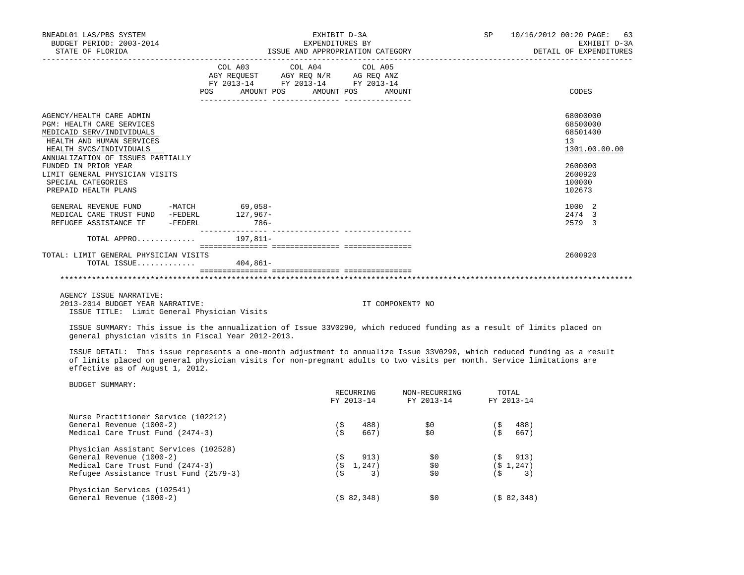BNEADL01 LAS/PBS SYSTEM
BUDGET PERIOD: 2003-2014
STATE OF FLORIDA

EXHIBIT D-3A
EXPENDITURES BY
ISSUE AND APPROPRIATION CATEGORY

SP 10/16/2012 00:20
EXHIBIT D-3A
DETAIL OF EXPENDITURES

| | COL A03 AGY REQUEST FY 2013-14 POS | AMOUNT | COL A04 AGY REQ N/R FY 2013-14 POS | AMOUNT | COL A05 AG REQ ANZ FY 2013-14 POS | AMOUNT | CODES |
|---|---|---|---|---|---|---|---|
| AGENCY/HEALTH CARE ADMIN | | | | | | | 68000000 |
| PGM: HEALTH CARE SERVICES | | | | | | | 68500000 |
| MEDICAID SERV/INDIVIDUALS | | | | | | | 68501400 |
| HEALTH AND HUMAN SERVICES | | | | | | | 13 |
| HEALTH SVCS/INDIVIDUALS | | | | | | | 1301.00.00.00 |
| ANNUALIZATION OF ISSUES PARTIALLY FUNDED IN PRIOR YEAR | | | | | | | 2600000 |
| LIMIT GENERAL PHYSICIAN VISITS | | | | | | | 2600920 |
| SPECIAL CATEGORIES | | | | | | | 100000 |
| PREPAID HEALTH PLANS | | | | | | | 102673 |
| GENERAL REVENUE FUND -MATCH | | 69,058- | | | | | 1000 2 |
| MEDICAL CARE TRUST FUND -FEDERL | | 127,967- | | | | | 2474 3 |
| REFUGEE ASSISTANCE TF -FEDERL | | 786- | | | | | 2579 3 |
| TOTAL APPRO............ | | 197,811- | | | | | |
| TOTAL: LIMIT GENERAL PHYSICIAN VISITS | | | | | | | 2600920 |
| TOTAL ISSUE............ | | 404,861- | | | | | |

AGENCY ISSUE NARRATIVE:
2013-2014 BUDGET YEAR NARRATIVE: IT COMPONENT? NO
ISSUE TITLE: Limit General Physician Visits

ISSUE SUMMARY: This issue is the annualization of Issue 33V0290, which reduced funding as a result of limits placed on general physician visits in Fiscal Year 2012-2013.

ISSUE DETAIL: This issue represents a one-month adjustment to annualize Issue 33V0290, which reduced funding as a result of limits placed on general physician visits for non-pregnant adults to two visits per month. Service limitations are effective as of August 1, 2012.

BUDGET SUMMARY:

| | RECURRING FY 2013-14 | NON-RECURRING FY 2013-14 | TOTAL FY 2013-14 |
|---|---|---|---|
| Nurse Practitioner Service (102212) | | | |
| General Revenue (1000-2) | ($ 488) | $0 | ($ 488) |
| Medical Care Trust Fund (2474-3) | ($ 667) | $0 | ($ 667) |
| Physician Assistant Services (102528) | | | |
| General Revenue (1000-2) | ($ 913) | $0 | ($ 913) |
| Medical Care Trust Fund (2474-3) | ($ 1,247) | $0 | ($ 1,247) |
| Refugee Assistance Trust Fund (2579-3) | ($ 3) | $0 | ($ 3) |
| Physician Services (102541) | | | |
| General Revenue (1000-2) | ($ 82,348) | $0 | ($ 82,348) |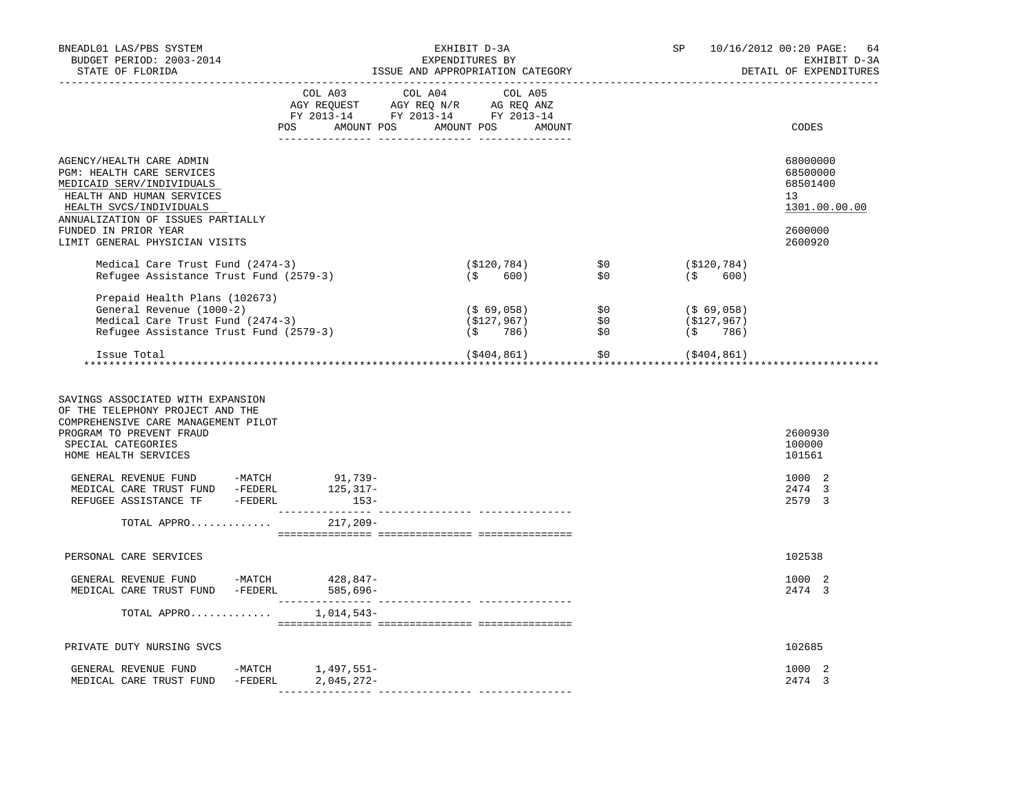BNEADL01 LAS/PBS SYSTEM — EXHIBIT D-3A — EXPENDITURES BY ISSUE AND APPROPRIATION CATEGORY
BUDGET PERIOD: 2003-2014 — SP 10/16/2012 00:20
STATE OF FLORIDA — EXHIBIT D-3A DETAIL OF EXPENDITURES

| | COL A03 AGY REQUEST FY 2013-14 POS AMOUNT | COL A04 AGY REQ N/R FY 2013-14 POS AMOUNT | COL A05 AG REQ ANZ FY 2013-14 POS AMOUNT | CODES |
|---|---|---|---|---|
| AGENCY/HEALTH CARE ADMIN | | | | 68000000 |
| PGM: HEALTH CARE SERVICES | | | | 68500000 |
| MEDICAID SERV/INDIVIDUALS | | | | 68501400 |
| HEALTH AND HUMAN SERVICES | | | | 13 |
| HEALTH SVCS/INDIVIDUALS | | | | 1301.00.00.00 |
| ANNUALIZATION OF ISSUES PARTIALLY FUNDED IN PRIOR YEAR | | | | 2600000 |
| LIMIT GENERAL PHYSICIAN VISITS | | | | 2600920 |

| | | | |
|---|---|---|---|
| Medical Care Trust Fund (2474-3) | ($120,784) | $0 | ($120,784) |
| Refugee Assistance Trust Fund (2579-3) | ($ 600) | $0 | ($ 600) |
| Prepaid Health Plans (102673) | | | |
| General Revenue (1000-2) | ($ 69,058) | $0 | ($ 69,058) |
| Medical Care Trust Fund (2474-3) | ($127,967) | $0 | ($127,967) |
| Refugee Assistance Trust Fund (2579-3) | ($ 786) | $0 | ($ 786) |
| Issue Total | ($404,861) | $0 | ($404,861) |

***

| | COL A03 | COL A04 | COL A05 | CODES |
|---|---|---|---|---|
| SAVINGS ASSOCIATED WITH EXPANSION OF THE TELEPHONY PROJECT AND THE COMPREHENSIVE CARE MANAGEMENT PILOT PROGRAM TO PREVENT FRAUD | | | | 2600930 |
| SPECIAL CATEGORIES | | | | 100000 |
| HOME HEALTH SERVICES | | | | 101561 |
| GENERAL REVENUE FUND -MATCH | 91,739- | | | 1000 2 |
| MEDICAL CARE TRUST FUND -FEDERL | 125,317- | | | 2474 3 |
| REFUGEE ASSISTANCE TF -FEDERL | 153- | | | 2579 3 |
| TOTAL APPRO............ | 217,209- | | | |
| PERSONAL CARE SERVICES | | | | 102538 |
| GENERAL REVENUE FUND -MATCH | 428,847- | | | 1000 2 |
| MEDICAL CARE TRUST FUND -FEDERL | 585,696- | | | 2474 3 |
| TOTAL APPRO............ | 1,014,543- | | | |
| PRIVATE DUTY NURSING SVCS | | | | 102685 |
| GENERAL REVENUE FUND -MATCH | 1,497,551- | | | 1000 2 |
| MEDICAL CARE TRUST FUND -FEDERL | 2,045,272- | | | 2474 3 |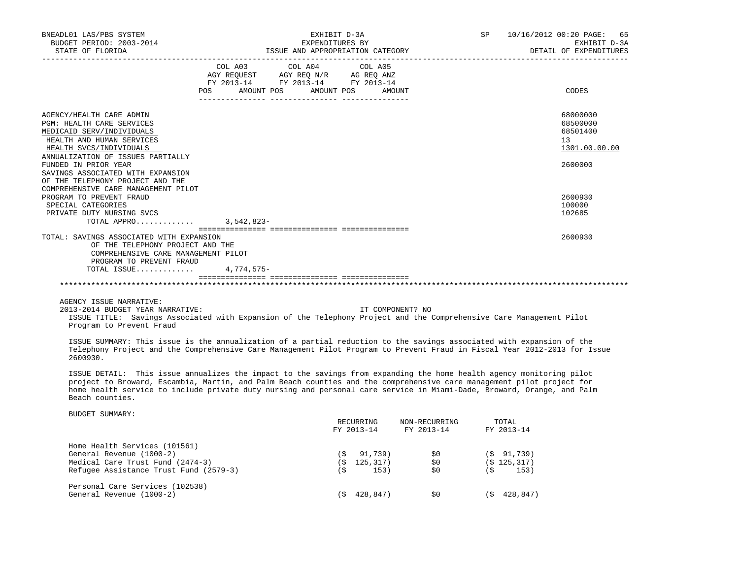BNEADL01 LAS/PBS SYSTEM — BUDGET PERIOD: 2003-2014 — STATE OF FLORIDA

EXHIBIT D-3A — EXPENDITURES BY ISSUE AND APPROPRIATION CATEGORY

SP 10/16/2012 00:20 — EXHIBIT D-3A — DETAIL OF EXPENDITURES

| | COL A03 AGY REQUEST FY 2013-14 POS AMOUNT | COL A04 AGY REQ N/R FY 2013-14 POS AMOUNT | COL A05 AG REQ ANZ FY 2013-14 POS AMOUNT | CODES |
|---|---|---|---|---|
| AGENCY/HEALTH CARE ADMIN | | | | 68000000 |
| PGM: HEALTH CARE SERVICES | | | | 68500000 |
| MEDICAID SERV/INDIVIDUALS | | | | 68501400 |
| HEALTH AND HUMAN SERVICES | | | | 13 |
| HEALTH SVCS/INDIVIDUALS | | | | 1301.00.00.00 |
| ANNUALIZATION OF ISSUES PARTIALLY FUNDED IN PRIOR YEAR | | | | 2600000 |
| SAVINGS ASSOCIATED WITH EXPANSION OF THE TELEPHONY PROJECT AND THE COMPREHENSIVE CARE MANAGEMENT PILOT PROGRAM TO PREVENT FRAUD | | | | 2600930 |
| SPECIAL CATEGORIES | | | | 100000 |
| PRIVATE DUTY NURSING SVCS | | | | 102685 |
| TOTAL APPRO............ | 3,542,823- | | | |
| TOTAL: SAVINGS ASSOCIATED WITH EXPANSION OF THE TELEPHONY PROJECT AND THE COMPREHENSIVE CARE MANAGEMENT PILOT PROGRAM TO PREVENT FRAUD | | | | 2600930 |
| TOTAL ISSUE............ | 4,774,575- | | | |

AGENCY ISSUE NARRATIVE:

2013-2014 BUDGET YEAR NARRATIVE: IT COMPONENT? NO

ISSUE TITLE: Savings Associated with Expansion of the Telephony Project and the Comprehensive Care Management Pilot Program to Prevent Fraud

ISSUE SUMMARY: This issue is the annualization of a partial reduction to the savings associated with expansion of the Telephony Project and the Comprehensive Care Management Pilot Program to Prevent Fraud in Fiscal Year 2012-2013 for Issue 2600930.

ISSUE DETAIL: This issue annualizes the impact to the savings from expanding the home health agency monitoring pilot project to Broward, Escambia, Martin, and Palm Beach counties and the comprehensive care management pilot project for home health service to include private duty nursing and personal care service in Miami-Dade, Broward, Orange, and Palm Beach counties.

BUDGET SUMMARY:

| | RECURRING FY 2013-14 | NON-RECURRING FY 2013-14 | TOTAL FY 2013-14 |
|---|---|---|---|
| Home Health Services (101561) | | | |
| General Revenue (1000-2) | ($ 91,739) | $0 | ($ 91,739) |
| Medical Care Trust Fund (2474-3) | ($ 125,317) | $0 | ($ 125,317) |
| Refugee Assistance Trust Fund (2579-3) | ($ 153) | $0 | ($ 153) |
| Personal Care Services (102538) | | | |
| General Revenue (1000-2) | ($ 428,847) | $0 | ($ 428,847) |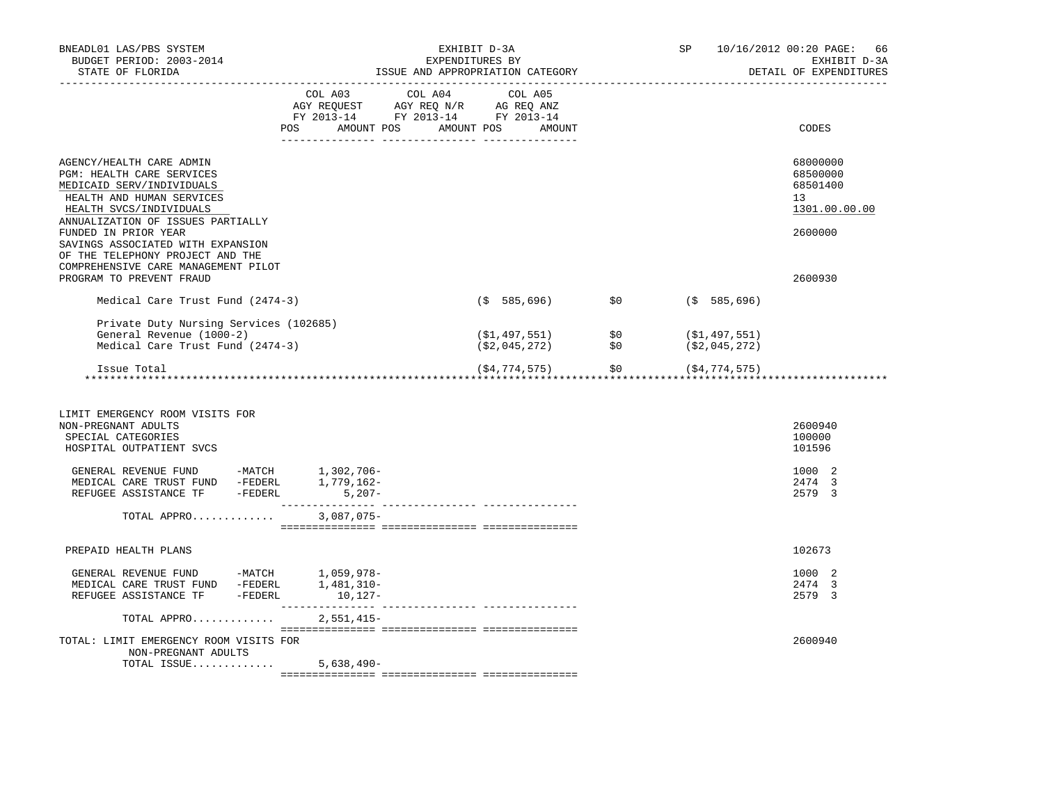BNEADL01 LAS/PBS SYSTEM — EXHIBIT D-3A — SP 10/16/2012 00:20

BUDGET PERIOD: 2003-2014 — EXPENDITURES BY — EXHIBIT D-3A

STATE OF FLORIDA — ISSUE AND APPROPRIATION CATEGORY — DETAIL OF EXPENDITURES

| | COL A03 AGY REQUEST FY 2013-14 POS AMOUNT | COL A04 AGY REQ N/R FY 2013-14 POS AMOUNT | COL A05 AG REQ ANZ FY 2013-14 POS AMOUNT | | | CODES |
|---|---|---|---|---|---|---|
| AGENCY/HEALTH CARE ADMIN | | | | | | 68000000 |
| PGM: HEALTH CARE SERVICES | | | | | | 68500000 |
| MEDICAID SERV/INDIVIDUALS | | | | | | 68501400 |
| HEALTH AND HUMAN SERVICES | | | | | | 13 |
| HEALTH SVCS/INDIVIDUALS | | | | | | 1301.00.00.00 |
| ANNUALIZATION OF ISSUES PARTIALLY FUNDED IN PRIOR YEAR | | | | | | 2600000 |
| SAVINGS ASSOCIATED WITH EXPANSION OF THE TELEPHONY PROJECT AND THE COMPREHENSIVE CARE MANAGEMENT PILOT PROGRAM TO PREVENT FRAUD | | | | | | 2600930 |
| Medical Care Trust Fund (2474-3) | | | ($ 585,696) | $0 | ($ 585,696) | |
| Private Duty Nursing Services (102685) | | | | | | |
| General Revenue (1000-2) | | | ($1,497,551) | $0 | ($1,497,551) | |
| Medical Care Trust Fund (2474-3) | | | ($2,045,272) | $0 | ($2,045,272) | |
| Issue Total | | | ($4,774,575) | $0 | ($4,774,575) | |

| | COL A03 | COL A04 | COL A05 | CODES |
|---|---|---|---|---|
| LIMIT EMERGENCY ROOM VISITS FOR NON-PREGNANT ADULTS | | | | 2600940 |
| SPECIAL CATEGORIES | | | | 100000 |
| HOSPITAL OUTPATIENT SVCS | | | | 101596 |
| GENERAL REVENUE FUND -MATCH | 1,302,706- | | | 1000 2 |
| MEDICAL CARE TRUST FUND -FEDERL | 1,779,162- | | | 2474 3 |
| REFUGEE ASSISTANCE TF -FEDERL | 5,207- | | | 2579 3 |
| TOTAL APPRO............ | 3,087,075- | | | |
| PREPAID HEALTH PLANS | | | | 102673 |
| GENERAL REVENUE FUND -MATCH | 1,059,978- | | | 1000 2 |
| MEDICAL CARE TRUST FUND -FEDERL | 1,481,310- | | | 2474 3 |
| REFUGEE ASSISTANCE TF -FEDERL | 10,127- | | | 2579 3 |
| TOTAL APPRO............ | 2,551,415- | | | |
| TOTAL: LIMIT EMERGENCY ROOM VISITS FOR NON-PREGNANT ADULTS | | | | 2600940 |
| TOTAL ISSUE............ | 5,638,490- | | | |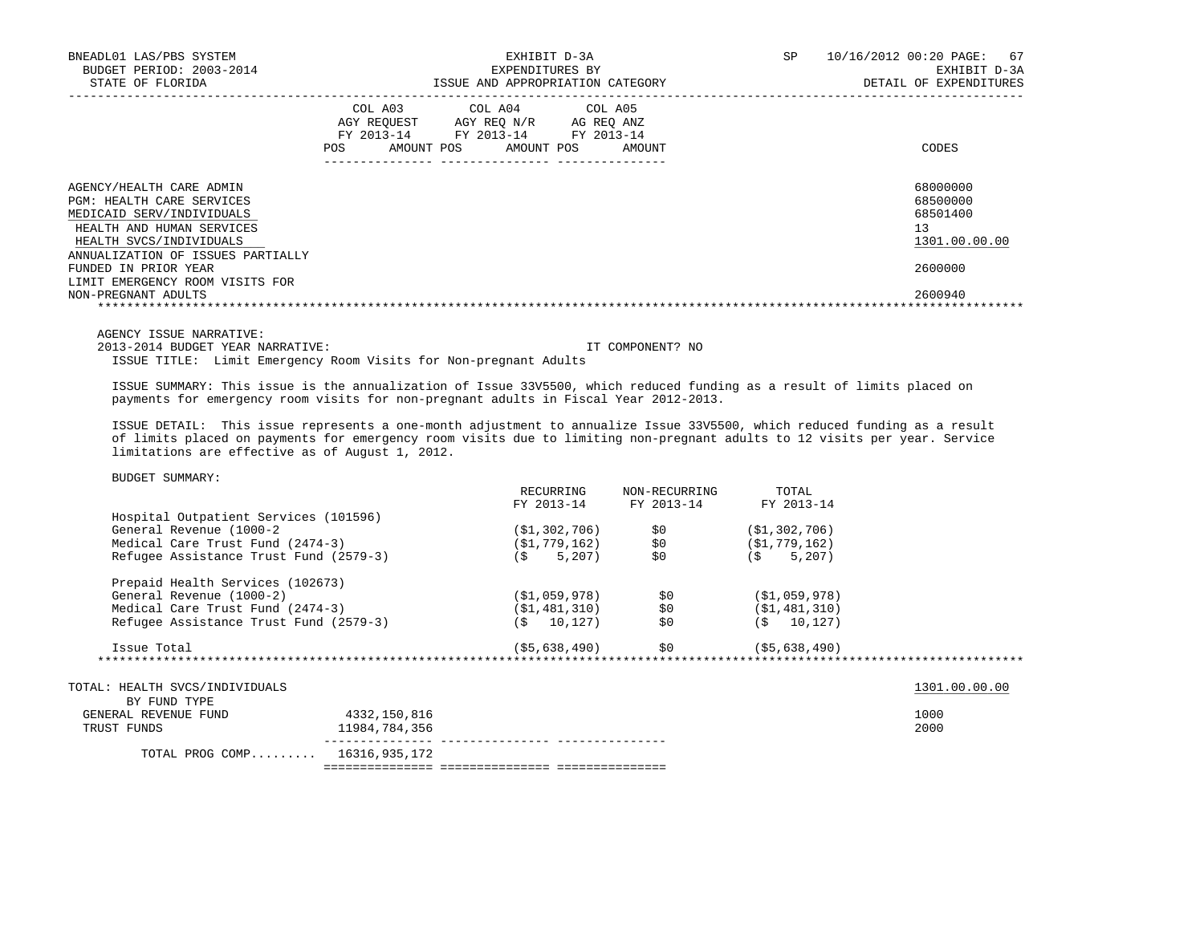BNEADL01 LAS/PBS SYSTEM — EXHIBIT D-3A — EXPENDITURES BY ISSUE AND APPROPRIATION CATEGORY — SP 10/16/2012 00:20

BUDGET PERIOD: 2003-2014 — STATE OF FLORIDA — EXHIBIT D-3A — DETAIL OF EXPENDITURES

| | COL A03 AGY REQUEST FY 2013-14 POS AMOUNT | COL A04 AGY REQ N/R FY 2013-14 POS AMOUNT | COL A05 AG REQ ANZ FY 2013-14 POS AMOUNT | CODES |
|---|---|---|---|---|
| AGENCY/HEALTH CARE ADMIN | | | | 68000000 |
| PGM: HEALTH CARE SERVICES | | | | 68500000 |
| MEDICAID SERV/INDIVIDUALS | | | | 68501400 |
| HEALTH AND HUMAN SERVICES | | | | 13 |
| HEALTH SVCS/INDIVIDUALS | | | | 1301.00.00.00 |
| ANNUALIZATION OF ISSUES PARTIALLY FUNDED IN PRIOR YEAR | | | | 2600000 |
| LIMIT EMERGENCY ROOM VISITS FOR NON-PREGNANT ADULTS | | | | 2600940 |

AGENCY ISSUE NARRATIVE:

2013-2014 BUDGET YEAR NARRATIVE: IT COMPONENT? NO

ISSUE TITLE: Limit Emergency Room Visits for Non-pregnant Adults

ISSUE SUMMARY: This issue is the annualization of Issue 33V5500, which reduced funding as a result of limits placed on payments for emergency room visits for non-pregnant adults in Fiscal Year 2012-2013.

ISSUE DETAIL: This issue represents a one-month adjustment to annualize Issue 33V5500, which reduced funding as a result of limits placed on payments for emergency room visits due to limiting non-pregnant adults to 12 visits per year. Service limitations are effective as of August 1, 2012.

BUDGET SUMMARY:

| | RECURRING FY 2013-14 | NON-RECURRING FY 2013-14 | TOTAL FY 2013-14 |
|---|---|---|---|
| Hospital Outpatient Services (101596) | | | |
| General Revenue (1000-2 | ($1,302,706) | $0 | ($1,302,706) |
| Medical Care Trust Fund (2474-3) | ($1,779,162) | $0 | ($1,779,162) |
| Refugee Assistance Trust Fund (2579-3) | ($ 5,207) | $0 | ($ 5,207) |
| Prepaid Health Services (102673) | | | |
| General Revenue (1000-2) | ($1,059,978) | $0 | ($1,059,978) |
| Medical Care Trust Fund (2474-3) | ($1,481,310) | $0 | ($1,481,310) |
| Refugee Assistance Trust Fund (2579-3) | ($ 10,127) | $0 | ($ 10,127) |
| Issue Total | ($5,638,490) | $0 | ($5,638,490) |

| | COL A03 | COL A04 | COL A05 | CODES |
|---|---|---|---|---|
| TOTAL: HEALTH SVCS/INDIVIDUALS | | | | 1301.00.00.00 |
| BY FUND TYPE | | | | |
| GENERAL REVENUE FUND | 4332,150,816 | | | 1000 |
| TRUST FUNDS | 11984,784,356 | | | 2000 |
| TOTAL PROG COMP......... | 16316,935,172 | | | |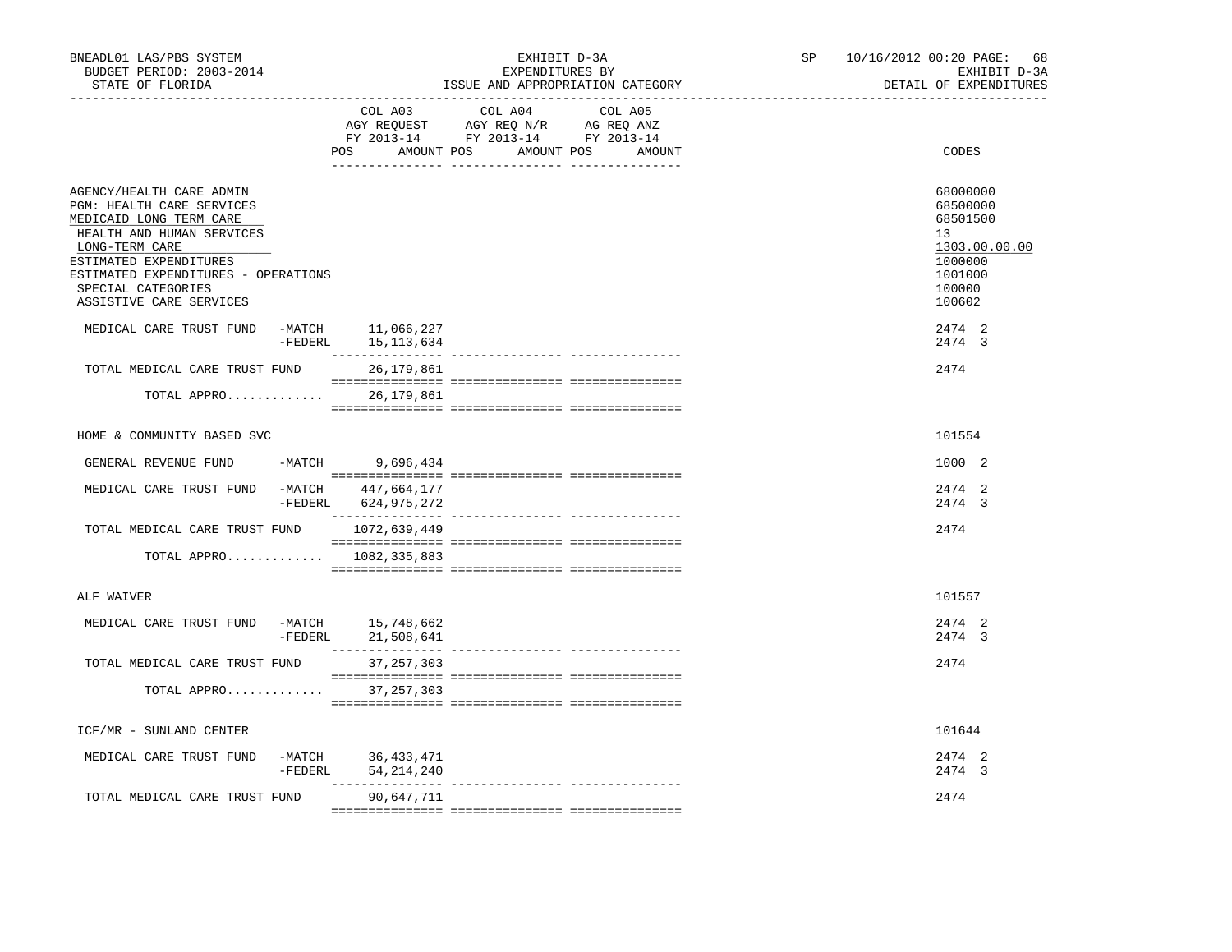BNEADL01 LAS/PBS SYSTEM | EXHIBIT D-3A | SP 10/16/2012 00:20 PAGE: 68
BUDGET PERIOD: 2003-2014 | EXPENDITURES BY | EXHIBIT D-3A
STATE OF FLORIDA | ISSUE AND APPROPRIATION CATEGORY | DETAIL OF EXPENDITURES

| | COL A03 AGY REQUEST FY 2013-14 POS AMOUNT | COL A04 AGY REQ N/R FY 2013-14 POS AMOUNT | COL A05 AG REQ ANZ FY 2013-14 POS AMOUNT | CODES |
|---|---|---|---|---|
| AGENCY/HEALTH CARE ADMIN | | | | 68000000 |
| PGM: HEALTH CARE SERVICES | | | | 68500000 |
| MEDICAID LONG TERM CARE | | | | 68501500 |
| HEALTH AND HUMAN SERVICES | | | | 13 |
| LONG-TERM CARE | | | | 1303.00.00.00 |
| ESTIMATED EXPENDITURES | | | | 1000000 |
| ESTIMATED EXPENDITURES - OPERATIONS | | | | 1001000 |
| SPECIAL CATEGORIES | | | | 100000 |
| ASSISTIVE CARE SERVICES | | | | 100602 |
| MEDICAL CARE TRUST FUND -MATCH | 11,066,227 | | | 2474 2 |
| -FEDERL | 15,113,634 | | | 2474 3 |
| TOTAL MEDICAL CARE TRUST FUND | 26,179,861 | | | 2474 |
| TOTAL APPRO............. | 26,179,861 | | | |
| HOME & COMMUNITY BASED SVC | | | | 101554 |
| GENERAL REVENUE FUND -MATCH | 9,696,434 | | | 1000 2 |
| MEDICAL CARE TRUST FUND -MATCH | 447,664,177 | | | 2474 2 |
| -FEDERL | 624,975,272 | | | 2474 3 |
| TOTAL MEDICAL CARE TRUST FUND | 1072,639,449 | | | 2474 |
| TOTAL APPRO............. | 1082,335,883 | | | |
| ALF WAIVER | | | | 101557 |
| MEDICAL CARE TRUST FUND -MATCH | 15,748,662 | | | 2474 2 |
| -FEDERL | 21,508,641 | | | 2474 3 |
| TOTAL MEDICAL CARE TRUST FUND | 37,257,303 | | | 2474 |
| TOTAL APPRO............. | 37,257,303 | | | |
| ICF/MR - SUNLAND CENTER | | | | 101644 |
| MEDICAL CARE TRUST FUND -MATCH | 36,433,471 | | | 2474 2 |
| -FEDERL | 54,214,240 | | | 2474 3 |
| TOTAL MEDICAL CARE TRUST FUND | 90,647,711 | | | 2474 |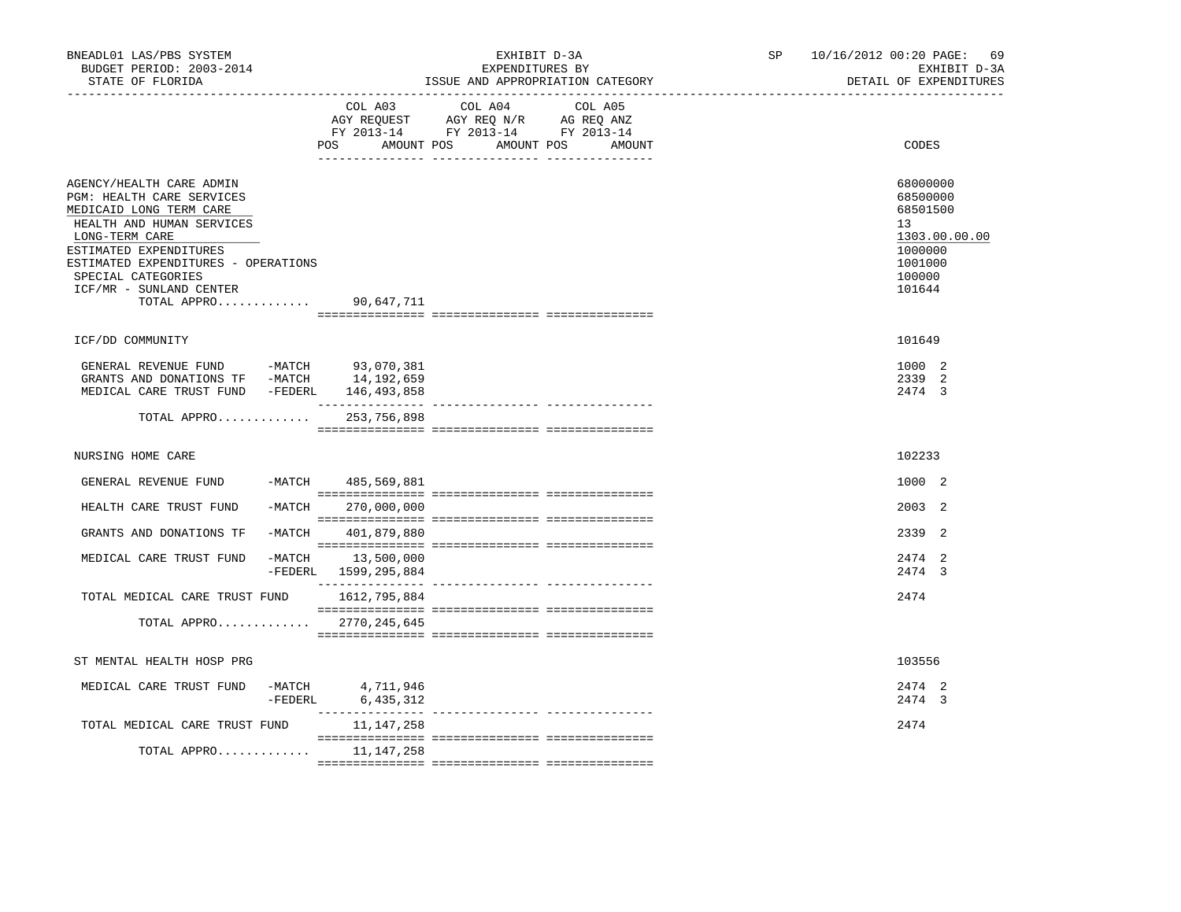BNEADL01 LAS/PBS SYSTEM | EXHIBIT D-3A | SP 10/16/2012 00:20 PAGE: 69
BUDGET PERIOD: 2003-2014 | EXPENDITURES BY | EXHIBIT D-3A
STATE OF FLORIDA | ISSUE AND APPROPRIATION CATEGORY | DETAIL OF EXPENDITURES

| | COL A03 AGY REQUEST FY 2013-14 POS AMOUNT | COL A04 AGY REQ N/R FY 2013-14 POS AMOUNT | COL A05 AG REQ ANZ FY 2013-14 POS AMOUNT | CODES |
|---|---|---|---|---|
| AGENCY/HEALTH CARE ADMIN | | | | 68000000 |
| PGM: HEALTH CARE SERVICES | | | | 68500000 |
| MEDICAID LONG TERM CARE | | | | 68501500 |
| HEALTH AND HUMAN SERVICES | | | | 13 |
| LONG-TERM CARE | | | | 1303.00.00.00 |
| ESTIMATED EXPENDITURES | | | | 1000000 |
| ESTIMATED EXPENDITURES - OPERATIONS | | | | 1001000 |
| SPECIAL CATEGORIES | | | | 100000 |
| ICF/MR - SUNLAND CENTER | | | | 101644 |
| TOTAL APPRO............. | 90,647,711 | | | |
| ICF/DD COMMUNITY | | | | 101649 |
| GENERAL REVENUE FUND -MATCH | 93,070,381 | | | 1000 2 |
| GRANTS AND DONATIONS TF -MATCH | 14,192,659 | | | 2339 2 |
| MEDICAL CARE TRUST FUND -FEDERL | 146,493,858 | | | 2474 3 |
| TOTAL APPRO............. | 253,756,898 | | | |
| NURSING HOME CARE | | | | 102233 |
| GENERAL REVENUE FUND -MATCH | 485,569,881 | | | 1000 2 |
| HEALTH CARE TRUST FUND -MATCH | 270,000,000 | | | 2003 2 |
| GRANTS AND DONATIONS TF -MATCH | 401,879,880 | | | 2339 2 |
| MEDICAL CARE TRUST FUND -MATCH | 13,500,000 | | | 2474 2 |
| -FEDERL | 1599,295,884 | | | 2474 3 |
| TOTAL MEDICAL CARE TRUST FUND | 1612,795,884 | | | 2474 |
| TOTAL APPRO............. | 2770,245,645 | | | |
| ST MENTAL HEALTH HOSP PRG | | | | 103556 |
| MEDICAL CARE TRUST FUND -MATCH | 4,711,946 | | | 2474 2 |
| -FEDERL | 6,435,312 | | | 2474 3 |
| TOTAL MEDICAL CARE TRUST FUND | 11,147,258 | | | 2474 |
| TOTAL APPRO............. | 11,147,258 | | | |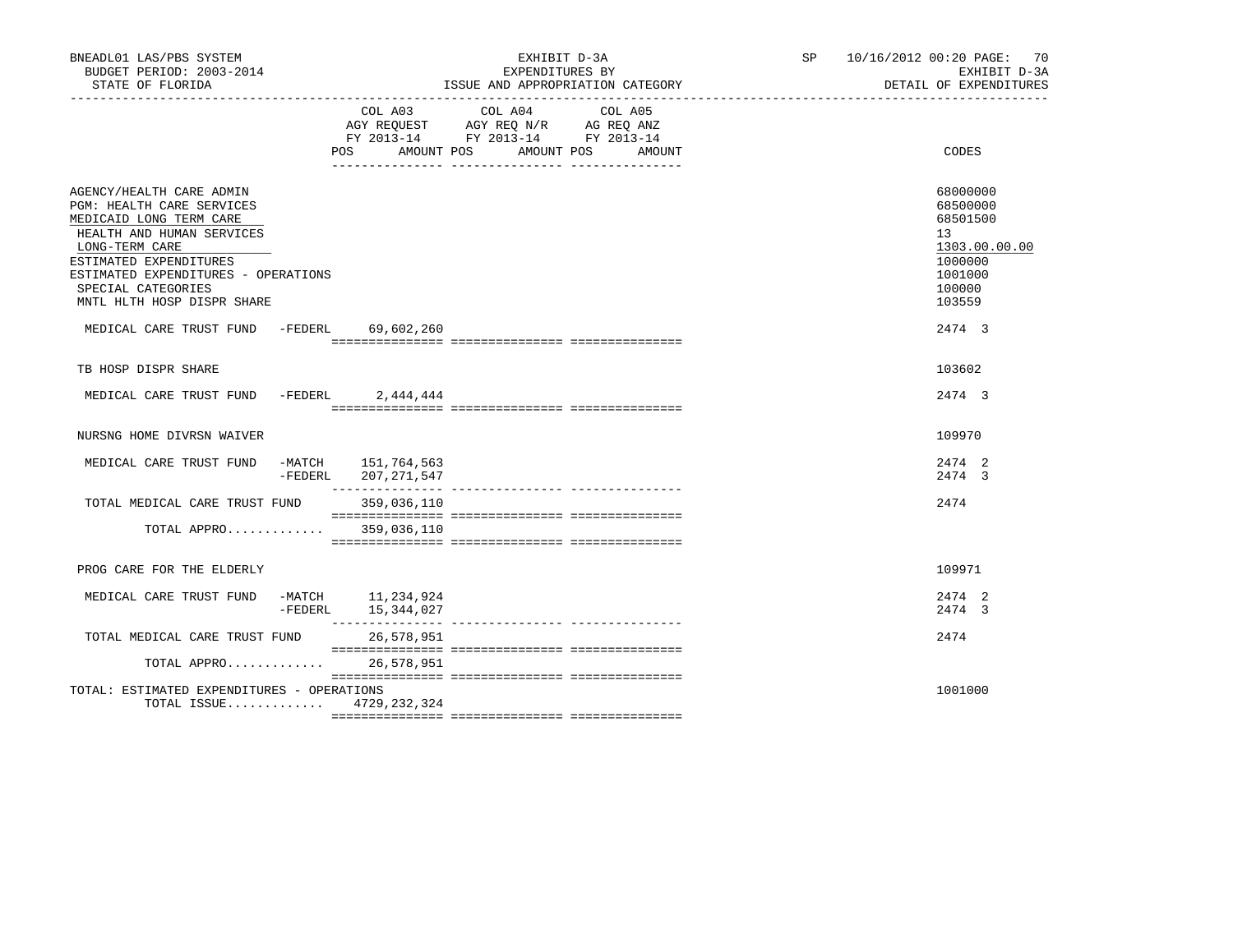BNEADL01 LAS/PBS SYSTEM — EXHIBIT D-3A — SP 10/16/2012 00:20

BUDGET PERIOD: 2003-2014 — EXPENDITURES BY — EXHIBIT D-3A

STATE OF FLORIDA — ISSUE AND APPROPRIATION CATEGORY — DETAIL OF EXPENDITURES

| | COL A03 AGY REQUEST FY 2013-14 POS AMOUNT | COL A04 AGY REQ N/R FY 2013-14 POS AMOUNT | COL A05 AG REQ ANZ FY 2013-14 POS AMOUNT | CODES |
|---|---|---|---|---|
| AGENCY/HEALTH CARE ADMIN | | | | 68000000 |
| PGM: HEALTH CARE SERVICES | | | | 68500000 |
| MEDICAID LONG TERM CARE | | | | 68501500 |
| HEALTH AND HUMAN SERVICES | | | | 13 |
| LONG-TERM CARE | | | | 1303.00.00.00 |
| ESTIMATED EXPENDITURES | | | | 1000000 |
| ESTIMATED EXPENDITURES - OPERATIONS | | | | 1001000 |
| SPECIAL CATEGORIES | | | | 100000 |
| MNTL HLTH HOSP DISPR SHARE | | | | 103559 |
| MEDICAL CARE TRUST FUND -FEDERL | 69,602,260 | | | 2474 3 |
| TB HOSP DISPR SHARE | | | | 103602 |
| MEDICAL CARE TRUST FUND -FEDERL | 2,444,444 | | | 2474 3 |
| NURSNG HOME DIVRSN WAIVER | | | | 109970 |
| MEDICAL CARE TRUST FUND -MATCH | 151,764,563 | | | 2474 2 |
| -FEDERL | 207,271,547 | | | 2474 3 |
| TOTAL MEDICAL CARE TRUST FUND | 359,036,110 | | | 2474 |
| TOTAL APPRO............ | 359,036,110 | | | |
| PROG CARE FOR THE ELDERLY | | | | 109971 |
| MEDICAL CARE TRUST FUND -MATCH | 11,234,924 | | | 2474 2 |
| -FEDERL | 15,344,027 | | | 2474 3 |
| TOTAL MEDICAL CARE TRUST FUND | 26,578,951 | | | 2474 |
| TOTAL APPRO............ | 26,578,951 | | | |
| TOTAL: ESTIMATED EXPENDITURES - OPERATIONS | | | | 1001000 |
| TOTAL ISSUE............ | 4729,232,324 | | | |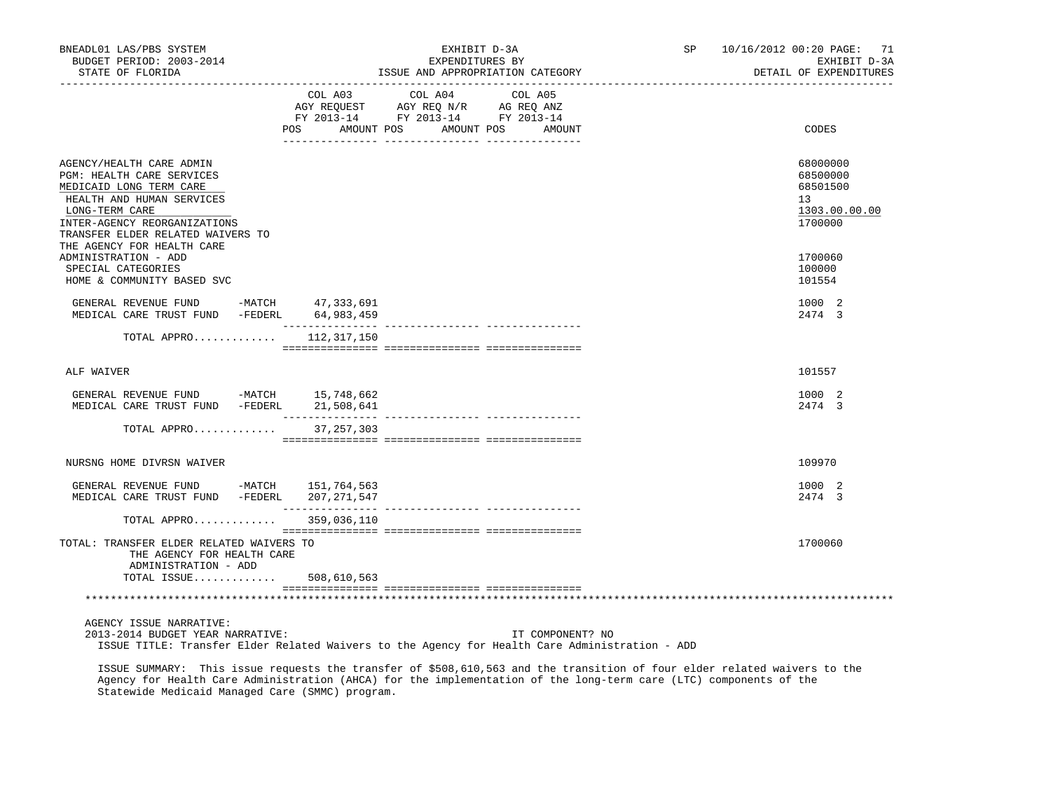BNEADL01 LAS/PBS SYSTEM — EXHIBIT D-3A — EXPENDITURES BY ISSUE AND APPROPRIATION CATEGORY

BUDGET PERIOD: 2003-2014 — STATE OF FLORIDA — SP 10/16/2012 00:20 — EXHIBIT D-3A DETAIL OF EXPENDITURES

| | COL A03 AGY REQUEST FY 2013-14 POS AMOUNT | COL A04 AGY REQ N/R FY 2013-14 POS AMOUNT | COL A05 AG REQ ANZ FY 2013-14 POS AMOUNT | CODES |
|---|---|---|---|---|
| AGENCY/HEALTH CARE ADMIN | | | | 68000000 |
| PGM: HEALTH CARE SERVICES | | | | 68500000 |
| MEDICAID LONG TERM CARE | | | | 68501500 |
| HEALTH AND HUMAN SERVICES | | | | 13 |
| LONG-TERM CARE | | | | 1303.00.00.00 |
| INTER-AGENCY REORGANIZATIONS | | | | 1700000 |
| TRANSFER ELDER RELATED WAIVERS TO THE AGENCY FOR HEALTH CARE ADMINISTRATION - ADD | | | | 1700060 |
| SPECIAL CATEGORIES | | | | 100000 |
| HOME & COMMUNITY BASED SVC | | | | 101554 |
| GENERAL REVENUE FUND -MATCH | 47,333,691 | | | 1000 2 |
| MEDICAL CARE TRUST FUND -FEDERL | 64,983,459 | | | 2474 3 |
| TOTAL APPRO............ | 112,317,150 | | | |
| ALF WAIVER | | | | 101557 |
| GENERAL REVENUE FUND -MATCH | 15,748,662 | | | 1000 2 |
| MEDICAL CARE TRUST FUND -FEDERL | 21,508,641 | | | 2474 3 |
| TOTAL APPRO............ | 37,257,303 | | | |
| NURSNG HOME DIVRSN WAIVER | | | | 109970 |
| GENERAL REVENUE FUND -MATCH | 151,764,563 | | | 1000 2 |
| MEDICAL CARE TRUST FUND -FEDERL | 207,271,547 | | | 2474 3 |
| TOTAL APPRO............ | 359,036,110 | | | |
| TOTAL: TRANSFER ELDER RELATED WAIVERS TO THE AGENCY FOR HEALTH CARE ADMINISTRATION - ADD | | | | 1700060 |
| TOTAL ISSUE............ | 508,610,563 | | | |

AGENCY ISSUE NARRATIVE:

2013-2014 BUDGET YEAR NARRATIVE: IT COMPONENT? NO

ISSUE TITLE: Transfer Elder Related Waivers to the Agency for Health Care Administration - ADD

ISSUE SUMMARY: This issue requests the transfer of $508,610,563 and the transition of four elder related waivers to the Agency for Health Care Administration (AHCA) for the implementation of the long-term care (LTC) components of the Statewide Medicaid Managed Care (SMMC) program.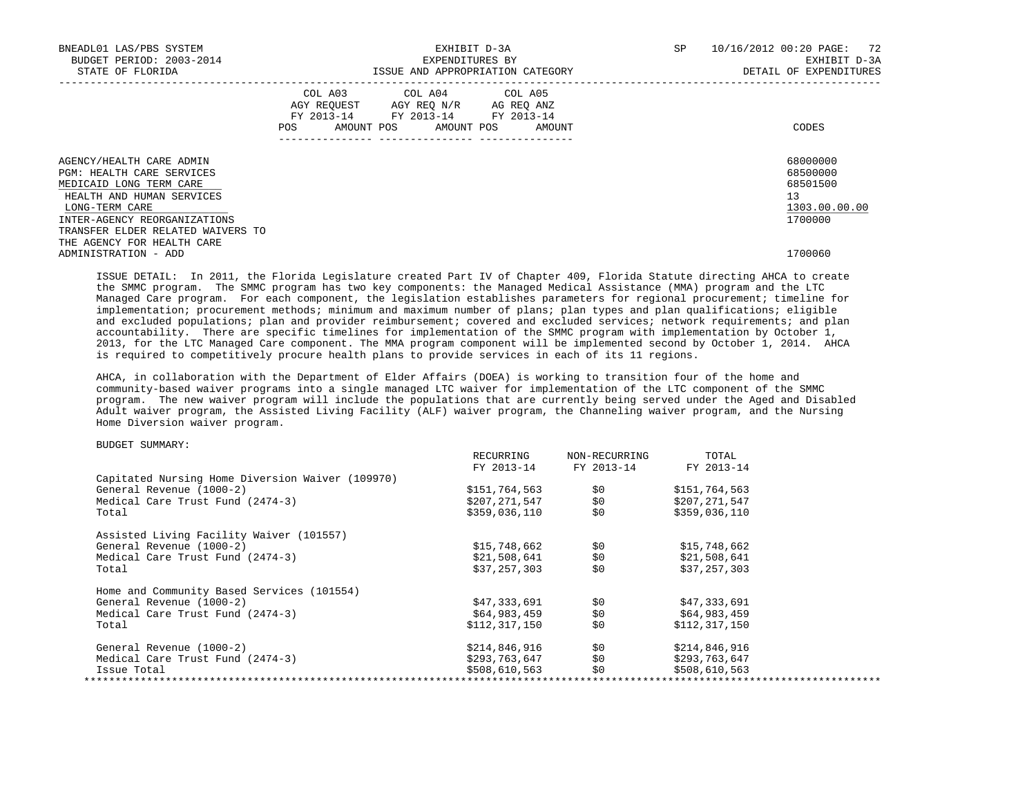BNEADL01 LAS/PBS SYSTEM | EXHIBIT D-3A | SP 10/16/2012 00:20

BUDGET PERIOD: 2003-2014 | EXPENDITURES BY | EXHIBIT D-3A

STATE OF FLORIDA | ISSUE AND APPROPRIATION CATEGORY | DETAIL OF EXPENDITURES

| | COL A03 AGY REQUEST FY 2013-14 POS AMOUNT | COL A04 AGY REQ N/R FY 2013-14 POS AMOUNT | COL A05 AG REQ ANZ FY 2013-14 POS AMOUNT | CODES |
|---|---|---|---|---|
| AGENCY/HEALTH CARE ADMIN | | | | 68000000 |
| PGM: HEALTH CARE SERVICES | | | | 68500000 |
| MEDICAID LONG TERM CARE | | | | 68501500 |
| HEALTH AND HUMAN SERVICES | | | | 13 |
| LONG-TERM CARE | | | | 1303.00.00.00 |
| INTER-AGENCY REORGANIZATIONS | | | | 1700000 |
| TRANSFER ELDER RELATED WAIVERS TO THE AGENCY FOR HEALTH CARE ADMINISTRATION - ADD | | | | 1700060 |

ISSUE DETAIL: In 2011, the Florida Legislature created Part IV of Chapter 409, Florida Statute directing AHCA to create the SMMC program. The SMMC program has two key components: the Managed Medical Assistance (MMA) program and the LTC Managed Care program. For each component, the legislation establishes parameters for regional procurement; timeline for implementation; procurement methods; minimum and maximum number of plans; plan types and plan qualifications; eligible and excluded populations; plan and provider reimbursement; covered and excluded services; network requirements; and plan accountability. There are specific timelines for implementation of the SMMC program with implementation by October 1, 2013, for the LTC Managed Care component. The MMA program component will be implemented second by October 1, 2014. AHCA is required to competitively procure health plans to provide services in each of its 11 regions.

AHCA, in collaboration with the Department of Elder Affairs (DOEA) is working to transition four of the home and community-based waiver programs into a single managed LTC waiver for implementation of the LTC component of the SMMC program. The new waiver program will include the populations that are currently being served under the Aged and Disabled Adult waiver program, the Assisted Living Facility (ALF) waiver program, the Channeling waiver program, and the Nursing Home Diversion waiver program.

BUDGET SUMMARY:

| | RECURRING FY 2013-14 | NON-RECURRING FY 2013-14 | TOTAL FY 2013-14 |
|---|---|---|---|
| Capitated Nursing Home Diversion Waiver (109970) | | | |
| General Revenue (1000-2) | $151,764,563 | $0 | $151,764,563 |
| Medical Care Trust Fund (2474-3) | $207,271,547 | $0 | $207,271,547 |
| Total | $359,036,110 | $0 | $359,036,110 |
| | | | |
| Assisted Living Facility Waiver (101557) | | | |
| General Revenue (1000-2) | $15,748,662 | $0 | $15,748,662 |
| Medical Care Trust Fund (2474-3) | $21,508,641 | $0 | $21,508,641 |
| Total | $37,257,303 | $0 | $37,257,303 |
| | | | |
| Home and Community Based Services (101554) | | | |
| General Revenue (1000-2) | $47,333,691 | $0 | $47,333,691 |
| Medical Care Trust Fund (2474-3) | $64,983,459 | $0 | $64,983,459 |
| Total | $112,317,150 | $0 | $112,317,150 |
| | | | |
| General Revenue (1000-2) | $214,846,916 | $0 | $214,846,916 |
| Medical Care Trust Fund (2474-3) | $293,763,647 | $0 | $293,763,647 |
| Issue Total | $508,610,563 | $0 | $508,610,563 |

*******************************************************************************************************************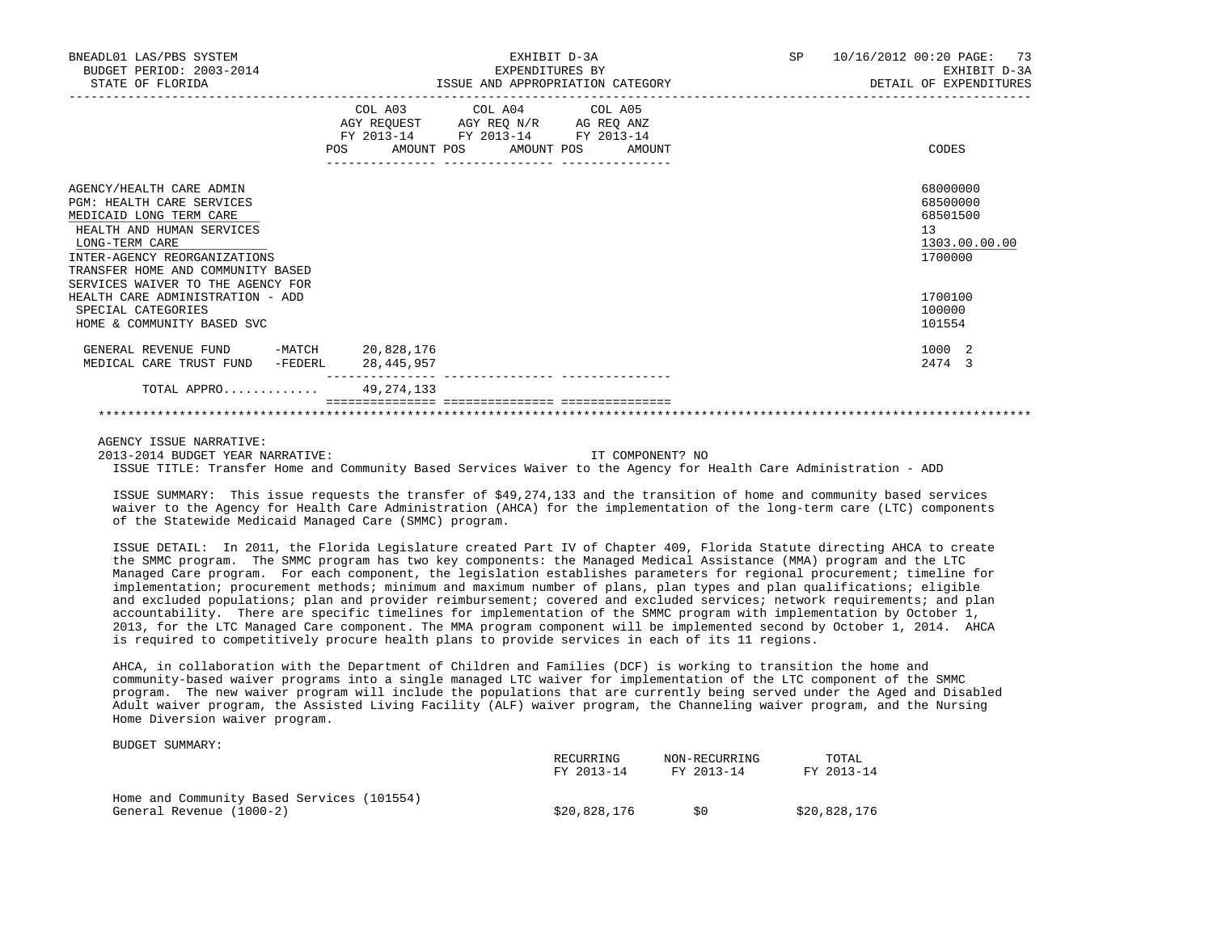| | COL A03 AGY REQUEST FY 2013-14 POS AMOUNT | COL A04 AGY REQ N/R FY 2013-14 POS AMOUNT | COL A05 AG REQ ANZ FY 2013-14 POS AMOUNT | CODES |
|---|---|---|---|---|
| AGENCY/HEALTH CARE ADMIN | | | | 68000000 |
| PGM: HEALTH CARE SERVICES | | | | 68500000 |
| MEDICAID LONG TERM CARE | | | | 68501500 |
| HEALTH AND HUMAN SERVICES | | | | 13 |
| LONG-TERM CARE | | | | 1303.00.00.00 |
| INTER-AGENCY REORGANIZATIONS | | | | 1700000 |
| TRANSFER HOME AND COMMUNITY BASED SERVICES WAIVER TO THE AGENCY FOR HEALTH CARE ADMINISTRATION - ADD | | | | 1700100 |
| SPECIAL CATEGORIES | | | | 100000 |
| HOME & COMMUNITY BASED SVC | | | | 101554 |
| GENERAL REVENUE FUND -MATCH | 20,828,176 | | | 1000 2 |
| MEDICAL CARE TRUST FUND -FEDERL | 28,445,957 | | | 2474 3 |
| TOTAL APPRO............ | 49,274,133 | | | |

AGENCY ISSUE NARRATIVE:

2013-2014 BUDGET YEAR NARRATIVE: IT COMPONENT? NO

ISSUE TITLE: Transfer Home and Community Based Services Waiver to the Agency for Health Care Administration - ADD

ISSUE SUMMARY: This issue requests the transfer of $49,274,133 and the transition of home and community based services waiver to the Agency for Health Care Administration (AHCA) for the implementation of the long-term care (LTC) components of the Statewide Medicaid Managed Care (SMMC) program.

ISSUE DETAIL: In 2011, the Florida Legislature created Part IV of Chapter 409, Florida Statute directing AHCA to create the SMMC program. The SMMC program has two key components: the Managed Medical Assistance (MMA) program and the LTC Managed Care program. For each component, the legislation establishes parameters for regional procurement; timeline for implementation; procurement methods; minimum and maximum number of plans, plan types and plan qualifications; eligible and excluded populations; plan and provider reimbursement; covered and excluded services; network requirements; and plan accountability. There are specific timelines for implementation of the SMMC program with implementation by October 1, 2013, for the LTC Managed Care component. The MMA program component will be implemented second by October 1, 2014. AHCA is required to competitively procure health plans to provide services in each of its 11 regions.

AHCA, in collaboration with the Department of Children and Families (DCF) is working to transition the home and community-based waiver programs into a single managed LTC waiver for implementation of the LTC component of the SMMC program. The new waiver program will include the populations that are currently being served under the Aged and Disabled Adult waiver program, the Assisted Living Facility (ALF) waiver program, the Channeling waiver program, and the Nursing Home Diversion waiver program.

BUDGET SUMMARY:

| | RECURRING FY 2013-14 | NON-RECURRING FY 2013-14 | TOTAL FY 2013-14 |
|---|---|---|---|
| Home and Community Based Services (101554) | | | |
| General Revenue (1000-2) | $20,828,176 | $0 | $20,828,176 |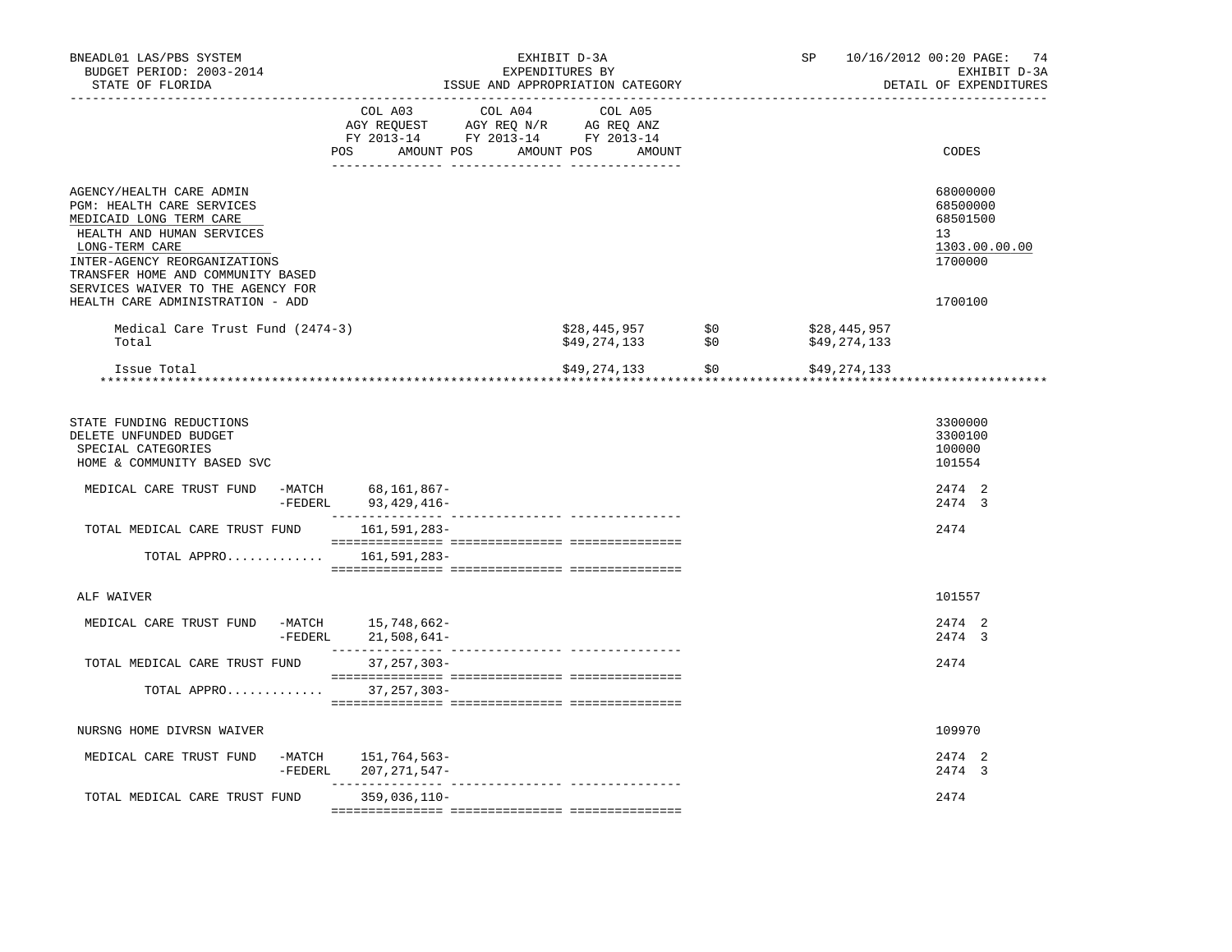BNEADL01 LAS/PBS SYSTEM — EXHIBIT D-3A — SP 10/16/2012 00:20
BUDGET PERIOD: 2003-2014 — EXPENDITURES BY — EXHIBIT D-3A
STATE OF FLORIDA — ISSUE AND APPROPRIATION CATEGORY — DETAIL OF EXPENDITURES

| | COL A03 AGY REQUEST FY 2013-14 POS AMOUNT | COL A04 AGY REQ N/R FY 2013-14 POS AMOUNT | COL A05 AG REQ ANZ FY 2013-14 POS AMOUNT | | | CODES |
|---|---|---|---|---|---|---|
| AGENCY/HEALTH CARE ADMIN | | | | | | 68000000 |
| PGM: HEALTH CARE SERVICES | | | | | | 68500000 |
| MEDICAID LONG TERM CARE | | | | | | 68501500 |
| HEALTH AND HUMAN SERVICES | | | | | | 13 |
| LONG-TERM CARE | | | | | | 1303.00.00.00 |
| INTER-AGENCY REORGANIZATIONS | | | | | | 1700000 |
| TRANSFER HOME AND COMMUNITY BASED SERVICES WAIVER TO THE AGENCY FOR HEALTH CARE ADMINISTRATION - ADD | | | | | | 1700100 |
| Medical Care Trust Fund (2474-3) | | | $28,445,957 | $0 | $28,445,957 | |
| Total | | | $49,274,133 | $0 | $49,274,133 | |
| Issue Total | | | $49,274,133 | $0 | $49,274,133 | |
| STATE FUNDING REDUCTIONS | | | | | | 3300000 |
| DELETE UNFUNDED BUDGET | | | | | | 3300100 |
| SPECIAL CATEGORIES | | | | | | 100000 |
| HOME & COMMUNITY BASED SVC | | | | | | 101554 |
| MEDICAL CARE TRUST FUND -MATCH | 68,161,867- | | | | | 2474 2 |
| -FEDERL | 93,429,416- | | | | | 2474 3 |
| TOTAL MEDICAL CARE TRUST FUND | 161,591,283- | | | | | 2474 |
| TOTAL APPRO............. | 161,591,283- | | | | | |
| ALF WAIVER | | | | | | 101557 |
| MEDICAL CARE TRUST FUND -MATCH | 15,748,662- | | | | | 2474 2 |
| -FEDERL | 21,508,641- | | | | | 2474 3 |
| TOTAL MEDICAL CARE TRUST FUND | 37,257,303- | | | | | 2474 |
| TOTAL APPRO............. | 37,257,303- | | | | | |
| NURSNG HOME DIVRSN WAIVER | | | | | | 109970 |
| MEDICAL CARE TRUST FUND -MATCH | 151,764,563- | | | | | 2474 2 |
| -FEDERL | 207,271,547- | | | | | 2474 3 |
| TOTAL MEDICAL CARE TRUST FUND | 359,036,110- | | | | | 2474 |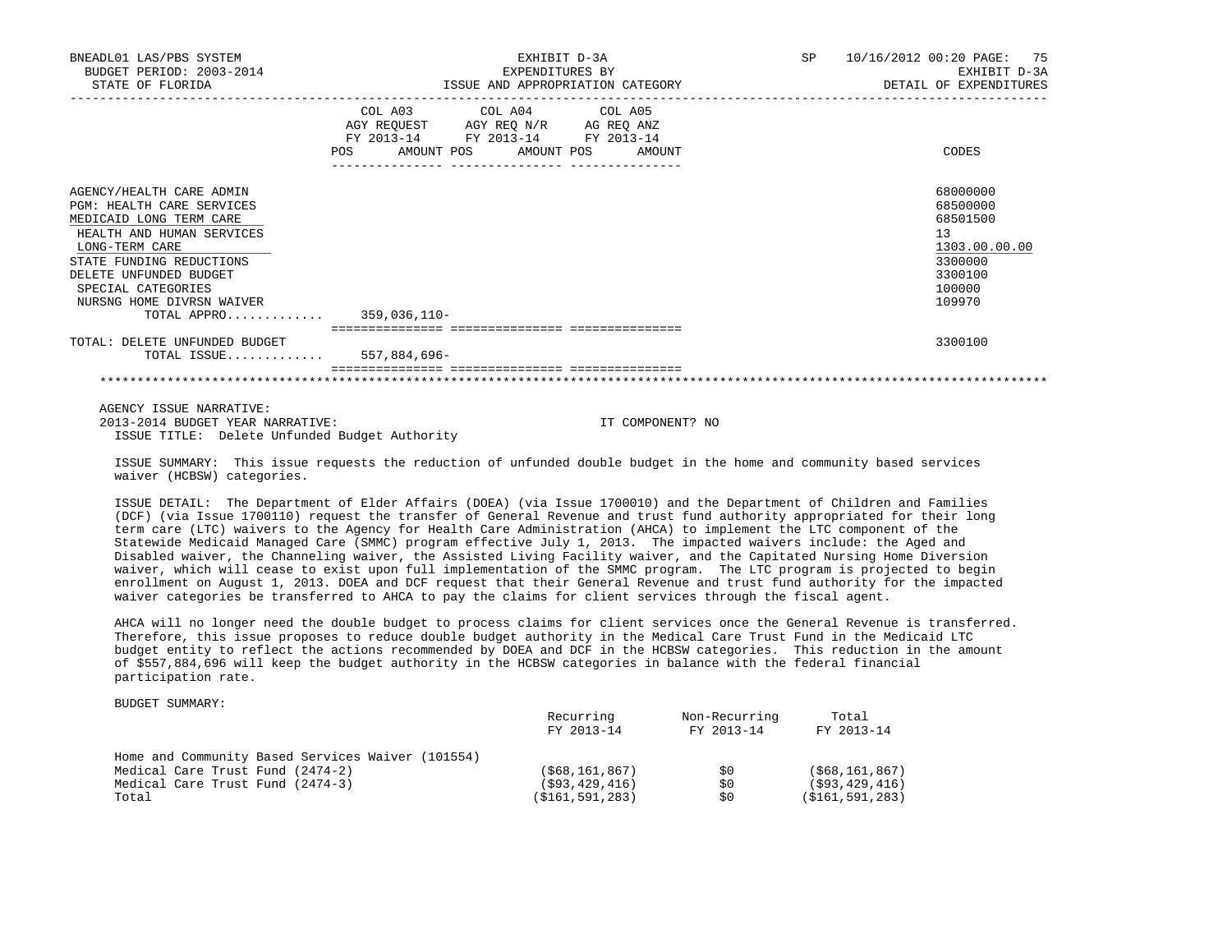| | COL A03 AGY REQUEST FY 2013-14 POS AMOUNT | COL A04 AGY REQ N/R FY 2013-14 POS AMOUNT | COL A05 AG REQ ANZ FY 2013-14 POS AMOUNT | CODES |
|---|---|---|---|---|
| AGENCY/HEALTH CARE ADMIN | | | | 68000000 |
| PGM: HEALTH CARE SERVICES | | | | 68500000 |
| MEDICAID LONG TERM CARE | | | | 68501500 |
| HEALTH AND HUMAN SERVICES | | | | 13 |
| LONG-TERM CARE | | | | 1303.00.00.00 |
| STATE FUNDING REDUCTIONS | | | | 3300000 |
| DELETE UNFUNDED BUDGET | | | | 3300100 |
| SPECIAL CATEGORIES | | | | 100000 |
| NURSNG HOME DIVRSN WAIVER | | | | 109970 |
| TOTAL APPRO............ | 359,036,110- | | | |
| TOTAL: DELETE UNFUNDED BUDGET | | | | 3300100 |
| TOTAL ISSUE............ | 557,884,696- | | | |

AGENCY ISSUE NARRATIVE:
2013-2014 BUDGET YEAR NARRATIVE: IT COMPONENT? NO
ISSUE TITLE: Delete Unfunded Budget Authority

ISSUE SUMMARY: This issue requests the reduction of unfunded double budget in the home and community based services waiver (HCBSW) categories.

ISSUE DETAIL: The Department of Elder Affairs (DOEA) (via Issue 1700010) and the Department of Children and Families (DCF) (via Issue 1700110) request the transfer of General Revenue and trust fund authority appropriated for their long term care (LTC) waivers to the Agency for Health Care Administration (AHCA) to implement the LTC component of the Statewide Medicaid Managed Care (SMMC) program effective July 1, 2013. The impacted waivers include: the Aged and Disabled waiver, the Channeling waiver, the Assisted Living Facility waiver, and the Capitated Nursing Home Diversion waiver, which will cease to exist upon full implementation of the SMMC program. The LTC program is projected to begin enrollment on August 1, 2013. DOEA and DCF request that their General Revenue and trust fund authority for the impacted waiver categories be transferred to AHCA to pay the claims for client services through the fiscal agent.

AHCA will no longer need the double budget to process claims for client services once the General Revenue is transferred. Therefore, this issue proposes to reduce double budget authority in the Medical Care Trust Fund in the Medicaid LTC budget entity to reflect the actions recommended by DOEA and DCF in the HCBSW categories. This reduction in the amount of $557,884,696 will keep the budget authority in the HCBSW categories in balance with the federal financial participation rate.

BUDGET SUMMARY:

| | Recurring FY 2013-14 | Non-Recurring FY 2013-14 | Total FY 2013-14 |
|---|---|---|---|
| Home and Community Based Services Waiver (101554) | | | |
| Medical Care Trust Fund (2474-2) | ($68,161,867) | $0 | ($68,161,867) |
| Medical Care Trust Fund (2474-3) | ($93,429,416) | $0 | ($93,429,416) |
| Total | ($161,591,283) | $0 | ($161,591,283) |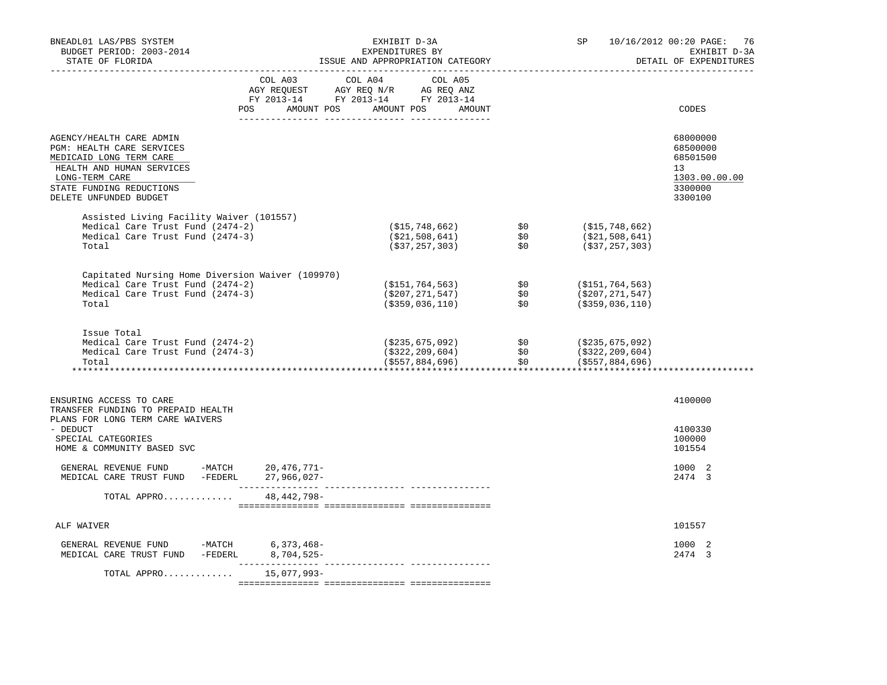BNEADL01 LAS/PBS SYSTEM — EXHIBIT D-3A — EXPENDITURES BY ISSUE AND APPROPRIATION CATEGORY — SP 10/16/2012 00:20 — EXHIBIT D-3A DETAIL OF EXPENDITURES

BUDGET PERIOD: 2003-2014

STATE OF FLORIDA

| | COL A03 AGY REQUEST FY 2013-14 POS / AMOUNT | COL A04 AGY REQ N/R FY 2013-14 POS / AMOUNT | COL A05 AG REQ ANZ FY 2013-14 POS / AMOUNT | CODES |
|---|---|---|---|---|
| AGENCY/HEALTH CARE ADMIN | | | | 68000000 |
| PGM: HEALTH CARE SERVICES | | | | 68500000 |
| MEDICAID LONG TERM CARE | | | | 68501500 |
| HEALTH AND HUMAN SERVICES | | | | 13 |
| LONG-TERM CARE | | | | 1303.00.00.00 |
| STATE FUNDING REDUCTIONS | | | | 3300000 |
| DELETE UNFUNDED BUDGET | | | | 3300100 |

| | | | |
|---|---|---|---|
| **Assisted Living Facility Waiver (101557)** | | | |
| Medical Care Trust Fund (2474-2) | ($15,748,662) | $0 | ($15,748,662) |
| Medical Care Trust Fund (2474-3) | ($21,508,641) | $0 | ($21,508,641) |
| Total | ($37,257,303) | $0 | ($37,257,303) |
| **Capitated Nursing Home Diversion Waiver (109970)** | | | |
| Medical Care Trust Fund (2474-2) | ($151,764,563) | $0 | ($151,764,563) |
| Medical Care Trust Fund (2474-3) | ($207,271,547) | $0 | ($207,271,547) |
| Total | ($359,036,110) | $0 | ($359,036,110) |
| **Issue Total** | | | |
| Medical Care Trust Fund (2474-2) | ($235,675,092) | $0 | ($235,675,092) |
| Medical Care Trust Fund (2474-3) | ($322,209,604) | $0 | ($322,209,604) |
| Total | ($557,884,696) | $0 | ($557,884,696) |

| | COL A03 | COL A04 | COL A05 | CODES |
|---|---|---|---|---|
| ENSURING ACCESS TO CARE | | | | 4100000 |
| TRANSFER FUNDING TO PREPAID HEALTH PLANS FOR LONG TERM CARE WAIVERS - DEDUCT | | | | 4100330 |
| SPECIAL CATEGORIES | | | | 100000 |
| HOME & COMMUNITY BASED SVC | | | | 101554 |
| GENERAL REVENUE FUND -MATCH | 20,476,771- | | | 1000 2 |
| MEDICAL CARE TRUST FUND -FEDERL | 27,966,027- | | | 2474 3 |
| TOTAL APPRO............ | 48,442,798- | | | |
| ALF WAIVER | | | | 101557 |
| GENERAL REVENUE FUND -MATCH | 6,373,468- | | | 1000 2 |
| MEDICAL CARE TRUST FUND -FEDERL | 8,704,525- | | | 2474 3 |
| TOTAL APPRO............ | 15,077,993- | | | |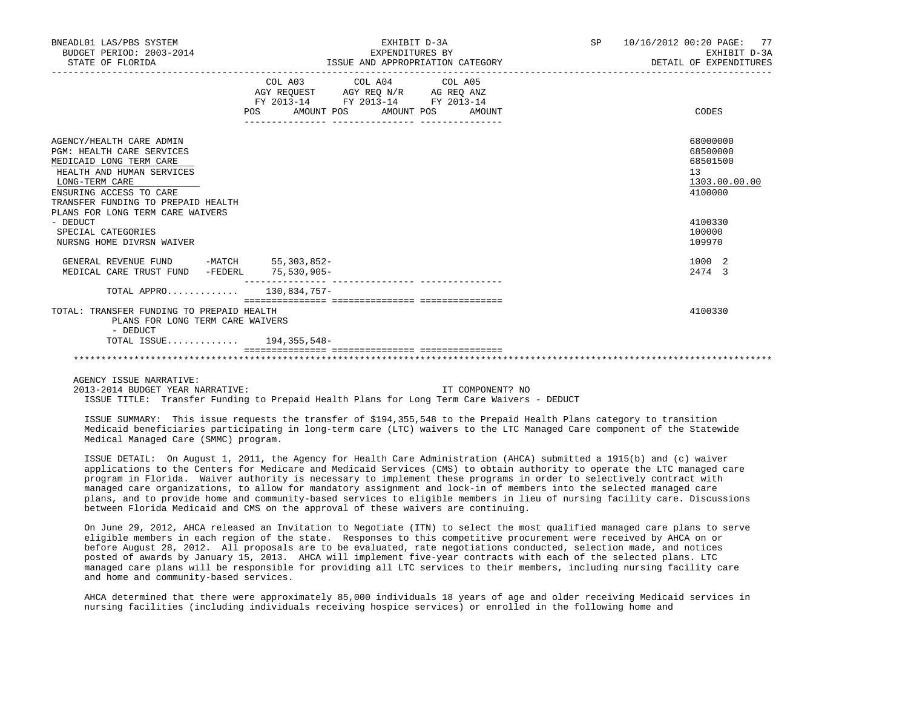| | COL A03 AGY REQUEST FY 2013-14 POS AMOUNT | COL A04 AGY REQ N/R FY 2013-14 POS AMOUNT | COL A05 AG REQ ANZ FY 2013-14 POS AMOUNT | CODES |
|---|---|---|---|---|
| AGENCY/HEALTH CARE ADMIN | | | | 68000000 |
| PGM: HEALTH CARE SERVICES | | | | 68500000 |
| MEDICAID LONG TERM CARE | | | | 68501500 |
| HEALTH AND HUMAN SERVICES | | | | 13 |
| LONG-TERM CARE | | | | 1303.00.00.00 |
| ENSURING ACCESS TO CARE | | | | 4100000 |
| TRANSFER FUNDING TO PREPAID HEALTH PLANS FOR LONG TERM CARE WAIVERS - DEDUCT | | | | 4100330 |
| SPECIAL CATEGORIES | | | | 100000 |
| NURSNG HOME DIVRSN WAIVER | | | | 109970 |
| GENERAL REVENUE FUND -MATCH | 55,303,852- | | | 1000 2 |
| MEDICAL CARE TRUST FUND -FEDERL | 75,530,905- | | | 2474 3 |
| TOTAL APPRO............ | 130,834,757- | | | |
| TOTAL: TRANSFER FUNDING TO PREPAID HEALTH PLANS FOR LONG TERM CARE WAIVERS - DEDUCT | | | | 4100330 |
| TOTAL ISSUE............ | 194,355,548- | | | |

AGENCY ISSUE NARRATIVE:

2013-2014 BUDGET YEAR NARRATIVE: IT COMPONENT? NO

ISSUE TITLE: Transfer Funding to Prepaid Health Plans for Long Term Care Waivers - DEDUCT

ISSUE SUMMARY: This issue requests the transfer of $194,355,548 to the Prepaid Health Plans category to transition Medicaid beneficiaries participating in long-term care (LTC) waivers to the LTC Managed Care component of the Statewide Medical Managed Care (SMMC) program.

ISSUE DETAIL: On August 1, 2011, the Agency for Health Care Administration (AHCA) submitted a 1915(b) and (c) waiver applications to the Centers for Medicare and Medicaid Services (CMS) to obtain authority to operate the LTC managed care program in Florida. Waiver authority is necessary to implement these programs in order to selectively contract with managed care organizations, to allow for mandatory assignment and lock-in of members into the selected managed care plans, and to provide home and community-based services to eligible members in lieu of nursing facility care. Discussions between Florida Medicaid and CMS on the approval of these waivers are continuing.

On June 29, 2012, AHCA released an Invitation to Negotiate (ITN) to select the most qualified managed care plans to serve eligible members in each region of the state. Responses to this competitive procurement were received by AHCA on or before August 28, 2012. All proposals are to be evaluated, rate negotiations conducted, selection made, and notices posted of awards by January 15, 2013. AHCA will implement five-year contracts with each of the selected plans. LTC managed care plans will be responsible for providing all LTC services to their members, including nursing facility care and home and community-based services.

AHCA determined that there were approximately 85,000 individuals 18 years of age and older receiving Medicaid services in nursing facilities (including individuals receiving hospice services) or enrolled in the following home and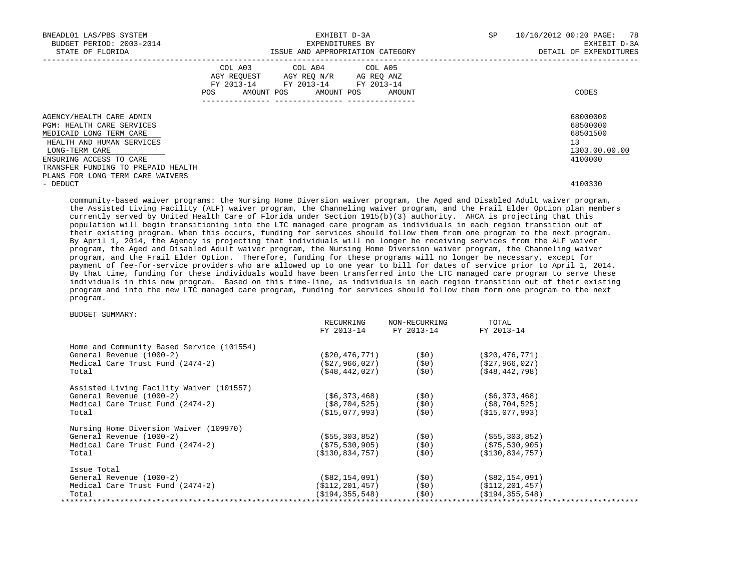| | COL A03 AGY REQUEST FY 2013-14 | | COL A04 AGY REQ N/R FY 2013-14 | | COL A05 AG REQ ANZ FY 2013-14 | | |
|---|---|---|---|---|---|---|---|
| | POS | AMOUNT | POS | AMOUNT | POS | AMOUNT | CODES |
| AGENCY/HEALTH CARE ADMIN | | | | | | | 68000000 |
| PGM: HEALTH CARE SERVICES | | | | | | | 68500000 |
| MEDICAID LONG TERM CARE | | | | | | | 68501500 |
| HEALTH AND HUMAN SERVICES | | | | | | | 13 |
| LONG-TERM CARE | | | | | | | 1303.00.00.00 |
| ENSURING ACCESS TO CARE | | | | | | | 4100000 |
| TRANSFER FUNDING TO PREPAID HEALTH PLANS FOR LONG TERM CARE WAIVERS - DEDUCT | | | | | | | 4100330 |

community-based waiver programs: the Nursing Home Diversion waiver program, the Aged and Disabled Adult waiver program, the Assisted Living Facility (ALF) waiver program, the Channeling waiver program, and the Frail Elder Option plan members currently served by United Health Care of Florida under Section 1915(b)(3) authority. AHCA is projecting that this population will begin transitioning into the LTC managed care program as individuals in each region transition out of their existing program. When this occurs, funding for services should follow them from one program to the next program. By April 1, 2014, the Agency is projecting that individuals will no longer be receiving services from the ALF waiver program, the Aged and Disabled Adult waiver program, the Nursing Home Diversion waiver program, the Channeling waiver program, and the Frail Elder Option. Therefore, funding for these programs will no longer be necessary, except for payment of fee-for-service providers who are allowed up to one year to bill for dates of service prior to April 1, 2014. By that time, funding for these individuals would have been transferred into the LTC managed care program to serve these individuals in this new program. Based on this time-line, as individuals in each region transition out of their existing program and into the new LTC managed care program, funding for services should follow them form one program to the next program.

BUDGET SUMMARY:

| | RECURRING FY 2013-14 | NON-RECURRING FY 2013-14 | TOTAL FY 2013-14 |
|---|---|---|---|
| **Home and Community Based Service (101554)** | | | |
| General Revenue (1000-2) | ($20,476,771) | ($0) | ($20,476,771) |
| Medical Care Trust Fund (2474-2) | ($27,966,027) | ($0) | ($27,966,027) |
| Total | ($48,442,027) | ($0) | ($48,442,798) |
| **Assisted Living Facility Waiver (101557)** | | | |
| General Revenue (1000-2) | ($6,373,468) | ($0) | ($6,373,468) |
| Medical Care Trust Fund (2474-2) | ($8,704,525) | ($0) | ($8,704,525) |
| Total | ($15,077,993) | ($0) | ($15,077,993) |
| **Nursing Home Diversion Waiver (109970)** | | | |
| General Revenue (1000-2) | ($55,303,852) | ($0) | ($55,303,852) |
| Medical Care Trust Fund (2474-2) | ($75,530,905) | ($0) | ($75,530,905) |
| Total | ($130,834,757) | ($0) | ($130,834,757) |
| **Issue Total** | | | |
| General Revenue (1000-2) | ($82,154,091) | ($0) | ($82,154,091) |
| Medical Care Trust Fund (2474-2) | ($112,201,457) | ($0) | ($112,201,457) |
| Total | ($194,355,548) | ($0) | ($194,355,548) |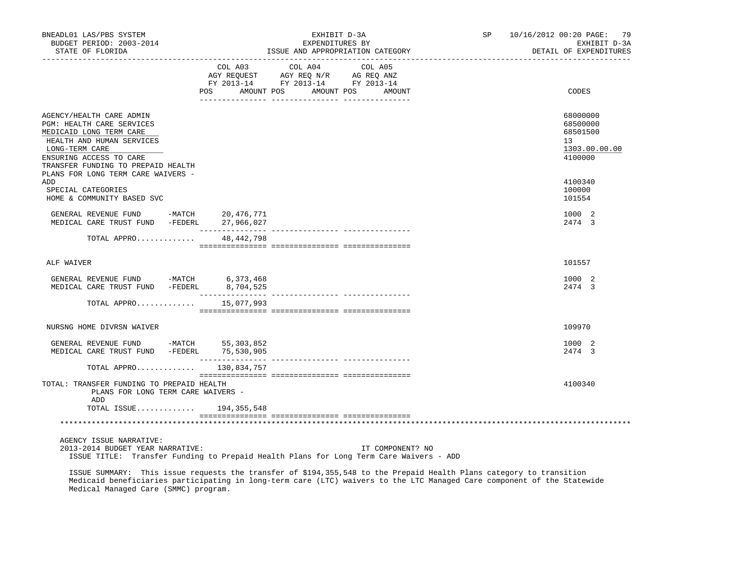BNEADL01 LAS/PBS SYSTEM — EXHIBIT D-3A — EXPENDITURES BY ISSUE AND APPROPRIATION CATEGORY — DETAIL OF EXPENDITURES
BUDGET PERIOD: 2003-2014 — STATE OF FLORIDA — SP 10/16/2012 00:20

| | COL A03 AGY REQUEST FY 2013-14 POS AMOUNT | COL A04 AGY REQ N/R FY 2013-14 POS AMOUNT | COL A05 AG REQ ANZ FY 2013-14 POS AMOUNT | CODES |
|---|---|---|---|---|
| AGENCY/HEALTH CARE ADMIN | | | | 68000000 |
| PGM: HEALTH CARE SERVICES | | | | 68500000 |
| MEDICAID LONG TERM CARE | | | | 68501500 |
| HEALTH AND HUMAN SERVICES | | | | 13 |
| LONG-TERM CARE | | | | 1303.00.00.00 |
| ENSURING ACCESS TO CARE | | | | 4100000 |
| TRANSFER FUNDING TO PREPAID HEALTH PLANS FOR LONG TERM CARE WAIVERS - ADD | | | | 4100340 |
| SPECIAL CATEGORIES | | | | 100000 |
| HOME & COMMUNITY BASED SVC | | | | 101554 |
| GENERAL REVENUE FUND -MATCH | 20,476,771 | | | 1000 2 |
| MEDICAL CARE TRUST FUND -FEDERL | 27,966,027 | | | 2474 3 |
| TOTAL APPRO............ | 48,442,798 | | | |
| ALF WAIVER | | | | 101557 |
| GENERAL REVENUE FUND -MATCH | 6,373,468 | | | 1000 2 |
| MEDICAL CARE TRUST FUND -FEDERL | 8,704,525 | | | 2474 3 |
| TOTAL APPRO............ | 15,077,993 | | | |
| NURSNG HOME DIVRSN WAIVER | | | | 109970 |
| GENERAL REVENUE FUND -MATCH | 55,303,852 | | | 1000 2 |
| MEDICAL CARE TRUST FUND -FEDERL | 75,530,905 | | | 2474 3 |
| TOTAL APPRO............ | 130,834,757 | | | |
| TOTAL: TRANSFER FUNDING TO PREPAID HEALTH PLANS FOR LONG TERM CARE WAIVERS - ADD | | | | 4100340 |
| TOTAL ISSUE............ | 194,355,548 | | | |

AGENCY ISSUE NARRATIVE:
2013-2014 BUDGET YEAR NARRATIVE: IT COMPONENT? NO
ISSUE TITLE: Transfer Funding to Prepaid Health Plans for Long Term Care Waivers - ADD

ISSUE SUMMARY: This issue requests the transfer of $194,355,548 to the Prepaid Health Plans category to transition Medicaid beneficiaries participating in long-term care (LTC) waivers to the LTC Managed Care component of the Statewide Medical Managed Care (SMMC) program.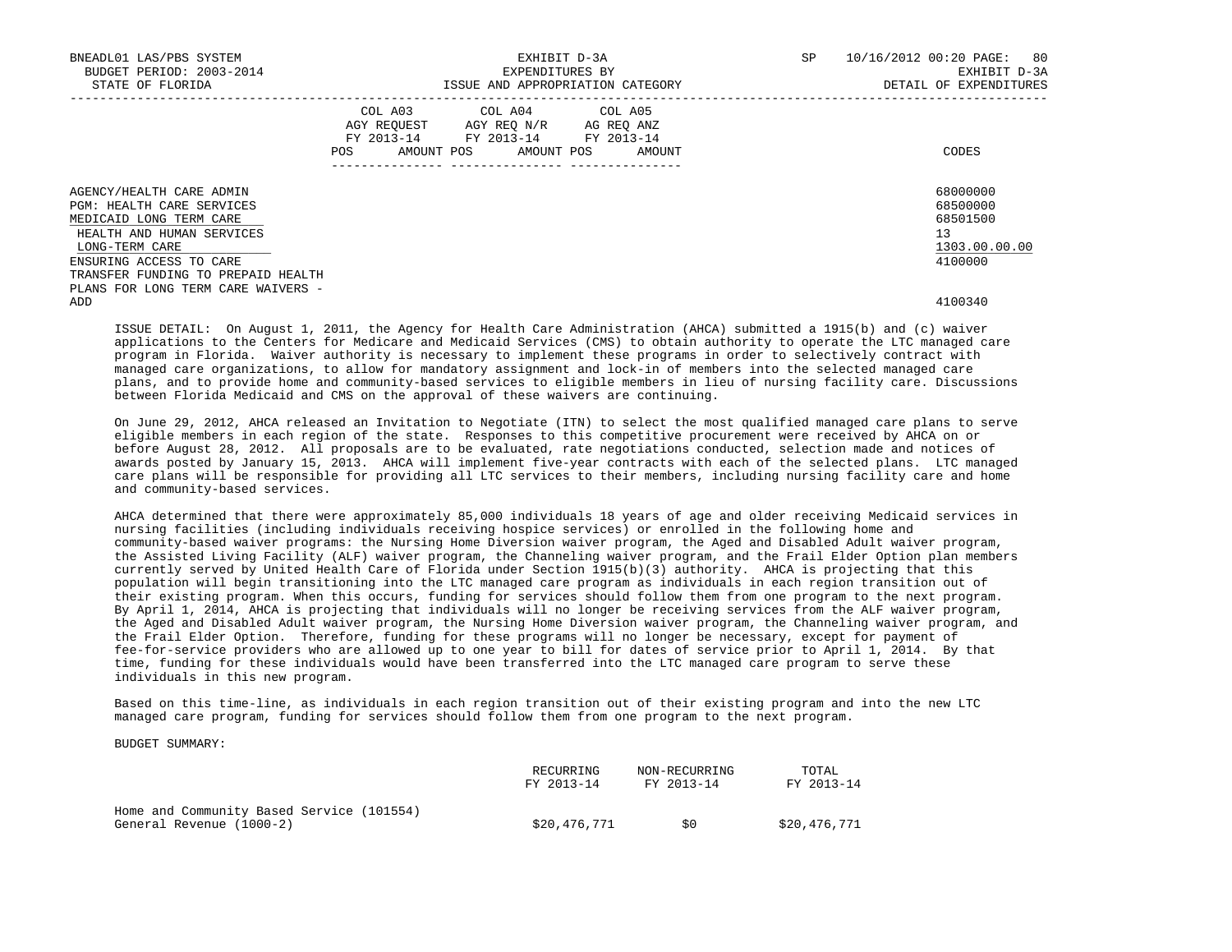| | COL A03 AGY REQUEST FY 2013-14 POS AMOUNT | COL A04 AGY REQ N/R FY 2013-14 POS AMOUNT | COL A05 AG REQ ANZ FY 2013-14 POS AMOUNT | CODES |
|---|---|---|---|---|
| AGENCY/HEALTH CARE ADMIN | | | | 68000000 |
| PGM: HEALTH CARE SERVICES | | | | 68500000 |
| MEDICAID LONG TERM CARE | | | | 68501500 |
| HEALTH AND HUMAN SERVICES | | | | 13 |
| LONG-TERM CARE | | | | 1303.00.00.00 |
| ENSURING ACCESS TO CARE | | | | 4100000 |
| TRANSFER FUNDING TO PREPAID HEALTH PLANS FOR LONG TERM CARE WAIVERS - ADD | | | | 4100340 |

ISSUE DETAIL: On August 1, 2011, the Agency for Health Care Administration (AHCA) submitted a 1915(b) and (c) waiver applications to the Centers for Medicare and Medicaid Services (CMS) to obtain authority to operate the LTC managed care program in Florida. Waiver authority is necessary to implement these programs in order to selectively contract with managed care organizations, to allow for mandatory assignment and lock-in of members into the selected managed care plans, and to provide home and community-based services to eligible members in lieu of nursing facility care. Discussions between Florida Medicaid and CMS on the approval of these waivers are continuing.

On June 29, 2012, AHCA released an Invitation to Negotiate (ITN) to select the most qualified managed care plans to serve eligible members in each region of the state. Responses to this competitive procurement were received by AHCA on or before August 28, 2012. All proposals are to be evaluated, rate negotiations conducted, selection made and notices of awards posted by January 15, 2013. AHCA will implement five-year contracts with each of the selected plans. LTC managed care plans will be responsible for providing all LTC services to their members, including nursing facility care and home and community-based services.

AHCA determined that there were approximately 85,000 individuals 18 years of age and older receiving Medicaid services in nursing facilities (including individuals receiving hospice services) or enrolled in the following home and community-based waiver programs: the Nursing Home Diversion waiver program, the Aged and Disabled Adult waiver program, the Assisted Living Facility (ALF) waiver program, the Channeling waiver program, and the Frail Elder Option plan members currently served by United Health Care of Florida under Section 1915(b)(3) authority. AHCA is projecting that this population will begin transitioning into the LTC managed care program as individuals in each region transition out of their existing program. When this occurs, funding for services should follow them from one program to the next program. By April 1, 2014, AHCA is projecting that individuals will no longer be receiving services from the ALF waiver program, the Aged and Disabled Adult waiver program, the Nursing Home Diversion waiver program, the Channeling waiver program, and the Frail Elder Option. Therefore, funding for these programs will no longer be necessary, except for payment of fee-for-service providers who are allowed up to one year to bill for dates of service prior to April 1, 2014. By that time, funding for these individuals would have been transferred into the LTC managed care program to serve these individuals in this new program.

Based on this time-line, as individuals in each region transition out of their existing program and into the new LTC managed care program, funding for services should follow them from one program to the next program.

BUDGET SUMMARY:

| | RECURRING FY 2013-14 | NON-RECURRING FY 2013-14 | TOTAL FY 2013-14 |
|---|---|---|---|
| Home and Community Based Service (101554) | | | |
| General Revenue (1000-2) | $20,476,771 | $0 | $20,476,771 |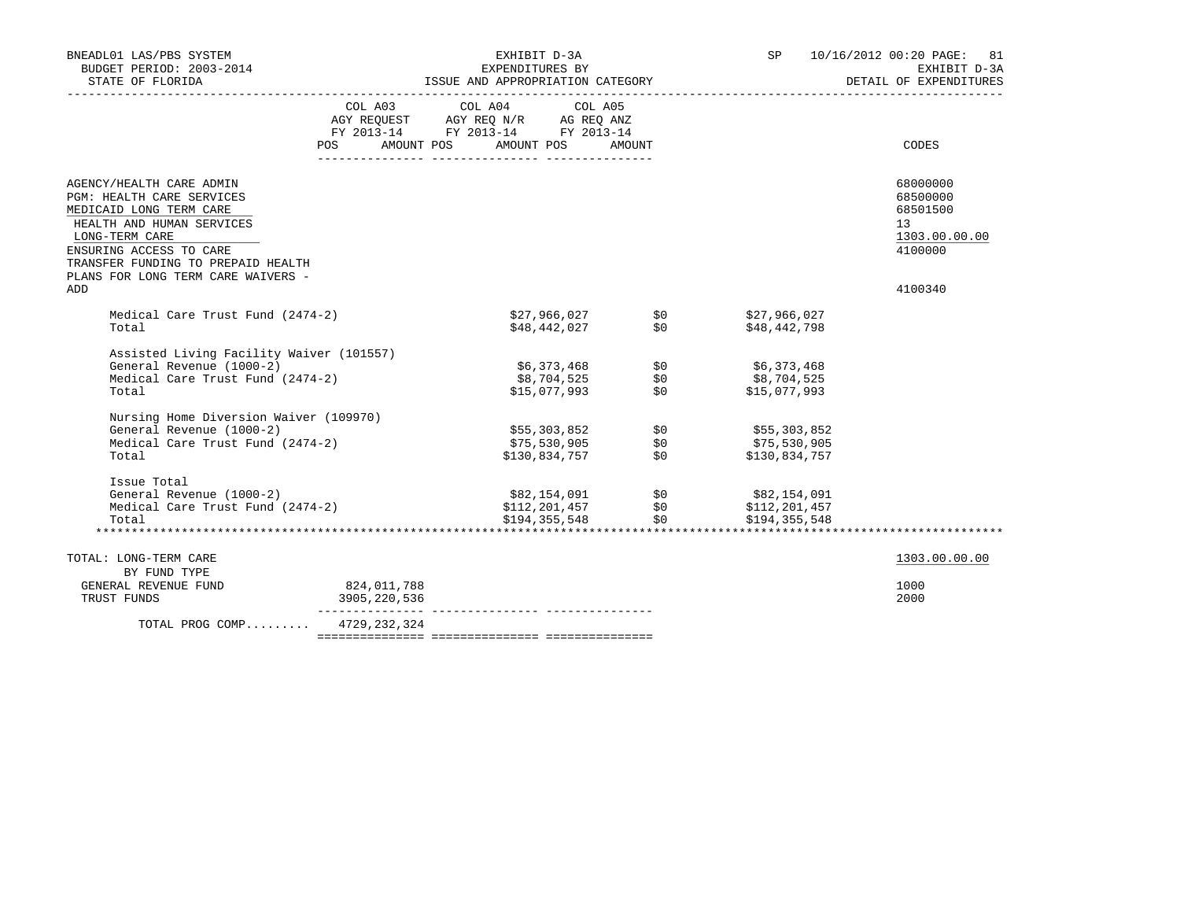BNEADL01 LAS/PBS SYSTEM — EXHIBIT D-3A — EXPENDITURES BY ISSUE AND APPROPRIATION CATEGORY — DETAIL OF EXPENDITURES

BUDGET PERIOD: 2003-2014 — STATE OF FLORIDA — SP 10/16/2012 00:20

| | COL A03 AGY REQUEST FY 2013-14 POS AMOUNT | COL A04 AGY REQ N/R FY 2013-14 POS AMOUNT | COL A05 AG REQ ANZ FY 2013-14 POS AMOUNT | CODES |
|---|---|---|---|---|
| AGENCY/HEALTH CARE ADMIN | | | | 68000000 |
| PGM: HEALTH CARE SERVICES | | | | 68500000 |
| MEDICAID LONG TERM CARE | | | | 68501500 |
| HEALTH AND HUMAN SERVICES | | | | 13 |
| LONG-TERM CARE | | | | 1303.00.00.00 |
| ENSURING ACCESS TO CARE | | | | 4100000 |
| TRANSFER FUNDING TO PREPAID HEALTH PLANS FOR LONG TERM CARE WAIVERS - ADD | | | | 4100340 |
| Medical Care Trust Fund (2474-2) | $27,966,027 | $0 | $27,966,027 | |
| Total | $48,442,027 | $0 | $48,442,798 | |
| Assisted Living Facility Waiver (101557) | | | | |
| General Revenue (1000-2) | $6,373,468 | $0 | $6,373,468 | |
| Medical Care Trust Fund (2474-2) | $8,704,525 | $0 | $8,704,525 | |
| Total | $15,077,993 | $0 | $15,077,993 | |
| Nursing Home Diversion Waiver (109970) | | | | |
| General Revenue (1000-2) | $55,303,852 | $0 | $55,303,852 | |
| Medical Care Trust Fund (2474-2) | $75,530,905 | $0 | $75,530,905 | |
| Total | $130,834,757 | $0 | $130,834,757 | |
| Issue Total | | | | |
| General Revenue (1000-2) | $82,154,091 | $0 | $82,154,091 | |
| Medical Care Trust Fund (2474-2) | $112,201,457 | $0 | $112,201,457 | |
| Total | $194,355,548 | $0 | $194,355,548 | |
| TOTAL: LONG-TERM CARE | | | | 1303.00.00.00 |
| BY FUND TYPE | | | | |
| GENERAL REVENUE FUND | 824,011,788 | | | 1000 |
| TRUST FUNDS | 3905,220,536 | | | 2000 |
| TOTAL PROG COMP......... | 4729,232,324 | | | |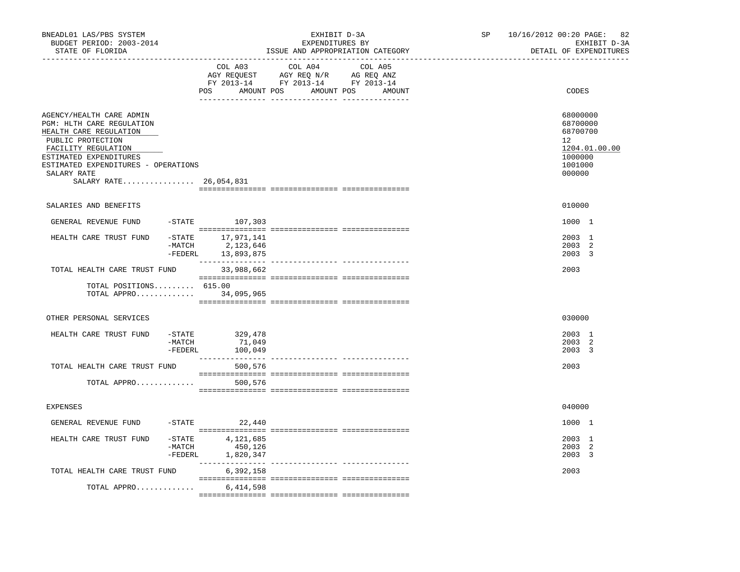BNEADL01 LAS/PBS SYSTEM
BUDGET PERIOD: 2003-2014
STATE OF FLORIDA

EXHIBIT D-3A
EXPENDITURES BY
ISSUE AND APPROPRIATION CATEGORY

SP 10/16/2012 00:20
EXHIBIT D-3A
DETAIL OF EXPENDITURES

| | | COL A03 AGY REQUEST FY 2013-14 POS AMOUNT | COL A04 AGY REQ N/R FY 2013-14 POS AMOUNT | COL A05 AG REQ ANZ FY 2013-14 POS AMOUNT | CODES |
|---|---|---|---|---|---|
| AGENCY/HEALTH CARE ADMIN | | | | | 68000000 |
| PGM: HLTH CARE REGULATION | | | | | 68700000 |
| HEALTH CARE REGULATION | | | | | 68700700 |
| PUBLIC PROTECTION | | | | | 12 |
| FACILITY REGULATION | | | | | 1204.01.00.00 |
| ESTIMATED EXPENDITURES | | | | | 1000000 |
| ESTIMATED EXPENDITURES - OPERATIONS | | | | | 1001000 |
| SALARY RATE | | | | | 000000 |
| SALARY RATE................ | | 26,054,831 | | | |
| SALARIES AND BENEFITS | | | | | 010000 |
| GENERAL REVENUE FUND | -STATE | 107,303 | | | 1000 1 |
| HEALTH CARE TRUST FUND | -STATE | 17,971,141 | | | 2003 1 |
| | -MATCH | 2,123,646 | | | 2003 2 |
| | -FEDERL | 13,893,875 | | | 2003 3 |
| TOTAL HEALTH CARE TRUST FUND | | 33,988,662 | | | 2003 |
| TOTAL POSITIONS......... | | 615.00 | | | |
| TOTAL APPRO............. | | 34,095,965 | | | |
| OTHER PERSONAL SERVICES | | | | | 030000 |
| HEALTH CARE TRUST FUND | -STATE | 329,478 | | | 2003 1 |
| | -MATCH | 71,049 | | | 2003 2 |
| | -FEDERL | 100,049 | | | 2003 3 |
| TOTAL HEALTH CARE TRUST FUND | | 500,576 | | | 2003 |
| TOTAL APPRO............. | | 500,576 | | | |
| EXPENSES | | | | | 040000 |
| GENERAL REVENUE FUND | -STATE | 22,440 | | | 1000 1 |
| HEALTH CARE TRUST FUND | -STATE | 4,121,685 | | | 2003 1 |
| | -MATCH | 450,126 | | | 2003 2 |
| | -FEDERL | 1,820,347 | | | 2003 3 |
| TOTAL HEALTH CARE TRUST FUND | | 6,392,158 | | | 2003 |
| TOTAL APPRO............. | | 6,414,598 | | | |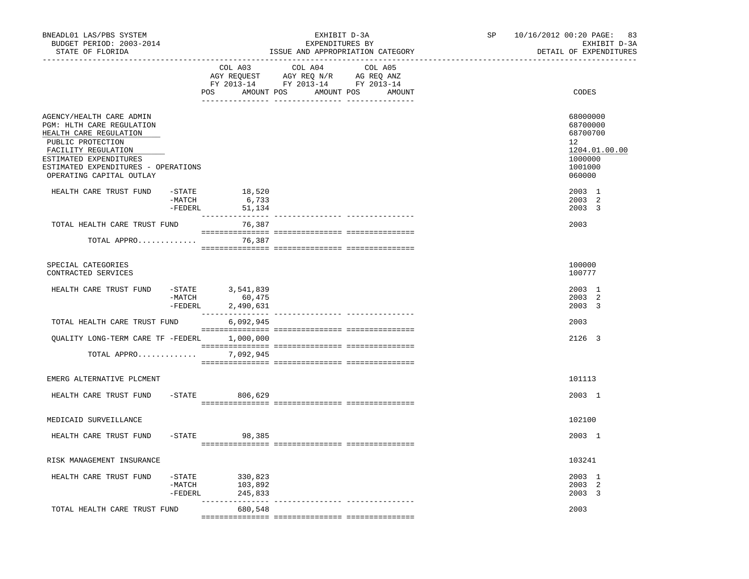BNEADL01 LAS/PBS SYSTEM
BUDGET PERIOD: 2003-2014
STATE OF FLORIDA

EXHIBIT D-3A
EXPENDITURES BY
ISSUE AND APPROPRIATION CATEGORY

SP 10/16/2012 00:20
EXHIBIT D-3A
DETAIL OF EXPENDITURES

| | COL A03 AGY REQUEST FY 2013-14 POS AMOUNT | COL A04 AGY REQ N/R FY 2013-14 POS AMOUNT | COL A05 AG REQ ANZ FY 2013-14 POS AMOUNT | CODES |
|---|---|---|---|---|
| AGENCY/HEALTH CARE ADMIN | | | | 68000000 |
| PGM: HLTH CARE REGULATION | | | | 68700000 |
| HEALTH CARE REGULATION | | | | 68700700 |
| PUBLIC PROTECTION | | | | 12 |
| FACILITY REGULATION | | | | 1204.01.00.00 |
| ESTIMATED EXPENDITURES | | | | 1000000 |
| ESTIMATED EXPENDITURES - OPERATIONS | | | | 1001000 |
| OPERATING CAPITAL OUTLAY | | | | 060000 |
| HEALTH CARE TRUST FUND -STATE | 18,520 | | | 2003 1 |
| -MATCH | 6,733 | | | 2003 2 |
| -FEDERL | 51,134 | | | 2003 3 |
| TOTAL HEALTH CARE TRUST FUND | 76,387 | | | 2003 |
| TOTAL APPRO............ | 76,387 | | | |
| SPECIAL CATEGORIES | | | | 100000 |
| CONTRACTED SERVICES | | | | 100777 |
| HEALTH CARE TRUST FUND -STATE | 3,541,839 | | | 2003 1 |
| -MATCH | 60,475 | | | 2003 2 |
| -FEDERL | 2,490,631 | | | 2003 3 |
| TOTAL HEALTH CARE TRUST FUND | 6,092,945 | | | 2003 |
| QUALITY LONG-TERM CARE TF -FEDERL | 1,000,000 | | | 2126 3 |
| TOTAL APPRO............ | 7,092,945 | | | |
| EMERG ALTERNATIVE PLCMENT | | | | 101113 |
| HEALTH CARE TRUST FUND -STATE | 806,629 | | | 2003 1 |
| MEDICAID SURVEILLANCE | | | | 102100 |
| HEALTH CARE TRUST FUND -STATE | 98,385 | | | 2003 1 |
| RISK MANAGEMENT INSURANCE | | | | 103241 |
| HEALTH CARE TRUST FUND -STATE | 330,823 | | | 2003 1 |
| -MATCH | 103,892 | | | 2003 2 |
| -FEDERL | 245,833 | | | 2003 3 |
| TOTAL HEALTH CARE TRUST FUND | 680,548 | | | 2003 |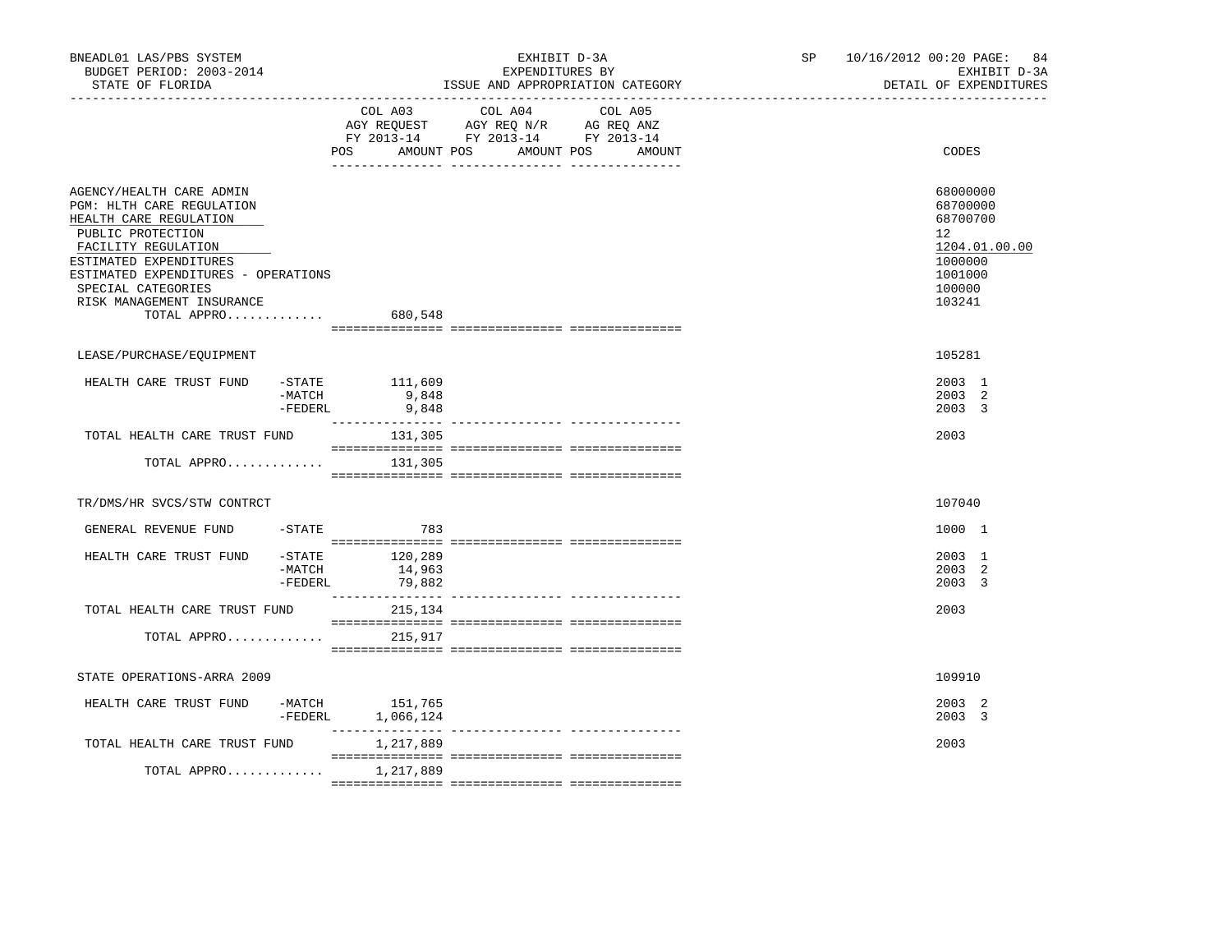BNEADL01 LAS/PBS SYSTEM | EXHIBIT D-3A | SP 10/16/2012 00:20 PAGE: 84
BUDGET PERIOD: 2003-2014 | EXPENDITURES BY | EXHIBIT D-3A
STATE OF FLORIDA | ISSUE AND APPROPRIATION CATEGORY | DETAIL OF EXPENDITURES

| | COL A03 AGY REQUEST FY 2013-14 POS AMOUNT | COL A04 AGY REQ N/R FY 2013-14 POS AMOUNT | COL A05 AG REQ ANZ FY 2013-14 POS AMOUNT | CODES |
|---|---|---|---|---|
| AGENCY/HEALTH CARE ADMIN | | | | 68000000 |
| PGM: HLTH CARE REGULATION | | | | 68700000 |
| HEALTH CARE REGULATION | | | | 68700700 |
| PUBLIC PROTECTION | | | | 12 |
| FACILITY REGULATION | | | | 1204.01.00.00 |
| ESTIMATED EXPENDITURES | | | | 1000000 |
| ESTIMATED EXPENDITURES - OPERATIONS | | | | 1001000 |
| SPECIAL CATEGORIES | | | | 100000 |
| RISK MANAGEMENT INSURANCE | | | | 103241 |
| TOTAL APPRO............. | 680,548 | | | |
| LEASE/PURCHASE/EQUIPMENT | | | | 105281 |
| HEALTH CARE TRUST FUND -STATE | 111,609 | | | 2003 1 |
| -MATCH | 9,848 | | | 2003 2 |
| -FEDERL | 9,848 | | | 2003 3 |
| TOTAL HEALTH CARE TRUST FUND | 131,305 | | | 2003 |
| TOTAL APPRO............. | 131,305 | | | |
| TR/DMS/HR SVCS/STW CONTRCT | | | | 107040 |
| GENERAL REVENUE FUND -STATE | 783 | | | 1000 1 |
| HEALTH CARE TRUST FUND -STATE | 120,289 | | | 2003 1 |
| -MATCH | 14,963 | | | 2003 2 |
| -FEDERL | 79,882 | | | 2003 3 |
| TOTAL HEALTH CARE TRUST FUND | 215,134 | | | 2003 |
| TOTAL APPRO............. | 215,917 | | | |
| STATE OPERATIONS-ARRA 2009 | | | | 109910 |
| HEALTH CARE TRUST FUND -MATCH | 151,765 | | | 2003 2 |
| -FEDERL | 1,066,124 | | | 2003 3 |
| TOTAL HEALTH CARE TRUST FUND | 1,217,889 | | | 2003 |
| TOTAL APPRO............. | 1,217,889 | | | |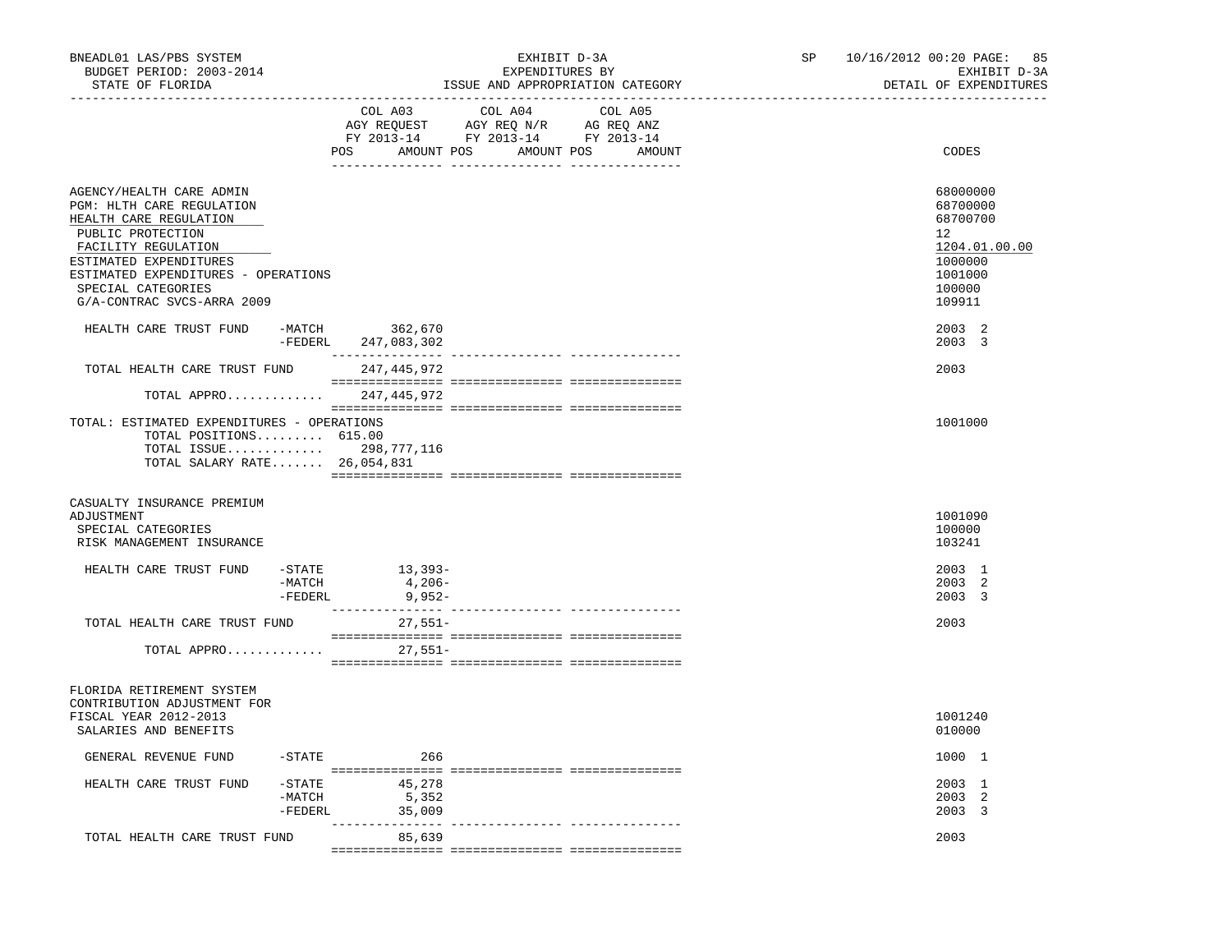BNEADL01 LAS/PBS SYSTEM — EXHIBIT D-3A — SP 10/16/2012 00:20
BUDGET PERIOD: 2003-2014 — EXPENDITURES BY — EXHIBIT D-3A
STATE OF FLORIDA — ISSUE AND APPROPRIATION CATEGORY — DETAIL OF EXPENDITURES

| | COL A03 AGY REQUEST FY 2013-14 POS AMOUNT | COL A04 AGY REQ N/R FY 2013-14 POS AMOUNT | COL A05 AG REQ ANZ FY 2013-14 POS AMOUNT | CODES |
|---|---|---|---|---|
| AGENCY/HEALTH CARE ADMIN | | | | 68000000 |
| PGM: HLTH CARE REGULATION | | | | 68700000 |
| HEALTH CARE REGULATION | | | | 68700700 |
| PUBLIC PROTECTION | | | | 12 |
| FACILITY REGULATION | | | | 1204.01.00.00 |
| ESTIMATED EXPENDITURES | | | | 1000000 |
| ESTIMATED EXPENDITURES - OPERATIONS | | | | 1001000 |
| SPECIAL CATEGORIES | | | | 100000 |
| G/A-CONTRAC SVCS-ARRA 2009 | | | | 109911 |
| HEALTH CARE TRUST FUND -MATCH | 362,670 | | | 2003 2 |
| -FEDERL | 247,083,302 | | | 2003 3 |
| TOTAL HEALTH CARE TRUST FUND | 247,445,972 | | | 2003 |
| TOTAL APPRO............ | 247,445,972 | | | |
| TOTAL: ESTIMATED EXPENDITURES - OPERATIONS | | | | 1001000 |
| TOTAL POSITIONS......... 615.00 | | | | |
| TOTAL ISSUE............ | 298,777,116 | | | |
| TOTAL SALARY RATE....... 26,054,831 | | | | |
| CASUALTY INSURANCE PREMIUM ADJUSTMENT | | | | 1001090 |
| SPECIAL CATEGORIES | | | | 100000 |
| RISK MANAGEMENT INSURANCE | | | | 103241 |
| HEALTH CARE TRUST FUND -STATE | 13,393- | | | 2003 1 |
| -MATCH | 4,206- | | | 2003 2 |
| -FEDERL | 9,952- | | | 2003 3 |
| TOTAL HEALTH CARE TRUST FUND | 27,551- | | | 2003 |
| TOTAL APPRO............ | 27,551- | | | |
| FLORIDA RETIREMENT SYSTEM CONTRIBUTION ADJUSTMENT FOR FISCAL YEAR 2012-2013 | | | | 1001240 |
| SALARIES AND BENEFITS | | | | 010000 |
| GENERAL REVENUE FUND -STATE | 266 | | | 1000 1 |
| HEALTH CARE TRUST FUND -STATE | 45,278 | | | 2003 1 |
| -MATCH | 5,352 | | | 2003 2 |
| -FEDERL | 35,009 | | | 2003 3 |
| TOTAL HEALTH CARE TRUST FUND | 85,639 | | | 2003 |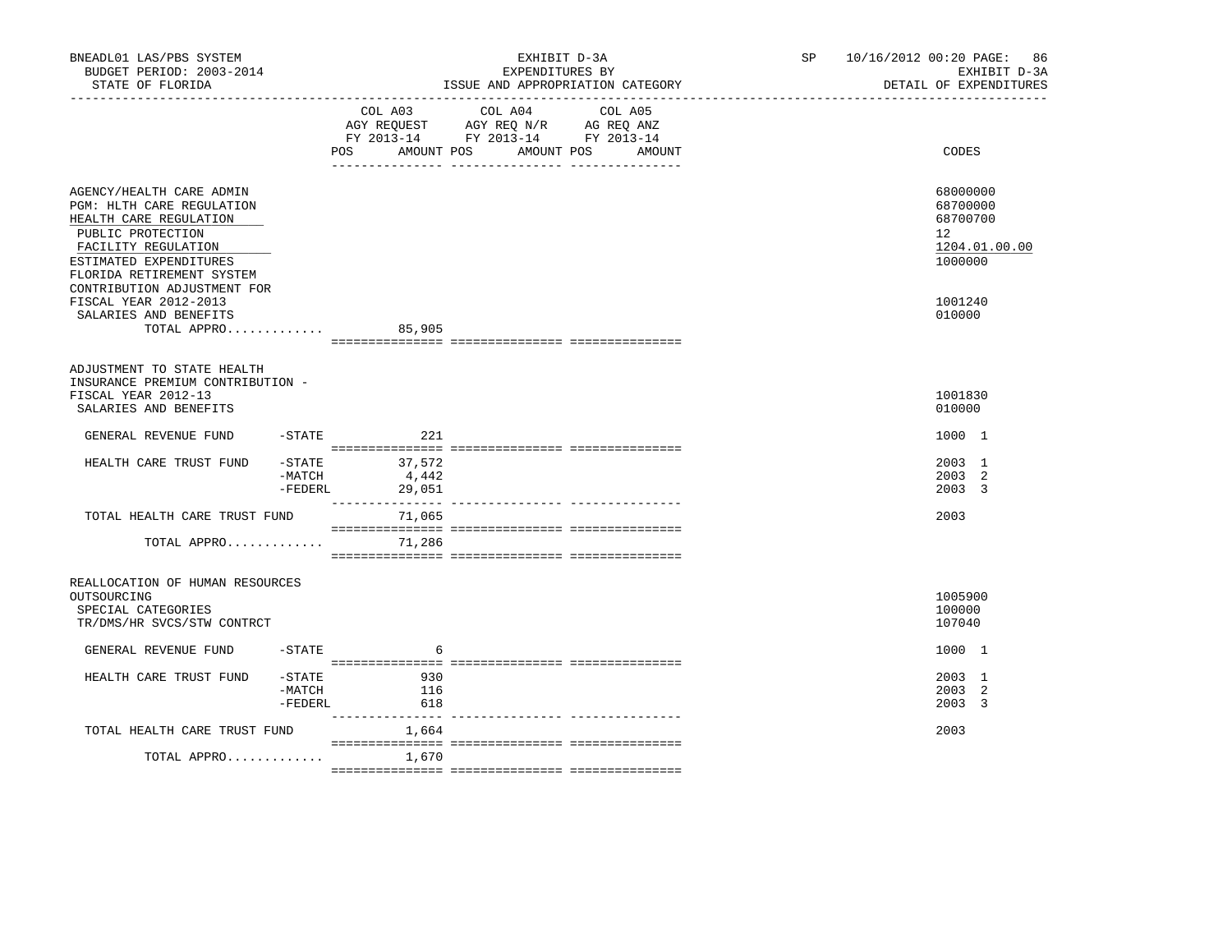BNEADL01 LAS/PBS SYSTEM — BUDGET PERIOD: 2003-2014 — STATE OF FLORIDA

EXHIBIT D-3A — EXPENDITURES BY ISSUE AND APPROPRIATION CATEGORY

SP 10/16/2012 00:20 — EXHIBIT D-3A — DETAIL OF EXPENDITURES

| | COL A03 AGY REQUEST FY 2013-14 POS | AMOUNT | COL A04 AGY REQ N/R FY 2013-14 POS | AMOUNT | COL A05 AG REQ ANZ FY 2013-14 POS | AMOUNT | CODES |
|---|---|---|---|---|---|---|---|
| AGENCY/HEALTH CARE ADMIN | | | | | | | 68000000 |
| PGM: HLTH CARE REGULATION | | | | | | | 68700000 |
| HEALTH CARE REGULATION | | | | | | | 68700700 |
| PUBLIC PROTECTION | | | | | | | 12 |
| FACILITY REGULATION | | | | | | | 1204.01.00.00 |
| ESTIMATED EXPENDITURES | | | | | | | 1000000 |
| FLORIDA RETIREMENT SYSTEM CONTRIBUTION ADJUSTMENT FOR FISCAL YEAR 2012-2013 | | | | | | | 1001240 |
| SALARIES AND BENEFITS | | | | | | | 010000 |
| TOTAL APPRO............. | | 85,905 | | | | | |
| ADJUSTMENT TO STATE HEALTH INSURANCE PREMIUM CONTRIBUTION - FISCAL YEAR 2012-13 | | | | | | | 1001830 |
| SALARIES AND BENEFITS | | | | | | | 010000 |
| GENERAL REVENUE FUND -STATE | | 221 | | | | | 1000 1 |
| HEALTH CARE TRUST FUND -STATE | | 37,572 | | | | | 2003 1 |
| -MATCH | | 4,442 | | | | | 2003 2 |
| -FEDERL | | 29,051 | | | | | 2003 3 |
| TOTAL HEALTH CARE TRUST FUND | | 71,065 | | | | | 2003 |
| TOTAL APPRO............. | | 71,286 | | | | | |
| REALLOCATION OF HUMAN RESOURCES OUTSOURCING | | | | | | | 1005900 |
| SPECIAL CATEGORIES | | | | | | | 100000 |
| TR/DMS/HR SVCS/STW CONTRCT | | | | | | | 107040 |
| GENERAL REVENUE FUND -STATE | | 6 | | | | | 1000 1 |
| HEALTH CARE TRUST FUND -STATE | | 930 | | | | | 2003 1 |
| -MATCH | | 116 | | | | | 2003 2 |
| -FEDERL | | 618 | | | | | 2003 3 |
| TOTAL HEALTH CARE TRUST FUND | | 1,664 | | | | | 2003 |
| TOTAL APPRO............. | | 1,670 | | | | | |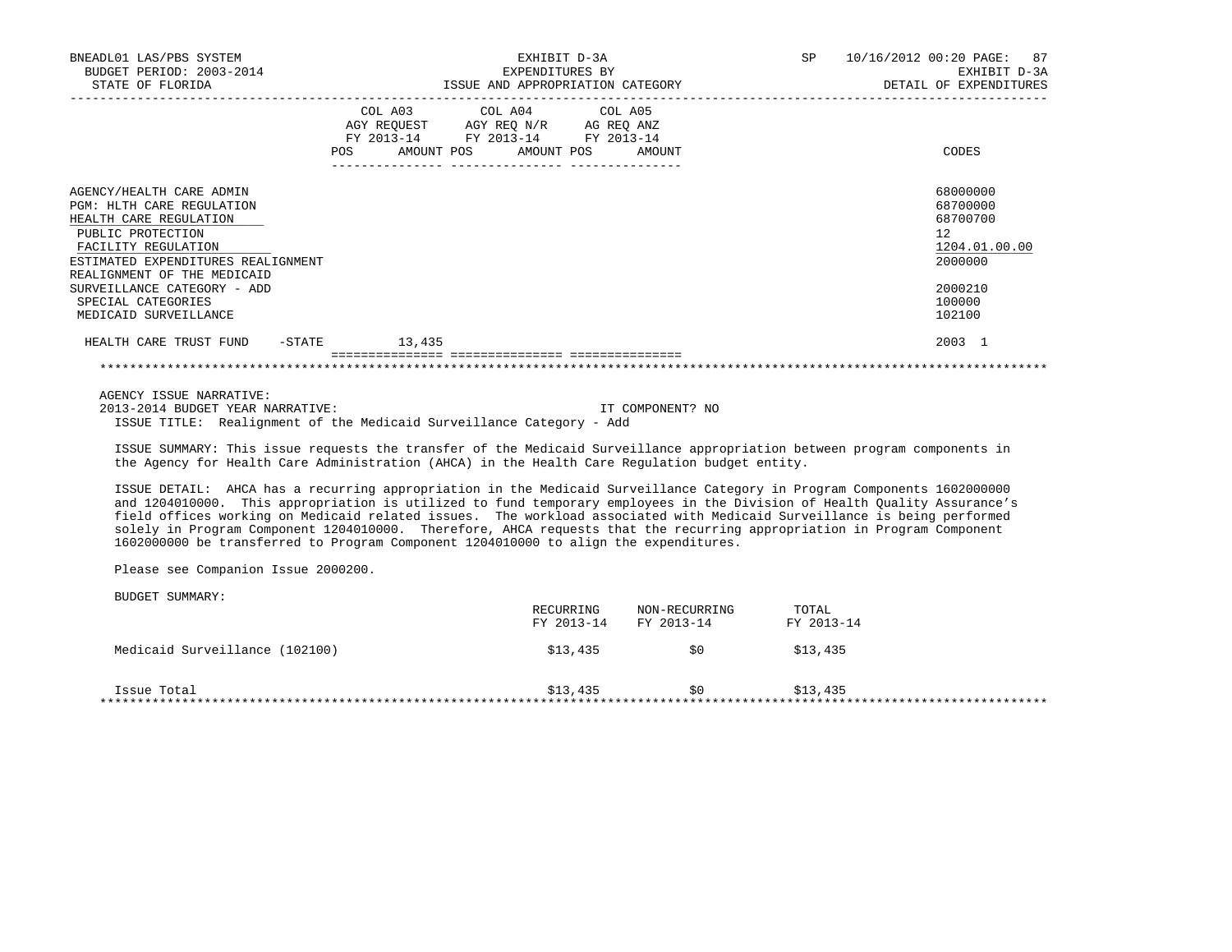BNEADL01 LAS/PBS SYSTEM | EXHIBIT D-3A | SP 10/16/2012 00:20
BUDGET PERIOD: 2003-2014 | EXPENDITURES BY | EXHIBIT D-3A
STATE OF FLORIDA | ISSUE AND APPROPRIATION CATEGORY | DETAIL OF EXPENDITURES

| | COL A03 AGY REQUEST FY 2013-14 POS AMOUNT | COL A04 AGY REQ N/R FY 2013-14 POS AMOUNT | COL A05 AG REQ ANZ FY 2013-14 POS AMOUNT | CODES |
|---|---|---|---|---|
| AGENCY/HEALTH CARE ADMIN | | | | 68000000 |
| PGM: HLTH CARE REGULATION | | | | 68700000 |
| HEALTH CARE REGULATION | | | | 68700700 |
| PUBLIC PROTECTION | | | | 12 |
| FACILITY REGULATION | | | | 1204.01.00.00 |
| ESTIMATED EXPENDITURES REALIGNMENT | | | | 2000000 |
| REALIGNMENT OF THE MEDICAID SURVEILLANCE CATEGORY - ADD | | | | 2000210 |
| SPECIAL CATEGORIES | | | | 100000 |
| MEDICAID SURVEILLANCE | | | | 102100 |
| HEALTH CARE TRUST FUND -STATE | 13,435 | | | 2003 1 |

AGENCY ISSUE NARRATIVE:
2013-2014 BUDGET YEAR NARRATIVE: IT COMPONENT? NO

ISSUE TITLE: Realignment of the Medicaid Surveillance Category - Add

ISSUE SUMMARY: This issue requests the transfer of the Medicaid Surveillance appropriation between program components in the Agency for Health Care Administration (AHCA) in the Health Care Regulation budget entity.

ISSUE DETAIL: AHCA has a recurring appropriation in the Medicaid Surveillance Category in Program Components 1602000000 and 1204010000. This appropriation is utilized to fund temporary employees in the Division of Health Quality Assurance's field offices working on Medicaid related issues. The workload associated with Medicaid Surveillance is being performed solely in Program Component 1204010000. Therefore, AHCA requests that the recurring appropriation in Program Component 1602000000 be transferred to Program Component 1204010000 to align the expenditures.

Please see Companion Issue 2000200.

BUDGET SUMMARY:

| | RECURRING FY 2013-14 | NON-RECURRING FY 2013-14 | TOTAL FY 2013-14 |
|---|---|---|---|
| Medicaid Surveillance (102100) | $13,435 | $0 | $13,435 |
| Issue Total | $13,435 | $0 | $13,435 |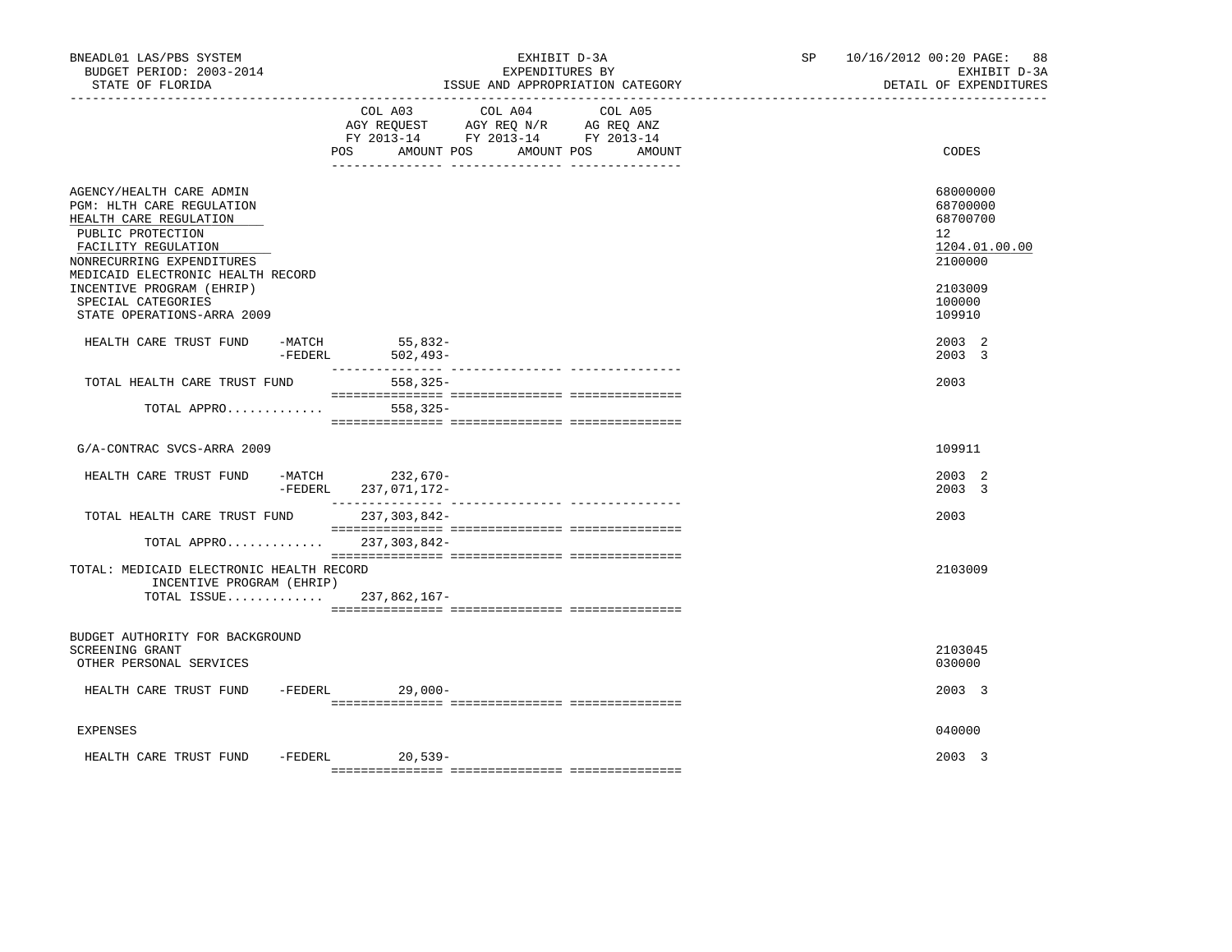BNEADL01 LAS/PBS SYSTEM — EXHIBIT D-3A — EXPENDITURES BY ISSUE AND APPROPRIATION CATEGORY

BUDGET PERIOD: 2003-2014 — STATE OF FLORIDA — DETAIL OF EXPENDITURES

| | COL A03 AGY REQUEST FY 2013-14 POS AMOUNT | COL A04 AGY REQ N/R FY 2013-14 POS AMOUNT | COL A05 AG REQ ANZ FY 2013-14 POS AMOUNT | CODES |
|---|---|---|---|---|
| AGENCY/HEALTH CARE ADMIN | | | | 68000000 |
| PGM: HLTH CARE REGULATION | | | | 68700000 |
| HEALTH CARE REGULATION | | | | 68700700 |
| PUBLIC PROTECTION | | | | 12 |
| FACILITY REGULATION | | | | 1204.01.00.00 |
| NONRECURRING EXPENDITURES | | | | 2100000 |
| MEDICAID ELECTRONIC HEALTH RECORD INCENTIVE PROGRAM (EHRIP) | | | | 2103009 |
| SPECIAL CATEGORIES | | | | 100000 |
| STATE OPERATIONS-ARRA 2009 | | | | 109910 |
| HEALTH CARE TRUST FUND -MATCH | 55,832- | | | 2003 2 |
| -FEDERL | 502,493- | | | 2003 3 |
| TOTAL HEALTH CARE TRUST FUND | 558,325- | | | 2003 |
| TOTAL APPRO............. | 558,325- | | | |
| G/A-CONTRAC SVCS-ARRA 2009 | | | | 109911 |
| HEALTH CARE TRUST FUND -MATCH | 232,670- | | | 2003 2 |
| -FEDERL | 237,071,172- | | | 2003 3 |
| TOTAL HEALTH CARE TRUST FUND | 237,303,842- | | | 2003 |
| TOTAL APPRO............. | 237,303,842- | | | |
| TOTAL: MEDICAID ELECTRONIC HEALTH RECORD INCENTIVE PROGRAM (EHRIP) | | | | 2103009 |
| TOTAL ISSUE............. | 237,862,167- | | | |
| BUDGET AUTHORITY FOR BACKGROUND SCREENING GRANT | | | | 2103045 |
| OTHER PERSONAL SERVICES | | | | 030000 |
| HEALTH CARE TRUST FUND -FEDERL | 29,000- | | | 2003 3 |
| EXPENSES | | | | 040000 |
| HEALTH CARE TRUST FUND -FEDERL | 20,539- | | | 2003 3 |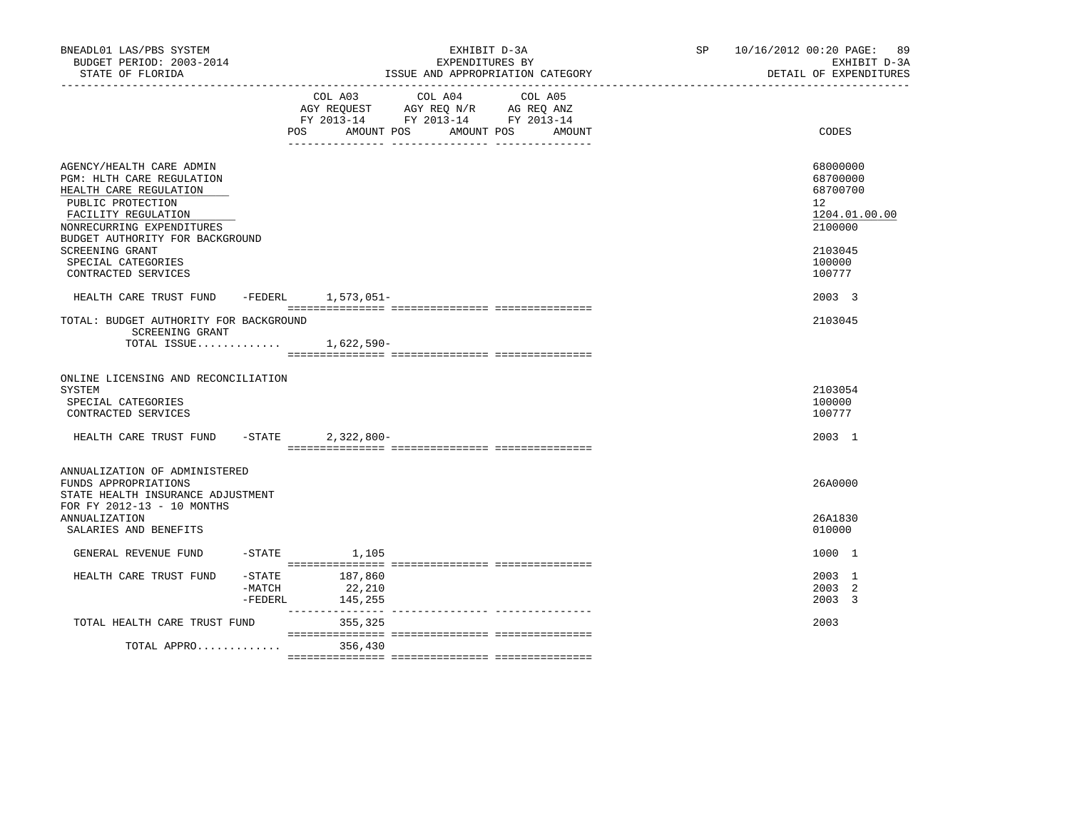BNEADL01 LAS/PBS SYSTEM — EXHIBIT D-3A — EXPENDITURES BY ISSUE AND APPROPRIATION CATEGORY
BUDGET PERIOD: 2003-2014 — STATE OF FLORIDA — SP 10/16/2012 00:20 — EXHIBIT D-3A DETAIL OF EXPENDITURES

| | COL A03 AGY REQUEST FY 2013-14 POS AMOUNT | COL A04 AGY REQ N/R FY 2013-14 POS AMOUNT | COL A05 AG REQ ANZ FY 2013-14 POS AMOUNT | CODES |
|---|---|---|---|---|
| AGENCY/HEALTH CARE ADMIN | | | | 68000000 |
| PGM: HLTH CARE REGULATION | | | | 68700000 |
| HEALTH CARE REGULATION | | | | 68700700 |
| PUBLIC PROTECTION | | | | 12 |
| FACILITY REGULATION | | | | 1204.01.00.00 |
| NONRECURRING EXPENDITURES | | | | 2100000 |
| BUDGET AUTHORITY FOR BACKGROUND SCREENING GRANT | | | | 2103045 |
| SPECIAL CATEGORIES | | | | 100000 |
| CONTRACTED SERVICES | | | | 100777 |
| HEALTH CARE TRUST FUND -FEDERL | 1,573,051- | | | 2003 3 |
| TOTAL: BUDGET AUTHORITY FOR BACKGROUND SCREENING GRANT | | | | 2103045 |
| TOTAL ISSUE............. | 1,622,590- | | | |
| ONLINE LICENSING AND RECONCILIATION SYSTEM | | | | 2103054 |
| SPECIAL CATEGORIES | | | | 100000 |
| CONTRACTED SERVICES | | | | 100777 |
| HEALTH CARE TRUST FUND -STATE | 2,322,800- | | | 2003 1 |
| ANNUALIZATION OF ADMINISTERED FUNDS APPROPRIATIONS | | | | 26A0000 |
| STATE HEALTH INSURANCE ADJUSTMENT FOR FY 2012-13 - 10 MONTHS ANNUALIZATION | | | | 26A1830 |
| SALARIES AND BENEFITS | | | | 010000 |
| GENERAL REVENUE FUND -STATE | 1,105 | | | 1000 1 |
| HEALTH CARE TRUST FUND -STATE | 187,860 | | | 2003 1 |
| -MATCH | 22,210 | | | 2003 2 |
| -FEDERL | 145,255 | | | 2003 3 |
| TOTAL HEALTH CARE TRUST FUND | 355,325 | | | 2003 |
| TOTAL APPRO............ | 356,430 | | | |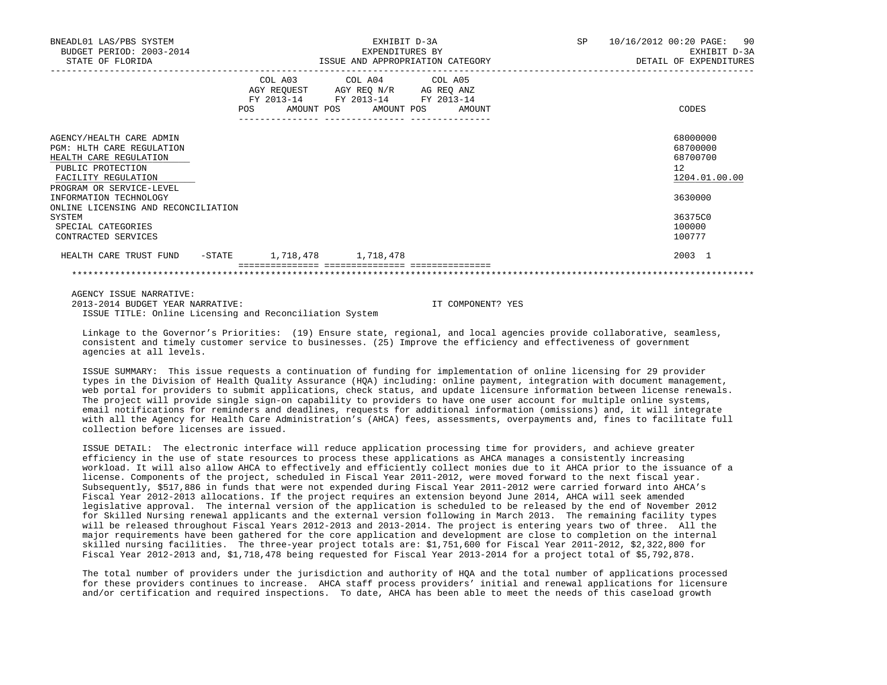| | COL A03 AGY REQUEST FY 2013-14 POS AMOUNT | COL A04 AGY REQ N/R FY 2013-14 POS AMOUNT | COL A05 AG REQ ANZ FY 2013-14 POS AMOUNT | CODES |
|---|---|---|---|---|
| AGENCY/HEALTH CARE ADMIN | | | | 68000000 |
| PGM: HLTH CARE REGULATION | | | | 68700000 |
| HEALTH CARE REGULATION | | | | 68700700 |
| PUBLIC PROTECTION | | | | 12 |
| FACILITY REGULATION | | | | 1204.01.00.00 |
| PROGRAM OR SERVICE-LEVEL | | | | |
| INFORMATION TECHNOLOGY | | | | 3630000 |
| ONLINE LICENSING AND RECONCILIATION SYSTEM | | | | 36375C0 |
| SPECIAL CATEGORIES | | | | 100000 |
| CONTRACTED SERVICES | | | | 100777 |
| HEALTH CARE TRUST FUND -STATE | 1,718,478 | 1,718,478 | | 2003 1 |

AGENCY ISSUE NARRATIVE:
2013-2014 BUDGET YEAR NARRATIVE: IT COMPONENT? YES
ISSUE TITLE: Online Licensing and Reconciliation System

Linkage to the Governor's Priorities: (19) Ensure state, regional, and local agencies provide collaborative, seamless, consistent and timely customer service to businesses. (25) Improve the efficiency and effectiveness of government agencies at all levels.

ISSUE SUMMARY: This issue requests a continuation of funding for implementation of online licensing for 29 provider types in the Division of Health Quality Assurance (HQA) including: online payment, integration with document management, web portal for providers to submit applications, check status, and update licensure information between license renewals. The project will provide single sign-on capability to providers to have one user account for multiple online systems, email notifications for reminders and deadlines, requests for additional information (omissions) and, it will integrate with all the Agency for Health Care Administration's (AHCA) fees, assessments, overpayments and, fines to facilitate full collection before licenses are issued.

ISSUE DETAIL: The electronic interface will reduce application processing time for providers, and achieve greater efficiency in the use of state resources to process these applications as AHCA manages a consistently increasing workload. It will also allow AHCA to effectively and efficiently collect monies due to it AHCA prior to the issuance of a license. Components of the project, scheduled in Fiscal Year 2011-2012, were moved forward to the next fiscal year. Subsequently, $517,886 in funds that were not expended during Fiscal Year 2011-2012 were carried forward into AHCA's Fiscal Year 2012-2013 allocations. If the project requires an extension beyond June 2014, AHCA will seek amended legislative approval. The internal version of the application is scheduled to be released by the end of November 2012 for Skilled Nursing renewal applicants and the external version following in March 2013. The remaining facility types will be released throughout Fiscal Years 2012-2013 and 2013-2014. The project is entering years two of three. All the major requirements have been gathered for the core application and development are close to completion on the internal skilled nursing facilities. The three-year project totals are: $1,751,600 for Fiscal Year 2011-2012, $2,322,800 for Fiscal Year 2012-2013 and, $1,718,478 being requested for Fiscal Year 2013-2014 for a project total of $5,792,878.

The total number of providers under the jurisdiction and authority of HQA and the total number of applications processed for these providers continues to increase. AHCA staff process providers' initial and renewal applications for licensure and/or certification and required inspections. To date, AHCA has been able to meet the needs of this caseload growth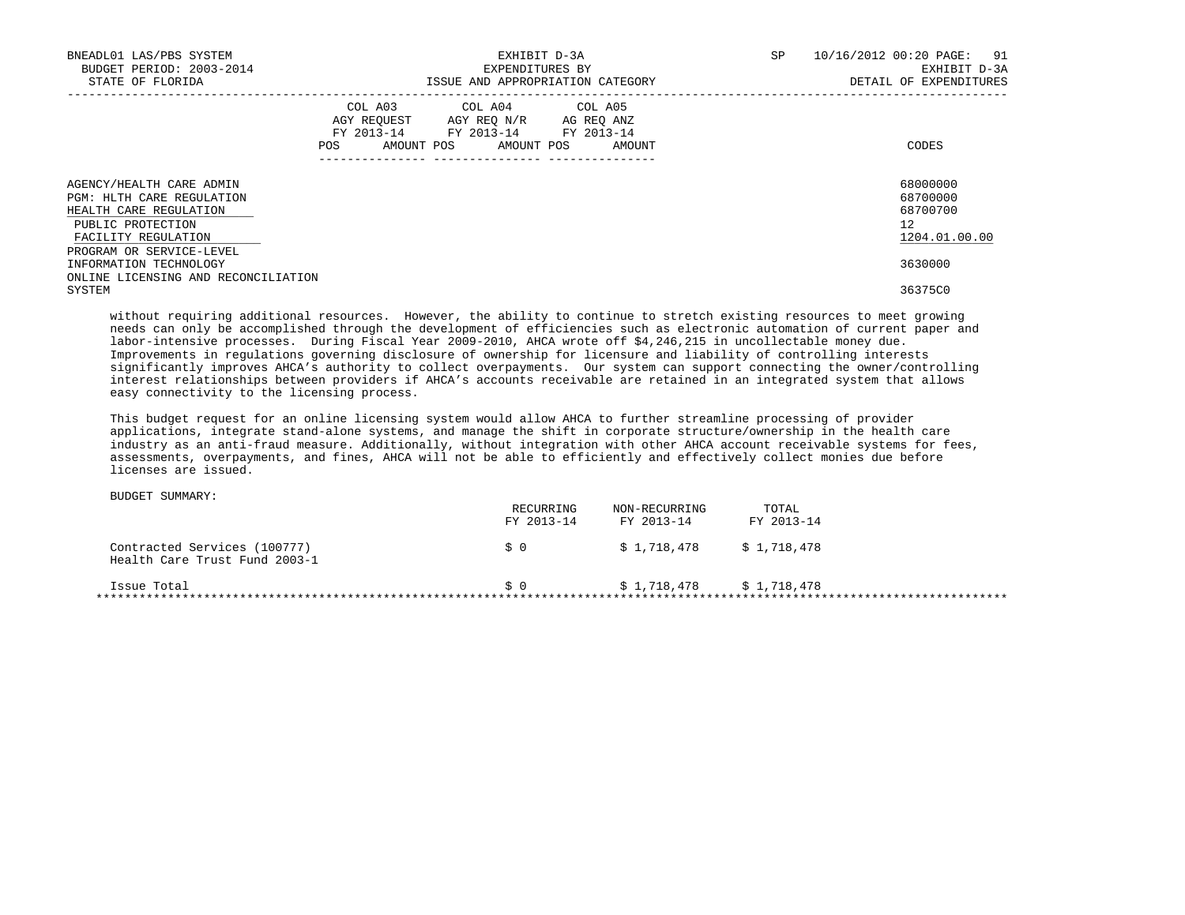| | COL A03 AGY REQUEST FY 2013-14 | | COL A04 AGY REQ N/R FY 2013-14 | | COL A05 AG REQ ANZ FY 2013-14 | | |
|---|---|---|---|---|---|---|---|
| | POS | AMOUNT | POS | AMOUNT | POS | AMOUNT | CODES |
| AGENCY/HEALTH CARE ADMIN | | | | | | | 68000000 |
| PGM: HLTH CARE REGULATION | | | | | | | 68700000 |
| HEALTH CARE REGULATION | | | | | | | 68700700 |
| PUBLIC PROTECTION | | | | | | | 12 |
| FACILITY REGULATION | | | | | | | 1204.01.00.00 |
| PROGRAM OR SERVICE-LEVEL | | | | | | | |
| INFORMATION TECHNOLOGY | | | | | | | 3630000 |
| ONLINE LICENSING AND RECONCILIATION SYSTEM | | | | | | | 36375C0 |

without requiring additional resources. However, the ability to continue to stretch existing resources to meet growing needs can only be accomplished through the development of efficiencies such as electronic automation of current paper and labor-intensive processes. During Fiscal Year 2009-2010, AHCA wrote off $4,246,215 in uncollectable money due. Improvements in regulations governing disclosure of ownership for licensure and liability of controlling interests significantly improves AHCA's authority to collect overpayments. Our system can support connecting the owner/controlling interest relationships between providers if AHCA's accounts receivable are retained in an integrated system that allows easy connectivity to the licensing process.

This budget request for an online licensing system would allow AHCA to further streamline processing of provider applications, integrate stand-alone systems, and manage the shift in corporate structure/ownership in the health care industry as an anti-fraud measure. Additionally, without integration with other AHCA account receivable systems for fees, assessments, overpayments, and fines, AHCA will not be able to efficiently and effectively collect monies due before licenses are issued.

BUDGET SUMMARY:

| | RECURRING FY 2013-14 | NON-RECURRING FY 2013-14 | TOTAL FY 2013-14 |
|---|---|---|---|
| Contracted Services (100777) Health Care Trust Fund 2003-1 | $ 0 | $ 1,718,478 | $ 1,718,478 |
| Issue Total | $ 0 | $ 1,718,478 | $ 1,718,478 |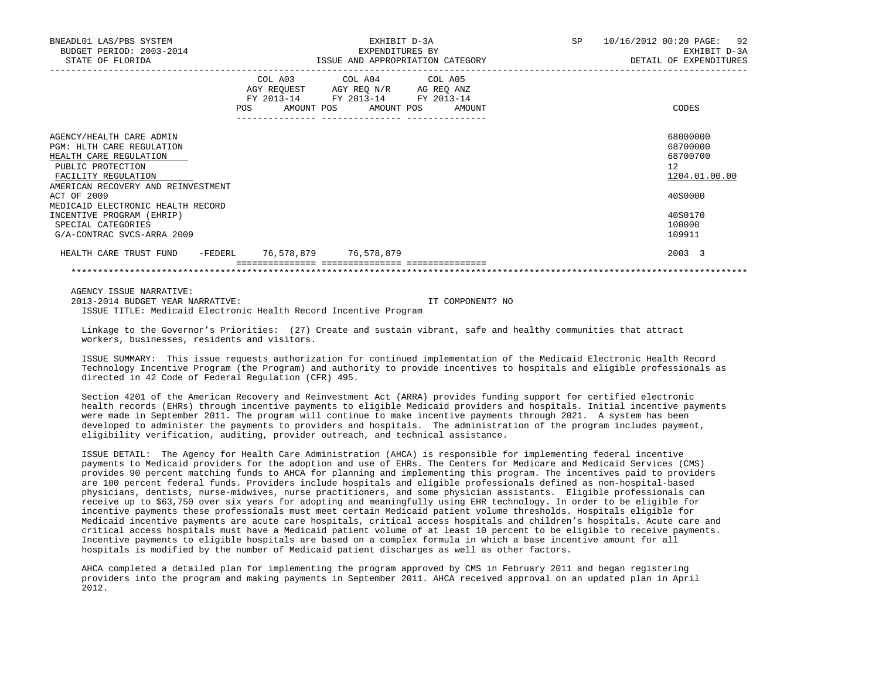BNEADL01 LAS/PBS SYSTEM | EXHIBIT D-3A | SP 10/16/2012 00:20
BUDGET PERIOD: 2003-2014 | EXPENDITURES BY | EXHIBIT D-3A
STATE OF FLORIDA | ISSUE AND APPROPRIATION CATEGORY | DETAIL OF EXPENDITURES

| | COL A03 AGY REQUEST FY 2013-14 POS AMOUNT | COL A04 AGY REQ N/R FY 2013-14 POS AMOUNT | COL A05 AG REQ ANZ FY 2013-14 POS AMOUNT | CODES |
|---|---|---|---|---|
| AGENCY/HEALTH CARE ADMIN | | | | 68000000 |
| PGM: HLTH CARE REGULATION | | | | 68700000 |
| HEALTH CARE REGULATION | | | | 68700700 |
| PUBLIC PROTECTION | | | | 12 |
| FACILITY REGULATION | | | | 1204.01.00.00 |
| AMERICAN RECOVERY AND REINVESTMENT ACT OF 2009 | | | | 40S0000 |
| MEDICAID ELECTRONIC HEALTH RECORD INCENTIVE PROGRAM (EHRIP) | | | | 40S0170 |
| SPECIAL CATEGORIES | | | | 100000 |
| G/A-CONTRAC SVCS-ARRA 2009 | | | | 109911 |
| HEALTH CARE TRUST FUND -FEDERL | 76,578,879 | 76,578,879 | | 2003 3 |

AGENCY ISSUE NARRATIVE:

2013-2014 BUDGET YEAR NARRATIVE: IT COMPONENT? NO

ISSUE TITLE: Medicaid Electronic Health Record Incentive Program

Linkage to the Governor's Priorities: (27) Create and sustain vibrant, safe and healthy communities that attract workers, businesses, residents and visitors.

ISSUE SUMMARY: This issue requests authorization for continued implementation of the Medicaid Electronic Health Record Technology Incentive Program (the Program) and authority to provide incentives to hospitals and eligible professionals as directed in 42 Code of Federal Regulation (CFR) 495.

Section 4201 of the American Recovery and Reinvestment Act (ARRA) provides funding support for certified electronic health records (EHRs) through incentive payments to eligible Medicaid providers and hospitals. Initial incentive payments were made in September 2011. The program will continue to make incentive payments through 2021. A system has been developed to administer the payments to providers and hospitals. The administration of the program includes payment, eligibility verification, auditing, provider outreach, and technical assistance.

ISSUE DETAIL: The Agency for Health Care Administration (AHCA) is responsible for implementing federal incentive payments to Medicaid providers for the adoption and use of EHRs. The Centers for Medicare and Medicaid Services (CMS) provides 90 percent matching funds to AHCA for planning and implementing this program. The incentives paid to providers are 100 percent federal funds. Providers include hospitals and eligible professionals defined as non-hospital-based physicians, dentists, nurse-midwives, nurse practitioners, and some physician assistants. Eligible professionals can receive up to $63,750 over six years for adopting and meaningfully using EHR technology. In order to be eligible for incentive payments these professionals must meet certain Medicaid patient volume thresholds. Hospitals eligible for Medicaid incentive payments are acute care hospitals, critical access hospitals and children's hospitals. Acute care and critical access hospitals must have a Medicaid patient volume of at least 10 percent to be eligible to receive payments. Incentive payments to eligible hospitals are based on a complex formula in which a base incentive amount for all hospitals is modified by the number of Medicaid patient discharges as well as other factors.

AHCA completed a detailed plan for implementing the program approved by CMS in February 2011 and began registering providers into the program and making payments in September 2011. AHCA received approval on an updated plan in April 2012.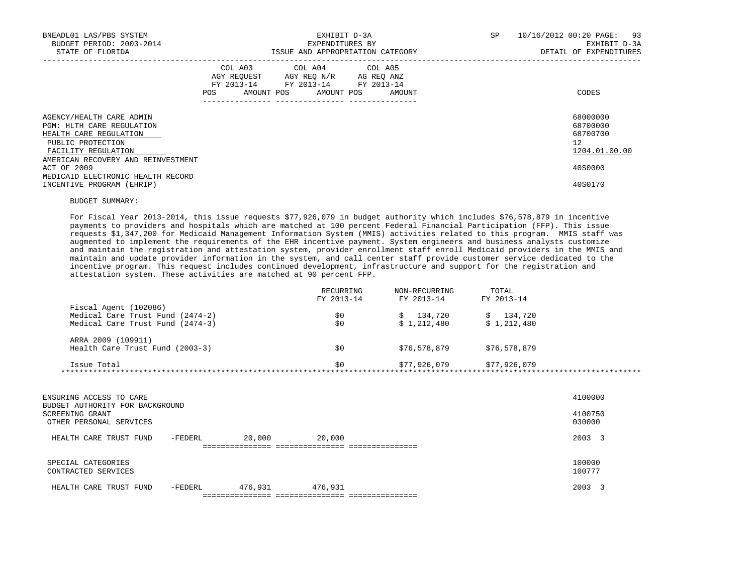| | COL A03 AGY REQUEST FY 2013-14 POS AMOUNT | COL A04 AGY REQ N/R FY 2013-14 POS AMOUNT | COL A05 AG REQ ANZ FY 2013-14 POS AMOUNT | CODES |
|---|---|---|---|---|
| AGENCY/HEALTH CARE ADMIN | | | | 68000000 |
| PGM: HLTH CARE REGULATION | | | | 68700000 |
| HEALTH CARE REGULATION | | | | 68700700 |
| PUBLIC PROTECTION | | | | 12 |
| FACILITY REGULATION | | | | 1204.01.00.00 |
| AMERICAN RECOVERY AND REINVESTMENT ACT OF 2009 | | | | 40S0000 |
| MEDICAID ELECTRONIC HEALTH RECORD INCENTIVE PROGRAM (EHRIP) | | | | 40S0170 |

BUDGET SUMMARY:

For Fiscal Year 2013-2014, this issue requests $77,926,079 in budget authority which includes $76,578,879 in incentive payments to providers and hospitals which are matched at 100 percent Federal Financial Participation (FFP). This issue requests $1,347,200 for Medicaid Management Information System (MMIS) activities related to this program. MMIS staff was augmented to implement the requirements of the EHR incentive payment. System engineers and business analysts customize and maintain the registration and attestation system, provider enrollment staff enroll Medicaid providers in the MMIS and maintain and update provider information in the system, and call center staff provide customer service dedicated to the incentive program. This request includes continued development, infrastructure and support for the registration and attestation system. These activities are matched at 90 percent FFP.

| | RECURRING FY 2013-14 | NON-RECURRING FY 2013-14 | TOTAL FY 2013-14 |
|---|---|---|---|
| Fiscal Agent (102086) | | | |
| Medical Care Trust Fund (2474-2) | $0 | $ 134,720 | $ 134,720 |
| Medical Care Trust Fund (2474-3) | $0 | $ 1,212,480 | $ 1,212,480 |
| ARRA 2009 (109911) | | | |
| Health Care Trust Fund (2003-3) | $0 | $76,578,879 | $76,578,879 |
| Issue Total | $0 | $77,926,079 | $77,926,079 |

| | COL A03 AGY REQUEST FY 2013-14 POS AMOUNT | COL A04 AGY REQ N/R FY 2013-14 POS AMOUNT | COL A05 AG REQ ANZ FY 2013-14 POS AMOUNT | CODES |
|---|---|---|---|---|
| ENSURING ACCESS TO CARE | | | | 4100000 |
| BUDGET AUTHORITY FOR BACKGROUND SCREENING GRANT | | | | 4100750 |
| OTHER PERSONAL SERVICES | | | | 030000 |
| HEALTH CARE TRUST FUND -FEDERL | 20,000 | 20,000 | | 2003 3 |
| SPECIAL CATEGORIES | | | | 100000 |
| CONTRACTED SERVICES | | | | 100777 |
| HEALTH CARE TRUST FUND -FEDERL | 476,931 | 476,931 | | 2003 3 |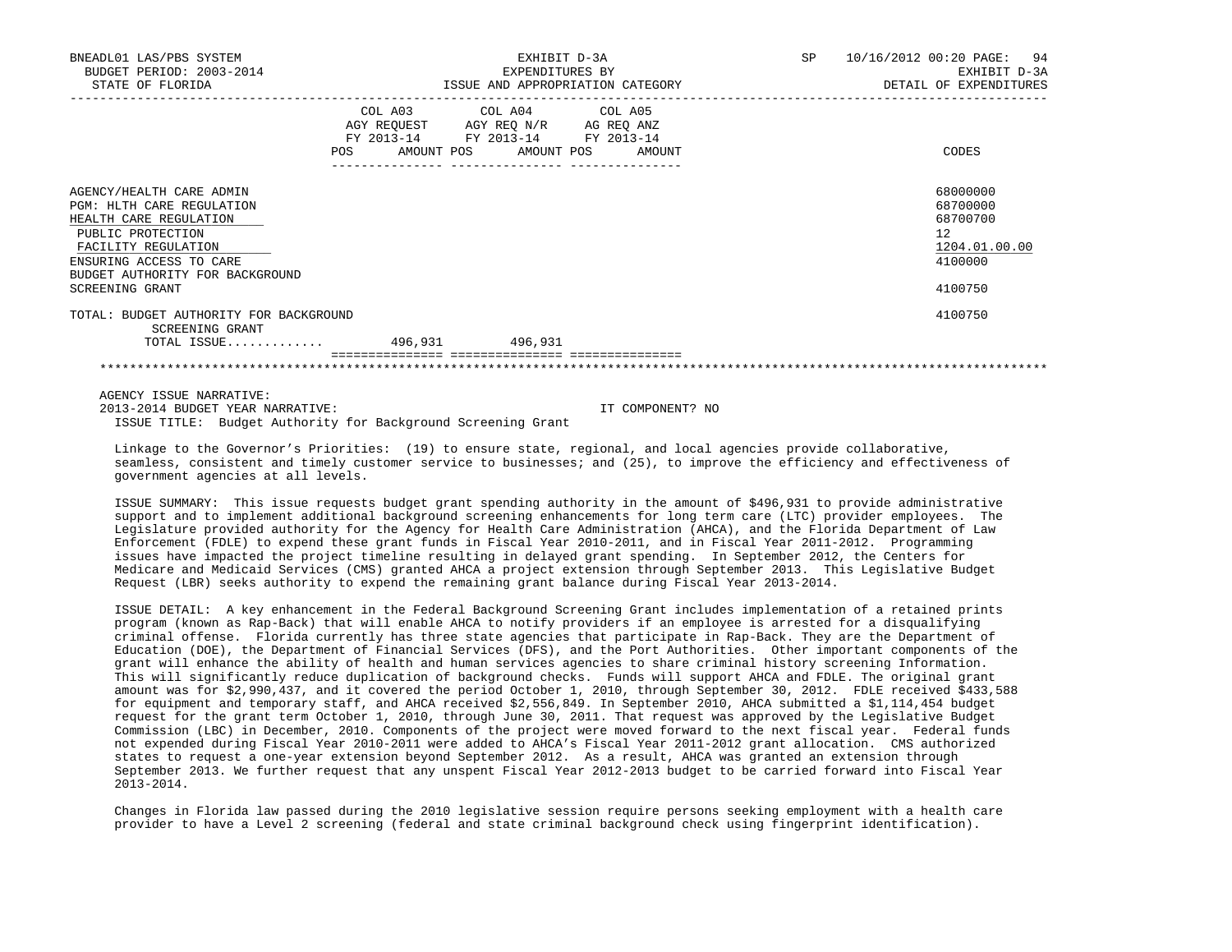BNEADL01 LAS/PBS SYSTEM — EXHIBIT D-3A — EXPENDITURES BY ISSUE AND APPROPRIATION CATEGORY — DETAIL OF EXPENDITURES

BUDGET PERIOD: 2003-2014 — STATE OF FLORIDA — SP 10/16/2012 00:20

| | COL A03 AGY REQUEST FY 2013-14 POS | AMOUNT | COL A04 AGY REQ N/R FY 2013-14 POS | AMOUNT | COL A05 AG REQ ANZ FY 2013-14 POS | AMOUNT | CODES |
|---|---|---|---|---|---|---|---|
| AGENCY/HEALTH CARE ADMIN | | | | | | | 68000000 |
| PGM: HLTH CARE REGULATION | | | | | | | 68700000 |
| HEALTH CARE REGULATION | | | | | | | 68700700 |
| PUBLIC PROTECTION | | | | | | | 12 |
| FACILITY REGULATION | | | | | | | 1204.01.00.00 |
| ENSURING ACCESS TO CARE | | | | | | | 4100000 |
| BUDGET AUTHORITY FOR BACKGROUND SCREENING GRANT | | | | | | | 4100750 |
| TOTAL: BUDGET AUTHORITY FOR BACKGROUND SCREENING GRANT | | | | | | | 4100750 |
| TOTAL ISSUE............ | | 496,931 | | 496,931 | | | |

AGENCY ISSUE NARRATIVE:

2013-2014 BUDGET YEAR NARRATIVE: IT COMPONENT? NO

ISSUE TITLE: Budget Authority for Background Screening Grant

Linkage to the Governor's Priorities: (19) to ensure state, regional, and local agencies provide collaborative, seamless, consistent and timely customer service to businesses; and (25), to improve the efficiency and effectiveness of government agencies at all levels.

ISSUE SUMMARY: This issue requests budget grant spending authority in the amount of $496,931 to provide administrative support and to implement additional background screening enhancements for long term care (LTC) provider employees. The Legislature provided authority for the Agency for Health Care Administration (AHCA), and the Florida Department of Law Enforcement (FDLE) to expend these grant funds in Fiscal Year 2010-2011, and in Fiscal Year 2011-2012. Programming issues have impacted the project timeline resulting in delayed grant spending. In September 2012, the Centers for Medicare and Medicaid Services (CMS) granted AHCA a project extension through September 2013. This Legislative Budget Request (LBR) seeks authority to expend the remaining grant balance during Fiscal Year 2013-2014.

ISSUE DETAIL: A key enhancement in the Federal Background Screening Grant includes implementation of a retained prints program (known as Rap-Back) that will enable AHCA to notify providers if an employee is arrested for a disqualifying criminal offense. Florida currently has three state agencies that participate in Rap-Back. They are the Department of Education (DOE), the Department of Financial Services (DFS), and the Port Authorities. Other important components of the grant will enhance the ability of health and human services agencies to share criminal history screening Information. This will significantly reduce duplication of background checks. Funds will support AHCA and FDLE. The original grant amount was for $2,990,437, and it covered the period October 1, 2010, through September 30, 2012. FDLE received $433,588 for equipment and temporary staff, and AHCA received $2,556,849. In September 2010, AHCA submitted a $1,114,454 budget request for the grant term October 1, 2010, through June 30, 2011. That request was approved by the Legislative Budget Commission (LBC) in December, 2010. Components of the project were moved forward to the next fiscal year. Federal funds not expended during Fiscal Year 2010-2011 were added to AHCA's Fiscal Year 2011-2012 grant allocation. CMS authorized states to request a one-year extension beyond September 2012. As a result, AHCA was granted an extension through September 2013. We further request that any unspent Fiscal Year 2012-2013 budget to be carried forward into Fiscal Year 2013-2014.

Changes in Florida law passed during the 2010 legislative session require persons seeking employment with a health care provider to have a Level 2 screening (federal and state criminal background check using fingerprint identification).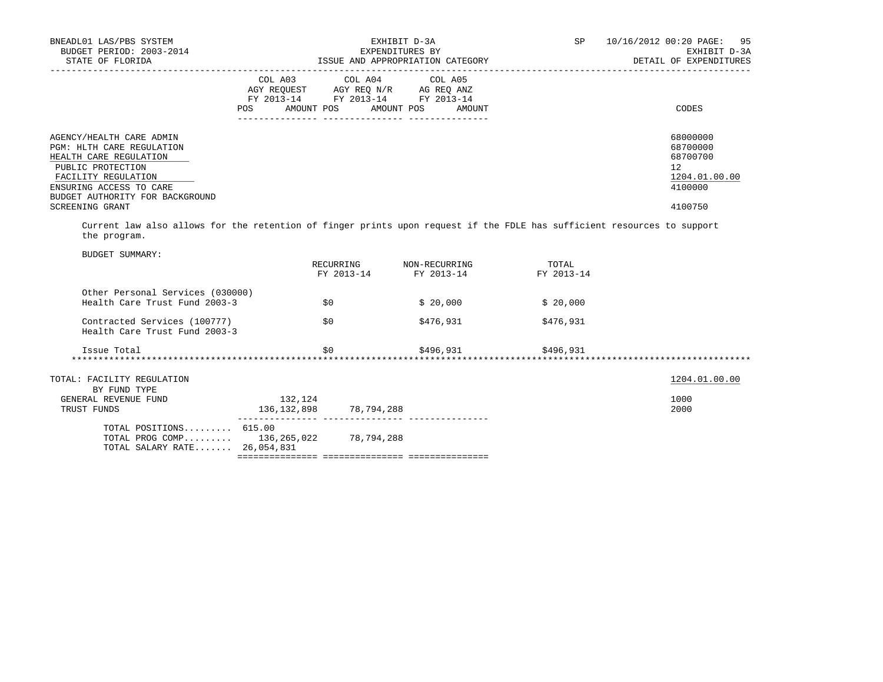| | COL A03 AGY REQUEST FY 2013-14 POS AMOUNT | COL A04 AGY REQ N/R FY 2013-14 POS AMOUNT | COL A05 AG REQ ANZ FY 2013-14 POS AMOUNT | CODES |
|---|---|---|---|---|
| AGENCY/HEALTH CARE ADMIN | | | | 68000000 |
| PGM: HLTH CARE REGULATION | | | | 68700000 |
| HEALTH CARE REGULATION | | | | 68700700 |
| PUBLIC PROTECTION | | | | 12 |
| FACILITY REGULATION | | | | 1204.01.00.00 |
| ENSURING ACCESS TO CARE | | | | 4100000 |
| BUDGET AUTHORITY FOR BACKGROUND SCREENING GRANT | | | | 4100750 |

Current law also allows for the retention of finger prints upon request if the FDLE has sufficient resources to support the program.

BUDGET SUMMARY:

| | RECURRING FY 2013-14 | NON-RECURRING FY 2013-14 | TOTAL FY 2013-14 |
|---|---|---|---|
| Other Personal Services (030000) Health Care Trust Fund 2003-3 | $0 | $ 20,000 | $ 20,000 |
| Contracted Services (100777) Health Care Trust Fund 2003-3 | $0 | $476,931 | $476,931 |
| Issue Total | $0 | $496,931 | $496,931 |

*****************************************************************************************************************************

| | COL A03 | COL A04 | COL A05 | CODES |
|---|---|---|---|---|
| TOTAL: FACILITY REGULATION | | | | 1204.01.00.00 |
| BY FUND TYPE | | | | |
| GENERAL REVENUE FUND | 132,124 | | | 1000 |
| TRUST FUNDS | 136,132,898 | 78,794,288 | | 2000 |
| TOTAL POSITIONS......... | 615.00 | | | |
| TOTAL PROG COMP......... | 136,265,022 | 78,794,288 | | |
| TOTAL SALARY RATE....... | 26,054,831 | | | |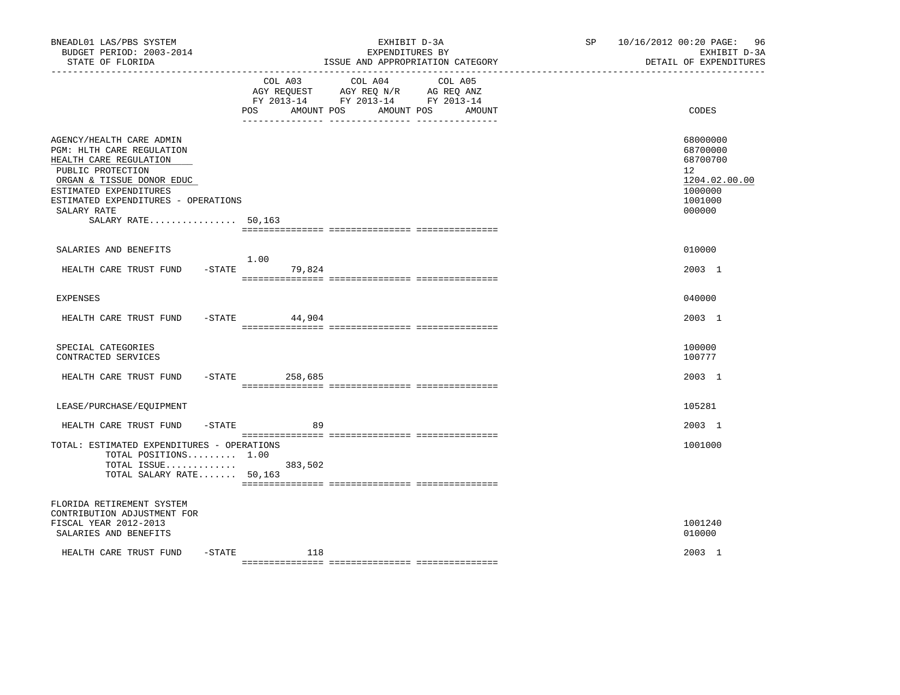BNEADL01 LAS/PBS SYSTEM
BUDGET PERIOD: 2003-2014
STATE OF FLORIDA

EXHIBIT D-3A
EXPENDITURES BY
ISSUE AND APPROPRIATION CATEGORY

SP 10/16/2012 00:20
EXHIBIT D-3A
DETAIL OF EXPENDITURES

| | COL A03 AGY REQUEST FY 2013-14 POS | AMOUNT | COL A04 AGY REQ N/R FY 2013-14 POS | AMOUNT | COL A05 AG REQ ANZ FY 2013-14 POS | AMOUNT | CODES |
|---|---|---|---|---|---|---|---|
| AGENCY/HEALTH CARE ADMIN | | | | | | | 68000000 |
| PGM: HLTH CARE REGULATION | | | | | | | 68700000 |
| HEALTH CARE REGULATION | | | | | | | 68700700 |
| PUBLIC PROTECTION | | | | | | | 12 |
| ORGAN & TISSUE DONOR EDUC | | | | | | | 1204.02.00.00 |
| ESTIMATED EXPENDITURES | | | | | | | 1000000 |
| ESTIMATED EXPENDITURES - OPERATIONS | | | | | | | 1001000 |
| SALARY RATE | | | | | | | 000000 |
| SALARY RATE................ | 50,163 | | | | | | |
| SALARIES AND BENEFITS | | | | | | | 010000 |
| HEALTH CARE TRUST FUND -STATE | 1.00 | 79,824 | | | | | 2003 1 |
| EXPENSES | | | | | | | 040000 |
| HEALTH CARE TRUST FUND -STATE | | 44,904 | | | | | 2003 1 |
| SPECIAL CATEGORIES | | | | | | | 100000 |
| CONTRACTED SERVICES | | | | | | | 100777 |
| HEALTH CARE TRUST FUND -STATE | | 258,685 | | | | | 2003 1 |
| LEASE/PURCHASE/EQUIPMENT | | | | | | | 105281 |
| HEALTH CARE TRUST FUND -STATE | | 89 | | | | | 2003 1 |
| TOTAL: ESTIMATED EXPENDITURES - OPERATIONS | | | | | | | 1001000 |
| TOTAL POSITIONS......... | 1.00 | | | | | | |
| TOTAL ISSUE............. | | 383,502 | | | | | |
| TOTAL SALARY RATE....... | 50,163 | | | | | | |
| FLORIDA RETIREMENT SYSTEM CONTRIBUTION ADJUSTMENT FOR FISCAL YEAR 2012-2013 | | | | | | | 1001240 |
| SALARIES AND BENEFITS | | | | | | | 010000 |
| HEALTH CARE TRUST FUND -STATE | | 118 | | | | | 2003 1 |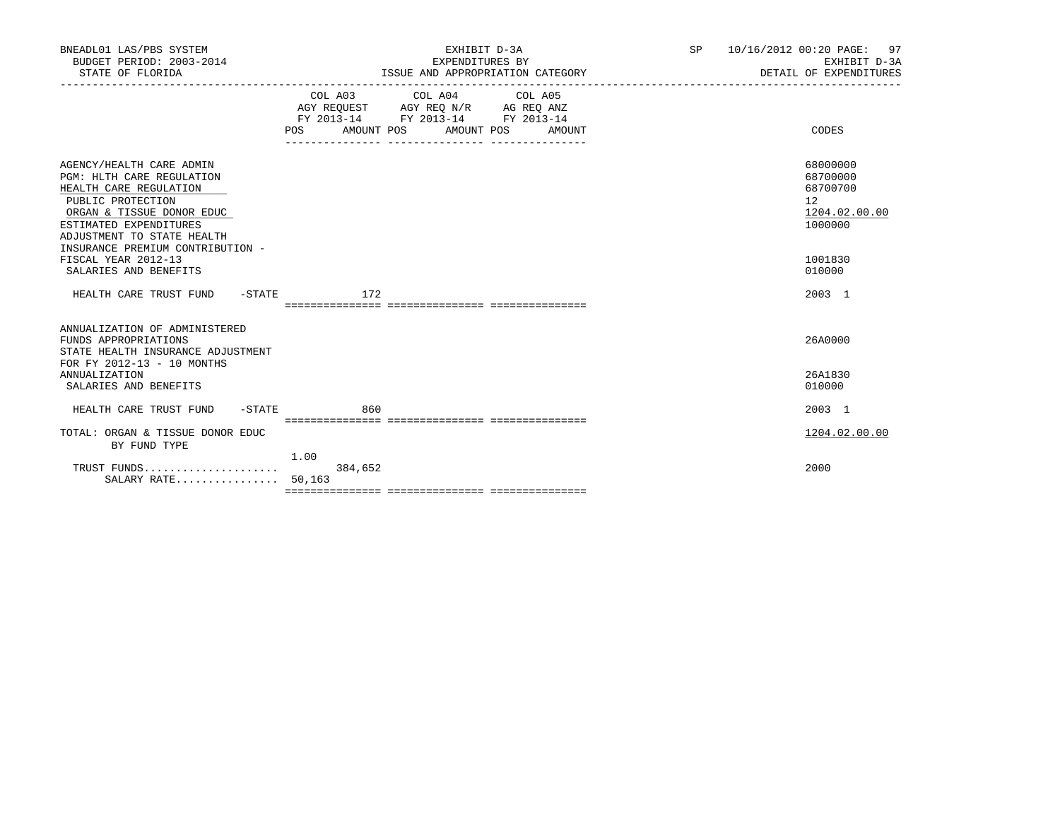BNEADL01 LAS/PBS SYSTEM — EXHIBIT D-3A — EXPENDITURES BY ISSUE AND APPROPRIATION CATEGORY — DETAIL OF EXPENDITURES

BUDGET PERIOD: 2003-2014 — STATE OF FLORIDA — SP 10/16/2012 00:20

| | COL A03 AGY REQUEST FY 2013-14 POS | AMOUNT | COL A04 AGY REQ N/R FY 2013-14 POS | AMOUNT | COL A05 AG REQ ANZ FY 2013-14 POS | AMOUNT | CODES |
|---|---|---|---|---|---|---|---|
| AGENCY/HEALTH CARE ADMIN | | | | | | | 68000000 |
| PGM: HLTH CARE REGULATION | | | | | | | 68700000 |
| HEALTH CARE REGULATION | | | | | | | 68700700 |
| PUBLIC PROTECTION | | | | | | | 12 |
| ORGAN & TISSUE DONOR EDUC | | | | | | | 1204.02.00.00 |
| ESTIMATED EXPENDITURES | | | | | | | 1000000 |
| ADJUSTMENT TO STATE HEALTH INSURANCE PREMIUM CONTRIBUTION - FISCAL YEAR 2012-13 | | | | | | | 1001830 |
| SALARIES AND BENEFITS | | | | | | | 010000 |
| HEALTH CARE TRUST FUND -STATE | | 172 | | | | | 2003 1 |
| ANNUALIZATION OF ADMINISTERED FUNDS APPROPRIATIONS | | | | | | | 26A0000 |
| STATE HEALTH INSURANCE ADJUSTMENT FOR FY 2012-13 - 10 MONTHS ANNUALIZATION | | | | | | | 26A1830 |
| SALARIES AND BENEFITS | | | | | | | 010000 |
| HEALTH CARE TRUST FUND -STATE | | 860 | | | | | 2003 1 |
| TOTAL: ORGAN & TISSUE DONOR EDUC BY FUND TYPE | | | | | | | 1204.02.00.00 |
| TRUST FUNDS | 1.00 | 384,652 | | | | | 2000 |
| SALARY RATE | 50,163 | | | | | | |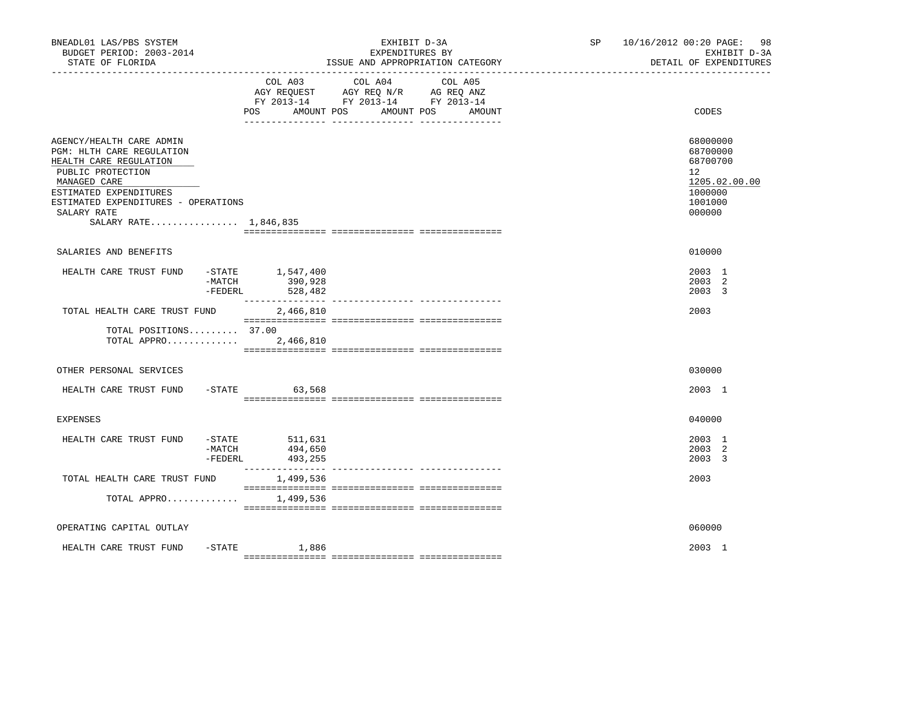BNEADL01 LAS/PBS SYSTEM
BUDGET PERIOD: 2003-2014
STATE OF FLORIDA

EXHIBIT D-3A
EXPENDITURES BY
ISSUE AND APPROPRIATION CATEGORY

SP 10/16/2012 00:20
EXHIBIT D-3A
DETAIL OF EXPENDITURES

| | COL A03 AGY REQUEST FY 2013-14 POS | AMOUNT | COL A04 AGY REQ N/R FY 2013-14 POS | AMOUNT | COL A05 AG REQ ANZ FY 2013-14 POS | AMOUNT | CODES |
|---|---|---|---|---|---|---|---|
| AGENCY/HEALTH CARE ADMIN | | | | | | | 68000000 |
| PGM: HLTH CARE REGULATION | | | | | | | 68700000 |
| HEALTH CARE REGULATION | | | | | | | 68700700 |
| PUBLIC PROTECTION | | | | | | | 12 |
| MANAGED CARE | | | | | | | 1205.02.00.00 |
| ESTIMATED EXPENDITURES | | | | | | | 1000000 |
| ESTIMATED EXPENDITURES - OPERATIONS | | | | | | | 1001000 |
| SALARY RATE | | | | | | | 000000 |
| SALARY RATE................ 1,846,835 | | | | | | | |
| SALARIES AND BENEFITS | | | | | | | 010000 |
| HEALTH CARE TRUST FUND -STATE | | 1,547,400 | | | | | 2003 1 |
| -MATCH | | 390,928 | | | | | 2003 2 |
| -FEDERL | | 528,482 | | | | | 2003 3 |
| TOTAL HEALTH CARE TRUST FUND | | 2,466,810 | | | | | 2003 |
| TOTAL POSITIONS......... | 37.00 | | | | | | |
| TOTAL APPRO............. | | 2,466,810 | | | | | |
| OTHER PERSONAL SERVICES | | | | | | | 030000 |
| HEALTH CARE TRUST FUND -STATE | | 63,568 | | | | | 2003 1 |
| EXPENSES | | | | | | | 040000 |
| HEALTH CARE TRUST FUND -STATE | | 511,631 | | | | | 2003 1 |
| -MATCH | | 494,650 | | | | | 2003 2 |
| -FEDERL | | 493,255 | | | | | 2003 3 |
| TOTAL HEALTH CARE TRUST FUND | | 1,499,536 | | | | | 2003 |
| TOTAL APPRO............. | | 1,499,536 | | | | | |
| OPERATING CAPITAL OUTLAY | | | | | | | 060000 |
| HEALTH CARE TRUST FUND -STATE | | 1,886 | | | | | 2003 1 |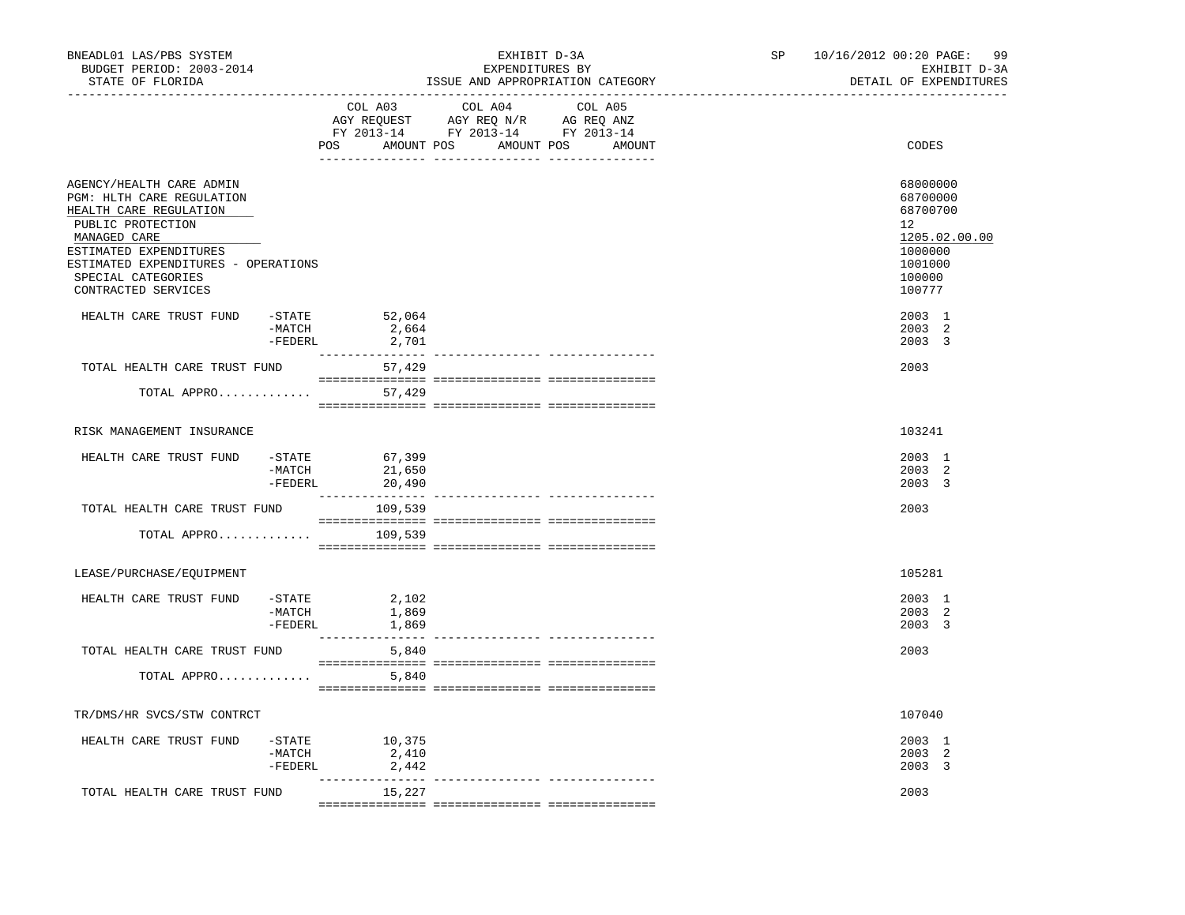BNEADL01 LAS/PBS SYSTEM — EXHIBIT D-3A — SP 10/16/2012 00:20

BUDGET PERIOD: 2003-2014 — EXPENDITURES BY — EXHIBIT D-3A

STATE OF FLORIDA — ISSUE AND APPROPRIATION CATEGORY — DETAIL OF EXPENDITURES

| | | COL A03 AGY REQUEST FY 2013-14 POS | AMOUNT | COL A04 AGY REQ N/R FY 2013-14 POS | AMOUNT | COL A05 AG REQ ANZ FY 2013-14 POS | AMOUNT | CODES |
|---|---|---|---|---|---|---|---|---|
| AGENCY/HEALTH CARE ADMIN | | | | | | | | 68000000 |
| PGM: HLTH CARE REGULATION | | | | | | | | 68700000 |
| HEALTH CARE REGULATION | | | | | | | | 68700700 |
| PUBLIC PROTECTION | | | | | | | | 12 |
| MANAGED CARE | | | | | | | | 1205.02.00.00 |
| ESTIMATED EXPENDITURES | | | | | | | | 1000000 |
| ESTIMATED EXPENDITURES - OPERATIONS | | | | | | | | 1001000 |
| SPECIAL CATEGORIES | | | | | | | | 100000 |
| CONTRACTED SERVICES | | | | | | | | 100777 |
| HEALTH CARE TRUST FUND | -STATE | | 52,064 | | | | | 2003 1 |
| | -MATCH | | 2,664 | | | | | 2003 2 |
| | -FEDERL | | 2,701 | | | | | 2003 3 |
| TOTAL HEALTH CARE TRUST FUND | | | 57,429 | | | | | 2003 |
| TOTAL APPRO............. | | | 57,429 | | | | | |
| RISK MANAGEMENT INSURANCE | | | | | | | | 103241 |
| HEALTH CARE TRUST FUND | -STATE | | 67,399 | | | | | 2003 1 |
| | -MATCH | | 21,650 | | | | | 2003 2 |
| | -FEDERL | | 20,490 | | | | | 2003 3 |
| TOTAL HEALTH CARE TRUST FUND | | | 109,539 | | | | | 2003 |
| TOTAL APPRO............. | | | 109,539 | | | | | |
| LEASE/PURCHASE/EQUIPMENT | | | | | | | | 105281 |
| HEALTH CARE TRUST FUND | -STATE | | 2,102 | | | | | 2003 1 |
| | -MATCH | | 1,869 | | | | | 2003 2 |
| | -FEDERL | | 1,869 | | | | | 2003 3 |
| TOTAL HEALTH CARE TRUST FUND | | | 5,840 | | | | | 2003 |
| TOTAL APPRO............. | | | 5,840 | | | | | |
| TR/DMS/HR SVCS/STW CONTRCT | | | | | | | | 107040 |
| HEALTH CARE TRUST FUND | -STATE | | 10,375 | | | | | 2003 1 |
| | -MATCH | | 2,410 | | | | | 2003 2 |
| | -FEDERL | | 2,442 | | | | | 2003 3 |
| TOTAL HEALTH CARE TRUST FUND | | | 15,227 | | | | | 2003 |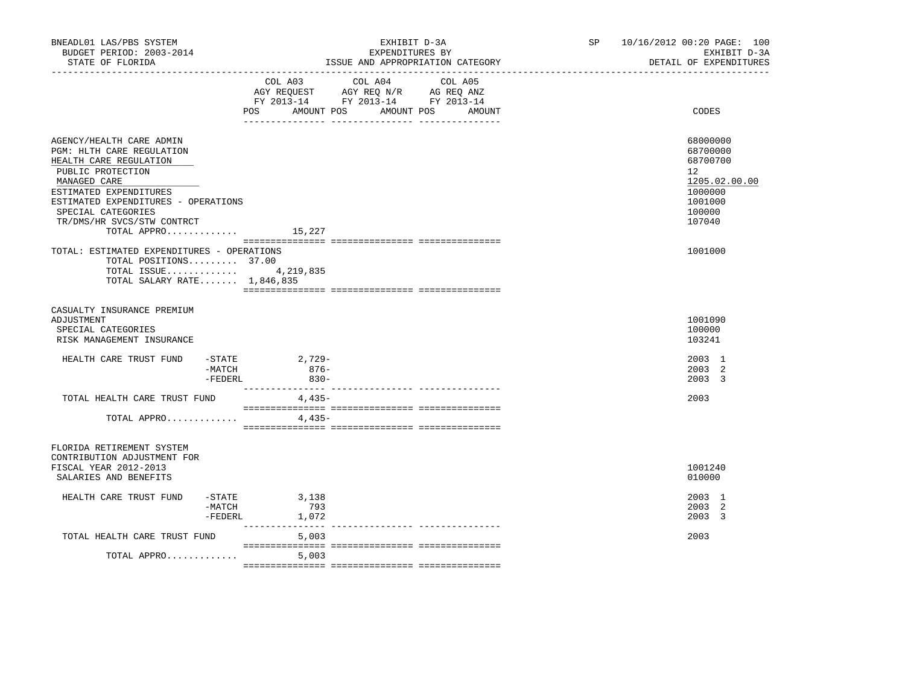BNEADL01 LAS/PBS SYSTEM
BUDGET PERIOD: 2003-2014
STATE OF FLORIDA

EXHIBIT D-3A
EXPENDITURES BY
ISSUE AND APPROPRIATION CATEGORY

SP 10/16/2012 00:20
EXHIBIT D-3A
DETAIL OF EXPENDITURES

| | COL A03 AGY REQUEST FY 2013-14 POS AMOUNT | COL A04 AGY REQ N/R FY 2013-14 POS AMOUNT | COL A05 AG REQ ANZ FY 2013-14 POS AMOUNT | CODES |
|---|---|---|---|---|
| AGENCY/HEALTH CARE ADMIN | | | | 68000000 |
| PGM: HLTH CARE REGULATION | | | | 68700000 |
| HEALTH CARE REGULATION | | | | 68700700 |
| PUBLIC PROTECTION | | | | 12 |
| MANAGED CARE | | | | 1205.02.00.00 |
| ESTIMATED EXPENDITURES | | | | 1000000 |
| ESTIMATED EXPENDITURES - OPERATIONS | | | | 1001000 |
| SPECIAL CATEGORIES | | | | 100000 |
| TR/DMS/HR SVCS/STW CONTRCT | | | | 107040 |
| TOTAL APPRO............ | 15,227 | | | |
| TOTAL: ESTIMATED EXPENDITURES - OPERATIONS | | | | 1001000 |
| TOTAL POSITIONS......... | 37.00 | | | |
| TOTAL ISSUE............ | 4,219,835 | | | |
| TOTAL SALARY RATE....... | 1,846,835 | | | |
| CASUALTY INSURANCE PREMIUM ADJUSTMENT | | | | 1001090 |
| SPECIAL CATEGORIES | | | | 100000 |
| RISK MANAGEMENT INSURANCE | | | | 103241 |
| HEALTH CARE TRUST FUND -STATE | 2,729- | | | 2003 1 |
| -MATCH | 876- | | | 2003 2 |
| -FEDERL | 830- | | | 2003 3 |
| TOTAL HEALTH CARE TRUST FUND | 4,435- | | | 2003 |
| TOTAL APPRO............ | 4,435- | | | |
| FLORIDA RETIREMENT SYSTEM CONTRIBUTION ADJUSTMENT FOR FISCAL YEAR 2012-2013 | | | | 1001240 |
| SALARIES AND BENEFITS | | | | 010000 |
| HEALTH CARE TRUST FUND -STATE | 3,138 | | | 2003 1 |
| -MATCH | 793 | | | 2003 2 |
| -FEDERL | 1,072 | | | 2003 3 |
| TOTAL HEALTH CARE TRUST FUND | 5,003 | | | 2003 |
| TOTAL APPRO............ | 5,003 | | | |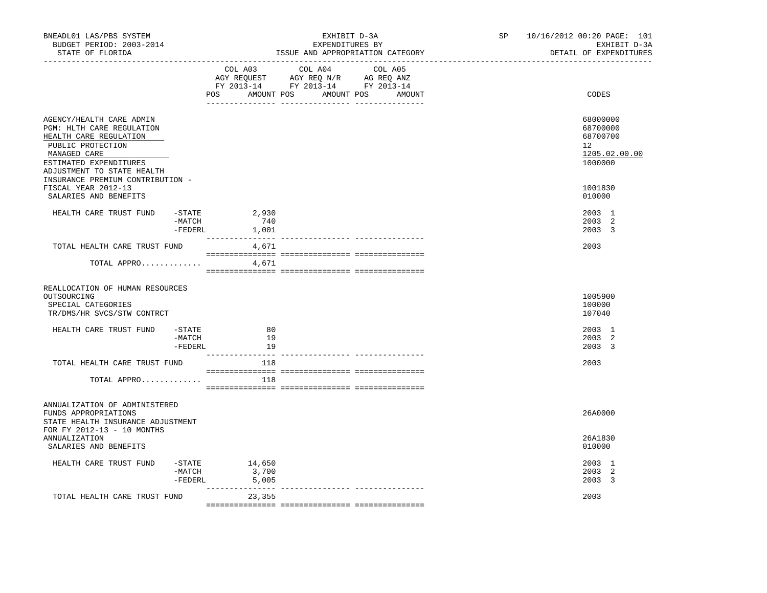BNEADL01 LAS/PBS SYSTEM — EXHIBIT D-3A — EXPENDITURES BY ISSUE AND APPROPRIATION CATEGORY
BUDGET PERIOD: 2003-2014 — STATE OF FLORIDA — SP 10/16/2012 00:20 — EXHIBIT D-3A DETAIL OF EXPENDITURES

| | COL A03 AGY REQUEST FY 2013-14 POS AMOUNT | COL A04 AGY REQ N/R FY 2013-14 POS AMOUNT | COL A05 AG REQ ANZ FY 2013-14 POS AMOUNT | CODES |
|---|---|---|---|---|
| AGENCY/HEALTH CARE ADMIN | | | | 68000000 |
| PGM: HLTH CARE REGULATION | | | | 68700000 |
| HEALTH CARE REGULATION | | | | 68700700 |
| PUBLIC PROTECTION | | | | 12 |
| MANAGED CARE | | | | 1205.02.00.00 |
| ESTIMATED EXPENDITURES | | | | 1000000 |
| ADJUSTMENT TO STATE HEALTH INSURANCE PREMIUM CONTRIBUTION - FISCAL YEAR 2012-13 | | | | 1001830 |
| SALARIES AND BENEFITS | | | | 010000 |
| HEALTH CARE TRUST FUND -STATE | 2,930 | | | 2003 1 |
| -MATCH | 740 | | | 2003 2 |
| -FEDERL | 1,001 | | | 2003 3 |
| TOTAL HEALTH CARE TRUST FUND | 4,671 | | | 2003 |
| TOTAL APPRO............. | 4,671 | | | |
| REALLOCATION OF HUMAN RESOURCES OUTSOURCING | | | | 1005900 |
| SPECIAL CATEGORIES | | | | 100000 |
| TR/DMS/HR SVCS/STW CONTRCT | | | | 107040 |
| HEALTH CARE TRUST FUND -STATE | 80 | | | 2003 1 |
| -MATCH | 19 | | | 2003 2 |
| -FEDERL | 19 | | | 2003 3 |
| TOTAL HEALTH CARE TRUST FUND | 118 | | | 2003 |
| TOTAL APPRO............. | 118 | | | |
| ANNUALIZATION OF ADMINISTERED FUNDS APPROPRIATIONS | | | | 26A0000 |
| STATE HEALTH INSURANCE ADJUSTMENT FOR FY 2012-13 - 10 MONTHS ANNUALIZATION | | | | 26A1830 |
| SALARIES AND BENEFITS | | | | 010000 |
| HEALTH CARE TRUST FUND -STATE | 14,650 | | | 2003 1 |
| -MATCH | 3,700 | | | 2003 2 |
| -FEDERL | 5,005 | | | 2003 3 |
| TOTAL HEALTH CARE TRUST FUND | 23,355 | | | 2003 |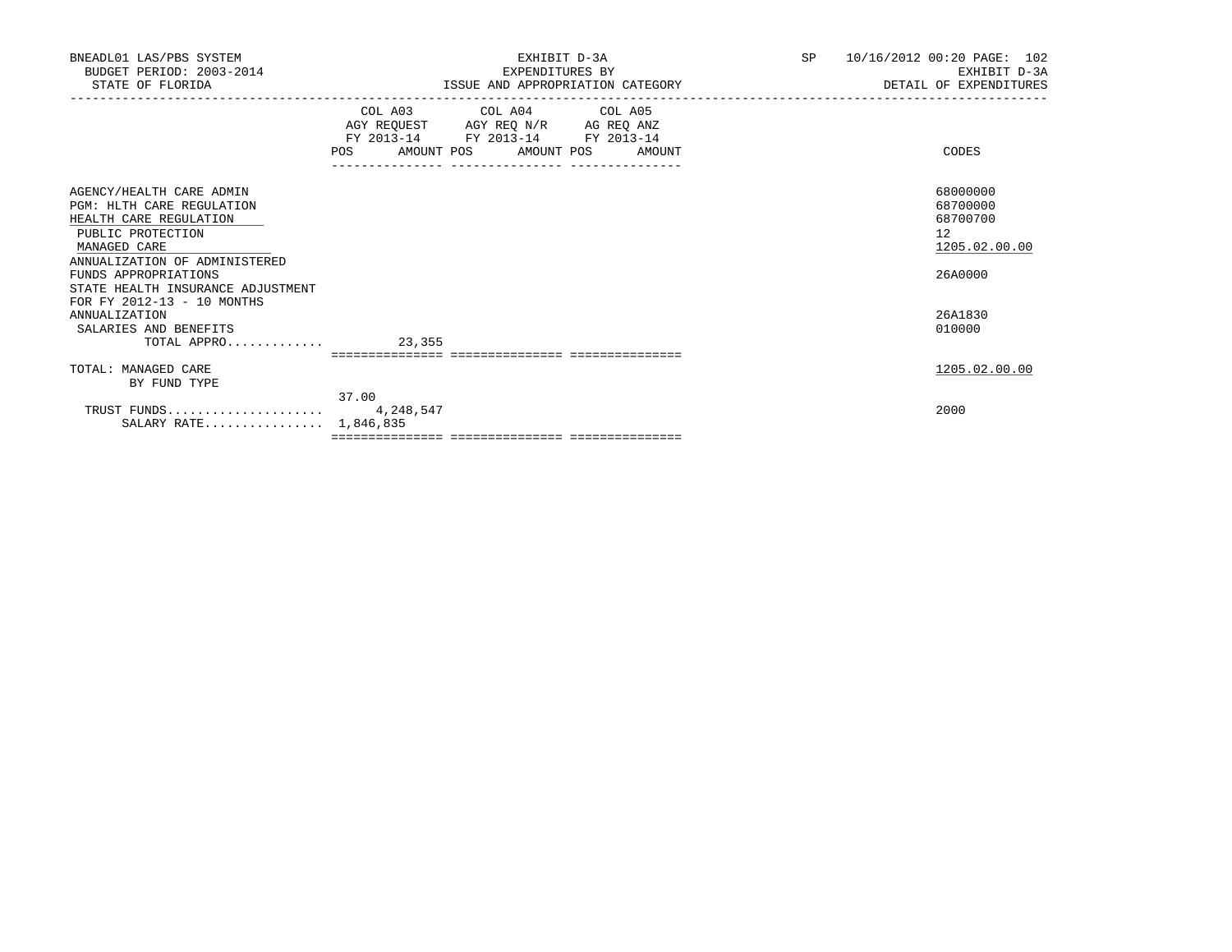BNEADL01 LAS/PBS SYSTEM — EXHIBIT D-3A — SP 10/16/2012 00:20

BUDGET PERIOD: 2003-2014 — EXPENDITURES BY — EXHIBIT D-3A

STATE OF FLORIDA — ISSUE AND APPROPRIATION CATEGORY — DETAIL OF EXPENDITURES

| | COL A03 AGY REQUEST FY 2013-14 | | COL A04 AGY REQ N/R FY 2013-14 | | COL A05 AG REQ ANZ FY 2013-14 | | CODES |
|---|---|---|---|---|---|---|---|
| | POS | AMOUNT | POS | AMOUNT | POS | AMOUNT | |
| AGENCY/HEALTH CARE ADMIN | | | | | | | 68000000 |
| PGM: HLTH CARE REGULATION | | | | | | | 68700000 |
| HEALTH CARE REGULATION | | | | | | | 68700700 |
| PUBLIC PROTECTION | | | | | | | 12 |
| MANAGED CARE | | | | | | | 1205.02.00.00 |
| ANNUALIZATION OF ADMINISTERED FUNDS APPROPRIATIONS | | | | | | | 26A0000 |
| STATE HEALTH INSURANCE ADJUSTMENT FOR FY 2012-13 - 10 MONTHS ANNUALIZATION | | | | | | | 26A1830 |
| SALARIES AND BENEFITS | | | | | | | 010000 |
| TOTAL APPRO............. | | 23,355 | | | | | |
| TOTAL: MANAGED CARE | | | | | | | 1205.02.00.00 |
| BY FUND TYPE | | | | | | | |
| TRUST FUNDS..................... | 37.00 | 4,248,547 | | | | | 2000 |
| SALARY RATE................ | | 1,846,835 | | | | | |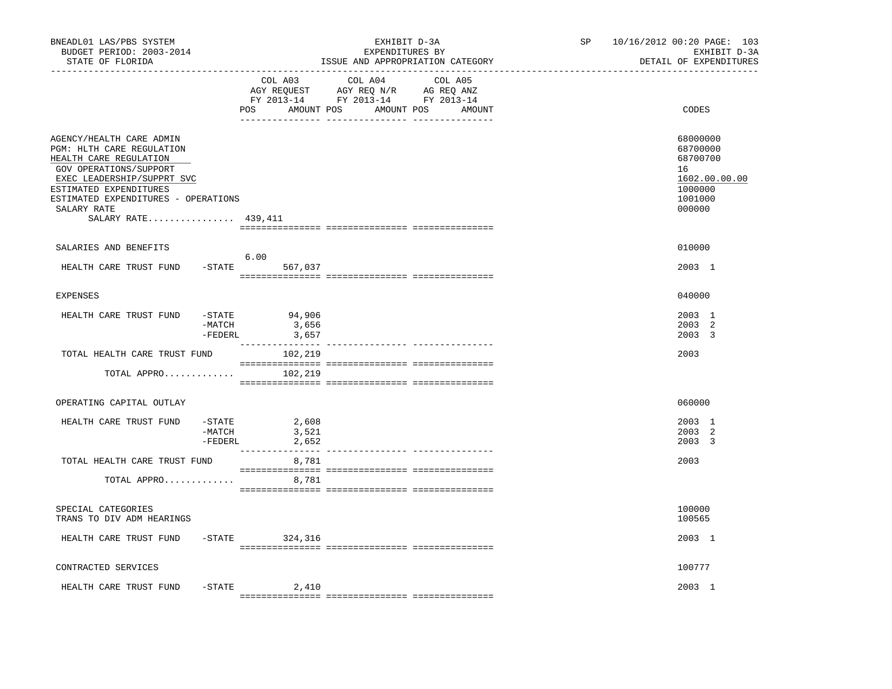BNEADL01 LAS/PBS SYSTEM
BUDGET PERIOD: 2003-2014
STATE OF FLORIDA

EXHIBIT D-3A
EXPENDITURES BY
ISSUE AND APPROPRIATION CATEGORY

SP 10/16/2012 00:20 PAGE: 103
EXHIBIT D-3A
DETAIL OF EXPENDITURES

| | COL A03 AGY REQUEST FY 2013-14 POS AMOUNT | COL A04 AGY REQ N/R FY 2013-14 POS AMOUNT | COL A05 AG REQ ANZ FY 2013-14 POS AMOUNT | CODES |
|---|---|---|---|---|
| AGENCY/HEALTH CARE ADMIN | | | | 68000000 |
| PGM: HLTH CARE REGULATION | | | | 68700000 |
| HEALTH CARE REGULATION | | | | 68700700 |
| GOV OPERATIONS/SUPPORT | | | | 16 |
| EXEC LEADERSHIP/SUPPRT SVC | | | | 1602.00.00.00 |
| ESTIMATED EXPENDITURES | | | | 1000000 |
| ESTIMATED EXPENDITURES - OPERATIONS | | | | 1001000 |
| SALARY RATE | | | | 000000 |
| SALARY RATE................ | 439,411 | | | |
| SALARIES AND BENEFITS | | | | 010000 |
| HEALTH CARE TRUST FUND -STATE | 6.00 567,037 | | | 2003 1 |
| EXPENSES | | | | 040000 |
| HEALTH CARE TRUST FUND -STATE | 94,906 | | | 2003 1 |
| -MATCH | 3,656 | | | 2003 2 |
| -FEDERL | 3,657 | | | 2003 3 |
| TOTAL HEALTH CARE TRUST FUND | 102,219 | | | 2003 |
| TOTAL APPRO............. | 102,219 | | | |
| OPERATING CAPITAL OUTLAY | | | | 060000 |
| HEALTH CARE TRUST FUND -STATE | 2,608 | | | 2003 1 |
| -MATCH | 3,521 | | | 2003 2 |
| -FEDERL | 2,652 | | | 2003 3 |
| TOTAL HEALTH CARE TRUST FUND | 8,781 | | | 2003 |
| TOTAL APPRO............. | 8,781 | | | |
| SPECIAL CATEGORIES | | | | 100000 |
| TRANS TO DIV ADM HEARINGS | | | | 100565 |
| HEALTH CARE TRUST FUND -STATE | 324,316 | | | 2003 1 |
| CONTRACTED SERVICES | | | | 100777 |
| HEALTH CARE TRUST FUND -STATE | 2,410 | | | 2003 1 |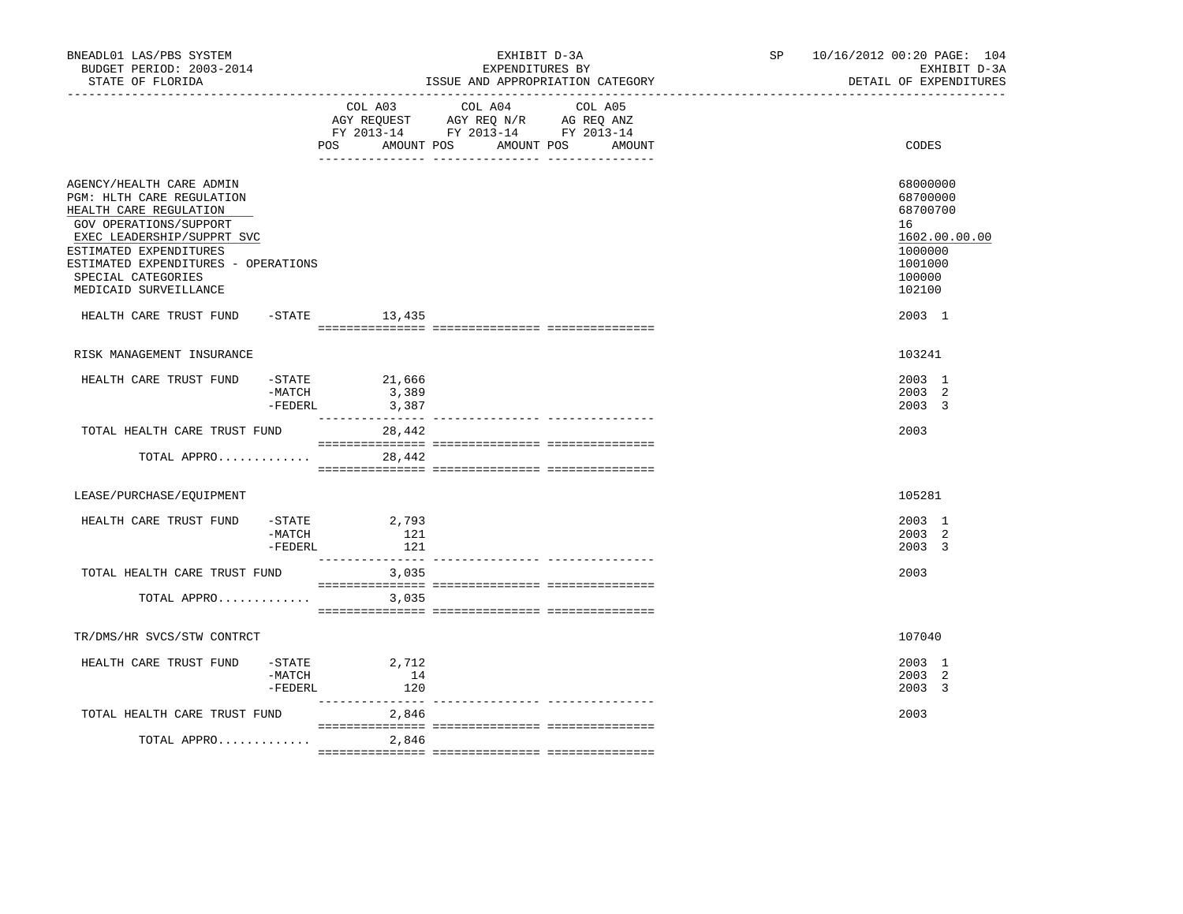BNEADL01 LAS/PBS SYSTEM
BUDGET PERIOD: 2003-2014
STATE OF FLORIDA

EXHIBIT D-3A
EXPENDITURES BY
ISSUE AND APPROPRIATION CATEGORY

SP 10/16/2012 00:20

EXHIBIT D-3A
DETAIL OF EXPENDITURES

| | COL A03 AGY REQUEST FY 2013-14 POS AMOUNT | COL A04 AGY REQ N/R FY 2013-14 POS AMOUNT | COL A05 AG REQ ANZ FY 2013-14 POS AMOUNT | CODES |
|---|---|---|---|---|
| AGENCY/HEALTH CARE ADMIN | | | | 68000000 |
| PGM: HLTH CARE REGULATION | | | | 68700000 |
| HEALTH CARE REGULATION | | | | 68700700 |
| GOV OPERATIONS/SUPPORT | | | | 16 |
| EXEC LEADERSHIP/SUPPRT SVC | | | | 1602.00.00.00 |
| ESTIMATED EXPENDITURES | | | | 1000000 |
| ESTIMATED EXPENDITURES - OPERATIONS | | | | 1001000 |
| SPECIAL CATEGORIES | | | | 100000 |
| MEDICAID SURVEILLANCE | | | | 102100 |
| HEALTH CARE TRUST FUND -STATE | 13,435 | | | 2003 1 |
| RISK MANAGEMENT INSURANCE | | | | 103241 |
| HEALTH CARE TRUST FUND -STATE | 21,666 | | | 2003 1 |
| -MATCH | 3,389 | | | 2003 2 |
| -FEDERL | 3,387 | | | 2003 3 |
| TOTAL HEALTH CARE TRUST FUND | 28,442 | | | 2003 |
| TOTAL APPRO............. | 28,442 | | | |
| LEASE/PURCHASE/EQUIPMENT | | | | 105281 |
| HEALTH CARE TRUST FUND -STATE | 2,793 | | | 2003 1 |
| -MATCH | 121 | | | 2003 2 |
| -FEDERL | 121 | | | 2003 3 |
| TOTAL HEALTH CARE TRUST FUND | 3,035 | | | 2003 |
| TOTAL APPRO............. | 3,035 | | | |
| TR/DMS/HR SVCS/STW CONTRCT | | | | 107040 |
| HEALTH CARE TRUST FUND -STATE | 2,712 | | | 2003 1 |
| -MATCH | 14 | | | 2003 2 |
| -FEDERL | 120 | | | 2003 3 |
| TOTAL HEALTH CARE TRUST FUND | 2,846 | | | 2003 |
| TOTAL APPRO............. | 2,846 | | | |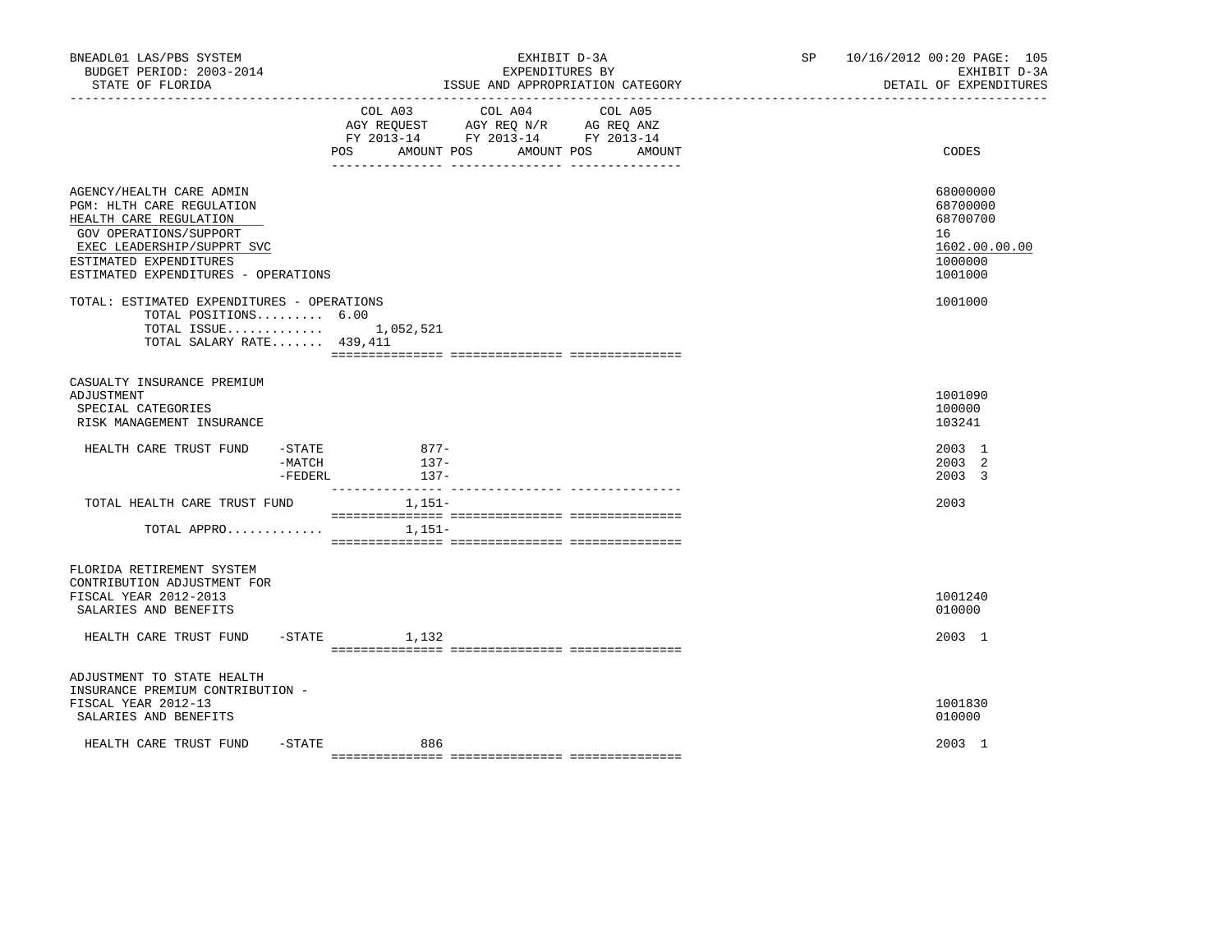BNEADL01 LAS/PBS SYSTEM | EXHIBIT D-3A | SP 10/16/2012 00:20

BUDGET PERIOD: 2003-2014 | EXPENDITURES BY | EXHIBIT D-3A

STATE OF FLORIDA | ISSUE AND APPROPRIATION CATEGORY | DETAIL OF EXPENDITURES

| | COL A03 AGY REQUEST FY 2013-14 POS AMOUNT | COL A04 AGY REQ N/R FY 2013-14 POS AMOUNT | COL A05 AG REQ ANZ FY 2013-14 POS AMOUNT | CODES |
|---|---|---|---|---|
| AGENCY/HEALTH CARE ADMIN | | | | 68000000 |
| PGM: HLTH CARE REGULATION | | | | 68700000 |
| HEALTH CARE REGULATION | | | | 68700700 |
| GOV OPERATIONS/SUPPORT | | | | 16 |
| EXEC LEADERSHIP/SUPPRT SVC | | | | 1602.00.00.00 |
| ESTIMATED EXPENDITURES | | | | 1000000 |
| ESTIMATED EXPENDITURES - OPERATIONS | | | | 1001000 |
| TOTAL: ESTIMATED EXPENDITURES - OPERATIONS | | | | 1001000 |
| TOTAL POSITIONS......... | 6.00 | | | |
| TOTAL ISSUE............. | 1,052,521 | | | |
| TOTAL SALARY RATE....... | 439,411 | | | |
| CASUALTY INSURANCE PREMIUM ADJUSTMENT | | | | 1001090 |
| SPECIAL CATEGORIES | | | | 100000 |
| RISK MANAGEMENT INSURANCE | | | | 103241 |
| HEALTH CARE TRUST FUND -STATE | 877- | | | 2003 1 |
| -MATCH | 137- | | | 2003 2 |
| -FEDERL | 137- | | | 2003 3 |
| TOTAL HEALTH CARE TRUST FUND | 1,151- | | | 2003 |
| TOTAL APPRO............ | 1,151- | | | |
| FLORIDA RETIREMENT SYSTEM CONTRIBUTION ADJUSTMENT FOR FISCAL YEAR 2012-2013 | | | | 1001240 |
| SALARIES AND BENEFITS | | | | 010000 |
| HEALTH CARE TRUST FUND -STATE | 1,132 | | | 2003 1 |
| ADJUSTMENT TO STATE HEALTH INSURANCE PREMIUM CONTRIBUTION - FISCAL YEAR 2012-13 | | | | 1001830 |
| SALARIES AND BENEFITS | | | | 010000 |
| HEALTH CARE TRUST FUND -STATE | 886 | | | 2003 1 |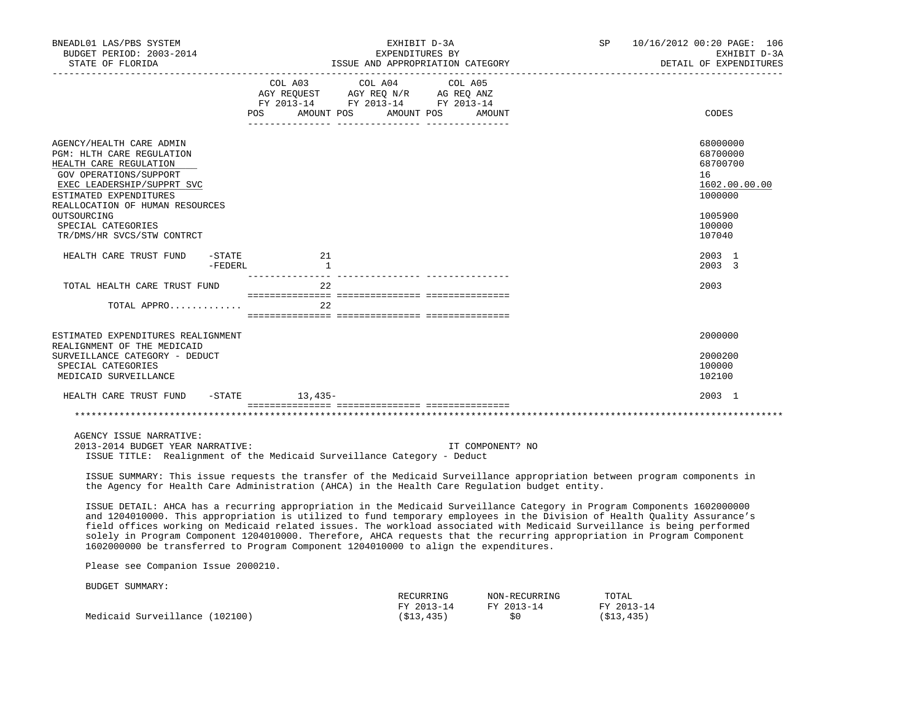BNEADL01 LAS/PBS SYSTEM | EXHIBIT D-3A | SP 10/16/2012 00:20 PAGE: 106
BUDGET PERIOD: 2003-2014 | EXPENDITURES BY | EXHIBIT D-3A
STATE OF FLORIDA | ISSUE AND APPROPRIATION CATEGORY | DETAIL OF EXPENDITURES

| | COL A03 AGY REQUEST FY 2013-14 POS AMOUNT | COL A04 AGY REQ N/R FY 2013-14 POS AMOUNT | COL A05 AG REQ ANZ FY 2013-14 POS AMOUNT | CODES |
|---|---|---|---|---|
| AGENCY/HEALTH CARE ADMIN | | | | 68000000 |
| PGM: HLTH CARE REGULATION | | | | 68700000 |
| HEALTH CARE REGULATION | | | | 68700700 |
| GOV OPERATIONS/SUPPORT | | | | 16 |
| EXEC LEADERSHIP/SUPPRT SVC | | | | 1602.00.00.00 |
| ESTIMATED EXPENDITURES | | | | 1000000 |
| REALLOCATION OF HUMAN RESOURCES OUTSOURCING | | | | 1005900 |
| SPECIAL CATEGORIES | | | | 100000 |
| TR/DMS/HR SVCS/STW CONTRCT | | | | 107040 |
| HEALTH CARE TRUST FUND -STATE | 21 | | | 2003 1 |
| -FEDERL | 1 | | | 2003 3 |
| TOTAL HEALTH CARE TRUST FUND | 22 | | | 2003 |
| TOTAL APPRO............ | 22 | | | |
| ESTIMATED EXPENDITURES REALIGNMENT | | | | 2000000 |
| REALIGNMENT OF THE MEDICAID SURVEILLANCE CATEGORY - DEDUCT | | | | 2000200 |
| SPECIAL CATEGORIES | | | | 100000 |
| MEDICAID SURVEILLANCE | | | | 102100 |
| HEALTH CARE TRUST FUND -STATE | 13,435- | | | 2003 1 |

AGENCY ISSUE NARRATIVE:

2013-2014 BUDGET YEAR NARRATIVE: IT COMPONENT? NO

ISSUE TITLE: Realignment of the Medicaid Surveillance Category - Deduct

ISSUE SUMMARY: This issue requests the transfer of the Medicaid Surveillance appropriation between program components in the Agency for Health Care Administration (AHCA) in the Health Care Regulation budget entity.

ISSUE DETAIL: AHCA has a recurring appropriation in the Medicaid Surveillance Category in Program Components 1602000000 and 1204010000. This appropriation is utilized to fund temporary employees in the Division of Health Quality Assurance's field offices working on Medicaid related issues. The workload associated with Medicaid Surveillance is being performed solely in Program Component 1204010000. Therefore, AHCA requests that the recurring appropriation in Program Component 1602000000 be transferred to Program Component 1204010000 to align the expenditures.

Please see Companion Issue 2000210.

BUDGET SUMMARY:

| | RECURRING FY 2013-14 | NON-RECURRING FY 2013-14 | TOTAL FY 2013-14 |
|---|---|---|---|
| Medicaid Surveillance (102100) | ($13,435) | $0 | ($13,435) |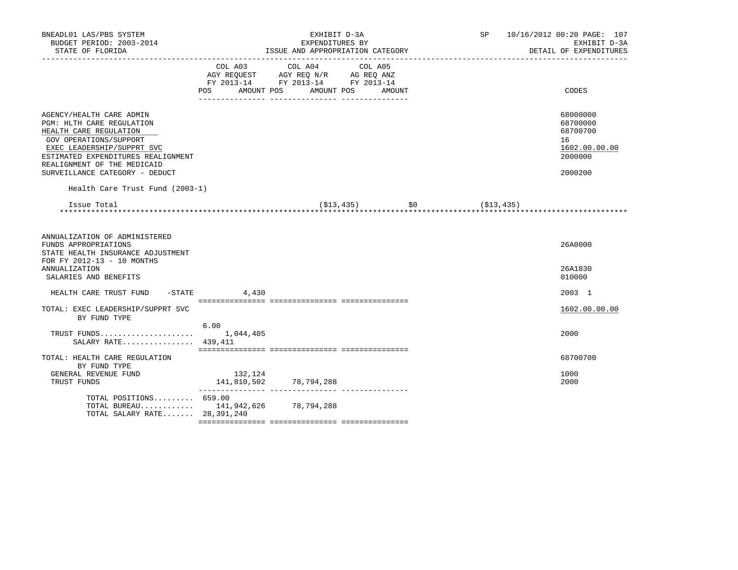BNEADL01 LAS/PBS SYSTEM — EXHIBIT D-3A — SP 10/16/2012 00:20
BUDGET PERIOD: 2003-2014 — EXPENDITURES BY — EXHIBIT D-3A
STATE OF FLORIDA — ISSUE AND APPROPRIATION CATEGORY — DETAIL OF EXPENDITURES

| | COL A03 AGY REQUEST FY 2013-14 POS | AMOUNT | COL A04 AGY REQ N/R FY 2013-14 POS | AMOUNT | COL A05 AG REQ ANZ FY 2013-14 POS | AMOUNT | CODES |
|---|---|---|---|---|---|---|---|
| AGENCY/HEALTH CARE ADMIN | | | | | | | 68000000 |
| PGM: HLTH CARE REGULATION | | | | | | | 68700000 |
| HEALTH CARE REGULATION | | | | | | | 68700700 |
| GOV OPERATIONS/SUPPORT | | | | | | | 16 |
| EXEC LEADERSHIP/SUPPRT SVC | | | | | | | 1602.00.00.00 |
| ESTIMATED EXPENDITURES REALIGNMENT | | | | | | | 2000000 |
| REALIGNMENT OF THE MEDICAID SURVEILLANCE CATEGORY - DEDUCT | | | | | | | 2000200 |
| Health Care Trust Fund (2003-1) | | | | | | | |
| Issue Total | | ($13,435) | | $0 | | ($13,435) | |
| ANNUALIZATION OF ADMINISTERED FUNDS APPROPRIATIONS | | | | | | | 26A0000 |
| STATE HEALTH INSURANCE ADJUSTMENT FOR FY 2012-13 - 10 MONTHS ANNUALIZATION | | | | | | | 26A1830 |
| SALARIES AND BENEFITS | | | | | | | 010000 |
| HEALTH CARE TRUST FUND -STATE | | 4,430 | | | | | 2003 1 |
| TOTAL: EXEC LEADERSHIP/SUPPRT SVC BY FUND TYPE | | | | | | | 1602.00.00.00 |
| TRUST FUNDS | 6.00 | 1,044,405 | | | | | 2000 |
| SALARY RATE | 439,411 | | | | | | |
| TOTAL: HEALTH CARE REGULATION BY FUND TYPE | | | | | | | 68700700 |
| GENERAL REVENUE FUND | | 132,124 | | | | | 1000 |
| TRUST FUNDS | | 141,810,502 | | 78,794,288 | | | 2000 |
| TOTAL POSITIONS | 659.00 | | | | | | |
| TOTAL BUREAU | | 141,942,626 | | 78,794,288 | | | |
| TOTAL SALARY RATE | 28,391,240 | | | | | | |